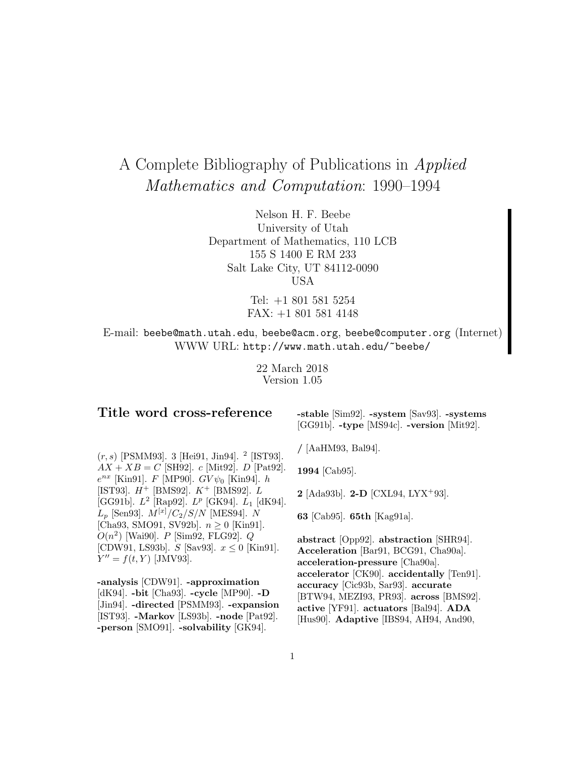# A Complete Bibliography of Publications in *Applied Mathematics and Computation*: 1990–1994

Nelson H. F. Beebe
University of Utah
Department of Mathematics, 110 LCB
155 S 1400 E RM 233
Salt Lake City, UT 84112-0090
USA

Tel: +1 801 581 5254
FAX: +1 801 581 4148

E-mail: `beebe@math.utah.edu`, `beebe@acm.org`, `beebe@computer.org` (Internet)
WWW URL: `http://www.math.utah.edu/~beebe/`

22 March 2018
Version 1.05

## Title word cross-reference

$(r,s)$ [PSMM93]. 3 [Hei91, Jin94]. $^2$ [IST93]. $AX + XB = C$ [SH92]. $c$ [Mit92]. $D$ [Pat92]. $e^{nx}$ [Kin91]. $F$ [MP90]. $GV\psi_0$ [Kin94]. $h$ [IST93]. $H^+$ [BMS92]. $K^+$ [BMS92]. $L$ [GG91b]. $L^2$ [Rap92]. $L^p$ [GK94]. $L_1$ [dK94]. $L_p$ [Sen93]. $M^{[x]}/C_2/S/N$ [MES94]. $N$ [Cha93, SMO91, SV92b]. $n \geq 0$ [Kin91]. $O(n^2)$ [Wai90]. $P$ [Sim92, FLG92]. $Q$ [CDW91, LS93b]. $S$ [Sav93]. $x \leq 0$ [Kin91]. $Y'' = f(t, Y)$ [JMV93].

**-analysis** [CDW91]. **-approximation** [dK94]. **-bit** [Cha93]. **-cycle** [MP90]. **-D** [Jin94]. **-directed** [PSMM93]. **-expansion** [IST93]. **-Markov** [LS93b]. **-node** [Pat92]. **-person** [SMO91]. **-solvability** [GK94]. **-stable** [Sim92]. **-system** [Sav93]. **-systems** [GG91b]. **-type** [MS94c]. **-version** [Mit92].

**/** [AaHM93, Bal94].

**1994** [Cab95].

**2** [Ada93b]. **2-D** [CXL94, LYX$^+$93].

**63** [Cab95]. **65th** [Kag91a].

**abstract** [Opp92]. **abstraction** [SHR94]. **Acceleration** [Bar91, BCG91, Cha90a]. **acceleration-pressure** [Cha90a]. **accelerator** [CK90]. **accidentally** [Ten91]. **accuracy** [Cic93b, Sar93]. **accurate** [BTW94, MEZI93, PR93]. **across** [BMS92]. **active** [YF91]. **actuators** [Bal94]. **ADA** [Hus90]. **Adaptive** [IBS94, AH94, And90,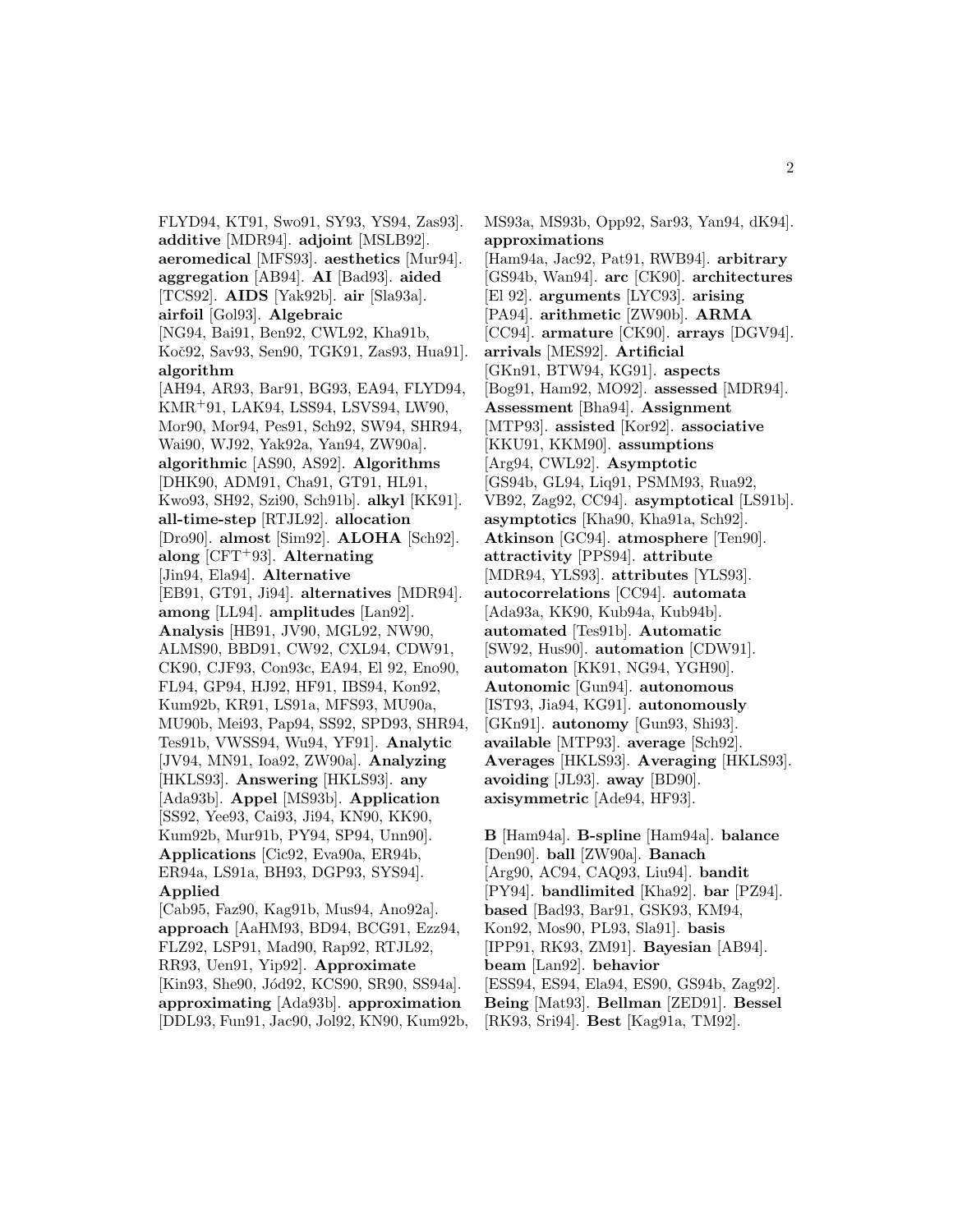FLYD94, KT91, Swo91, SY93, YS94, Zas93]. **additive** [MDR94]. **adjoint** [MSLB92]. **aeromedical** [MFS93]. **aesthetics** [Mur94]. **aggregation** [AB94]. **AI** [Bad93]. **aided** [TCS92]. **AIDS** [Yak92b]. **air** [Sla93a]. **airfoil** [Gol93]. **Algebraic** [NG94, Bai91, Ben92, CWL92, Kha91b, Koč92, Sav93, Sen90, TGK91, Zas93, Hua91]. **algorithm** [AH94, AR93, Bar91, BG93, EA94, FLYD94, KMR+91, LAK94, LSS94, LSVS94, LW90, Mor90, Mor94, Pes91, Sch92, SW94, SHR94, Wai90, WJ92, Yak92a, Yan94, ZW90a]. **algorithmic** [AS90, AS92]. **Algorithms** [DHK90, ADM91, Cha91, GT91, HL91, Kwo93, SH92, Szi90, Sch91b]. **alkyl** [KK91]. **all-time-step** [RTJL92]. **allocation** [Dro90]. **almost** [Sim92]. **ALOHA** [Sch92]. **along** [CFT+93]. **Alternating** [Jin94, Ela94]. **Alternative** [EB91, GT91, Ji94]. **alternatives** [MDR94]. **among** [LL94]. **amplitudes** [Lan92]. **Analysis** [HB91, JV90, MGL92, NW90, ALMS90, BBD91, CW92, CXL94, CDW91, CK90, CJF93, Con93c, EA94, El 92, Eno90, FL94, GP94, HJ92, HF91, IBS94, Kon92, Kum92b, KR91, LS91a, MFS93, MU90a, MU90b, Mei93, Pap94, SS92, SPD93, SHR94, Tes91b, VWSS94, Wu94, YF91]. **Analytic** [JV94, MN91, Ioa92, ZW90a]. **Analyzing** [HKLS93]. **Answering** [HKLS93]. **any** [Ada93b]. **Appel** [MS93b]. **Application** [SS92, Yee93, Cai93, Ji94, KN90, KK90, Kum92b, Mur91b, PY94, SP94, Unn90]. **Applications** [Cic92, Eva90a, ER94b, ER94a, LS91a, BH93, DGP93, SYS94]. **Applied** [Cab95, Faz90, Kag91b, Mus94, Ano92a]. **approach** [AaHM93, BD94, BCG91, Ezz94, FLZ92, LSP91, Mad90, Rap92, RTJL92, RR93, Uen91, Yip92]. **Approximate** [Kin93, She90, Jód92, KCS90, SR90, SS94a]. **approximating** [Ada93b]. **approximation** [DDL93, Fun91, Jac90, Jol92, KN90, Kum92b, MS93a, MS93b, Opp92, Sar93, Yan94, dK94]. **approximations** [Ham94a, Jac92, Pat91, RWB94]. **arbitrary** [GS94b, Wan94]. **arc** [CK90]. **architectures** [El 92]. **arguments** [LYC93]. **arising** [PA94]. **arithmetic** [ZW90b]. **ARMA** [CC94]. **armature** [CK90]. **arrays** [DGV94]. **arrivals** [MES92]. **Artificial** [GKn91, BTW94, KG91]. **aspects** [Bog91, Ham92, MO92]. **assessed** [MDR94]. **Assessment** [Bha94]. **Assignment** [MTP93]. **assisted** [Kor92]. **associative** [KKU91, KKM90]. **assumptions** [Arg94, CWL92]. **Asymptotic** [GS94b, GL94, Liq91, PSMM93, Rua92, VB92, Zag92, CC94]. **asymptotical** [LS91b]. **asymptotics** [Kha90, Kha91a, Sch92]. **Atkinson** [GC94]. **atmosphere** [Ten90]. **attractivity** [PPS94]. **attribute** [MDR94, YLS93]. **attributes** [YLS93]. **autocorrelations** [CC94]. **automata** [Ada93a, KK90, Kub94a, Kub94b]. **automated** [Tes91b]. **Automatic** [SW92, Hus90]. **automation** [CDW91]. **automaton** [KK91, NG94, YGH90]. **Autonomic** [Gun94]. **autonomous** [IST93, Jia94, KG91]. **autonomously** [GKn91]. **autonomy** [Gun93, Shi93]. **available** [MTP93]. **average** [Sch92]. **Averages** [HKLS93]. **Averaging** [HKLS93]. **avoiding** [JL93]. **away** [BD90]. **axisymmetric** [Ade94, HF93].

**B** [Ham94a]. **B-spline** [Ham94a]. **balance** [Den90]. **ball** [ZW90a]. **Banach** [Arg90, AC94, CAQ93, Liu94]. **bandit** [PY94]. **bandlimited** [Kha92]. **bar** [PZ94]. **based** [Bad93, Bar91, GSK93, KM94, Kon92, Mos90, PL93, Sla91]. **basis** [IPP91, RK93, ZM91]. **Bayesian** [AB94]. **beam** [Lan92]. **behavior** [ESS94, ES94, Ela94, ES90, GS94b, Zag92]. **Being** [Mat93]. **Bellman** [ZED91]. **Bessel** [RK93, Sri94]. **Best** [Kag91a, TM92].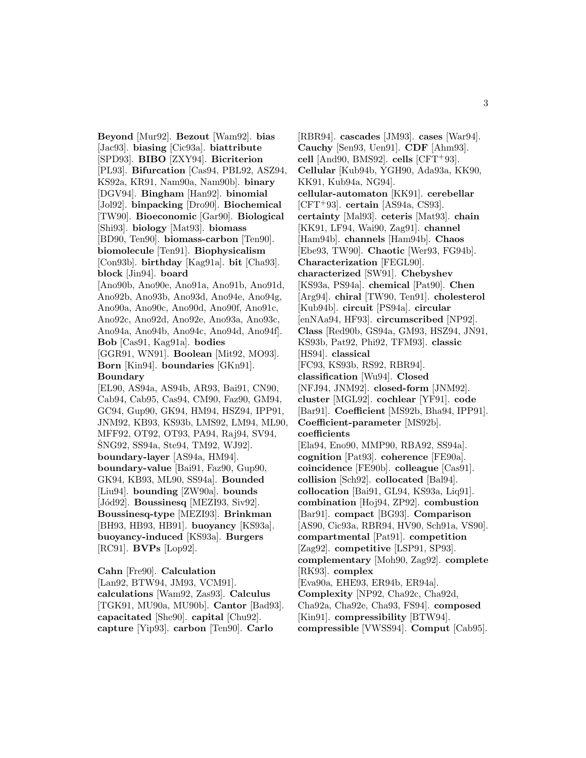**Beyond** [Mur92]. **Bezout** [Wam92]. **bias** [Jac93]. **biasing** [Cic93a]. **biattribute** [SPD93]. **BIBO** [ZXY94]. **Bicriterion** [PL93]. **Bifurcation** [Cas94, PBL92, ASZ94, KS92a, KR91, Nam90a, Nam90b]. **binary** [DGV94]. **Bingham** [Han92]. **binomial** [Jol92]. **binpacking** [Dro90]. **Biochemical** [TW90]. **Bioeconomic** [Gar90]. **Biological** [Shi93]. **biology** [Mat93]. **biomass** [BD90, Ten90]. **biomass-carbon** [Ten90]. **biomolecule** [Ten91]. **Biophysicalism** [Con93b]. **birthday** [Kag91a]. **bit** [Cha93]. **block** [Jin94]. **board** [Ano90b, Ano90e, Ano91a, Ano91b, Ano91d, Ano92b, Ano93b, Ano93d, Ano94e, Ano94g, Ano90a, Ano90c, Ano90d, Ano90f, Ano91c, Ano92c, Ano92d, Ano92e, Ano93a, Ano93c, Ano94a, Ano94b, Ano94c, Ano94d, Ano94f]. **Bob** [Cas91, Kag91a]. **bodies** [GGR91, WN91]. **Boolean** [Mit92, MO93]. **Born** [Kin94]. **boundaries** [GKn91]. **Boundary** [EL90, AS94a, AS94b, AR93, Bai91, CN90, Cab94, Cab95, Cas94, CM90, Faz90, GM94, GC94, Gup90, GK94, HM94, HSZ94, IPP91, JNM92, KB93, KS93b, LMS92, LM94, ML90, MFF92, OT92, OT93, PA94, Raj94, SV94, ŠNG92, SS94a, Ste94, TM92, WJ92]. **boundary-layer** [AS94a, HM94]. **boundary-value** [Bai91, Faz90, Gup90, GK94, KB93, ML90, SS94a]. **Bounded** [Liu94]. **bounding** [ZW90a]. **bounds** [Jód92]. **Boussinesq** [MEZI93, Siv92]. **Boussinesq-type** [MEZI93]. **Brinkman** [BH93, HB93, HB91]. **buoyancy** [KS93a]. **buoyancy-induced** [KS93a]. **Burgers** [RC91]. **BVPs** [Lop92].

**Cahn** [Fre90]. **Calculation** [Lan92, BTW94, JM93, VCM91]. **calculations** [Wam92, Zas93]. **Calculus** [TGK91, MU90a, MU90b]. **Cantor** [Bad93]. **capacitated** [She90]. **capital** [Chu92]. **capture** [Yip93]. **carbon** [Ten90]. **Carlo** [RBR94]. **cascades** [JM93]. **cases** [War94]. **Cauchy** [Sen93, Uen91]. **CDF** [Ahm93]. **cell** [And90, BMS92]. **cells** [CFT+93]. **Cellular** [Kub94b, YGH90, Ada93a, KK90, KK91, Kub94a, NG94]. **cellular-automaton** [KK91]. **cerebellar** [CFT+93]. **certain** [AS94a, CS93]. **certainty** [Mal93]. **ceteris** [Mat93]. **chain** [KK91, LF94, Wai90, Zag91]. **channel** [Ham94b]. **channels** [Ham94b]. **Chaos** [Ebe93, TW90]. **Chaotic** [Wer93, FG94b]. **Characterization** [FEGL90]. **characterized** [SW91]. **Chebyshev** [KS93a, PS94a]. **chemical** [Pat90]. **Chen** [Arg94]. **chiral** [TW90, Ten91]. **cholesterol** [Kub94b]. **circuit** [PS94a]. **circular** [enNAa94, HF93]. **circumscribed** [NP92]. **Class** [Red90b, GS94a, GM93, HSZ94, JN91, KS93b, Pat92, Phi92, TFM93]. **classic** [HS94]. **classical** [FC93, KS93b, RS92, RBR94]. **classification** [Wu94]. **Closed** [NFJ94, JNM92]. **closed-form** [JNM92]. **cluster** [MGL92]. **cochlear** [YF91]. **code** [Bar91]. **Coefficient** [MS92b, Bha94, IPP91]. **Coefficient-parameter** [MS92b]. **coefficients** [Ela94, Eno90, MMP90, RBA92, SS94a]. **cognition** [Pat93]. **coherence** [FE90a]. **coincidence** [FE90b]. **colleague** [Cas91]. **collision** [Sch92]. **collocated** [Bal94]. **collocation** [Bai91, GL94, KS93a, Liq91]. **combination** [Hoj94, ZP92]. **combustion** [Bar91]. **compact** [BG93]. **Comparison** [AS90, Cic93a, RBR94, HV90, Sch91a, VS90]. **compartmental** [Pat91]. **competition** [Zag92]. **competitive** [LSP91, SP93]. **complementary** [Moh90, Zag92]. **complete** [RK93]. **complex** [Eva90a, EHE93, ER94b, ER94a]. **Complexity** [NP92, Cha92c, Cha92d, Cha92a, Cha92e, Cha93, FS94]. **composed** [Kin91]. **compressibility** [BTW94]. **compressible** [VWSS94]. **Comput** [Cab95].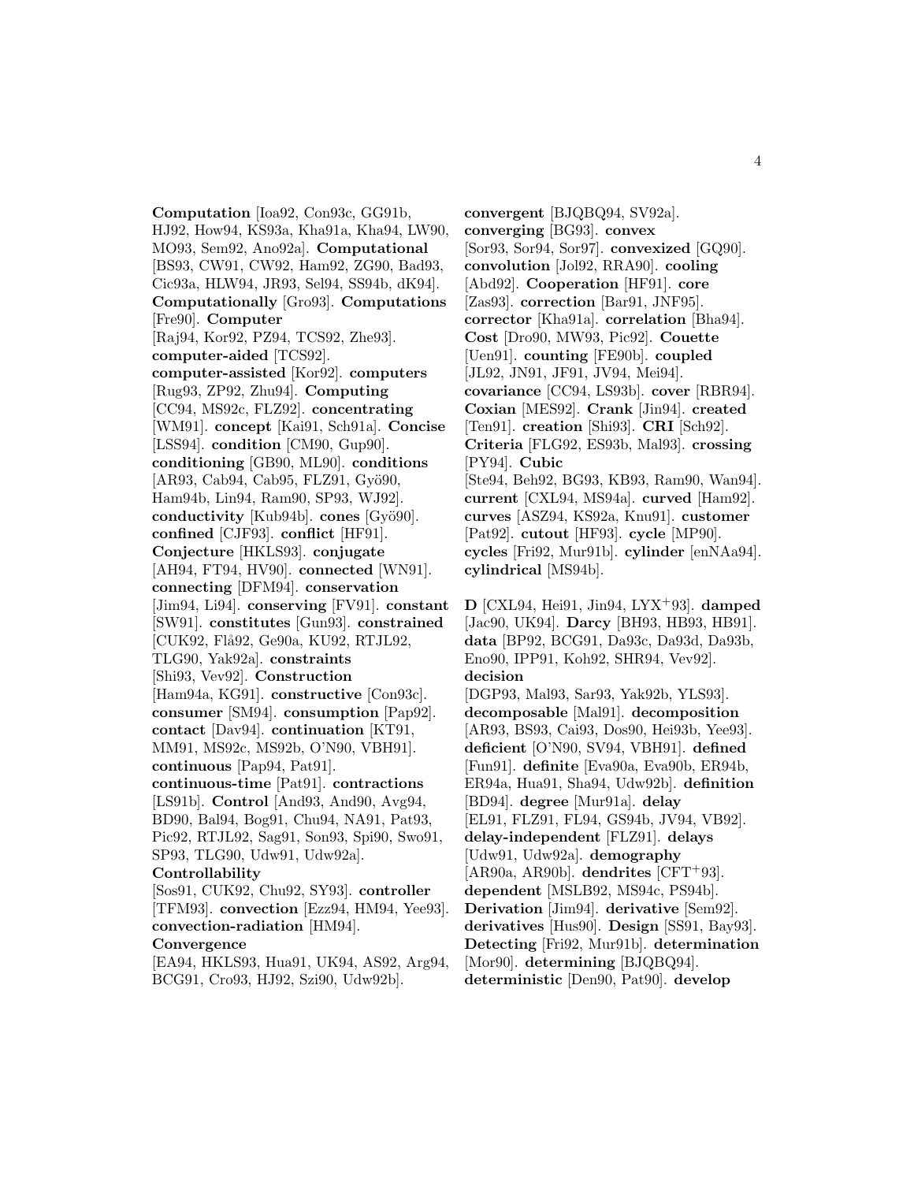**Computation** [Ioa92, Con93c, GG91b, HJ92, How94, KS93a, Kha91a, Kha94, LW90, MO93, Sem92, Ano92a]. **Computational** [BS93, CW91, CW92, Ham92, ZG90, Bad93, Cic93a, HLW94, JR93, Sel94, SS94b, dK94]. **Computationally** [Gro93]. **Computations** [Fre90]. **Computer** [Raj94, Kor92, PZ94, TCS92, Zhe93]. **computer-aided** [TCS92]. **computer-assisted** [Kor92]. **computers** [Rug93, ZP92, Zhu94]. **Computing** [CC94, MS92c, FLZ92]. **concentrating** [WM91]. **concept** [Kai91, Sch91a]. **Concise** [LSS94]. **condition** [CM90, Gup90]. **conditioning** [GB90, ML90]. **conditions** [AR93, Cab94, Cab95, FLZ91, Gyö90, Ham94b, Lin94, Ram90, SP93, WJ92]. **conductivity** [Kub94b]. **cones** [Gyö90]. **confined** [CJF93]. **conflict** [HF91]. **Conjecture** [HKLS93]. **conjugate** [AH94, FT94, HV90]. **connected** [WN91]. **connecting** [DFM94]. **conservation** [Jim94, Li94]. **conserving** [FV91]. **constant** [SW91]. **constitutes** [Gun93]. **constrained** [CUK92, Flå92, Ge90a, KU92, RTJL92, TLG90, Yak92a]. **constraints** [Shi93, Vev92]. **Construction** [Ham94a, KG91]. **constructive** [Con93c]. **consumer** [SM94]. **consumption** [Pap92]. **contact** [Dav94]. **continuation** [KT91, MM91, MS92c, MS92b, O'N90, VBH91]. **continuous** [Pap94, Pat91]. **continuous-time** [Pat91]. **contractions** [LS91b]. **Control** [And93, And90, Avg94, BD90, Bal94, Bog91, Chu94, NA91, Pat93, Pic92, RTJL92, Sag91, Son93, Spi90, Swo91, SP93, TLG90, Udw91, Udw92a]. **Controllability** [Sos91, CUK92, Chu92, SY93]. **controller** [TFM93]. **convection** [Ezz94, HM94, Yee93]. **convection-radiation** [HM94]. **Convergence** [EA94, HKLS93, Hua91, UK94, AS92, Arg94, BCG91, Cro93, HJ92, Szi90, Udw92b].

**convergent** [BJQBQ94, SV92a]. **converging** [BG93]. **convex** [Sor93, Sor94, Sor97]. **convexized** [GQ90]. **convolution** [Jol92, RRA90]. **cooling** [Abd92]. **Cooperation** [HF91]. **core** [Zas93]. **correction** [Bar91, JNF95]. **corrector** [Kha91a]. **correlation** [Bha94]. **Cost** [Dro90, MW93, Pic92]. **Couette** [Uen91]. **counting** [FE90b]. **coupled** [JL92, JN91, JF91, JV94, Mei94]. **covariance** [CC94, LS93b]. **cover** [RBR94]. **Coxian** [MES92]. **Crank** [Jin94]. **created** [Ten91]. **creation** [Shi93]. **CRI** [Sch92]. **Criteria** [FLG92, ES93b, Mal93]. **crossing** [PY94]. **Cubic** [Ste94, Beh92, BG93, KB93, Ram90, Wan94]. **current** [CXL94, MS94a]. **curved** [Ham92]. **curves** [ASZ94, KS92a, Knu91]. **customer** [Pat92]. **cutout** [HF93]. **cycle** [MP90]. **cycles** [Fri92, Mur91b]. **cylinder** [enNAa94]. **cylindrical** [MS94b].

**D** [CXL94, Hei91, Jin94, LYX+93]. **damped** [Jac90, UK94]. **Darcy** [BH93, HB93, HB91]. **data** [BP92, BCG91, Da93c, Da93d, Da93b, Eno90, IPP91, Koh92, SHR94, Vev92]. **decision** [DGP93, Mal93, Sar93, Yak92b, YLS93]. **decomposable** [Mal91]. **decomposition** [AR93, BS93, Cai93, Dos90, Hei93b, Yee93]. **deficient** [O'N90, SV94, VBH91]. **defined** [Fun91]. **definite** [Eva90a, Eva90b, ER94b, ER94a, Hua91, Sha94, Udw92b]. **definition** [BD94]. **degree** [Mur91a]. **delay** [EL91, FLZ91, FL94, GS94b, JV94, VB92]. **delay-independent** [FLZ91]. **delays** [Udw91, Udw92a]. **demography** [AR90a, AR90b]. **dendrites** [CFT+93]. **dependent** [MSLB92, MS94c, PS94b]. **Derivation** [Jim94]. **derivative** [Sem92]. **derivatives** [Hus90]. **Design** [SS91, Bay93]. **Detecting** [Fri92, Mur91b]. **determination** [Mor90]. **determining** [BJQBQ94]. **deterministic** [Den90, Pat90]. **develop**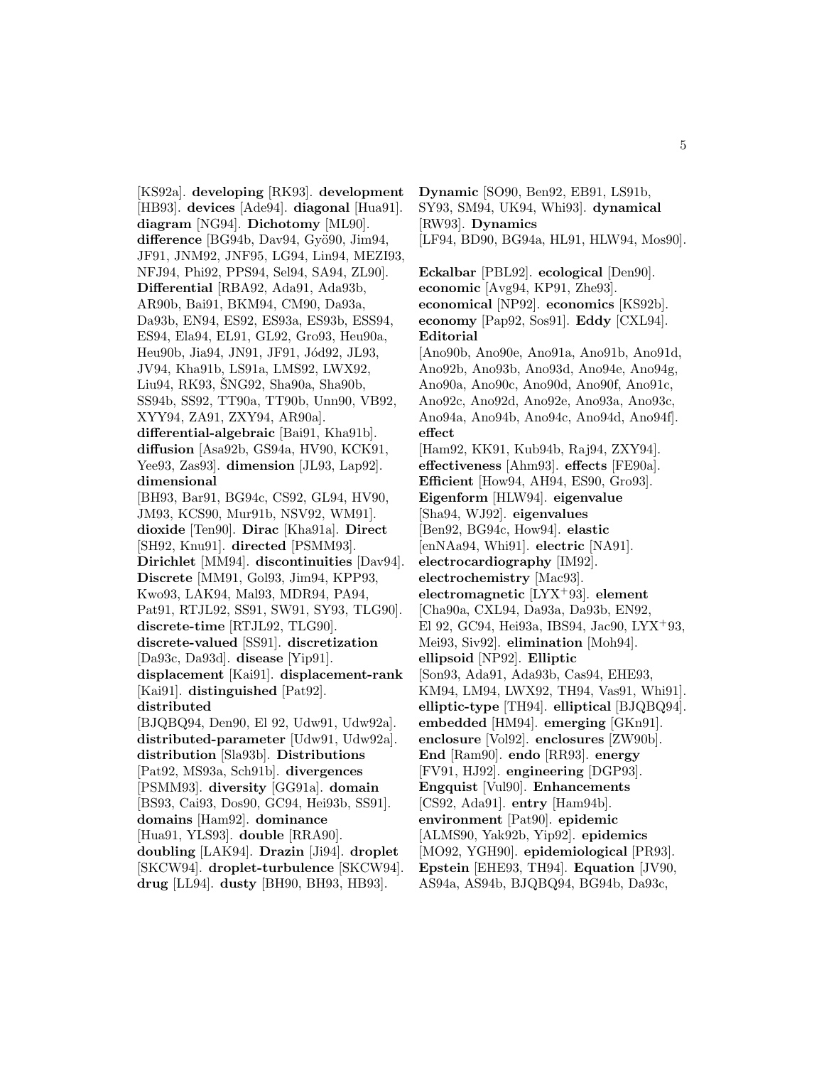[KS92a]. **developing** [RK93]. **development** [HB93]. **devices** [Ade94]. **diagonal** [Hua91]. **diagram** [NG94]. **Dichotomy** [ML90]. **difference** [BG94b, Dav94, Gyö90, Jim94, JF91, JNM92, JNF95, LG94, Lin94, MEZI93, NFJ94, Phi92, PPS94, Sel94, SA94, ZL90]. **Differential** [RBA92, Ada91, Ada93b, AR90b, Bai91, BKM94, CM90, Da93a, Da93b, EN94, ES92, ES93a, ES93b, ESS94, ES94, Ela94, EL91, GL92, Gro93, Heu90a, Heu90b, Jia94, JN91, JF91, Jód92, JL93, JV94, Kha91b, LS91a, LMS92, LWX92, Liu94, RK93, ŠNG92, Sha90a, Sha90b, SS94b, SS92, TT90a, TT90b, Unn90, VB92, XYY94, ZA91, ZXY94, AR90a]. **differential-algebraic** [Bai91, Kha91b]. **diffusion** [Asa92b, GS94a, HV90, KCK91, Yee93, Zas93]. **dimension** [JL93, Lap92]. **dimensional** [BH93, Bar91, BG94c, CS92, GL94, HV90, JM93, KCS90, Mur91b, NSV92, WM91]. **dioxide** [Ten90]. **Dirac** [Kha91a]. **Direct** [SH92, Knu91]. **directed** [PSMM93]. **Dirichlet** [MM94]. **discontinuities** [Dav94]. **Discrete** [MM91, Gol93, Jim94, KPP93, Kwo93, LAK94, Mal93, MDR94, PA94, Pat91, RTJL92, SS91, SW91, SY93, TLG90]. **discrete-time** [RTJL92, TLG90]. **discrete-valued** [SS91]. **discretization** [Da93c, Da93d]. **disease** [Yip91]. **displacement** [Kai91]. **displacement-rank** [Kai91]. **distinguished** [Pat92]. **distributed** [BJQBQ94, Den90, El 92, Udw91, Udw92a]. **distributed-parameter** [Udw91, Udw92a]. **distribution** [Sla93b]. **Distributions** [Pat92, MS93a, Sch91b]. **divergences** [PSMM93]. **diversity** [GG91a]. **domain** [BS93, Cai93, Dos90, GC94, Hei93b, SS91]. **domains** [Ham92]. **dominance** [Hua91, YLS93]. **double** [RRA90]. **doubling** [LAK94]. **Drazin** [Ji94]. **droplet** [SKCW94]. **droplet-turbulence** [SKCW94]. **drug** [LL94]. **dusty** [BH90, BH93, HB93].

**Dynamic** [SO90, Ben92, EB91, LS91b, SY93, SM94, UK94, Whi93]. **dynamical** [RW93]. **Dynamics** [LF94, BD90, BG94a, HL91, HLW94, Mos90].

**Eckalbar** [PBL92]. **ecological** [Den90]. **economic** [Avg94, KP91, Zhe93]. **economical** [NP92]. **economics** [KS92b]. **economy** [Pap92, Sos91]. **Eddy** [CXL94]. **Editorial** [Ano90b, Ano90e, Ano91a, Ano91b, Ano91d, Ano92b, Ano93b, Ano93d, Ano94e, Ano94g, Ano90a, Ano90c, Ano90d, Ano90f, Ano91c, Ano92c, Ano92d, Ano92e, Ano93a, Ano93c, Ano94a, Ano94b, Ano94c, Ano94d, Ano94f]. **effect** [Ham92, KK91, Kub94b, Raj94, ZXY94]. **effectiveness** [Ahm93]. **effects** [FE90a]. **Efficient** [How94, AH94, ES90, Gro93]. **Eigenform** [HLW94]. **eigenvalue** [Sha94, WJ92]. **eigenvalues** [Ben92, BG94c, How94]. **elastic** [enNAa94, Whi91]. **electric** [NA91]. **electrocardiography** [IM92]. **electrochemistry** [Mac93]. **electromagnetic** [LYX[+]93]. **element** [Cha90a, CXL94, Da93a, Da93b, EN92, El 92, GC94, Hei93a, IBS94, Jac90, LYX[+]93, Mei93, Siv92]. **elimination** [Moh94]. **ellipsoid** [NP92]. **Elliptic** [Son93, Ada91, Ada93b, Cas94, EHE93, KM94, LM94, LWX92, TH94, Vas91, Whi91]. **elliptic-type** [TH94]. **elliptical** [BJQBQ94]. **embedded** [HM94]. **emerging** [GKn91]. **enclosure** [Vol92]. **enclosures** [ZW90b]. **End** [Ram90]. **endo** [RR93]. **energy** [FV91, HJ92]. **engineering** [DGP93]. **Engquist** [Vul90]. **Enhancements** [CS92, Ada91]. **entry** [Ham94b]. **environment** [Pat90]. **epidemic** [ALMS90, Yak92b, Yip92]. **epidemics** [MO92, YGH90]. **epidemiological** [PR93]. **Epstein** [EHE93, TH94]. **Equation** [JV90, AS94a, AS94b, BJQBQ94, BG94b, Da93c,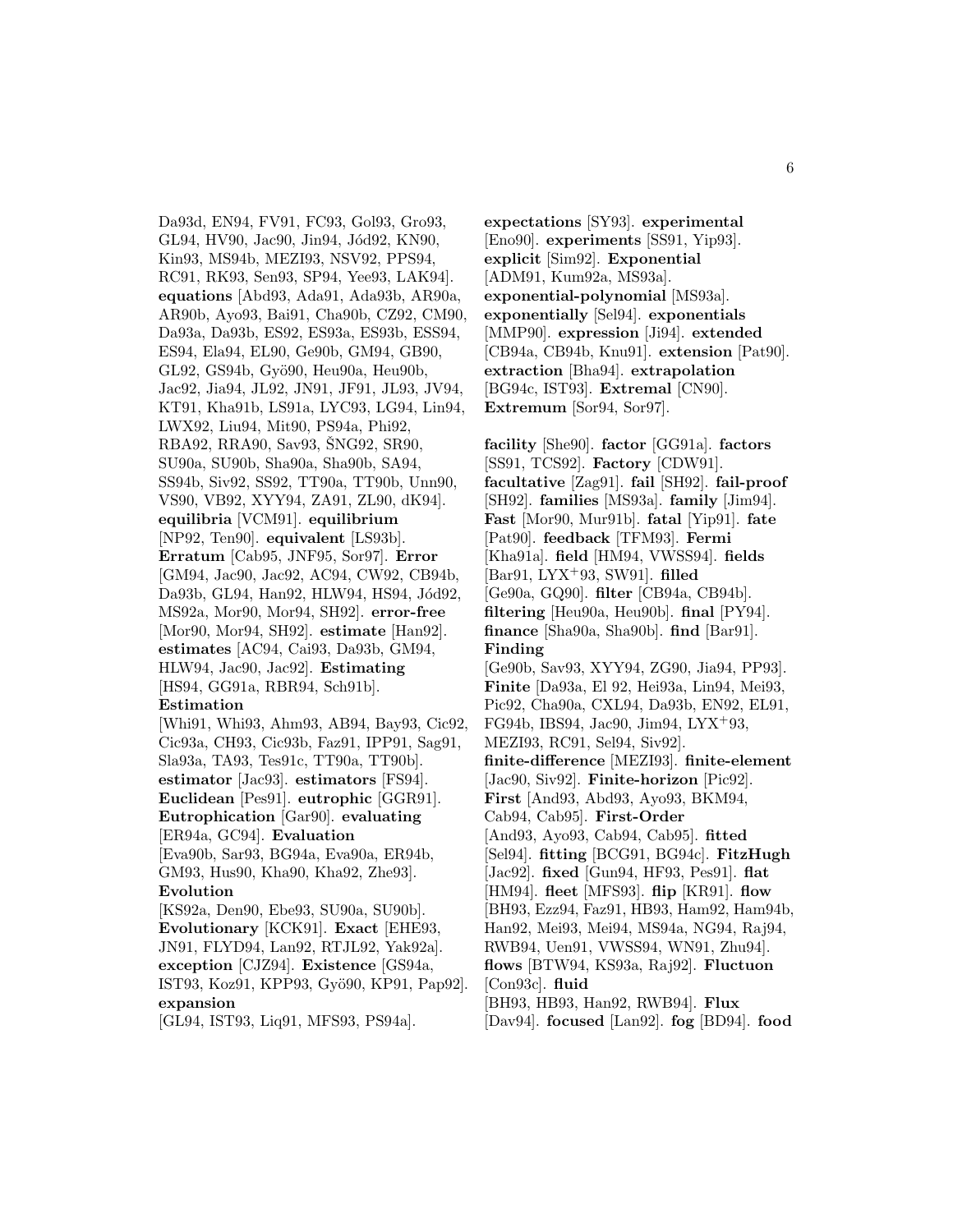Da93d, EN94, FV91, FC93, Gol93, Gro93, GL94, HV90, Jac90, Jin94, Jód92, KN90, Kin93, MS94b, MEZI93, NSV92, PPS94, RC91, RK93, Sen93, SP94, Yee93, LAK94]. **equations** [Abd93, Ada91, Ada93b, AR90a, AR90b, Ayo93, Bai91, Cha90b, CZ92, CM90, Da93a, Da93b, ES92, ES93a, ES93b, ESS94, ES94, Ela94, EL90, Ge90b, GM94, GB90, GL92, GS94b, Gyö90, Heu90a, Heu90b, Jac92, Jia94, JL92, JN91, JF91, JL93, JV94, KT91, Kha91b, LS91a, LYC93, LG94, Lin94, LWX92, Liu94, Mit90, PS94a, Phi92, RBA92, RRA90, Sav93, ŠNG92, SR90, SU90a, SU90b, Sha90a, Sha90b, SA94, SS94b, Siv92, SS92, TT90a, TT90b, Unn90, VS90, VB92, XYY94, ZA91, ZL90, dK94]. **equilibria** [VCM91]. **equilibrium** [NP92, Ten90]. **equivalent** [LS93b]. **Erratum** [Cab95, JNF95, Sor97]. **Error** [GM94, Jac90, Jac92, AC94, CW92, CB94b, Da93b, GL94, Han92, HLW94, HS94, Jód92, MS92a, Mor90, Mor94, SH92]. **error-free** [Mor90, Mor94, SH92]. **estimate** [Han92]. **estimates** [AC94, Cai93, Da93b, GM94, HLW94, Jac90, Jac92]. **Estimating** [HS94, GG91a, RBR94, Sch91b]. **Estimation** [Whi91, Whi93, Ahm93, AB94, Bay93, Cic92, Cic93a, CH93, Cic93b, Faz91, IPP91, Sag91, Sla93a, TA93, Tes91c, TT90a, TT90b]. **estimator** [Jac93]. **estimators** [FS94]. **Euclidean** [Pes91]. **eutrophic** [GGR91]. **Eutrophication** [Gar90]. **evaluating** [ER94a, GC94]. **Evaluation** [Eva90b, Sar93, BG94a, Eva90a, ER94b, GM93, Hus90, Kha90, Kha92, Zhe93]. **Evolution** [KS92a, Den90, Ebe93, SU90a, SU90b]. **Evolutionary** [KCK91]. **Exact** [EHE93, JN91, FLYD94, Lan92, RTJL92, Yak92a]. **exception** [CJZ94]. **Existence** [GS94a, IST93, Koz91, KPP93, Gyö90, KP91, Pap92]. **expansion** [GL94, IST93, Liq91, MFS93, PS94a].

**expectations** [SY93]. **experimental** [Eno90]. **experiments** [SS91, Yip93]. **explicit** [Sim92]. **Exponential** [ADM91, Kum92a, MS93a]. **exponential-polynomial** [MS93a]. **exponentially** [Sel94]. **exponentials** [MMP90]. **expression** [Ji94]. **extended** [CB94a, CB94b, Knu91]. **extension** [Pat90]. **extraction** [Bha94]. **extrapolation** [BG94c, IST93]. **Extremal** [CN90]. **Extremum** [Sor94, Sor97].

**facility** [She90]. **factor** [GG91a]. **factors** [SS91, TCS92]. **Factory** [CDW91]. **facultative** [Zag91]. **fail** [SH92]. **fail-proof** [SH92]. **families** [MS93a]. **family** [Jim94]. **Fast** [Mor90, Mur91b]. **fatal** [Yip91]. **fate** [Pat90]. **feedback** [TFM93]. **Fermi** [Kha91a]. **field** [HM94, VWSS94]. **fields** [Bar91, LYX+93, SW91]. **filled** [Ge90a, GQ90]. **filter** [CB94a, CB94b]. **filtering** [Heu90a, Heu90b]. **final** [PY94]. **finance** [Sha90a, Sha90b]. **find** [Bar91]. **Finding** [Ge90b, Sav93, XYY94, ZG90, Jia94, PP93]. **Finite** [Da93a, El 92, Hei93a, Lin94, Mei93, Pic92, Cha90a, CXL94, Da93b, EN92, EL91, FG94b, IBS94, Jac90, Jim94, LYX+93, MEZI93, RC91, Sel94, Siv92]. **finite-difference** [MEZI93]. **finite-element** [Jac90, Siv92]. **Finite-horizon** [Pic92]. **First** [And93, Abd93, Ayo93, BKM94, Cab94, Cab95]. **First-Order** [And93, Ayo93, Cab94, Cab95]. **fitted** [Sel94]. **fitting** [BCG91, BG94c]. **FitzHugh** [Jac92]. **fixed** [Gun94, HF93, Pes91]. **flat** [HM94]. **fleet** [MFS93]. **flip** [KR91]. **flow** [BH93, Ezz94, Faz91, HB93, Ham92, Ham94b, Han92, Mei93, Mei94, MS94a, NG94, Raj94, RWB94, Uen91, VWSS94, WN91, Zhu94]. **flows** [BTW94, KS93a, Raj92]. **Fluctuon** [Con93c]. **fluid** [BH93, HB93, Han92, RWB94]. **Flux** [Dav94]. **focused** [Lan92]. **fog** [BD94]. **food**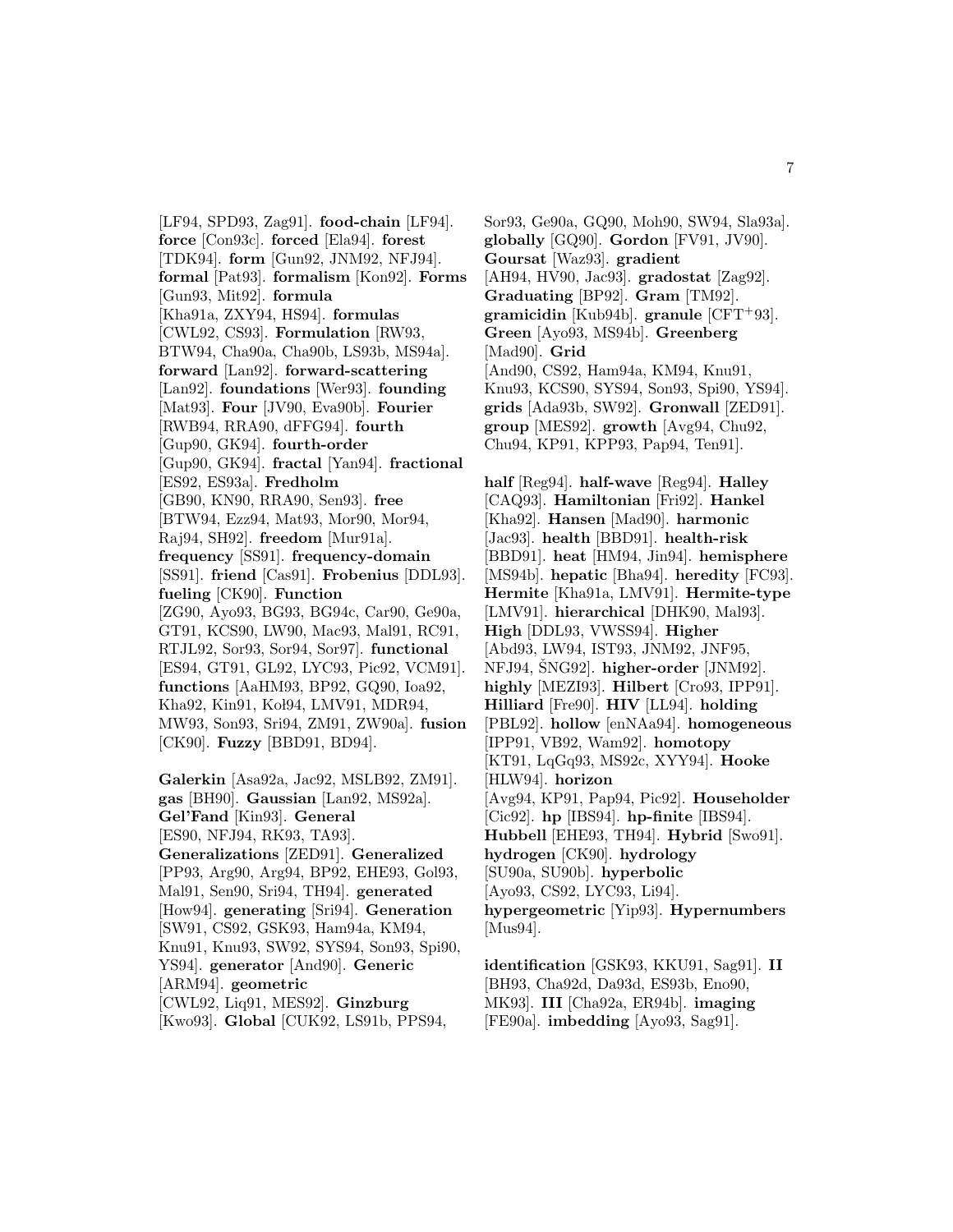[LF94, SPD93, Zag91]. **food-chain** [LF94]. **force** [Con93c]. **forced** [Ela94]. **forest** [TDK94]. **form** [Gun92, JNM92, NFJ94]. **formal** [Pat93]. **formalism** [Kon92]. **Forms** [Gun93, Mit92]. **formula** [Kha91a, ZXY94, HS94]. **formulas** [CWL92, CS93]. **Formulation** [RW93, BTW94, Cha90a, Cha90b, LS93b, MS94a]. **forward** [Lan92]. **forward-scattering** [Lan92]. **foundations** [Wer93]. **founding** [Mat93]. **Four** [JV90, Eva90b]. **Fourier** [RWB94, RRA90, dFFG94]. **fourth** [Gup90, GK94]. **fourth-order** [Gup90, GK94]. **fractal** [Yan94]. **fractional** [ES92, ES93a]. **Fredholm** [GB90, KN90, RRA90, Sen93]. **free** [BTW94, Ezz94, Mat93, Mor90, Mor94, Raj94, SH92]. **freedom** [Mur91a]. **frequency** [SS91]. **frequency-domain** [SS91]. **friend** [Cas91]. **Frobenius** [DDL93]. **fueling** [CK90]. **Function** [ZG90, Ayo93, BG93, BG94c, Car90, Ge90a, GT91, KCS90, LW90, Mac93, Mal91, RC91, RTJL92, Sor93, Sor94, Sor97]. **functional** [ES94, GT91, GL92, LYC93, Pic92, VCM91]. **functions** [AaHM93, BP92, GQ90, Ioa92, Kha92, Kin91, Kołł94, LMV91, MDR94, MW93, Son93, Sri94, ZM91, ZW90a]. **fusion** [CK90]. **Fuzzy** [BBD91, BD94].

**Galerkin** [Asa92a, Jac92, MSLB92, ZM91]. **gas** [BH90]. **Gaussian** [Lan92, MS92a]. **Gel'Fand** [Kin93]. **General** [ES90, NFJ94, RK93, TA93]. **Generalizations** [ZED91]. **Generalized** [PP93, Arg90, Arg94, BP92, EHE93, Gol93, Mal91, Sen90, Sri94, TH94]. **generated** [How94]. **generating** [Sri94]. **Generation** [SW91, CS92, GSK93, Ham94a, KM94, Knu91, Knu93, SW92, SYS94, Son93, Spi90, YS94]. **generator** [And90]. **Generic** [ARM94]. **geometric** [CWL92, Liq91, MES92]. **Ginzburg** [Kwo93]. **Global** [CUK92, LS91b, PPS94, Sor93, Ge90a, GQ90, Moh90, SW94, Sla93a]. **globally** [GQ90]. **Gordon** [FV91, JV90]. **Goursat** [Waz93]. **gradient** [AH94, HV90, Jac93]. **gradostat** [Zag92]. **Graduating** [BP92]. **Gram** [TM92]. **gramicidin** [Kub94b]. **granule** [CFT+93]. **Green** [Ayo93, MS94b]. **Greenberg** [Mad90]. **Grid** [And90, CS92, Ham94a, KM94, Knu91, Knu93, KCS90, SYS94, Son93, Spi90, YS94]. **grids** [Ada93b, SW92]. **Gronwall** [ZED91]. **group** [MES92]. **growth** [Avg94, Chu92, Chu94, KP91, KPP93, Pap94, Ten91].

**half** [Reg94]. **half-wave** [Reg94]. **Halley** [CAQ93]. **Hamiltonian** [Fri92]. **Hankel** [Kha92]. **Hansen** [Mad90]. **harmonic** [Jac93]. **health** [BBD91]. **health-risk** [BBD91]. **heat** [HM94, Jin94]. **hemisphere** [MS94b]. **hepatic** [Bha94]. **heredity** [FC93]. **Hermite** [Kha91a, LMV91]. **Hermite-type** [LMV91]. **hierarchical** [DHK90, Mal93]. **High** [DDL93, VWSS94]. **Higher** [Abd93, LW94, IST93, JNM92, JNF95, NFJ94, ŠNG92]. **higher-order** [JNM92]. **highly** [MEZI93]. **Hilbert** [Cro93, IPP91]. **Hilliard** [Fre90]. **HIV** [LL94]. **holding** [PBL92]. **hollow** [enNAa94]. **homogeneous** [IPP91, VB92, Wam92]. **homotopy** [KT91, LqGq93, MS92c, XYY94]. **Hooke** [HLW94]. **horizon** [Avg94, KP91, Pap94, Pic92]. **Householder** [Cic92]. **hp** [IBS94]. **hp-finite** [IBS94]. **Hubbell** [EHE93, TH94]. **Hybrid** [Swo91]. **hydrogen** [CK90]. **hydrology** [SU90a, SU90b]. **hyperbolic** [Ayo93, CS92, LYC93, Li94]. **hypergeometric** [Yip93]. **Hypernumbers** [Mus94].

**identification** [GSK93, KKU91, Sag91]. **II** [BH93, Cha92d, Da93d, ES93b, Eno90, MK93]. **III** [Cha92a, ER94b]. **imaging** [FE90a]. **imbedding** [Ayo93, Sag91].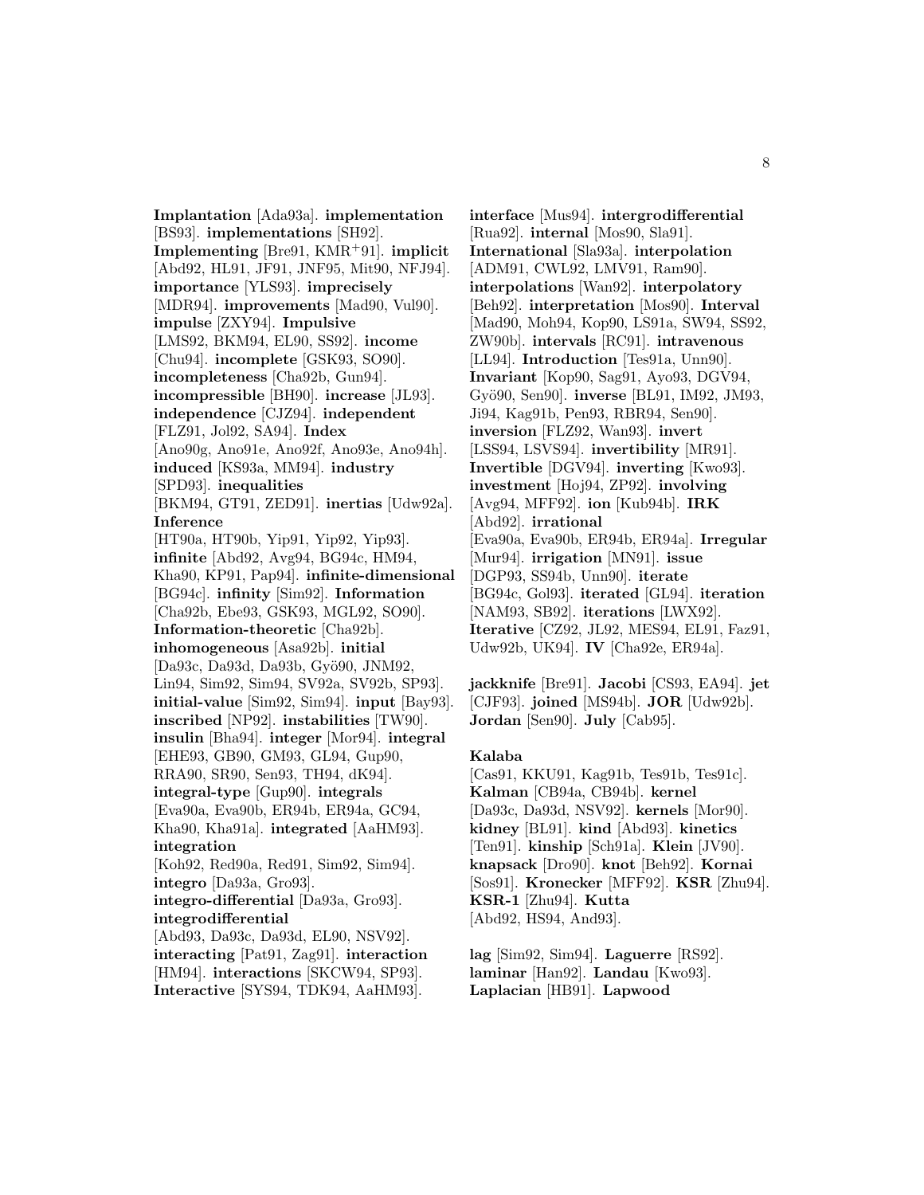**Implantation** [Ada93a]. **implementation** [BS93]. **implementations** [SH92]. **Implementing** [Bre91, KMR[+]91]. **implicit** [Abd92, HL91, JF91, JNF95, Mit90, NFJ94]. **importance** [YLS93]. **imprecisely** [MDR94]. **improvements** [Mad90, Vul90]. **impulse** [ZXY94]. **Impulsive** [LMS92, BKM94, EL90, SS92]. **income** [Chu94]. **incomplete** [GSK93, SO90]. **incompleteness** [Cha92b, Gun94]. **incompressible** [BH90]. **increase** [JL93]. **independence** [CJZ94]. **independent** [FLZ91, Jol92, SA94]. **Index** [Ano90g, Ano91e, Ano92f, Ano93e, Ano94h]. **induced** [KS93a, MM94]. **industry** [SPD93]. **inequalities** [BKM94, GT91, ZED91]. **inertias** [Udw92a]. **Inference** [HT90a, HT90b, Yip91, Yip92, Yip93]. **infinite** [Abd92, Avg94, BG94c, HM94, Kha90, KP91, Pap94]. **infinite-dimensional** [BG94c]. **infinity** [Sim92]. **Information** [Cha92b, Ebe93, GSK93, MGL92, SO90]. **Information-theoretic** [Cha92b]. **inhomogeneous** [Asa92b]. **initial** [Da93c, Da93d, Da93b, Gyö90, JNM92, Lin94, Sim92, Sim94, SV92a, SV92b, SP93]. **initial-value** [Sim92, Sim94]. **input** [Bay93]. **inscribed** [NP92]. **instabilities** [TW90]. **insulin** [Bha94]. **integer** [Mor94]. **integral** [EHE93, GB90, GM93, GL94, Gup90, RRA90, SR90, Sen93, TH94, dK94]. **integral-type** [Gup90]. **integrals** [Eva90a, Eva90b, ER94b, ER94a, GC94, Kha90, Kha91a]. **integrated** [AaHM93]. **integration** [Koh92, Red90a, Red91, Sim92, Sim94]. **integro** [Da93a, Gro93]. **integro-differential** [Da93a, Gro93]. **integrodifferential** [Abd93, Da93c, Da93d, EL90, NSV92]. **interacting** [Pat91, Zag91]. **interaction** [HM94]. **interactions** [SKCW94, SP93]. **Interactive** [SYS94, TDK94, AaHM93].

**interface** [Mus94]. **intergrodifferential** [Rua92]. **internal** [Mos90, Sla91]. **International** [Sla93a]. **interpolation** [ADM91, CWL92, LMV91, Ram90]. **interpolations** [Wan92]. **interpolatory** [Beh92]. **interpretation** [Mos90]. **Interval** [Mad90, Moh94, Kop90, LS91a, SW94, SS92, ZW90b]. **intervals** [RC91]. **intravenous** [LL94]. **Introduction** [Tes91a, Unn90]. **Invariant** [Kop90, Sag91, Ayo93, DGV94, Gyö90, Sen90]. **inverse** [BL91, IM92, JM93, Ji94, Kag91b, Pen93, RBR94, Sen90]. **inversion** [FLZ92, Wan92]. **invert** [LSS94, LSVS94]. **invertibility** [MR91]. **Invertible** [DGV94]. **inverting** [Kwo93]. **investment** [Hoj94, ZP92]. **involving** [Avg94, MFF92]. **ion** [Kub94b]. **IRK** [Abd92]. **irrational** [Eva90a, Eva90b, ER94b, ER94a]. **Irregular** [Mur94]. **irrigation** [MN91]. **issue** [DGP93, SS94b, Unn90]. **iterate** [BG94c, Gol93]. **iterated** [GL94]. **iteration** [NAM93, SB92]. **iterations** [LWX92]. **Iterative** [CZ92, JL92, MES94, EL91, Faz91, Udw92b, UK94]. **IV** [Cha92e, ER94a].

**jackknife** [Bre91]. **Jacobi** [CS93, EA94]. **jet** [CJF93]. **joined** [MS94b]. **JOR** [Udw92b]. **Jordan** [Sen90]. **July** [Cab95].

**Kalaba** [Cas91, KKU91, Kag91b, Tes91b, Tes91c]. **Kalman** [CB94a, CB94b]. **kernel** [Da93c, Da93d, NSV92]. **kernels** [Mor90]. **kidney** [BL91]. **kind** [Abd93]. **kinetics** [Ten91]. **kinship** [Sch91a]. **Klein** [JV90]. **knapsack** [Dro90]. **knot** [Beh92]. **Kornai** [Sos91]. **Kronecker** [MFF92]. **KSR** [Zhu94]. **KSR-1** [Zhu94]. **Kutta** [Abd92, HS94, And93].

**lag** [Sim92, Sim94]. **Laguerre** [RS92]. **laminar** [Han92]. **Landau** [Kwo93]. **Laplacian** [HB91]. **Lapwood**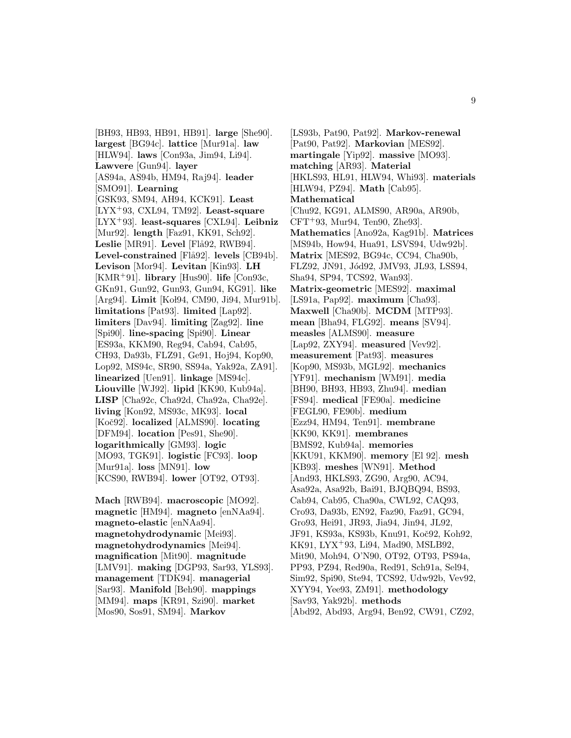[BH93, HB93, HB91, HB91]. **large** [She90]. **largest** [BG94c]. **lattice** [Mur91a]. **law** [HLW94]. **laws** [Con93a, Jim94, Li94]. **Lawvere** [Gun94]. **layer** [AS94a, AS94b, HM94, Raj94]. **leader** [SMO91]. **Learning** [GSK93, SM94, AH94, KCK91]. **Least** [LYX+93, CXL94, TM92]. **Least-square** [LYX+93]. **least-squares** [CXL94]. **Leibniz** [Mur92]. **length** [Faz91, KK91, Sch92]. **Leslie** [MR91]. **Level** [Flå92, RWB94]. **Level-constrained** [Flå92]. **levels** [CB94b]. **Levison** [Mor94]. **Levitan** [Kin93]. **LH** [KMR+91]. **library** [Hus90]. **life** [Con93c, GKn91, Gun92, Gun93, Gun94, KG91]. **like** [Arg94]. **Limit** [Koł94, CM90, Ji94, Mur91b]. **limitations** [Pat93]. **limited** [Lap92]. **limiters** [Dav94]. **limiting** [Zag92]. **line** [Spi90]. **line-spacing** [Spi90]. **Linear** [ES93a, KKM90, Reg94, Cab94, Cab95, CH93, Da93b, FLZ91, Ge91, Hoj94, Kop90, Lop92, MS94c, SR90, SS94a, Yak92a, ZA91]. **linearized** [Uen91]. **linkage** [MS94c]. **Liouville** [WJ92]. **lipid** [KK90, Kub94a]. **LISP** [Cha92c, Cha92d, Cha92a, Cha92e]. **living** [Kon92, MS93c, MK93]. **local** [Koč92]. **localized** [ALMS90]. **locating** [DFM94]. **location** [Pes91, She90]. **logarithmically** [GM93]. **logic** [MO93, TGK91]. **logistic** [FC93]. **loop** [Mur91a]. **loss** [MN91]. **low** [KCS90, RWB94]. **lower** [OT92, OT93].

**Mach** [RWB94]. **macroscopic** [MO92]. **magnetic** [HM94]. **magneto** [enNAa94]. **magneto-elastic** [enNAa94]. **magnetohydrodynamic** [Mei93]. **magnetohydrodynamics** [Mei94]. **magnification** [Mit90]. **magnitude** [LMV91]. **making** [DGP93, Sar93, YLS93]. **management** [TDK94]. **managerial** [Sar93]. **Manifold** [Beh90]. **mappings** [MM94]. **maps** [KR91, Szi90]. **market** [Mos90, Sos91, SM94]. **Markov** [LS93b, Pat90, Pat92]. **Markov-renewal** [Pat90, Pat92]. **Markovian** [MES92]. **martingale** [Yip92]. **massive** [MO93]. **matching** [AR93]. **Material** [HKLS93, HL91, HLW94, Whi93]. **materials** [HLW94, PZ94]. **Math** [Cab95]. **Mathematical** [Chu92, KG91, ALMS90, AR90a, AR90b, CFT+93, Mur94, Ten90, Zhe93]. **Mathematics** [Ano92a, Kag91b]. **Matrices** [MS94b, How94, Hua91, LSVS94, Udw92b]. **Matrix** [MES92, BG94c, CC94, Cha90b, FLZ92, JN91, Jód92, JMV93, JL93, LSS94, Sha94, SP94, TCS92, Wan93]. **Matrix-geometric** [MES92]. **maximal** [LS91a, Pap92]. **maximum** [Cha93]. **Maxwell** [Cha90b]. **MCDM** [MTP93]. **mean** [Bha94, FLG92]. **means** [SV94]. **measles** [ALMS90]. **measure** [Lap92, ZXY94]. **measured** [Vev92]. **measurement** [Pat93]. **measures** [Kop90, MS93b, MGL92]. **mechanics** [YF91]. **mechanism** [WM91]. **media** [BH90, BH93, HB93, Zhu94]. **median** [FS94]. **medical** [FE90a]. **medicine** [FEGL90, FE90b]. **medium** [Ezz94, HM94, Ten91]. **membrane** [KK90, KK91]. **membranes** [BMS92, Kub94a]. **memories** [KKU91, KKM90]. **memory** [El 92]. **mesh** [KB93]. **meshes** [WN91]. **Method** [And93, HKLS93, ZG90, Arg90, AC94, Asa92a, Asa92b, Bai91, BJQBQ94, BS93, Cab94, Cab95, Cha90a, CWL92, CAQ93, Cro93, Da93b, EN92, Faz90, Faz91, GC94, Gro93, Hei91, JR93, Jia94, Jin94, JL92, JF91, KS93a, KS93b, Knu91, Koč92, Koh92, KK91, LYX+93, Li94, Mad90, MSLB92, Mit90, Moh94, O'N90, OT92, OT93, PS94a, PP93, PZ94, Red90a, Red91, Sch91a, Sel94, Sim92, Spi90, Ste94, TCS92, Udw92b, Vev92, XYY94, Yee93, ZM91]. **methodology** [Sav93, Yak92b]. **methods** [Abd92, Abd93, Arg94, Ben92, CW91, CZ92,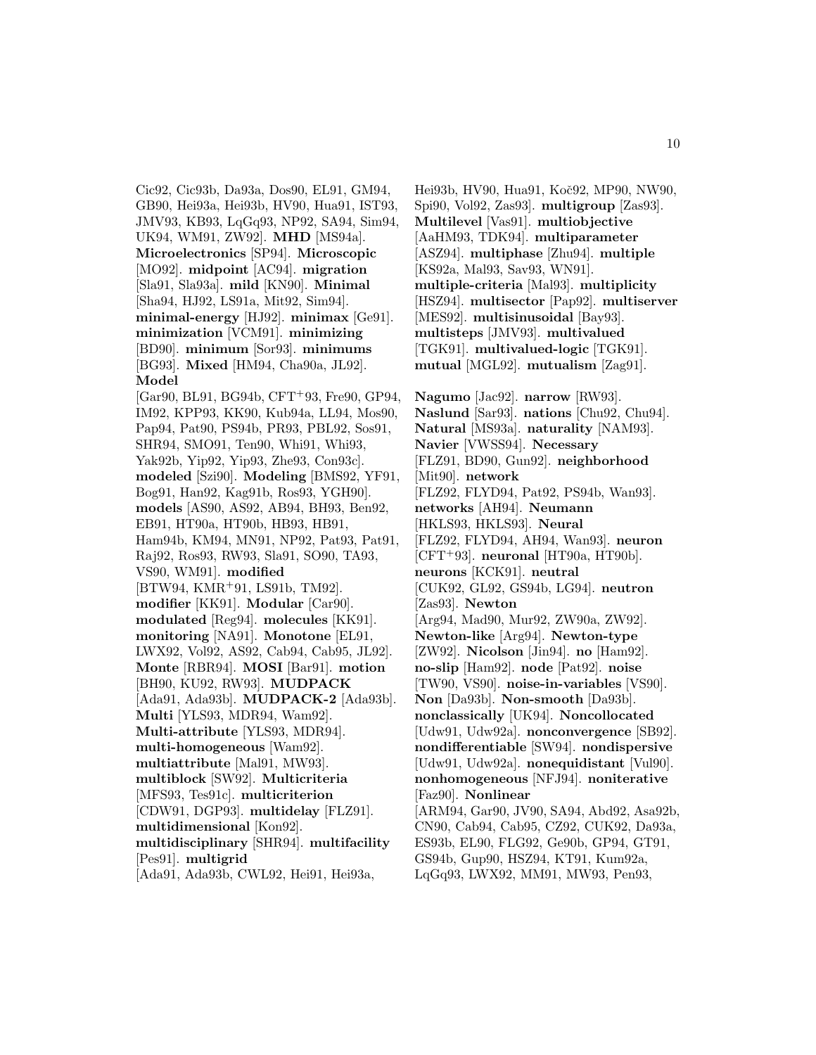Cic92, Cic93b, Da93a, Dos90, EL91, GM94, GB90, Hei93a, Hei93b, HV90, Hua91, IST93, JMV93, KB93, LqGq93, NP92, SA94, Sim94, UK94, WM91, ZW92]. **MHD** [MS94a]. **Microelectronics** [SP94]. **Microscopic** [MO92]. **midpoint** [AC94]. **migration** [Sla91, Sla93a]. **mild** [KN90]. **Minimal** [Sha94, HJ92, LS91a, Mit92, Sim94]. **minimal-energy** [HJ92]. **minimax** [Ge91]. **minimization** [VCM91]. **minimizing** [BD90]. **minimum** [Sor93]. **minimums** [BG93]. **Mixed** [HM94, Cha90a, JL92]. **Model** [Gar90, BL91, BG94b, CFT+93, Fre90, GP94, IM92, KPP93, KK90, Kub94a, LL94, Mos90, Pap94, Pat90, PS94b, PR93, PBL92, Sos91, SHR94, SMO91, Ten90, Whi91, Whi93, Yak92b, Yip92, Yip93, Zhe93, Con93c]. **modeled** [Szi90]. **Modeling** [BMS92, YF91, Bog91, Han92, Kag91b, Ros93, YGH90]. **models** [AS90, AS92, AB94, BH93, Ben92, EB91, HT90a, HT90b, HB93, HB91, Ham94b, KM94, MN91, NP92, Pat93, Pat91, Raj92, Ros93, RW93, Sla91, SO90, TA93, VS90, WM91]. **modified** [BTW94, KMR+91, LS91b, TM92]. **modifier** [KK91]. **Modular** [Car90]. **modulated** [Reg94]. **molecules** [KK91]. **monitoring** [NA91]. **Monotone** [EL91, LWX92, Vol92, AS92, Cab94, Cab95, JL92]. **Monte** [RBR94]. **MOSI** [Bar91]. **motion** [BH90, KU92, RW93]. **MUDPACK** [Ada91, Ada93b]. **MUDPACK-2** [Ada93b]. **Multi** [YLS93, MDR94, Wam92]. **Multi-attribute** [YLS93, MDR94]. **multi-homogeneous** [Wam92]. **multiattribute** [Mal91, MW93]. **multiblock** [SW92]. **Multicriteria** [MFS93, Tes91c]. **multicriterion** [CDW91, DGP93]. **multidelay** [FLZ91]. **multidimensional** [Kon92]. **multidisciplinary** [SHR94]. **multifacility** [Pes91]. **multigrid** [Ada91, Ada93b, CWL92, Hei91, Hei93a, Hei93b, HV90, Hua91, Koč92, MP90, NW90, Spi90, Vol92, Zas93]. **multigroup** [Zas93]. **Multilevel** [Vas91]. **multiobjective** [AaHM93, TDK94]. **multiparameter** [ASZ94]. **multiphase** [Zhu94]. **multiple** [KS92a, Mal93, Sav93, WN91]. **multiple-criteria** [Mal93]. **multiplicity** [HSZ94]. **multisector** [Pap92]. **multiserver** [MES92]. **multisinusoidal** [Bay93]. **multisteps** [JMV93]. **multivalued** [TGK91]. **multivalued-logic** [TGK91]. **mutual** [MGL92]. **mutualism** [Zag91].

**Nagumo** [Jac92]. **narrow** [RW93]. **Naslund** [Sar93]. **nations** [Chu92, Chu94]. **Natural** [MS93a]. **naturality** [NAM93]. **Navier** [VWSS94]. **Necessary** [FLZ91, BD90, Gun92]. **neighborhood** [Mit90]. **network** [FLZ92, FLYD94, Pat92, PS94b, Wan93]. **networks** [AH94]. **Neumann** [HKLS93, HKLS93]. **Neural** [FLZ92, FLYD94, AH94, Wan93]. **neuron** [CFT+93]. **neuronal** [HT90a, HT90b]. **neurons** [KCK91]. **neutral** [CUK92, GL92, GS94b, LG94]. **neutron** [Zas93]. **Newton** [Arg94, Mad90, Mur92, ZW90a, ZW92]. **Newton-like** [Arg94]. **Newton-type** [ZW92]. **Nicolson** [Jin94]. **no** [Ham92]. **no-slip** [Ham92]. **node** [Pat92]. **noise** [TW90, VS90]. **noise-in-variables** [VS90]. **Non** [Da93b]. **Non-smooth** [Da93b]. **nonclassically** [UK94]. **Noncollocated** [Udw91, Udw92a]. **nonconvergence** [SB92]. **nondifferentiable** [SW94]. **nondispersive** [Udw91, Udw92a]. **nonequidistant** [Vul90]. **nonhomogeneous** [NFJ94]. **noniterative** [Faz90]. **Nonlinear** [ARM94, Gar90, JV90, SA94, Abd92, Asa92b, CN90, Cab94, Cab95, CZ92, CUK92, Da93a, ES93b, EL90, FLG92, Ge90b, GP94, GT91, GS94b, Gup90, HSZ94, KT91, Kum92a, LqGq93, LWX92, MM91, MW93, Pen93,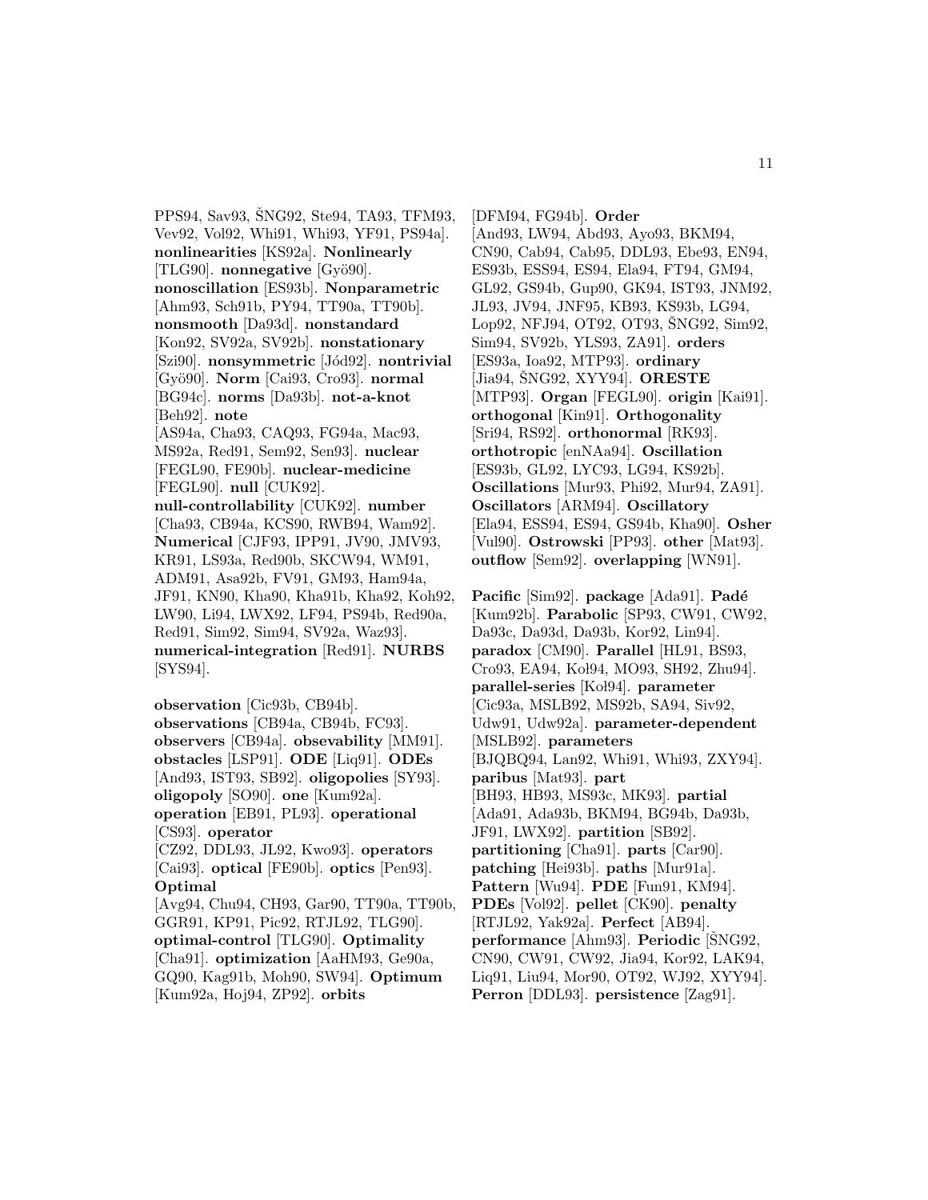PPS94, Sav93, ŠNG92, Ste94, TA93, TFM93, Vev92, Vol92, Whi91, Whi93, YF91, PS94a]. **nonlinearities** [KS92a]. **Nonlinearly** [TLG90]. **nonnegative** [Gyö90]. **nonoscillation** [ES93b]. **Nonparametric** [Ahm93, Sch91b, PY94, TT90a, TT90b]. **nonsmooth** [Da93d]. **nonstandard** [Kon92, SV92a, SV92b]. **nonstationary** [Szi90]. **nonsymmetric** [Jód92]. **nontrivial** [Gyö90]. **Norm** [Cai93, Cro93]. **normal** [BG94c]. **norms** [Da93b]. **not-a-knot** [Beh92]. **note** [AS94a, Cha93, CAQ93, FG94a, Mac93, MS92a, Red91, Sem92, Sen93]. **nuclear** [FEGL90, FE90b]. **nuclear-medicine** [FEGL90]. **null** [CUK92]. **null-controllability** [CUK92]. **number** [Cha93, CB94a, KCS90, RWB94, Wam92]. **Numerical** [CJF93, IPP91, JV90, JMV93, KR91, LS93a, Red90b, SKCW94, WM91, ADM91, Asa92b, FV91, GM93, Ham94a, JF91, KN90, Kha90, Kha91b, Kha92, Koh92, LW90, Li94, LWX92, LF94, PS94b, Red90a, Red91, Sim92, Sim94, SV92a, Waz93]. **numerical-integration** [Red91]. **NURBS** [SYS94].

**observation** [Cic93b, CB94b]. **observations** [CB94a, CB94b, FC93]. **observers** [CB94a]. **obsevability** [MM91]. **obstacles** [LSP91]. **ODE** [Liq91]. **ODEs** [And93, IST93, SB92]. **oligopolies** [SY93]. **oligopoly** [SO90]. **one** [Kum92a]. **operation** [EB91, PL93]. **operational** [CS93]. **operator** [CZ92, DDL93, JL92, Kwo93]. **operators** [Cai93]. **optical** [FE90b]. **optics** [Pen93]. **Optimal** [Avg94, Chu94, CH93, Gar90, TT90a, TT90b, GGR91, KP91, Pic92, RTJL92, TLG90]. **optimal-control** [TLG90]. **Optimality** [Cha91]. **optimization** [AaHM93, Ge90a, GQ90, Kag91b, Moh90, SW94]. **Optimum** [Kum92a, Hoj94, ZP92]. **orbits** [DFM94, FG94b]. **Order** [And93, LW94, Abd93, Ayo93, BKM94, CN90, Cab94, Cab95, DDL93, Ebe93, EN94, ES93b, ESS94, ES94, Ela94, FT94, GM94, GL92, GS94b, Gup90, GK94, IST93, JNM92, JL93, JV94, JNF95, KB93, KS93b, LG94, Lop92, NFJ94, OT92, OT93, ŠNG92, Sim92, Sim94, SV92b, YLS93, ZA91]. **orders** [ES93a, Ioa92, MTP93]. **ordinary** [Jia94, ŠNG92, XYY94]. **ORESTE** [MTP93]. **Organ** [FEGL90]. **origin** [Kai91]. **orthogonal** [Kin91]. **Orthogonality** [Sri94, RS92]. **orthonormal** [RK93]. **orthotropic** [enNAa94]. **Oscillation** [ES93b, GL92, LYC93, LG94, KS92b]. **Oscillations** [Mur93, Phi92, Mur94, ZA91]. **Oscillators** [ARM94]. **Oscillatory** [Ela94, ESS94, ES94, GS94b, Kha90]. **Osher** [Vul90]. **Ostrowski** [PP93]. **other** [Mat93]. **outflow** [Sem92]. **overlapping** [WN91].

**Pacific** [Sim92]. **package** [Ada91]. **Padé** [Kum92b]. **Parabolic** [SP93, CW91, CW92, Da93c, Da93d, Da93b, Kor92, Lin94]. **paradox** [CM90]. **Parallel** [HL91, BS93, Cro93, EA94, Koł94, MO93, SH92, Zhu94]. **parallel-series** [Koł94]. **parameter** [Cic93a, MSLB92, MS92b, SA94, Siv92, Udw91, Udw92a]. **parameter-dependent** [MSLB92]. **parameters** [BJQBQ94, Lan92, Whi91, Whi93, ZXY94]. **paribus** [Mat93]. **part** [BH93, HB93, MS93c, MK93]. **partial** [Ada91, Ada93b, BKM94, BG94b, Da93b, JF91, LWX92]. **partition** [SB92]. **partitioning** [Cha91]. **parts** [Car90]. **patching** [Hei93b]. **paths** [Mur91a]. **Pattern** [Wu94]. **PDE** [Fun91, KM94]. **PDEs** [Vol92]. **pellet** [CK90]. **penalty** [RTJL92, Yak92a]. **Perfect** [AB94]. **performance** [Ahm93]. **Periodic** [ŠNG92, CN90, CW91, CW92, Jia94, Kor92, LAK94, Liq91, Liu94, Mor90, OT92, WJ92, XYY94]. **Perron** [DDL93]. **persistence** [Zag91].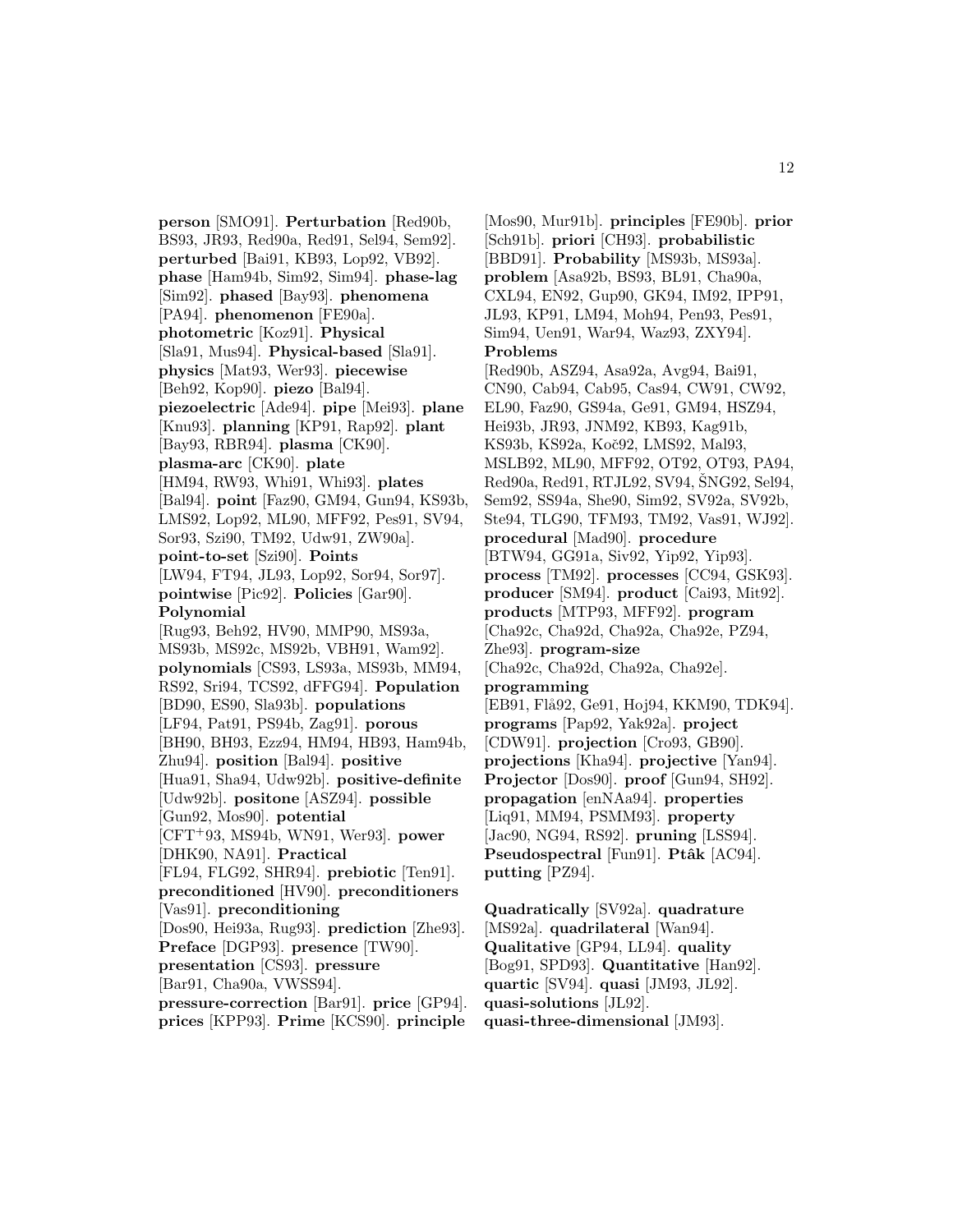**person** [SMO91]. **Perturbation** [Red90b, BS93, JR93, Red90a, Red91, Sel94, Sem92]. **perturbed** [Bai91, KB93, Lop92, VB92]. **phase** [Ham94b, Sim92, Sim94]. **phase-lag** [Sim92]. **phased** [Bay93]. **phenomena** [PA94]. **phenomenon** [FE90a]. **photometric** [Koz91]. **Physical** [Sla91, Mus94]. **Physical-based** [Sla91]. **physics** [Mat93, Wer93]. **piecewise** [Beh92, Kop90]. **piezo** [Bal94]. **piezoelectric** [Ade94]. **pipe** [Mei93]. **plane** [Knu93]. **planning** [KP91, Rap92]. **plant** [Bay93, RBR94]. **plasma** [CK90]. **plasma-arc** [CK90]. **plate** [HM94, RW93, Whi91, Whi93]. **plates** [Bal94]. **point** [Faz90, GM94, Gun94, KS93b, LMS92, Lop92, ML90, MFF92, Pes91, SV94, Sor93, Szi90, TM92, Udw91, ZW90a]. **point-to-set** [Szi90]. **Points** [LW94, FT94, JL93, Lop92, Sor94, Sor97]. **pointwise** [Pic92]. **Policies** [Gar90]. **Polynomial** [Rug93, Beh92, HV90, MMP90, MS93a, MS93b, MS92c, MS92b, VBH91, Wam92]. **polynomials** [CS93, LS93a, MS93b, MM94, RS92, Sri94, TCS92, dFFG94]. **Population** [BD90, ES90, Sla93b]. **populations** [LF94, Pat91, PS94b, Zag91]. **porous** [BH90, BH93, Ezz94, HM94, HB93, Ham94b, Zhu94]. **position** [Bal94]. **positive** [Hua91, Sha94, Udw92b]. **positive-definite** [Udw92b]. **positone** [ASZ94]. **possible** [Gun92, Mos90]. **potential** [CFT+93, MS94b, WN91, Wer93]. **power** [DHK90, NA91]. **Practical** [FL94, FLG92, SHR94]. **prebiotic** [Ten91]. **preconditioned** [HV90]. **preconditioners** [Vas91]. **preconditioning** [Dos90, Hei93a, Rug93]. **prediction** [Zhe93]. **Preface** [DGP93]. **presence** [TW90]. **presentation** [CS93]. **pressure** [Bar91, Cha90a, VWSS94]. **pressure-correction** [Bar91]. **price** [GP94]. **prices** [KPP93]. **Prime** [KCS90]. **principle** [Mos90, Mur91b]. **principles** [FE90b]. **prior** [Sch91b]. **priori** [CH93]. **probabilistic** [BBD91]. **Probability** [MS93b, MS93a]. **problem** [Asa92b, BS93, BL91, Cha90a, CXL94, EN92, Gup90, GK94, IM92, IPP91, JL93, KP91, LM94, Moh94, Pen93, Pes91, Sim94, Uen91, War94, Waz93, ZXY94]. **Problems** [Red90b, ASZ94, Asa92a, Avg94, Bai91, CN90, Cab94, Cab95, Cas94, CW91, CW92, EL90, Faz90, GS94a, Ge91, GM94, HSZ94, Hei93b, JR93, JNM92, KB93, Kag91b, KS93b, KS92a, Koč92, LMS92, Mal93, MSLB92, ML90, MFF92, OT92, OT93, PA94, Red90a, Red91, RTJL92, SV94, ŠNG92, Sel94, Sem92, SS94a, She90, Sim92, SV92a, SV92b, Ste94, TLG90, TFM93, TM92, Vas91, WJ92]. **procedural** [Mad90]. **procedure** [BTW94, GG91a, Siv92, Yip92, Yip93]. **process** [TM92]. **processes** [CC94, GSK93]. **producer** [SM94]. **product** [Cai93, Mit92]. **products** [MTP93, MFF92]. **program** [Cha92c, Cha92d, Cha92a, Cha92e, PZ94]. **program-size** [Cha92c, Cha92d, Cha92a, Cha92e]. **programming** [EB91, Flå92, Ge91, Hoj94, KKM90, TDK94]. **programs** [Pap92, Yak92a]. **project** [CDW91]. **projection** [Cro93, GB90]. **projections** [Kha94]. **projective** [Yan94]. **Projector** [Dos90]. **proof** [Gun94, SH92]. **propagation** [enNAa94]. **properties** [Liq91, MM94, PSMM93]. **property** [Jac90, NG94, RS92]. **pruning** [LSS94]. **Pseudospectral** [Fun91]. **Ptâk** [AC94]. **putting** [PZ94].

**Quadratically** [SV92a]. **quadrature** [MS92a]. **quadrilateral** [Wan94]. **Qualitative** [GP94, LL94]. **quality** [Bog91, SPD93]. **Quantitative** [Han92]. **quartic** [SV94]. **quasi** [JM93, JL92]. **quasi-solutions** [JL92]. **quasi-three-dimensional** [JM93].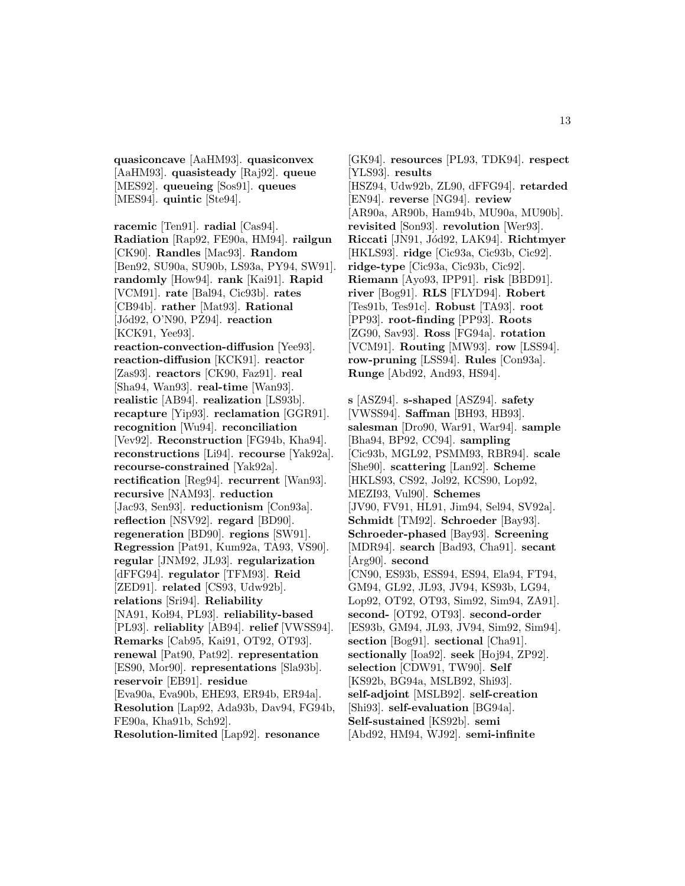**quasiconcave** [AaHM93]. **quasiconvex** [AaHM93]. **quasisteady** [Raj92]. **queue** [MES92]. **queueing** [Sos91]. **queues** [MES94]. **quintic** [Ste94].

**racemic** [Ten91]. **radial** [Cas94]. **Radiation** [Rap92, FE90a, HM94]. **railgun** [CK90]. **Randles** [Mac93]. **Random** [Ben92, SU90a, SU90b, LS93a, PY94, SW91]. **randomly** [How94]. **rank** [Kai91]. **Rapid** [VCM91]. **rate** [Bal94, Cic93b]. **rates** [CB94b]. **rather** [Mat93]. **Rational** [Jód92, O'N90, PZ94]. **reaction** [KCK91, Yee93]. **reaction-convection-diffusion** [Yee93]. **reaction-diffusion** [KCK91]. **reactor** [Zas93]. **reactors** [CK90, Faz91]. **real** [Sha94, Wan93]. **real-time** [Wan93]. **realistic** [AB94]. **realization** [LS93b]. **recapture** [Yip93]. **reclamation** [GGR91]. **recognition** [Wu94]. **reconciliation** [Vev92]. **Reconstruction** [FG94b, Kha94]. **reconstructions** [Li94]. **recourse** [Yak92a]. **recourse-constrained** [Yak92a]. **rectification** [Reg94]. **recurrent** [Wan93]. **recursive** [NAM93]. **reduction** [Jac93, Sen93]. **reductionism** [Con93a]. **reflection** [NSV92]. **regard** [BD90]. **regeneration** [BD90]. **regions** [SW91]. **Regression** [Pat91, Kum92a, TA93, VS90]. **regular** [JNM92, JL93]. **regularization** [dFFG94]. **regulator** [TFM93]. **Reid** [ZED91]. **related** [CS93, Udw92b]. **relations** [Sri94]. **Reliability** [NA91, Koł94, PL93]. **reliability-based** [PL93]. **reliablity** [AB94]. **relief** [VWSS94]. **Remarks** [Cab95, Kai91, OT92, OT93]. **renewal** [Pat90, Pat92]. **representation** [ES90, Mor90]. **representations** [Sla93b]. **reservoir** [EB91]. **residue** [Eva90a, Eva90b, EHE93, ER94b, ER94a]. **Resolution** [Lap92, Ada93b, Dav94, FG94b, FE90a, Kha91b, Sch92]. **Resolution-limited** [Lap92]. **resonance** [GK94]. **resources** [PL93, TDK94]. **respect** [YLS93]. **results** [HSZ94, Udw92b, ZL90, dFFG94]. **retarded** [EN94]. **reverse** [NG94]. **review** [AR90a, AR90b, Ham94b, MU90a, MU90b]. **revisited** [Son93]. **revolution** [Wer93]. **Riccati** [JN91, Jód92, LAK94]. **Richtmyer** [HKLS93]. **ridge** [Cic93a, Cic93b, Cic92]. **ridge-type** [Cic93a, Cic93b, Cic92]. **Riemann** [Ayo93, IPP91]. **risk** [BBD91]. **river** [Bog91]. **RLS** [FLYD94]. **Robert** [Tes91b, Tes91c]. **Robust** [TA93]. **root** [PP93]. **root-finding** [PP93]. **Roots** [ZG90, Sav93]. **Ross** [FG94a]. **rotation** [VCM91]. **Routing** [MW93]. **row** [LSS94]. **row-pruning** [LSS94]. **Rules** [Con93a]. **Runge** [Abd92, And93, HS94].

**s** [ASZ94]. **s-shaped** [ASZ94]. **safety** [VWSS94]. **Saffman** [BH93, HB93]. **salesman** [Dro90, War91, War94]. **sample** [Bha94, BP92, CC94]. **sampling** [Cic93b, MGL92, PSMM93, RBR94]. **scale** [She90]. **scattering** [Lan92]. **Scheme** [HKLS93, CS92, Jol92, KCS90, Lop92, MEZI93, Vul90]. **Schemes** [JV90, FV91, HL91, Jim94, Sel94, SV92a]. **Schmidt** [TM92]. **Schroeder** [Bay93]. **Schroeder-phased** [Bay93]. **Screening** [MDR94]. **search** [Bad93, Cha91]. **secant** [Arg90]. **second** [CN90, ES93b, ESS94, ES94, Ela94, FT94, GM94, GL92, JL93, JV94, KS93b, LG94, Lop92, OT92, OT93, Sim92, Sim94, ZA91]. **second-** [OT92, OT93]. **second-order** [ES93b, GM94, JL93, JV94, Sim92, Sim94]. **section** [Bog91]. **sectional** [Cha91]. **sectionally** [Ioa92]. **seek** [Hoj94, ZP92]. **selection** [CDW91, TW90]. **Self** [KS92b, BG94a, MSLB92, Shi93]. **self-adjoint** [MSLB92]. **self-creation** [Shi93]. **self-evaluation** [BG94a]. **Self-sustained** [KS92b]. **semi** [Abd92, HM94, WJ92]. **semi-infinite**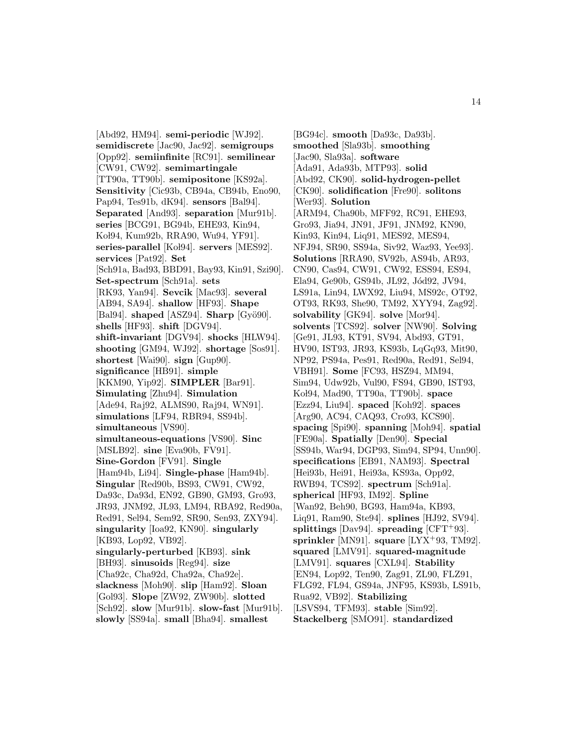[Abd92, HM94]. **semi-periodic** [WJ92]. **semidiscrete** [Jac90, Jac92]. **semigroups** [Opp92]. **semiinfinite** [RC91]. **semilinear** [CW91, CW92]. **semimartingale** [TT90a, TT90b]. **semipositone** [KS92a]. **Sensitivity** [Cic93b, CB94a, CB94b, Eno90, Pap94, Tes91b, dK94]. **sensors** [Bal94]. **Separated** [And93]. **separation** [Mur91b]. **series** [BCG91, BG94b, EHE93, Kin94, Koł94, Kum92b, RRA90, Wu94, YF91]. **series-parallel** [Koł94]. **servers** [MES92]. **services** [Pat92]. **Set** [Sch91a, Bad93, BBD91, Bay93, Kin91, Szi90]. **Set-spectrum** [Sch91a]. **sets** [RK93, Yan94]. **Sevcik** [Mac93]. **several** [AB94, SA94]. **shallow** [HF93]. **Shape** [Bal94]. **shaped** [ASZ94]. **Sharp** [Gyö90]. **shells** [HF93]. **shift** [DGV94]. **shift-invariant** [DGV94]. **shocks** [HLW94]. **shooting** [GM94, WJ92]. **shortage** [Sos91]. **shortest** [Wai90]. **sign** [Gup90]. **significance** [HB91]. **simple** [KKM90, Yip92]. **SIMPLER** [Bar91]. **Simulating** [Zhu94]. **Simulation** [Ade94, Raj92, ALMS90, Raj94, WN91]. **simulations** [LF94, RBR94, SS94b]. **simultaneous** [VS90]. **simultaneous-equations** [VS90]. **Sinc** [MSLB92]. **sine** [Eva90b, FV91]. **Sine-Gordon** [FV91]. **Single** [Ham94b, Li94]. **Single-phase** [Ham94b]. **Singular** [Red90b, BS93, CW91, CW92, Da93c, Da93d, EN92, GB90, GM93, Gro93, JR93, JNM92, JL93, LM94, RBA92, Red90a, Red91, Sel94, Sem92, SR90, Sen93, ZXY94]. **singularity** [Ioa92, KN90]. **singularly** [KB93, Lop92, VB92]. **singularly-perturbed** [KB93]. **sink** [BH93]. **sinusoids** [Reg94]. **size** [Cha92c, Cha92d, Cha92a, Cha92e]. **slackness** [Moh90]. **slip** [Ham92]. **Sloan** [Gol93]. **Slope** [ZW92, ZW90b]. **slotted** [Sch92]. **slow** [Mur91b]. **slow-fast** [Mur91b]. **slowly** [SS94a]. **small** [Bha94]. **smallest** [BG94c]. **smooth** [Da93c, Da93b]. **smoothed** [Sla93b]. **smoothing** [Jac90, Sla93a]. **software** [Ada91, Ada93b, MTP93]. **solid** [Abd92, CK90]. **solid-hydrogen-pellet** [CK90]. **solidification** [Fre90]. **solitons** [Wer93]. **Solution** [ARM94, Cha90b, MFF92, RC91, EHE93, Gro93, Jia94, JN91, JF91, JNM92, KN90, Kin93, Kin94, Liq91, MES92, MES94, NFJ94, SR90, SS94a, Siv92, Waz93, Yee93]. **Solutions** [RRA90, SV92b, AS94b, AR93, CN90, Cas94, CW91, CW92, ESS94, ES94, Ela94, Ge90b, GS94b, JL92, Jód92, JV94, LS91a, Lin94, LWX92, Liu94, MS92c, OT92, OT93, RK93, She90, TM92, XYY94, Zag92]. **solvability** [GK94]. **solve** [Mor94]. **solvents** [TCS92]. **solver** [NW90]. **Solving** [Ge91, JL93, KT91, SV94, Abd93, GT91, HV90, IST93, JR93, KS93b, LqGq93, Mit90, NP92, PS94a, Pes91, Red90a, Red91, Sel94, VBH91]. **Some** [FC93, HSZ94, MM94, Sim94, Udw92b, Vul90, FS94, GB90, IST93, Koł94, Mad90, TT90a, TT90b]. **space** [Ezz94, Liu94]. **spaced** [Koh92]. **spaces** [Arg90, AC94, CAQ93, Cro93, KCS90]. **spacing** [Spi90]. **spanning** [Moh94]. **spatial** [FE90a]. **Spatially** [Den90]. **Special** [SS94b, War94, DGP93, Sim94, SP94, Unn90]. **specifications** [EB91, NAM93]. **Spectral** [Hei93b, Hei91, Hei93a, KS93a, Opp92, RWB94, TCS92]. **spectrum** [Sch91a]. **spherical** [HF93, IM92]. **Spline** [Wan92, Beh90, BG93, Ham94a, KB93, Liq91, Ram90, Ste94]. **splines** [HJ92, SV94]. **splittings** [Dav94]. **spreading** [CFT+93]. **sprinkler** [MN91]. **square** [LYX+93, TM92]. **squared** [LMV91]. **squared-magnitude** [LMV91]. **squares** [CXL94]. **Stability** [EN94, Lop92, Ten90, Zag91, ZL90, FLZ91, FLG92, FL94, GS94a, JNF95, KS93b, LS91b, Rua92, VB92]. **Stabilizing** [LSVS94, TFM93]. **stable** [Sim92]. **Stackelberg** [SMO91]. **standardized**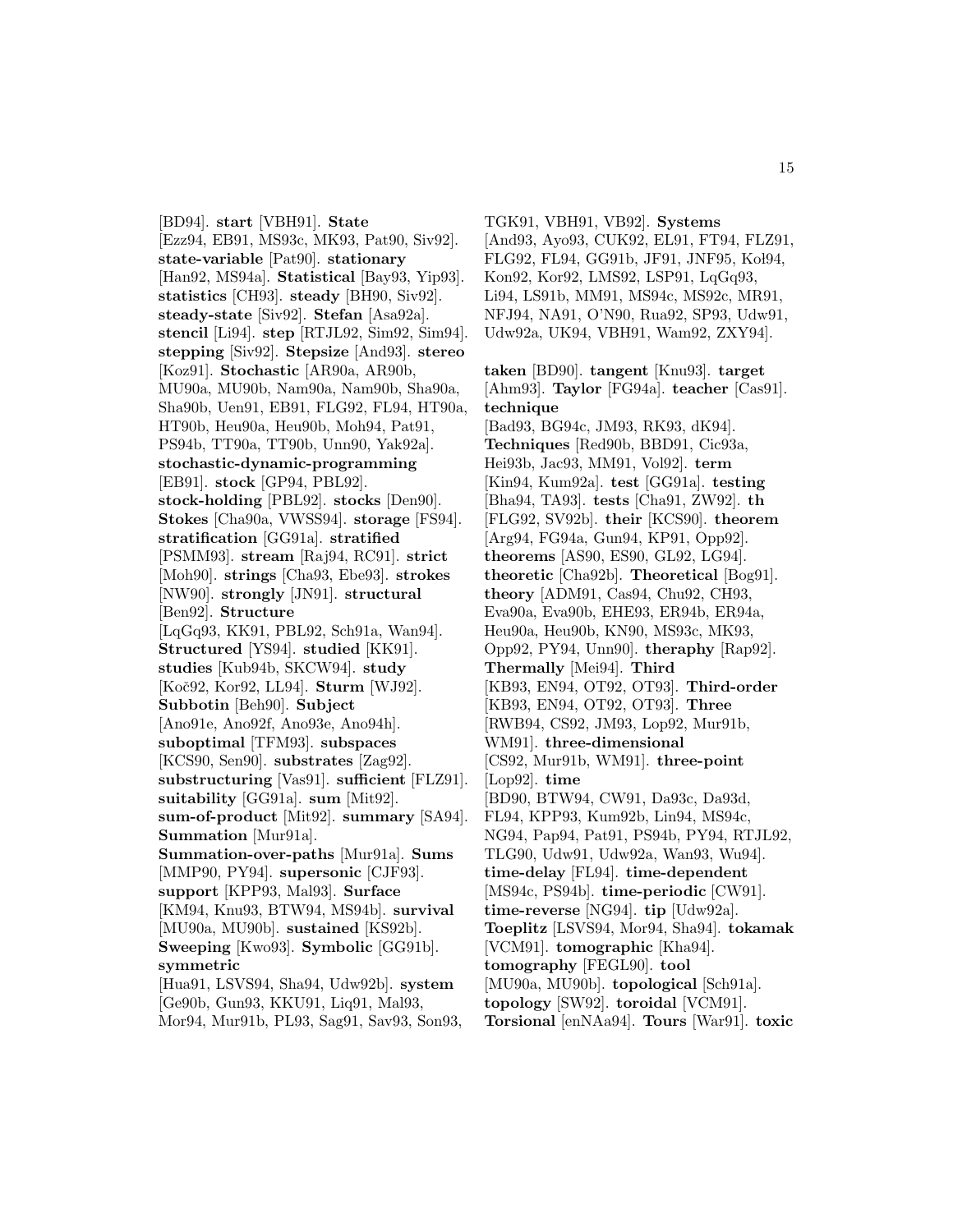[BD94]. **start** [VBH91]. **State** [Ezz94, EB91, MS93c, MK93, Pat90, Siv92]. **state-variable** [Pat90]. **stationary** [Han92, MS94a]. **Statistical** [Bay93, Yip93]. **statistics** [CH93]. **steady** [BH90, Siv92]. **steady-state** [Siv92]. **Stefan** [Asa92a]. **stencil** [Li94]. **step** [RTJL92, Sim92, Sim94]. **stepping** [Siv92]. **Stepsize** [And93]. **stereo** [Koz91]. **Stochastic** [AR90a, AR90b, MU90a, MU90b, Nam90a, Nam90b, Sha90a, Sha90b, Uen91, EB91, FLG92, FL94, HT90a, HT90b, Heu90a, Heu90b, Moh94, Pat91, PS94b, TT90a, TT90b, Unn90, Yak92a]. **stochastic-dynamic-programming** [EB91]. **stock** [GP94, PBL92]. **stock-holding** [PBL92]. **stocks** [Den90]. **Stokes** [Cha90a, VWSS94]. **storage** [FS94]. **stratification** [GG91a]. **stratified** [PSMM93]. **stream** [Raj94, RC91]. **strict** [Moh90]. **strings** [Cha93, Ebe93]. **strokes** [NW90]. **strongly** [JN91]. **structural** [Ben92]. **Structure** [LqGq93, KK91, PBL92, Sch91a, Wan94]. **Structured** [YS94]. **studied** [KK91]. **studies** [Kub94b, SKCW94]. **study** [Koč92, Kor92, LL94]. **Sturm** [WJ92]. **Subbotin** [Beh90]. **Subject** [Ano91e, Ano92f, Ano93e, Ano94h]. **suboptimal** [TFM93]. **subspaces** [KCS90, Sen90]. **substrates** [Zag92]. **substructuring** [Vas91]. **sufficient** [FLZ91]. **suitability** [GG91a]. **sum** [Mit92]. **sum-of-product** [Mit92]. **summary** [SA94]. **Summation** [Mur91a]. **Summation-over-paths** [Mur91a]. **Sums** [MMP90, PY94]. **supersonic** [CJF93]. **support** [KPP93, Mal93]. **Surface** [KM94, Knu93, BTW94, MS94b]. **survival** [MU90a, MU90b]. **sustained** [KS92b]. **Sweeping** [Kwo93]. **Symbolic** [GG91b]. **symmetric** [Hua91, LSVS94, Sha94, Udw92b]. **system** [Ge90b, Gun93, KKU91, Liq91, Mal93, Mor94, Mur91b, PL93, Sag91, Sav93, Son93, TGK91, VBH91, VB92]. **Systems** [And93, Ayo93, CUK92, EL91, FT94, FLZ91, FLG92, FL94, GG91b, JF91, JNF95, Koł94, Kon92, Kor92, LMS92, LSP91, LqGq93, Li94, LS91b, MM91, MS94c, MS92c, MR91, NFJ94, NA91, O'N90, Rua92, SP93, Udw91, Udw92a, UK94, VBH91, Wam92, ZXY94].

**taken** [BD90]. **tangent** [Knu93]. **target** [Ahm93]. **Taylor** [FG94a]. **teacher** [Cas91]. **technique** [Bad93, BG94c, JM93, RK93, dK94]. **Techniques** [Red90b, BBD91, Cic93a, Hei93b, Jac93, MM91, Vol92]. **term** [Kin94, Kum92a]. **test** [GG91a]. **testing** [Bha94, TA93]. **tests** [Cha91, ZW92]. **th** [FLG92, SV92b]. **their** [KCS90]. **theorem** [Arg94, FG94a, Gun94, KP91, Opp92]. **theorems** [AS90, ES90, GL92, LG94]. **theoretic** [Cha92b]. **Theoretical** [Bog91]. **theory** [ADM91, Cas94, Chu92, CH93, Eva90a, Eva90b, EHE93, ER94b, ER94a, Heu90a, Heu90b, KN90, MS93c, MK93, Opp92, PY94, Unn90]. **theraphy** [Rap92]. **Thermally** [Mei94]. **Third** [KB93, EN94, OT92, OT93]. **Third-order** [KB93, EN94, OT92, OT93]. **Three** [RWB94, CS92, JM93, Lop92, Mur91b, WM91]. **three-dimensional** [CS92, Mur91b, WM91]. **three-point** [Lop92]. **time** [BD90, BTW94, CW91, Da93c, Da93d, FL94, KPP93, Kum92b, Lin94, MS94c, NG94, Pap94, Pat91, PS94b, PY94, RTJL92, TLG90, Udw91, Udw92a, Wan93, Wu94]. **time-delay** [FL94]. **time-dependent** [MS94c, PS94b]. **time-periodic** [CW91]. **time-reverse** [NG94]. **tip** [Udw92a]. **Toeplitz** [LSVS94, Mor94, Sha94]. **tokamak** [VCM91]. **tomographic** [Kha94]. **tomography** [FEGL90]. **tool** [MU90a, MU90b]. **topological** [Sch91a]. **topology** [SW92]. **toroidal** [VCM91]. **Torsional** [enNAa94]. **Tours** [War91]. **toxic**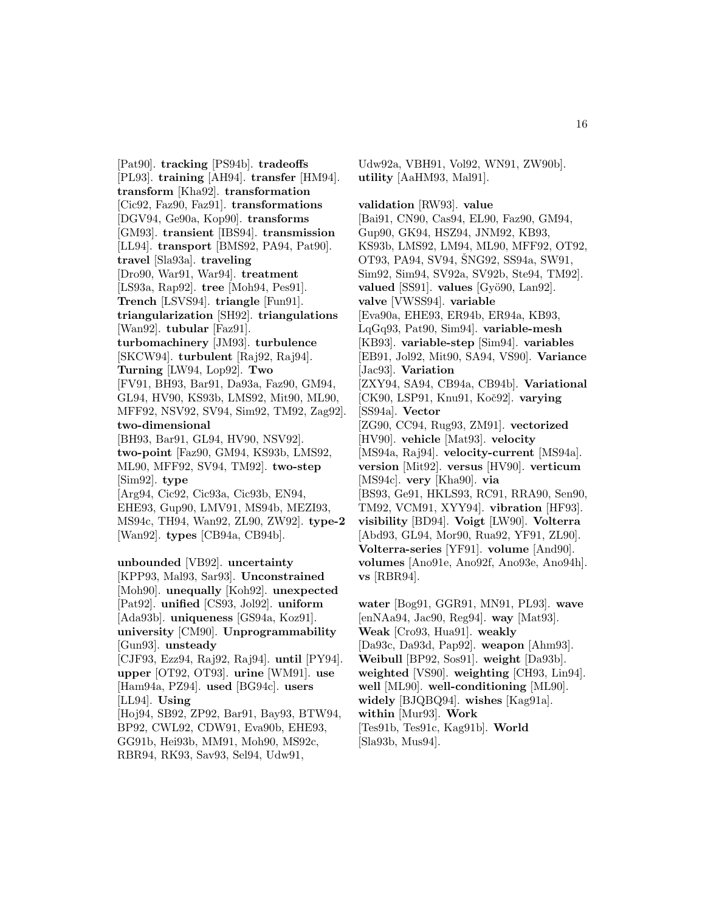[Pat90]. **tracking** [PS94b]. **tradeoffs** [PL93]. **training** [AH94]. **transfer** [HM94]. **transform** [Kha92]. **transformation** [Cic92, Faz90, Faz91]. **transformations** [DGV94, Ge90a, Kop90]. **transforms** [GM93]. **transient** [IBS94]. **transmission** [LL94]. **transport** [BMS92, PA94, Pat90]. **travel** [Sla93a]. **traveling** [Dro90, War91, War94]. **treatment** [LS93a, Rap92]. **tree** [Moh94, Pes91]. **Trench** [LSVS94]. **triangle** [Fun91]. **triangularization** [SH92]. **triangulations** [Wan92]. **tubular** [Faz91]. **turbomachinery** [JM93]. **turbulence** [SKCW94]. **turbulent** [Raj92, Raj94]. **Turning** [LW94, Lop92]. **Two** [FV91, BH93, Bar91, Da93a, Faz90, GM94, GL94, HV90, KS93b, LMS92, Mit90, ML90, MFF92, NSV92, SV94, Sim92, TM92, Zag92]. **two-dimensional** [BH93, Bar91, GL94, HV90, NSV92]. **two-point** [Faz90, GM94, KS93b, LMS92, ML90, MFF92, SV94, TM92]. **two-step** [Sim92]. **type** [Arg94, Cic92, Cic93a, Cic93b, EN94, EHE93, Gup90, LMV91, MS94b, MEZI93, MS94c, TH94, Wan92, ZL90, ZW92]. **type-2** [Wan92]. **types** [CB94a, CB94b].

**unbounded** [VB92]. **uncertainty** [KPP93, Mal93, Sar93]. **Unconstrained** [Moh90]. **unequally** [Koh92]. **unexpected** [Pat92]. **unified** [CS93, Jol92]. **uniform** [Ada93b]. **uniqueness** [GS94a, Koz91]. **university** [CM90]. **Unprogrammability** [Gun93]. **unsteady** [CJF93, Ezz94, Raj92, Raj94]. **until** [PY94]. **upper** [OT92, OT93]. **urine** [WM91]. **use** [Ham94a, PZ94]. **used** [BG94c]. **users** [LL94]. **Using** [Hoj94, SB92, ZP92, Bar91, Bay93, BTW94, BP92, CWL92, CDW91, Eva90b, EHE93, GG91b, Hei93b, MM91, Moh90, MS92c, RBR94, RK93, Sav93, Sel94, Udw91, Udw92a, VBH91, Vol92, WN91, ZW90b]. **utility** [AaHM93, Mal91].

**validation** [RW93]. **value** [Bai91, CN90, Cas94, EL90, Faz90, GM94, Gup90, GK94, HSZ94, JNM92, KB93, KS93b, LMS92, LM94, ML90, MFF92, OT92, OT93, PA94, SV94, ŠNG92, SS94a, SW91, Sim92, Sim94, SV92a, SV92b, Ste94, TM92]. **valued** [SS91]. **values** [Gyö90, Lan92]. **valve** [VWSS94]. **variable** [Eva90a, EHE93, ER94b, ER94a, KB93, LqGq93, Pat90, Sim94]. **variable-mesh** [KB93]. **variable-step** [Sim94]. **variables** [EB91, Jol92, Mit90, SA94, VS90]. **Variance** [Jac93]. **Variation** [ZXY94, SA94, CB94a, CB94b]. **Variational** [CK90, LSP91, Knu91, Koč92]. **varying** [SS94a]. **Vector** [ZG90, CC94, Rug93, ZM91]. **vectorized** [HV90]. **vehicle** [Mat93]. **velocity** [MS94a, Raj94]. **velocity-current** [MS94a]. **version** [Mit92]. **versus** [HV90]. **verticum** [MS94c]. **very** [Kha90]. **via** [BS93, Ge91, HKLS93, RC91, RRA90, Sen90, TM92, VCM91, XYY94]. **vibration** [HF93]. **visibility** [BD94]. **Voigt** [LW90]. **Volterra** [Abd93, GL94, Mor90, Rua92, YF91, ZL90]. **Volterra-series** [YF91]. **volume** [And90]. **volumes** [Ano91e, Ano92f, Ano93e, Ano94h]. **vs** [RBR94].

**water** [Bog91, GGR91, MN91, PL93]. **wave** [enNAa94, Jac90, Reg94]. **way** [Mat93]. **Weak** [Cro93, Hua91]. **weakly** [Da93c, Da93d, Pap92]. **weapon** [Ahm93]. **Weibull** [BP92, Sos91]. **weight** [Da93b]. **weighted** [VS90]. **weighting** [CH93, Lin94]. **well** [ML90]. **well-conditioning** [ML90]. **widely** [BJQBQ94]. **wishes** [Kag91a]. **within** [Mur93]. **Work** [Tes91b, Tes91c, Kag91b]. **World** [Sla93b, Mus94].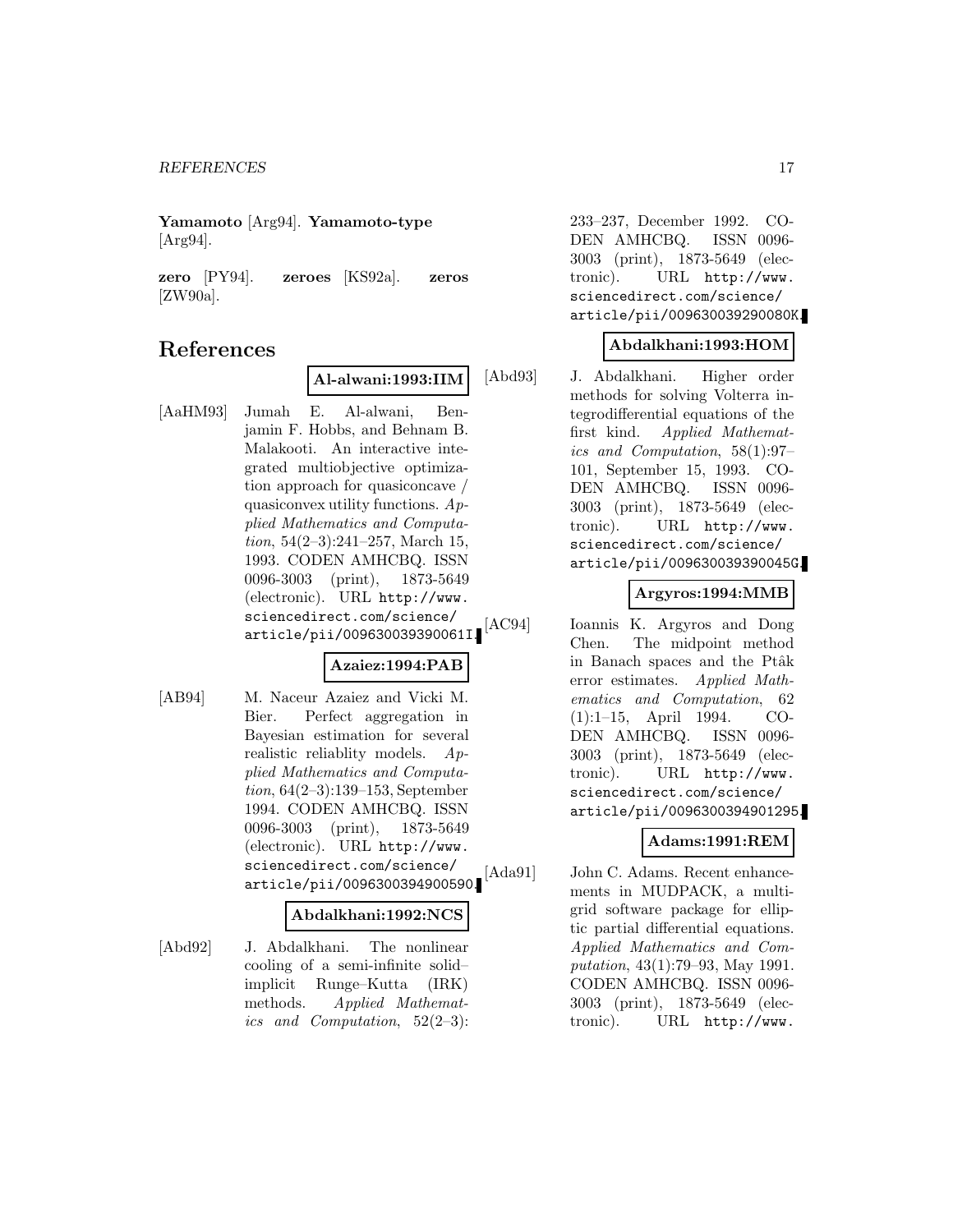**Yamamoto** [Arg94]. **Yamamoto-type** [Arg94].

**zero** [PY94]. **zeroes** [KS92a]. **zeros** [ZW90a].

# References

**Al-alwani:1993:IIM**

[AaHM93] Jumah E. Al-alwani, Benjamin F. Hobbs, and Behnam B. Malakooti. An interactive integrated multiobjective optimization approach for quasiconcave / quasiconvex utility functions. *Applied Mathematics and Computation*, 54(2–3):241–257, March 15, 1993. CODEN AMHCBQ. ISSN 0096-3003 (print), 1873-5649 (electronic). URL http://www.sciencedirect.com/science/article/pii/009630039390061I.

**Azaiez:1994:PAB**

[AB94] M. Naceur Azaiez and Vicki M. Bier. Perfect aggregation in Bayesian estimation for several realistic reliablity models. *Applied Mathematics and Computation*, 64(2–3):139–153, September 1994. CODEN AMHCBQ. ISSN 0096-3003 (print), 1873-5649 (electronic). URL http://www.sciencedirect.com/science/article/pii/0096300394900590.

**Abdalkhani:1992:NCS**

[Abd92] J. Abdalkhani. The nonlinear cooling of a semi-infinite solid–implicit Runge–Kutta (IRK) methods. *Applied Mathematics and Computation*, 52(2–3):233–237, December 1992. CODEN AMHCBQ. ISSN 0096-3003 (print), 1873-5649 (electronic). URL http://www.sciencedirect.com/science/article/pii/009630039290080K.

**Abdalkhani:1993:HOM**

[Abd93] J. Abdalkhani. Higher order methods for solving Volterra integrodifferential equations of the first kind. *Applied Mathematics and Computation*, 58(1):97–101, September 15, 1993. CODEN AMHCBQ. ISSN 0096-3003 (print), 1873-5649 (electronic). URL http://www.sciencedirect.com/science/article/pii/009630039390045G.

**Argyros:1994:MMB**

[AC94] Ioannis K. Argyros and Dong Chen. The midpoint method in Banach spaces and the Ptâk error estimates. *Applied Mathematics and Computation*, 62(1):1–15, April 1994. CODEN AMHCBQ. ISSN 0096-3003 (print), 1873-5649 (electronic). URL http://www.sciencedirect.com/science/article/pii/0096300394901295.

**Adams:1991:REM**

[Ada91] John C. Adams. Recent enhancements in MUDPACK, a multigrid software package for elliptic partial differential equations. *Applied Mathematics and Computation*, 43(1):79–93, May 1991. CODEN AMHCBQ. ISSN 0096-3003 (print), 1873-5649 (electronic). URL http://www.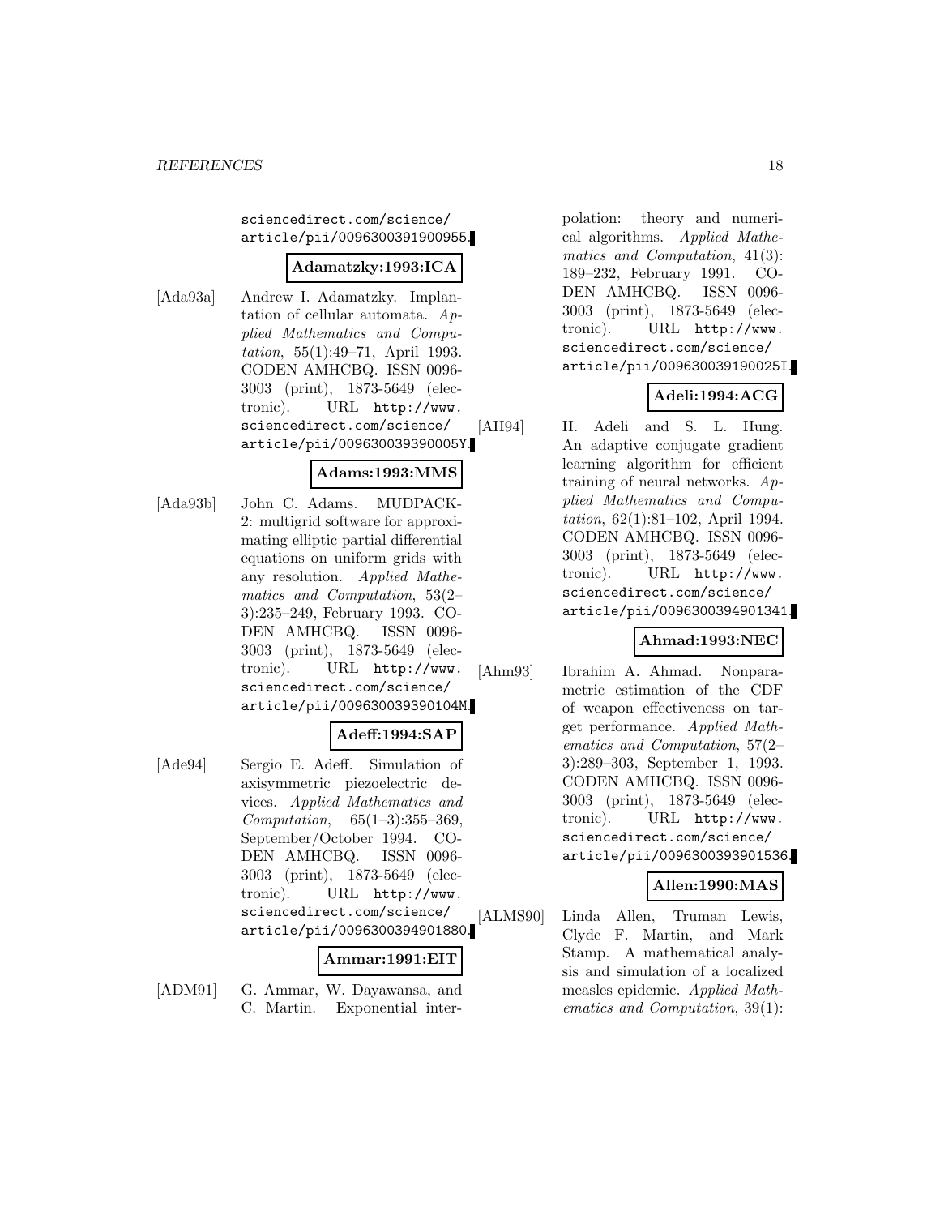sciencedirect.com/science/article/pii/0096300391900955.

**Adamatzky:1993:ICA**

[Ada93a] Andrew I. Adamatzky. Implantation of cellular automata. *Applied Mathematics and Computation*, 55(1):49–71, April 1993. CODEN AMHCBQ. ISSN 0096-3003 (print), 1873-5649 (electronic). URL http://www.sciencedirect.com/science/article/pii/009630039390005Y.

**Adams:1993:MMS**

[Ada93b] John C. Adams. MUDPACK-2: multigrid software for approximating elliptic partial differential equations on uniform grids with any resolution. *Applied Mathematics and Computation*, 53(2–3):235–249, February 1993. CODEN AMHCBQ. ISSN 0096-3003 (print), 1873-5649 (electronic). URL http://www.sciencedirect.com/science/article/pii/009630039390104M.

**Adeff:1994:SAP**

[Ade94] Sergio E. Adeff. Simulation of axisymmetric piezoelectric devices. *Applied Mathematics and Computation*, 65(1–3):355–369, September/October 1994. CODEN AMHCBQ. ISSN 0096-3003 (print), 1873-5649 (electronic). URL http://www.sciencedirect.com/science/article/pii/0096300394901880.

**Ammar:1991:EIT**

[ADM91] G. Ammar, W. Dayawansa, and C. Martin. Exponential interpolation: theory and numerical algorithms. *Applied Mathematics and Computation*, 41(3):189–232, February 1991. CODEN AMHCBQ. ISSN 0096-3003 (print), 1873-5649 (electronic). URL http://www.sciencedirect.com/science/article/pii/009630039190025I.

**Adeli:1994:ACG**

[AH94] H. Adeli and S. L. Hung. An adaptive conjugate gradient learning algorithm for efficient training of neural networks. *Applied Mathematics and Computation*, 62(1):81–102, April 1994. CODEN AMHCBQ. ISSN 0096-3003 (print), 1873-5649 (electronic). URL http://www.sciencedirect.com/science/article/pii/0096300394901341.

**Ahmad:1993:NEC**

[Ahm93] Ibrahim A. Ahmad. Nonparametric estimation of the CDF of weapon effectiveness on target performance. *Applied Mathematics and Computation*, 57(2–3):289–303, September 1, 1993. CODEN AMHCBQ. ISSN 0096-3003 (print), 1873-5649 (electronic). URL http://www.sciencedirect.com/science/article/pii/0096300393901536.

**Allen:1990:MAS**

[ALMS90] Linda Allen, Truman Lewis, Clyde F. Martin, and Mark Stamp. A mathematical analysis and simulation of a localized measles epidemic. *Applied Mathematics and Computation*, 39(1):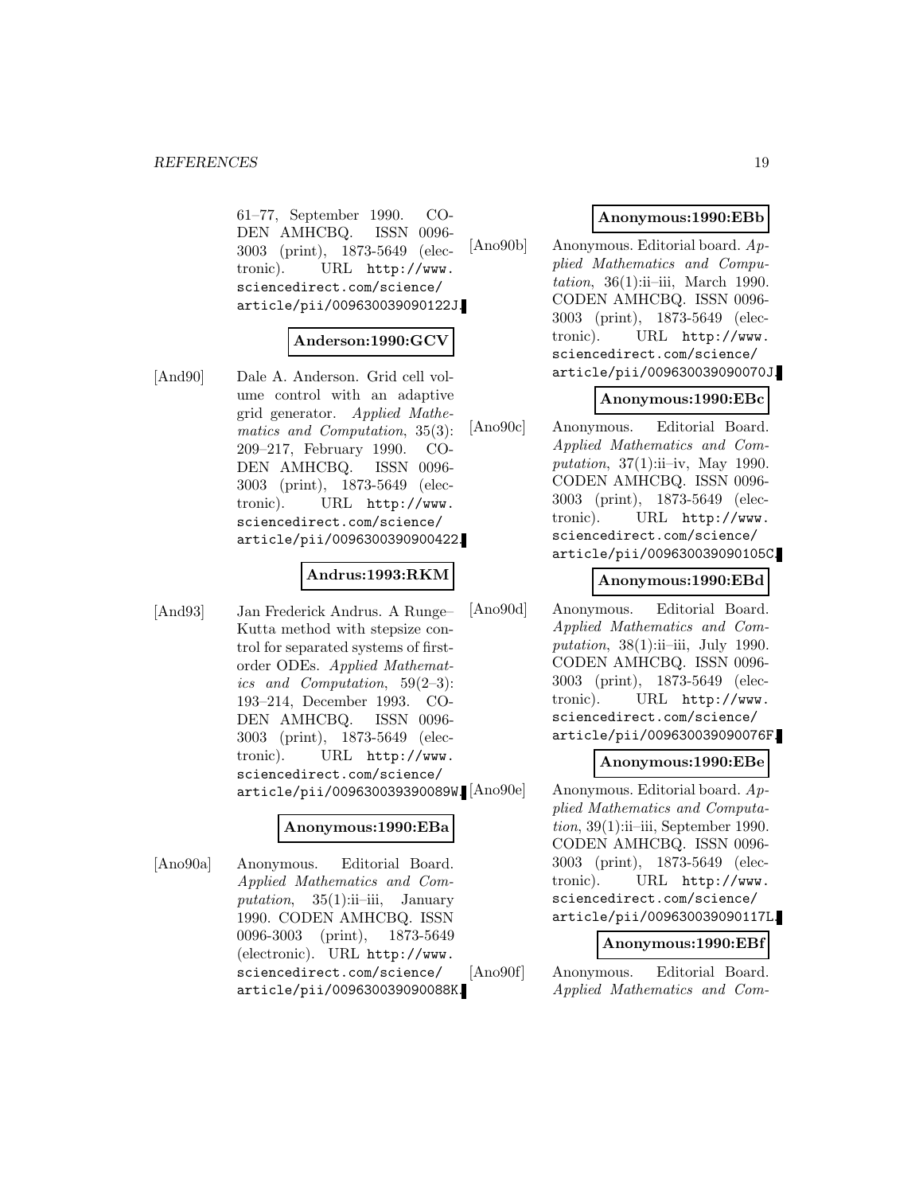61–77, September 1990. CODEN AMHCBQ. ISSN 0096-3003 (print), 1873-5649 (electronic). URL http://www.sciencedirect.com/science/article/pii/009630039090122J.

**Anderson:1990:GCV**

[And90] Dale A. Anderson. Grid cell volume control with an adaptive grid generator. *Applied Mathematics and Computation*, 35(3): 209–217, February 1990. CODEN AMHCBQ. ISSN 0096-3003 (print), 1873-5649 (electronic). URL http://www.sciencedirect.com/science/article/pii/0096300390900422.

**Andrus:1993:RKM**

[And93] Jan Frederick Andrus. A Runge–Kutta method with stepsize control for separated systems of first-order ODEs. *Applied Mathematics and Computation*, 59(2–3): 193–214, December 1993. CODEN AMHCBQ. ISSN 0096-3003 (print), 1873-5649 (electronic). URL http://www.sciencedirect.com/science/article/pii/009630039390089W.

**Anonymous:1990:EBa**

[Ano90a] Anonymous. Editorial Board. *Applied Mathematics and Computation*, 35(1):ii–iii, January 1990. CODEN AMHCBQ. ISSN 0096-3003 (print), 1873-5649 (electronic). URL http://www.sciencedirect.com/science/article/pii/009630039090088K.

**Anonymous:1990:EBb**

[Ano90b] Anonymous. Editorial board. *Applied Mathematics and Computation*, 36(1):ii–iii, March 1990. CODEN AMHCBQ. ISSN 0096-3003 (print), 1873-5649 (electronic). URL http://www.sciencedirect.com/science/article/pii/009630039090070J.

**Anonymous:1990:EBc**

[Ano90c] Anonymous. Editorial Board. *Applied Mathematics and Computation*, 37(1):ii–iv, May 1990. CODEN AMHCBQ. ISSN 0096-3003 (print), 1873-5649 (electronic). URL http://www.sciencedirect.com/science/article/pii/009630039090105C.

**Anonymous:1990:EBd**

[Ano90d] Anonymous. Editorial Board. *Applied Mathematics and Computation*, 38(1):ii–iii, July 1990. CODEN AMHCBQ. ISSN 0096-3003 (print), 1873-5649 (electronic). URL http://www.sciencedirect.com/science/article/pii/009630039090076F.

**Anonymous:1990:EBe**

[Ano90e] Anonymous. Editorial board. *Applied Mathematics and Computation*, 39(1):ii–iii, September 1990. CODEN AMHCBQ. ISSN 0096-3003 (print), 1873-5649 (electronic). URL http://www.sciencedirect.com/science/article/pii/009630039090117L.

**Anonymous:1990:EBf**

[Ano90f] Anonymous. Editorial Board. *Applied Mathematics and Com-*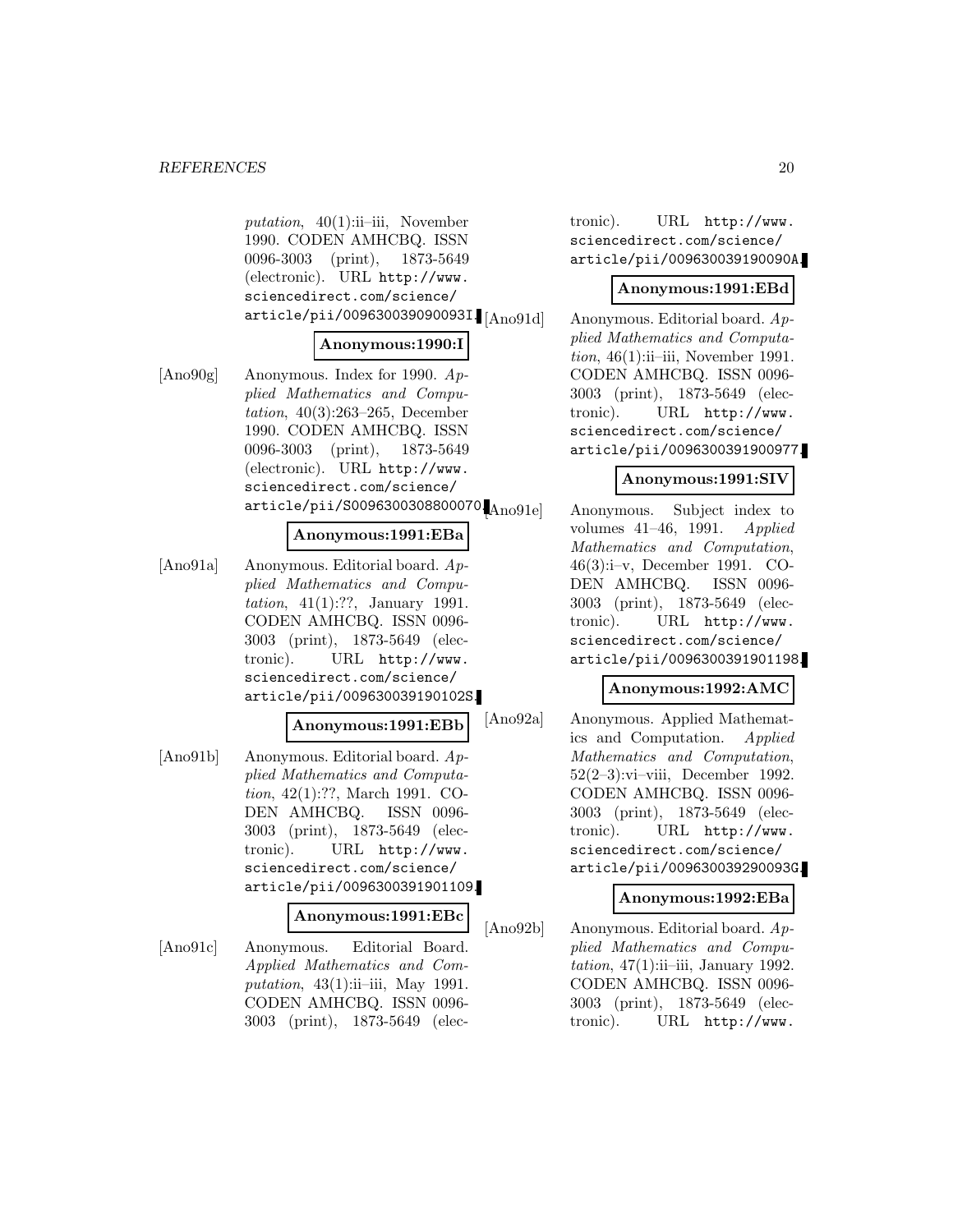*putation*, 40(1):ii–iii, November 1990. CODEN AMHCBQ. ISSN 0096-3003 (print), 1873-5649 (electronic). URL http://www.sciencedirect.com/science/article/pii/009630039090093I.

**Anonymous:1990:I**

[Ano90g] Anonymous. Index for 1990. *Applied Mathematics and Computation*, 40(3):263–265, December 1990. CODEN AMHCBQ. ISSN 0096-3003 (print), 1873-5649 (electronic). URL http://www.sciencedirect.com/science/article/pii/S0096300308800070.

**Anonymous:1991:EBa**

[Ano91a] Anonymous. Editorial board. *Applied Mathematics and Computation*, 41(1):??, January 1991. CODEN AMHCBQ. ISSN 0096-3003 (print), 1873-5649 (electronic). URL http://www.sciencedirect.com/science/article/pii/009630039190102S.

**Anonymous:1991:EBb**

[Ano91b] Anonymous. Editorial board. *Applied Mathematics and Computation*, 42(1):??, March 1991. CODEN AMHCBQ. ISSN 0096-3003 (print), 1873-5649 (electronic). URL http://www.sciencedirect.com/science/article/pii/0096300391901109.

**Anonymous:1991:EBc**

[Ano91c] Anonymous. Editorial Board. *Applied Mathematics and Computation*, 43(1):ii–iii, May 1991. CODEN AMHCBQ. ISSN 0096-3003 (print), 1873-5649 (electronic). URL http://www.sciencedirect.com/science/article/pii/009630039190090A.

**Anonymous:1991:EBd**

[Ano91d] Anonymous. Editorial board. *Applied Mathematics and Computation*, 46(1):ii–iii, November 1991. CODEN AMHCBQ. ISSN 0096-3003 (print), 1873-5649 (electronic). URL http://www.sciencedirect.com/science/article/pii/0096300391900977.

**Anonymous:1991:SIV**

[Ano91e] Anonymous. Subject index to volumes 41–46, 1991. *Applied Mathematics and Computation*, 46(3):i–v, December 1991. CODEN AMHCBQ. ISSN 0096-3003 (print), 1873-5649 (electronic). URL http://www.sciencedirect.com/science/article/pii/0096300391901198.

**Anonymous:1992:AMC**

[Ano92a] Anonymous. Applied Mathematics and Computation. *Applied Mathematics and Computation*, 52(2–3):vi–viii, December 1992. CODEN AMHCBQ. ISSN 0096-3003 (print), 1873-5649 (electronic). URL http://www.sciencedirect.com/science/article/pii/009630039290093G.

**Anonymous:1992:EBa**

[Ano92b] Anonymous. Editorial board. *Applied Mathematics and Computation*, 47(1):ii–iii, January 1992. CODEN AMHCBQ. ISSN 0096-3003 (print), 1873-5649 (electronic). URL http://www.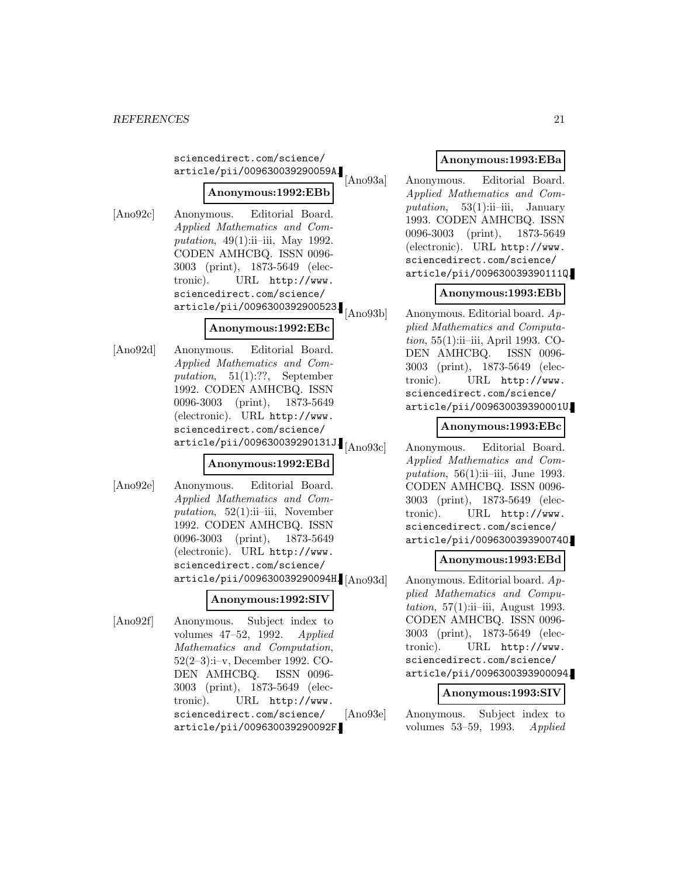sciencedirect.com/science/article/pii/009630039290059A.

**Anonymous:1992:EBb**

[Ano92c] Anonymous. Editorial Board. *Applied Mathematics and Computation*, 49(1):ii–iii, May 1992. CODEN AMHCBQ. ISSN 0096-3003 (print), 1873-5649 (electronic). URL http://www.sciencedirect.com/science/article/pii/0096300392900523.

**Anonymous:1992:EBc**

[Ano92d] Anonymous. Editorial Board. *Applied Mathematics and Computation*, 51(1):??, September 1992. CODEN AMHCBQ. ISSN 0096-3003 (print), 1873-5649 (electronic). URL http://www.sciencedirect.com/science/article/pii/009630039290131J.

**Anonymous:1992:EBd**

[Ano92e] Anonymous. Editorial Board. *Applied Mathematics and Computation*, 52(1):ii–iii, November 1992. CODEN AMHCBQ. ISSN 0096-3003 (print), 1873-5649 (electronic). URL http://www.sciencedirect.com/science/article/pii/009630039290094H.

**Anonymous:1992:SIV**

[Ano92f] Anonymous. Subject index to volumes 47–52, 1992. *Applied Mathematics and Computation*, 52(2–3):i–v, December 1992. CODEN AMHCBQ. ISSN 0096-3003 (print), 1873-5649 (electronic). URL http://www.sciencedirect.com/science/article/pii/009630039290092F.

**Anonymous:1993:EBa**

[Ano93a] Anonymous. Editorial Board. *Applied Mathematics and Computation*, 53(1):ii–iii, January 1993. CODEN AMHCBQ. ISSN 0096-3003 (print), 1873-5649 (electronic). URL http://www.sciencedirect.com/science/article/pii/009630039390111Q.

**Anonymous:1993:EBb**

[Ano93b] Anonymous. Editorial board. *Applied Mathematics and Computation*, 55(1):ii–iii, April 1993. CODEN AMHCBQ. ISSN 0096-3003 (print), 1873-5649 (electronic). URL http://www.sciencedirect.com/science/article/pii/009630039390001U.

**Anonymous:1993:EBc**

[Ano93c] Anonymous. Editorial Board. *Applied Mathematics and Computation*, 56(1):ii–iii, June 1993. CODEN AMHCBQ. ISSN 0096-3003 (print), 1873-5649 (electronic). URL http://www.sciencedirect.com/science/article/pii/009630039390074O.

**Anonymous:1993:EBd**

[Ano93d] Anonymous. Editorial board. *Applied Mathematics and Computation*, 57(1):ii–iii, August 1993. CODEN AMHCBQ. ISSN 0096-3003 (print), 1873-5649 (electronic). URL http://www.sciencedirect.com/science/article/pii/0096300393900094.

**Anonymous:1993:SIV**

[Ano93e] Anonymous. Subject index to volumes 53–59, 1993. *Applied*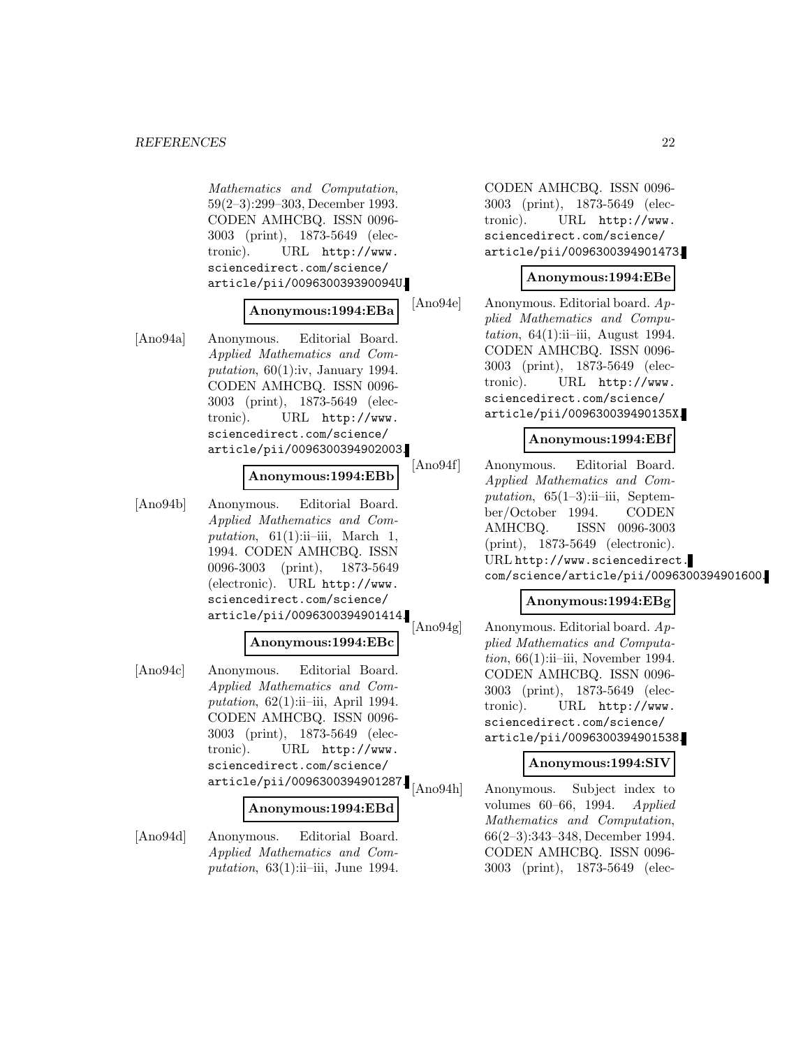*Mathematics and Computation*, 59(2–3):299–303, December 1993. CODEN AMHCBQ. ISSN 0096-3003 (print), 1873-5649 (electronic). URL http://www.sciencedirect.com/science/article/pii/009630039390094U.

**Anonymous:1994:EBa**

[Ano94a] Anonymous. Editorial Board. *Applied Mathematics and Computation*, 60(1):iv, January 1994. CODEN AMHCBQ. ISSN 0096-3003 (print), 1873-5649 (electronic). URL http://www.sciencedirect.com/science/article/pii/0096300394902003.

**Anonymous:1994:EBb**

[Ano94b] Anonymous. Editorial Board. *Applied Mathematics and Computation*, 61(1):ii–iii, March 1, 1994. CODEN AMHCBQ. ISSN 0096-3003 (print), 1873-5649 (electronic). URL http://www.sciencedirect.com/science/article/pii/0096300394901414.

**Anonymous:1994:EBc**

[Ano94c] Anonymous. Editorial Board. *Applied Mathematics and Computation*, 62(1):ii–iii, April 1994. CODEN AMHCBQ. ISSN 0096-3003 (print), 1873-5649 (electronic). URL http://www.sciencedirect.com/science/article/pii/0096300394901287.

**Anonymous:1994:EBd**

[Ano94d] Anonymous. Editorial Board. *Applied Mathematics and Computation*, 63(1):ii–iii, June 1994. CODEN AMHCBQ. ISSN 0096-3003 (print), 1873-5649 (electronic). URL http://www.sciencedirect.com/science/article/pii/0096300394901473.

**Anonymous:1994:EBe**

[Ano94e] Anonymous. Editorial board. *Applied Mathematics and Computation*, 64(1):ii–iii, August 1994. CODEN AMHCBQ. ISSN 0096-3003 (print), 1873-5649 (electronic). URL http://www.sciencedirect.com/science/article/pii/009630039490135X.

**Anonymous:1994:EBf**

[Ano94f] Anonymous. Editorial Board. *Applied Mathematics and Computation*, 65(1–3):ii–iii, September/October 1994. CODEN AMHCBQ. ISSN 0096-3003 (print), 1873-5649 (electronic). URL http://www.sciencedirect.com/science/article/pii/0096300394901600.

**Anonymous:1994:EBg**

[Ano94g] Anonymous. Editorial board. *Applied Mathematics and Computation*, 66(1):ii–iii, November 1994. CODEN AMHCBQ. ISSN 0096-3003 (print), 1873-5649 (electronic). URL http://www.sciencedirect.com/science/article/pii/0096300394901538.

**Anonymous:1994:SIV**

[Ano94h] Anonymous. Subject index to volumes 60–66, 1994. *Applied Mathematics and Computation*, 66(2–3):343–348, December 1994. CODEN AMHCBQ. ISSN 0096-3003 (print), 1873-5649 (elec-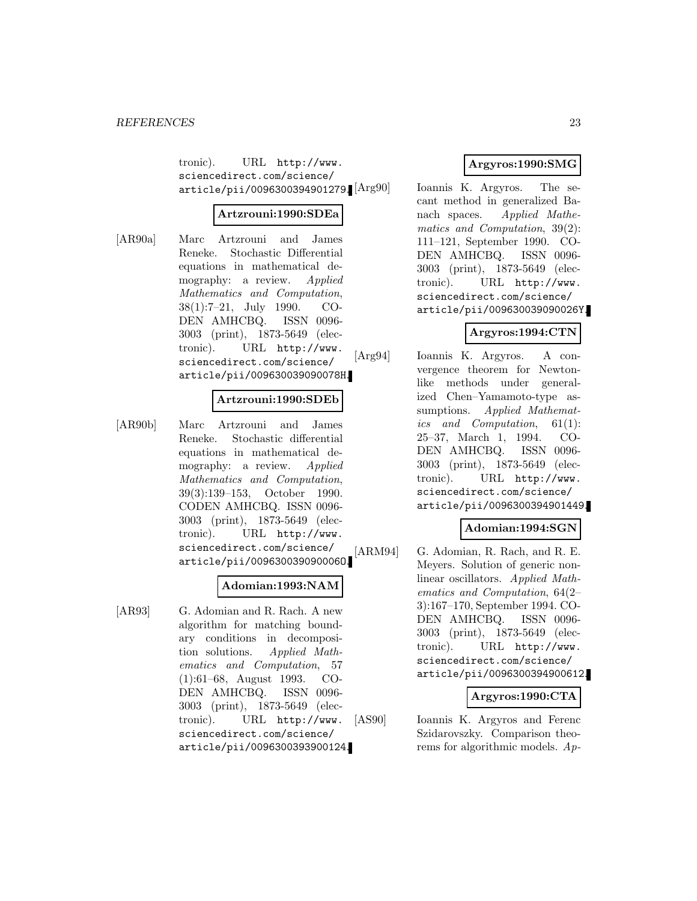tronic). URL http://www.sciencedirect.com/science/article/pii/0096300394901279.

**Artzrouni:1990:SDEa**

[AR90a] Marc Artzrouni and James Reneke. Stochastic Differential equations in mathematical demography: a review. *Applied Mathematics and Computation*, 38(1):7–21, July 1990. CODEN AMHCBQ. ISSN 0096-3003 (print), 1873-5649 (electronic). URL http://www.sciencedirect.com/science/article/pii/009630039090078H.

**Artzrouni:1990:SDEb**

[AR90b] Marc Artzrouni and James Reneke. Stochastic differential equations in mathematical demography: a review. *Applied Mathematics and Computation*, 39(3):139–153, October 1990. CODEN AMHCBQ. ISSN 0096-3003 (print), 1873-5649 (electronic). URL http://www.sciencedirect.com/science/article/pii/009630039090006O.

**Adomian:1993:NAM**

[AR93] G. Adomian and R. Rach. A new algorithm for matching boundary conditions in decomposition solutions. *Applied Mathematics and Computation*, 57 (1):61–68, August 1993. CODEN AMHCBQ. ISSN 0096-3003 (print), 1873-5649 (electronic). URL http://www.sciencedirect.com/science/article/pii/0096300393900124.

**Argyros:1990:SMG**

[Arg90] Ioannis K. Argyros. The secant method in generalized Banach spaces. *Applied Mathematics and Computation*, 39(2): 111–121, September 1990. CODEN AMHCBQ. ISSN 0096-3003 (print), 1873-5649 (electronic). URL http://www.sciencedirect.com/science/article/pii/009630039090026Y.

**Argyros:1994:CTN**

[Arg94] Ioannis K. Argyros. A convergence theorem for Newton-like methods under generalized Chen–Yamamoto-type assumptions. *Applied Mathematics and Computation*, 61(1): 25–37, March 1, 1994. CODEN AMHCBQ. ISSN 0096-3003 (print), 1873-5649 (electronic). URL http://www.sciencedirect.com/science/article/pii/0096300394901449.

**Adomian:1994:SGN**

[ARM94] G. Adomian, R. Rach, and R. E. Meyers. Solution of generic nonlinear oscillators. *Applied Mathematics and Computation*, 64(2–3):167–170, September 1994. CODEN AMHCBQ. ISSN 0096-3003 (print), 1873-5649 (electronic). URL http://www.sciencedirect.com/science/article/pii/0096300394900612.

**Argyros:1990:CTA**

[AS90] Ioannis K. Argyros and Ferenc Szidarovszky. Comparison theorems for algorithmic models. *Ap-*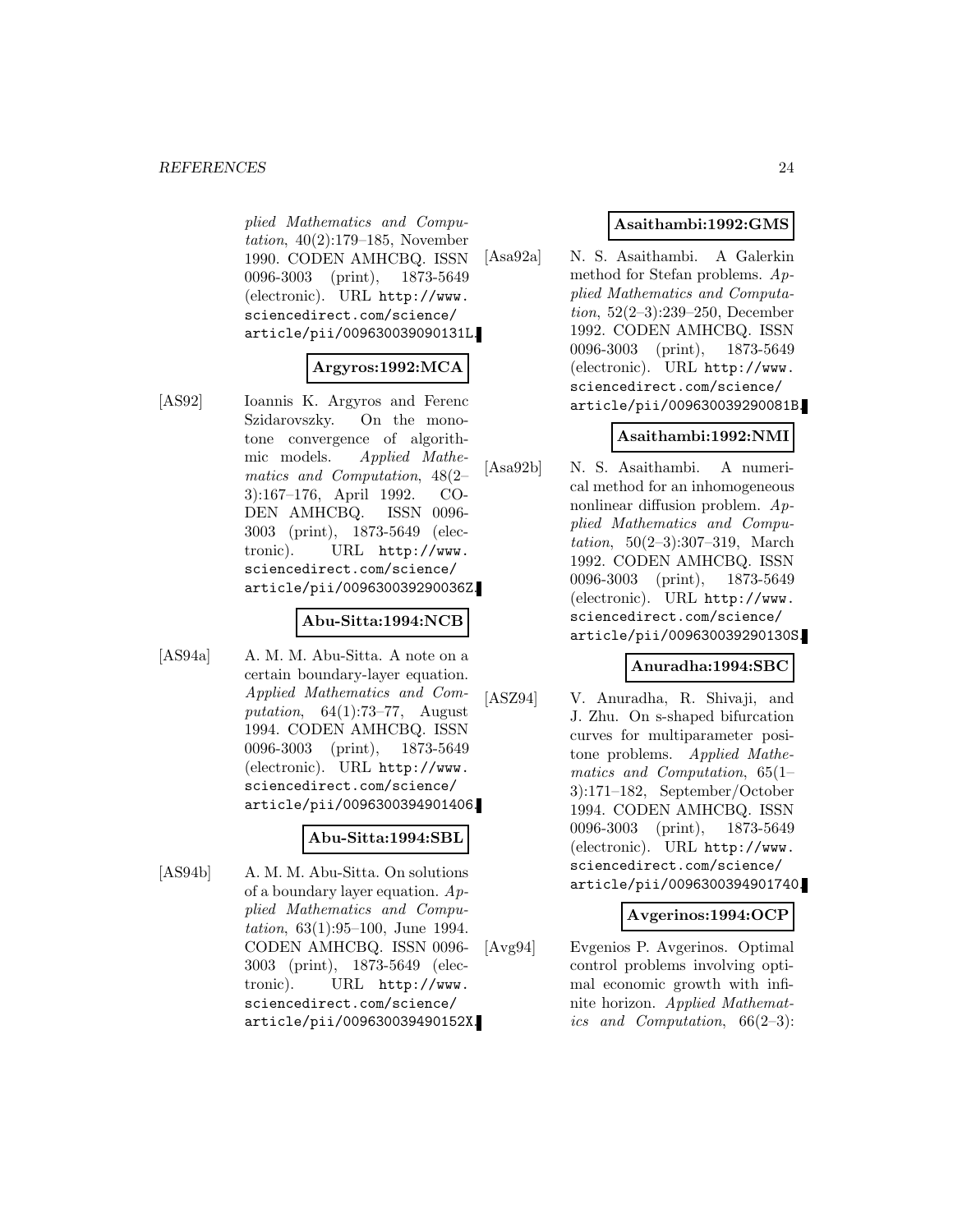plied Mathematics and Computation, 40(2):179–185, November 1990. CODEN AMHCBQ. ISSN 0096-3003 (print), 1873-5649 (electronic). URL http://www.sciencedirect.com/science/article/pii/009630039090131L.

**Argyros:1992:MCA**

[AS92] Ioannis K. Argyros and Ferenc Szidarovszky. On the monotone convergence of algorithmic models. *Applied Mathematics and Computation*, 48(2–3):167–176, April 1992. CODEN AMHCBQ. ISSN 0096-3003 (print), 1873-5649 (electronic). URL http://www.sciencedirect.com/science/article/pii/009630039290036Z.

**Abu-Sitta:1994:NCB**

[AS94a] A. M. M. Abu-Sitta. A note on a certain boundary-layer equation. *Applied Mathematics and Computation*, 64(1):73–77, August 1994. CODEN AMHCBQ. ISSN 0096-3003 (print), 1873-5649 (electronic). URL http://www.sciencedirect.com/science/article/pii/0096300394901406.

**Abu-Sitta:1994:SBL**

[AS94b] A. M. M. Abu-Sitta. On solutions of a boundary layer equation. *Applied Mathematics and Computation*, 63(1):95–100, June 1994. CODEN AMHCBQ. ISSN 0096-3003 (print), 1873-5649 (electronic). URL http://www.sciencedirect.com/science/article/pii/009630039490152X.

**Asaithambi:1992:GMS**

[Asa92a] N. S. Asaithambi. A Galerkin method for Stefan problems. *Applied Mathematics and Computation*, 52(2–3):239–250, December 1992. CODEN AMHCBQ. ISSN 0096-3003 (print), 1873-5649 (electronic). URL http://www.sciencedirect.com/science/article/pii/009630039290081B.

**Asaithambi:1992:NMI**

[Asa92b] N. S. Asaithambi. A numerical method for an inhomogeneous nonlinear diffusion problem. *Applied Mathematics and Computation*, 50(2–3):307–319, March 1992. CODEN AMHCBQ. ISSN 0096-3003 (print), 1873-5649 (electronic). URL http://www.sciencedirect.com/science/article/pii/009630039290130S.

**Anuradha:1994:SBC**

[ASZ94] V. Anuradha, R. Shivaji, and J. Zhu. On s-shaped bifurcation curves for multiparameter positone problems. *Applied Mathematics and Computation*, 65(1–3):171–182, September/October 1994. CODEN AMHCBQ. ISSN 0096-3003 (print), 1873-5649 (electronic). URL http://www.sciencedirect.com/science/article/pii/0096300394901740.

**Avgerinos:1994:OCP**

[Avg94] Evgenios P. Avgerinos. Optimal control problems involving optimal economic growth with infinite horizon. *Applied Mathematics and Computation*, 66(2–3):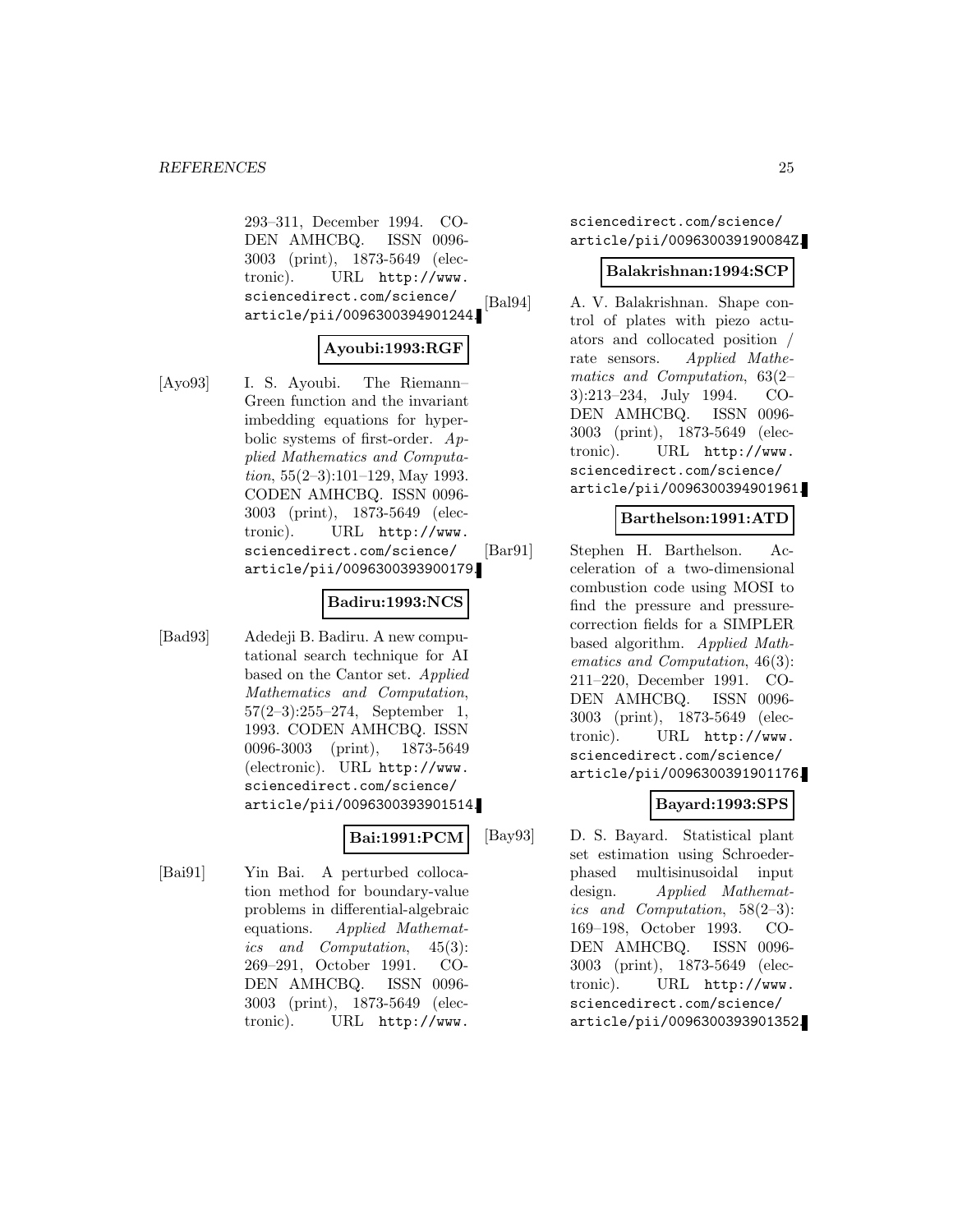293–311, December 1994. CODEN AMHCBQ. ISSN 0096-3003 (print), 1873-5649 (electronic). URL http://www.sciencedirect.com/science/article/pii/0096300394901244.

**Ayoubi:1993:RGF**

[Ayo93] I. S. Ayoubi. The Riemann–Green function and the invariant imbedding equations for hyperbolic systems of first-order. *Applied Mathematics and Computation*, 55(2–3):101–129, May 1993. CODEN AMHCBQ. ISSN 0096-3003 (print), 1873-5649 (electronic). URL http://www.sciencedirect.com/science/article/pii/0096300393900179.

**Badiru:1993:NCS**

[Bad93] Adedeji B. Badiru. A new computational search technique for AI based on the Cantor set. *Applied Mathematics and Computation*, 57(2–3):255–274, September 1, 1993. CODEN AMHCBQ. ISSN 0096-3003 (print), 1873-5649 (electronic). URL http://www.sciencedirect.com/science/article/pii/0096300393901514.

**Bai:1991:PCM**

[Bai91] Yin Bai. A perturbed collocation method for boundary-value problems in differential-algebraic equations. *Applied Mathematics and Computation*, 45(3):269–291, October 1991. CODEN AMHCBQ. ISSN 0096-3003 (print), 1873-5649 (electronic). URL http://www.sciencedirect.com/science/article/pii/009630039190084Z.

**Balakrishnan:1994:SCP**

[Bal94] A. V. Balakrishnan. Shape control of plates with piezo actuators and collocated position / rate sensors. *Applied Mathematics and Computation*, 63(2–3):213–234, July 1994. CODEN AMHCBQ. ISSN 0096-3003 (print), 1873-5649 (electronic). URL http://www.sciencedirect.com/science/article/pii/0096300394901961.

**Barthelson:1991:ATD**

[Bar91] Stephen H. Barthelson. Acceleration of a two-dimensional combustion code using MOSI to find the pressure and pressure-correction fields for a SIMPLER based algorithm. *Applied Mathematics and Computation*, 46(3):211–220, December 1991. CODEN AMHCBQ. ISSN 0096-3003 (print), 1873-5649 (electronic). URL http://www.sciencedirect.com/science/article/pii/0096300391901176.

**Bayard:1993:SPS**

[Bay93] D. S. Bayard. Statistical plant set estimation using Schroeder-phased multisinusoidal input design. *Applied Mathematics and Computation*, 58(2–3):169–198, October 1993. CODEN AMHCBQ. ISSN 0096-3003 (print), 1873-5649 (electronic). URL http://www.sciencedirect.com/science/article/pii/0096300393901352.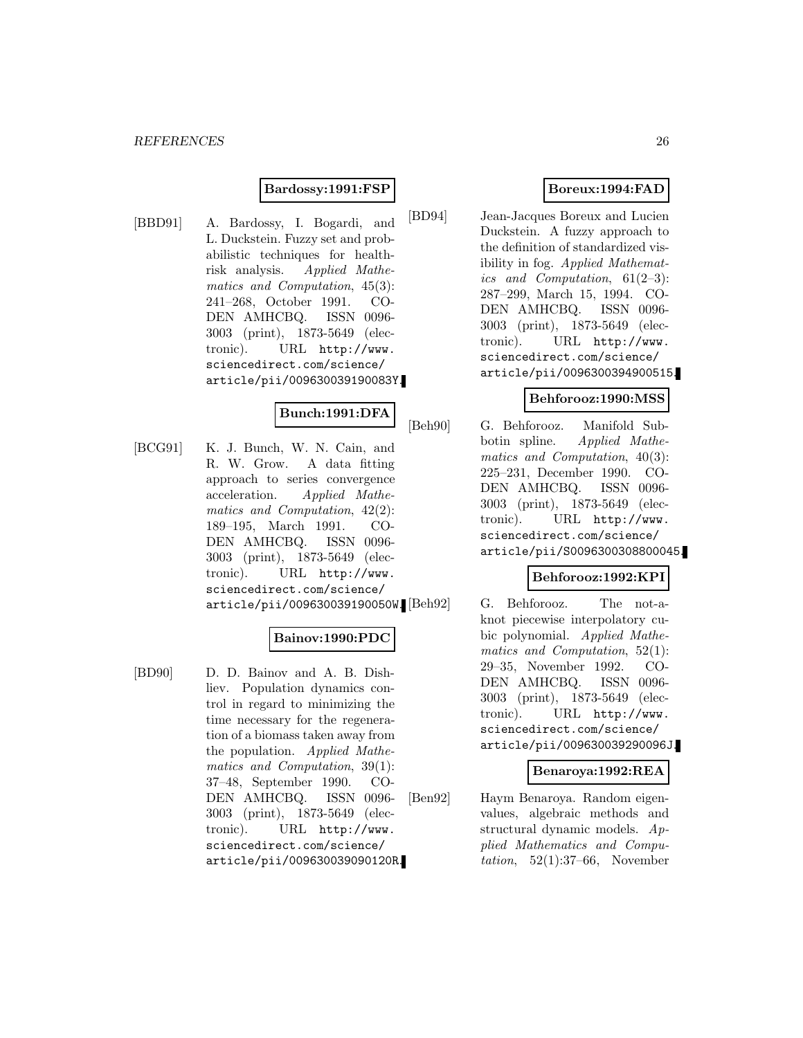**Bardossy:1991:FSP**

[BBD91] A. Bardossy, I. Bogardi, and L. Duckstein. Fuzzy set and probabilistic techniques for health-risk analysis. *Applied Mathematics and Computation*, 45(3): 241–268, October 1991. CODEN AMHCBQ. ISSN 0096-3003 (print), 1873-5649 (electronic). URL http://www.sciencedirect.com/science/article/pii/009630039190083Y.

**Bunch:1991:DFA**

[BCG91] K. J. Bunch, W. N. Cain, and R. W. Grow. A data fitting approach to series convergence acceleration. *Applied Mathematics and Computation*, 42(2): 189–195, March 1991. CODEN AMHCBQ. ISSN 0096-3003 (print), 1873-5649 (electronic). URL http://www.sciencedirect.com/science/article/pii/009630039190050W.

**Bainov:1990:PDC**

[BD90] D. D. Bainov and A. B. Dishliev. Population dynamics control in regard to minimizing the time necessary for the regeneration of a biomass taken away from the population. *Applied Mathematics and Computation*, 39(1): 37–48, September 1990. CODEN AMHCBQ. ISSN 0096-3003 (print), 1873-5649 (electronic). URL http://www.sciencedirect.com/science/article/pii/009630039090120R.

**Boreux:1994:FAD**

[BD94] Jean-Jacques Boreux and Lucien Duckstein. A fuzzy approach to the definition of standardized visibility in fog. *Applied Mathematics and Computation*, 61(2–3): 287–299, March 15, 1994. CODEN AMHCBQ. ISSN 0096-3003 (print), 1873-5649 (electronic). URL http://www.sciencedirect.com/science/article/pii/0096300394900515.

**Behforooz:1990:MSS**

[Beh90] G. Behforooz. Manifold Subbotin spline. *Applied Mathematics and Computation*, 40(3): 225–231, December 1990. CODEN AMHCBQ. ISSN 0096-3003 (print), 1873-5649 (electronic). URL http://www.sciencedirect.com/science/article/pii/S0096300308800045.

**Behforooz:1992:KPI**

[Beh92] G. Behforooz. The not-a-knot piecewise interpolatory cubic polynomial. *Applied Mathematics and Computation*, 52(1): 29–35, November 1992. CODEN AMHCBQ. ISSN 0096-3003 (print), 1873-5649 (electronic). URL http://www.sciencedirect.com/science/article/pii/009630039290096J.

**Benaroya:1992:REA**

[Ben92] Haym Benaroya. Random eigenvalues, algebraic methods and structural dynamic models. *Applied Mathematics and Computation*, 52(1):37–66, November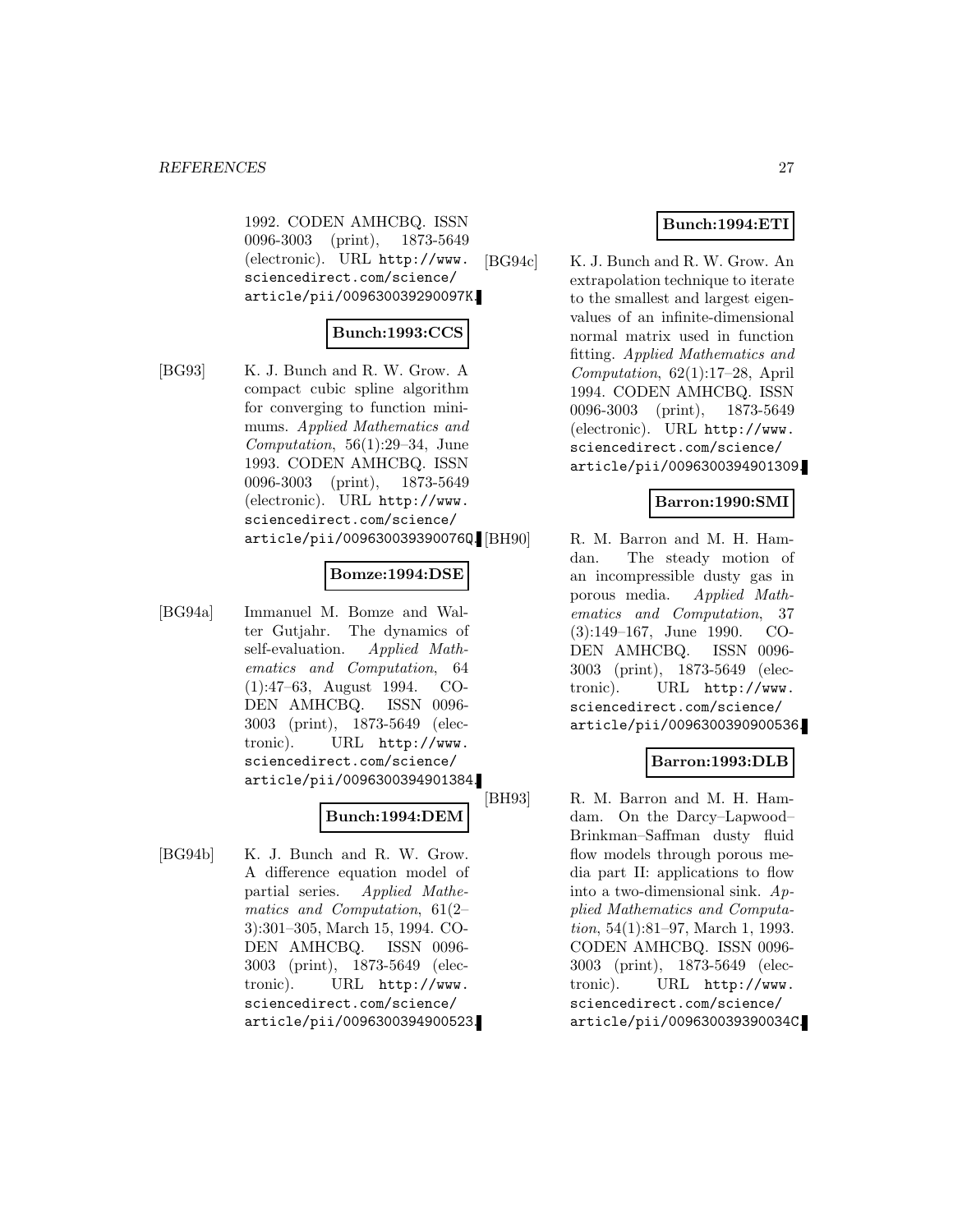1992. CODEN AMHCBQ. ISSN 0096-3003 (print), 1873-5649 (electronic). URL http://www.sciencedirect.com/science/article/pii/009630039290097K.

**Bunch:1993:CCS**

[BG93] K. J. Bunch and R. W. Grow. A compact cubic spline algorithm for converging to function minimums. *Applied Mathematics and Computation*, 56(1):29–34, June 1993. CODEN AMHCBQ. ISSN 0096-3003 (print), 1873-5649 (electronic). URL http://www.sciencedirect.com/science/article/pii/009630039390076Q.

**Bomze:1994:DSE**

[BG94a] Immanuel M. Bomze and Walter Gutjahr. The dynamics of self-evaluation. *Applied Mathematics and Computation*, 64 (1):47–63, August 1994. CODEN AMHCBQ. ISSN 0096-3003 (print), 1873-5649 (electronic). URL http://www.sciencedirect.com/science/article/pii/0096300394901384.

**Bunch:1994:DEM**

[BG94b] K. J. Bunch and R. W. Grow. A difference equation model of partial series. *Applied Mathematics and Computation*, 61(2–3):301–305, March 15, 1994. CODEN AMHCBQ. ISSN 0096-3003 (print), 1873-5649 (electronic). URL http://www.sciencedirect.com/science/article/pii/0096300394900523.

**Bunch:1994:ETI**

[BG94c] K. J. Bunch and R. W. Grow. An extrapolation technique to iterate to the smallest and largest eigenvalues of an infinite-dimensional normal matrix used in function fitting. *Applied Mathematics and Computation*, 62(1):17–28, April 1994. CODEN AMHCBQ. ISSN 0096-3003 (print), 1873-5649 (electronic). URL http://www.sciencedirect.com/science/article/pii/0096300394901309.

**Barron:1990:SMI**

[BH90] R. M. Barron and M. H. Hamdan. The steady motion of an incompressible dusty gas in porous media. *Applied Mathematics and Computation*, 37 (3):149–167, June 1990. CODEN AMHCBQ. ISSN 0096-3003 (print), 1873-5649 (electronic). URL http://www.sciencedirect.com/science/article/pii/0096300390900536.

**Barron:1993:DLB**

[BH93] R. M. Barron and M. H. Hamdam. On the Darcy–Lapwood–Brinkman–Saffman dusty fluid flow models through porous media part II: applications to flow into a two-dimensional sink. *Applied Mathematics and Computation*, 54(1):81–97, March 1, 1993. CODEN AMHCBQ. ISSN 0096-3003 (print), 1873-5649 (electronic). URL http://www.sciencedirect.com/science/article/pii/009630039390034C.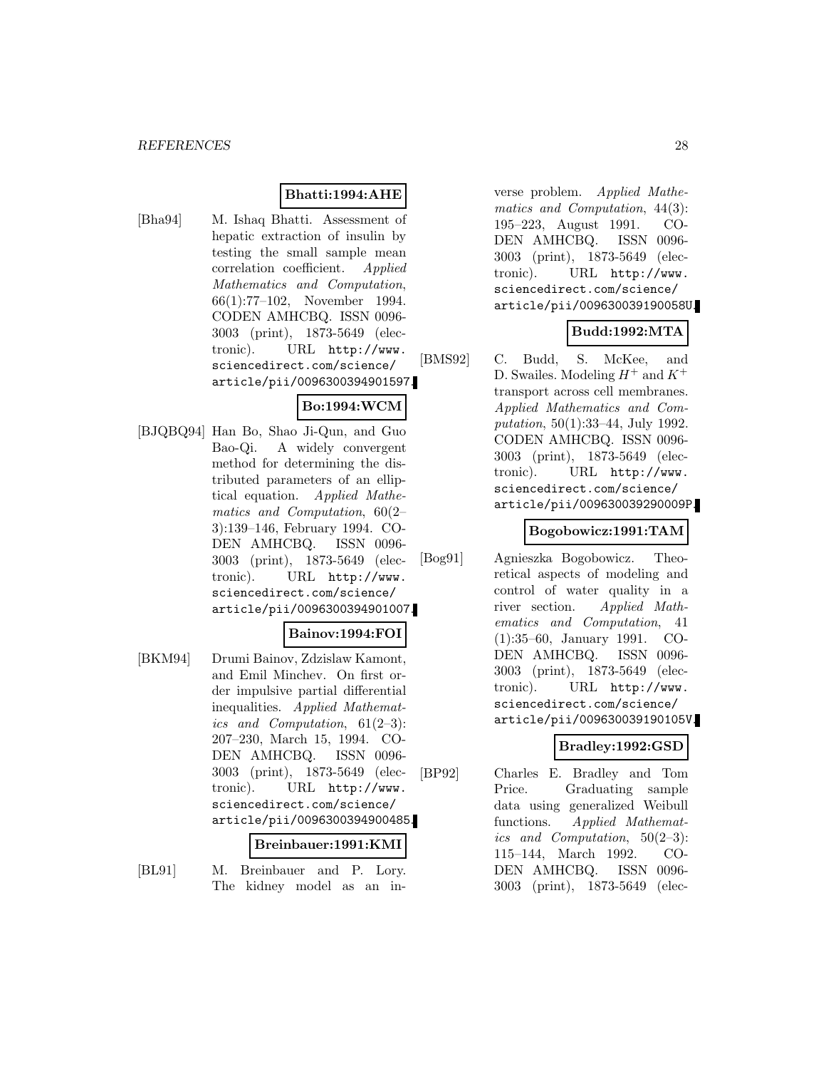**Bhatti:1994:AHE**

[Bha94] M. Ishaq Bhatti. Assessment of hepatic extraction of insulin by testing the small sample mean correlation coefficient. *Applied Mathematics and Computation*, 66(1):77–102, November 1994. CODEN AMHCBQ. ISSN 0096-3003 (print), 1873-5649 (electronic). URL http://www.sciencedirect.com/science/article/pii/0096300394901597.

**Bo:1994:WCM**

[BJQBQ94] Han Bo, Shao Ji-Qun, and Guo Bao-Qi. A widely convergent method for determining the distributed parameters of an elliptical equation. *Applied Mathematics and Computation*, 60(2–3):139–146, February 1994. CODEN AMHCBQ. ISSN 0096-3003 (print), 1873-5649 (electronic). URL http://www.sciencedirect.com/science/article/pii/0096300394901007.

**Bainov:1994:FOI**

[BKM94] Drumi Bainov, Zdzislaw Kamont, and Emil Minchev. On first order impulsive partial differential inequalities. *Applied Mathematics and Computation*, 61(2–3):207–230, March 15, 1994. CODEN AMHCBQ. ISSN 0096-3003 (print), 1873-5649 (electronic). URL http://www.sciencedirect.com/science/article/pii/0096300394900485.

**Breinbauer:1991:KMI**

[BL91] M. Breinbauer and P. Lory. The kidney model as an inverse problem. *Applied Mathematics and Computation*, 44(3):195–223, August 1991. CODEN AMHCBQ. ISSN 0096-3003 (print), 1873-5649 (electronic). URL http://www.sciencedirect.com/science/article/pii/009630039190058U.

**Budd:1992:MTA**

[BMS92] C. Budd, S. McKee, and D. Swailes. Modeling $H^+$ and $K^+$ transport across cell membranes. *Applied Mathematics and Computation*, 50(1):33–44, July 1992. CODEN AMHCBQ. ISSN 0096-3003 (print), 1873-5649 (electronic). URL http://www.sciencedirect.com/science/article/pii/009630039290009P.

**Bogobowicz:1991:TAM**

[Bog91] Agnieszka Bogobowicz. Theoretical aspects of modeling and control of water quality in a river section. *Applied Mathematics and Computation*, 41(1):35–60, January 1991. CODEN AMHCBQ. ISSN 0096-3003 (print), 1873-5649 (electronic). URL http://www.sciencedirect.com/science/article/pii/009630039190105V.

**Bradley:1992:GSD**

[BP92] Charles E. Bradley and Tom Price. Graduating sample data using generalized Weibull functions. *Applied Mathematics and Computation*, 50(2–3):115–144, March 1992. CODEN AMHCBQ. ISSN 0096-3003 (print), 1873-5649 (elec-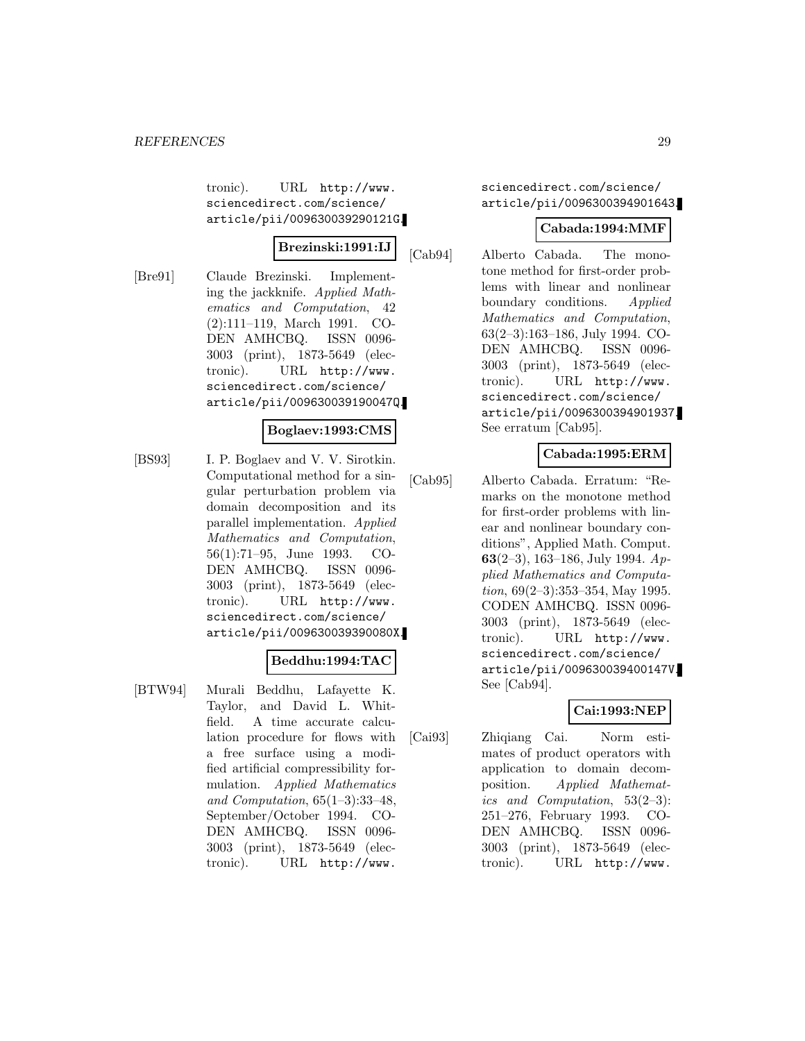tronic). URL http://www.sciencedirect.com/science/article/pii/009630039290121G.

**Brezinski:1991:IJ**

[Bre91] Claude Brezinski. Implementing the jackknife. *Applied Mathematics and Computation*, 42 (2):111–119, March 1991. CODEN AMHCBQ. ISSN 0096-3003 (print), 1873-5649 (electronic). URL http://www.sciencedirect.com/science/article/pii/009630039190047Q.

**Boglaev:1993:CMS**

[BS93] I. P. Boglaev and V. V. Sirotkin. Computational method for a singular perturbation problem via domain decomposition and its parallel implementation. *Applied Mathematics and Computation*, 56(1):71–95, June 1993. CODEN AMHCBQ. ISSN 0096-3003 (print), 1873-5649 (electronic). URL http://www.sciencedirect.com/science/article/pii/009630039390080X.

**Beddhu:1994:TAC**

[BTW94] Murali Beddhu, Lafayette K. Taylor, and David L. Whitfield. A time accurate calculation procedure for flows with a free surface using a modified artificial compressibility formulation. *Applied Mathematics and Computation*, 65(1–3):33–48, September/October 1994. CODEN AMHCBQ. ISSN 0096-3003 (print), 1873-5649 (electronic). URL http://www.sciencedirect.com/science/article/pii/0096300394901643.

**Cabada:1994:MMF**

[Cab94] Alberto Cabada. The monotone method for first-order problems with linear and nonlinear boundary conditions. *Applied Mathematics and Computation*, 63(2–3):163–186, July 1994. CODEN AMHCBQ. ISSN 0096-3003 (print), 1873-5649 (electronic). URL http://www.sciencedirect.com/science/article/pii/0096300394901937. See erratum [Cab95].

**Cabada:1995:ERM**

[Cab95] Alberto Cabada. Erratum: "Remarks on the monotone method for first-order problems with linear and nonlinear boundary conditions", Applied Math. Comput. **63**(2–3), 163–186, July 1994. *Applied Mathematics and Computation*, 69(2–3):353–354, May 1995. CODEN AMHCBQ. ISSN 0096-3003 (print), 1873-5649 (electronic). URL http://www.sciencedirect.com/science/article/pii/009630039400147V. See [Cab94].

**Cai:1993:NEP**

[Cai93] Zhiqiang Cai. Norm estimates of product operators with application to domain decomposition. *Applied Mathematics and Computation*, 53(2–3): 251–276, February 1993. CODEN AMHCBQ. ISSN 0096-3003 (print), 1873-5649 (electronic). URL http://www.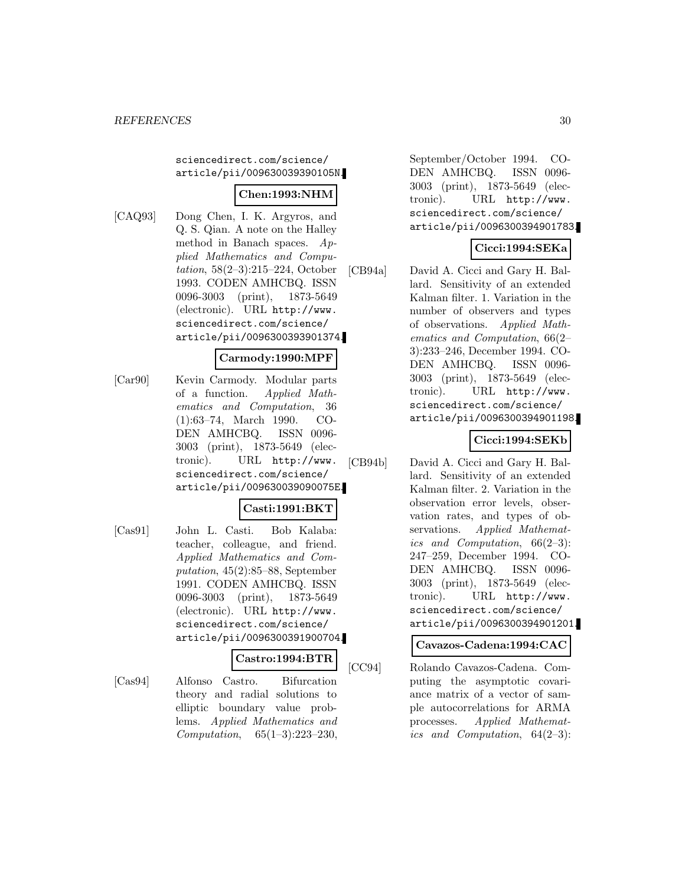sciencedirect.com/science/article/pii/009630039390105N.

**Chen:1993:NHM**

[CAQ93] Dong Chen, I. K. Argyros, and Q. S. Qian. A note on the Halley method in Banach spaces. *Applied Mathematics and Computation*, 58(2–3):215–224, October 1993. CODEN AMHCBQ. ISSN 0096-3003 (print), 1873-5649 (electronic). URL http://www.sciencedirect.com/science/article/pii/0096300393901374.

**Carmody:1990:MPF**

[Car90] Kevin Carmody. Modular parts of a function. *Applied Mathematics and Computation*, 36 (1):63–74, March 1990. CODEN AMHCBQ. ISSN 0096-3003 (print), 1873-5649 (electronic). URL http://www.sciencedirect.com/science/article/pii/009630039090075E.

**Casti:1991:BKT**

[Cas91] John L. Casti. Bob Kalaba: teacher, colleague, and friend. *Applied Mathematics and Computation*, 45(2):85–88, September 1991. CODEN AMHCBQ. ISSN 0096-3003 (print), 1873-5649 (electronic). URL http://www.sciencedirect.com/science/article/pii/0096300391900704.

**Castro:1994:BTR**

[Cas94] Alfonso Castro. Bifurcation theory and radial solutions to elliptic boundary value problems. *Applied Mathematics and Computation*, 65(1–3):223–230, September/October 1994. CODEN AMHCBQ. ISSN 0096-3003 (print), 1873-5649 (electronic). URL http://www.sciencedirect.com/science/article/pii/0096300394901783.

**Cicci:1994:SEKa**

[CB94a] David A. Cicci and Gary H. Ballard. Sensitivity of an extended Kalman filter. 1. Variation in the number of observers and types of observations. *Applied Mathematics and Computation*, 66(2–3):233–246, December 1994. CODEN AMHCBQ. ISSN 0096-3003 (print), 1873-5649 (electronic). URL http://www.sciencedirect.com/science/article/pii/0096300394901198.

**Cicci:1994:SEKb**

[CB94b] David A. Cicci and Gary H. Ballard. Sensitivity of an extended Kalman filter. 2. Variation in the observation error levels, observation rates, and types of observations. *Applied Mathematics and Computation*, 66(2–3): 247–259, December 1994. CODEN AMHCBQ. ISSN 0096-3003 (print), 1873-5649 (electronic). URL http://www.sciencedirect.com/science/article/pii/0096300394901201.

**Cavazos-Cadena:1994:CAC**

[CC94] Rolando Cavazos-Cadena. Computing the asymptotic covariance matrix of a vector of sample autocorrelations for ARMA processes. *Applied Mathematics and Computation*, 64(2–3):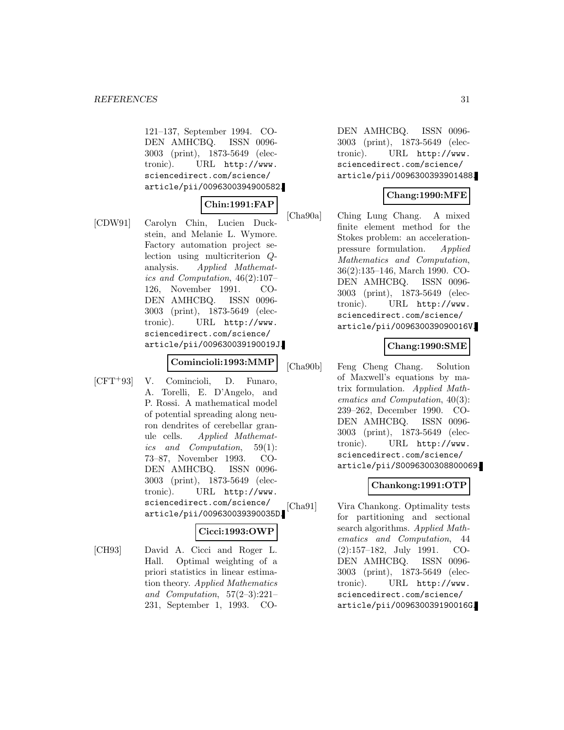121–137, September 1994. CODEN AMHCBQ. ISSN 0096-3003 (print), 1873-5649 (electronic). URL http://www.sciencedirect.com/science/article/pii/0096300394900582.

**Chin:1991:FAP**

[CDW91] Carolyn Chin, Lucien Duckstein, and Melanie L. Wymore. Factory automation project selection using multicriterion $Q$-analysis. *Applied Mathematics and Computation*, 46(2):107–126, November 1991. CODEN AMHCBQ. ISSN 0096-3003 (print), 1873-5649 (electronic). URL http://www.sciencedirect.com/science/article/pii/009630039190019J.

**Comincioli:1993:MMP**

[CFT+93] V. Comincioli, D. Funaro, A. Torelli, E. D'Angelo, and P. Rossi. A mathematical model of potential spreading along neuron dendrites of cerebellar granule cells. *Applied Mathematics and Computation*, 59(1):73–87, November 1993. CODEN AMHCBQ. ISSN 0096-3003 (print), 1873-5649 (electronic). URL http://www.sciencedirect.com/science/article/pii/009630039390035D.

**Cicci:1993:OWP**

[CH93] David A. Cicci and Roger L. Hall. Optimal weighting of a priori statistics in linear estimation theory. *Applied Mathematics and Computation*, 57(2–3):221–231, September 1, 1993. CODEN AMHCBQ. ISSN 0096-3003 (print), 1873-5649 (electronic). URL http://www.sciencedirect.com/science/article/pii/0096300393901488.

**Chang:1990:MFE**

[Cha90a] Ching Lung Chang. A mixed finite element method for the Stokes problem: an acceleration-pressure formulation. *Applied Mathematics and Computation*, 36(2):135–146, March 1990. CODEN AMHCBQ. ISSN 0096-3003 (print), 1873-5649 (electronic). URL http://www.sciencedirect.com/science/article/pii/009630039090016V.

**Chang:1990:SME**

[Cha90b] Feng Cheng Chang. Solution of Maxwell's equations by matrix formulation. *Applied Mathematics and Computation*, 40(3):239–262, December 1990. CODEN AMHCBQ. ISSN 0096-3003 (print), 1873-5649 (electronic). URL http://www.sciencedirect.com/science/article/pii/S0096300308800069.

**Chankong:1991:OTP**

[Cha91] Vira Chankong. Optimality tests for partitioning and sectional search algorithms. *Applied Mathematics and Computation*, 44(2):157–182, July 1991. CODEN AMHCBQ. ISSN 0096-3003 (print), 1873-5649 (electronic). URL http://www.sciencedirect.com/science/article/pii/009630039190016G.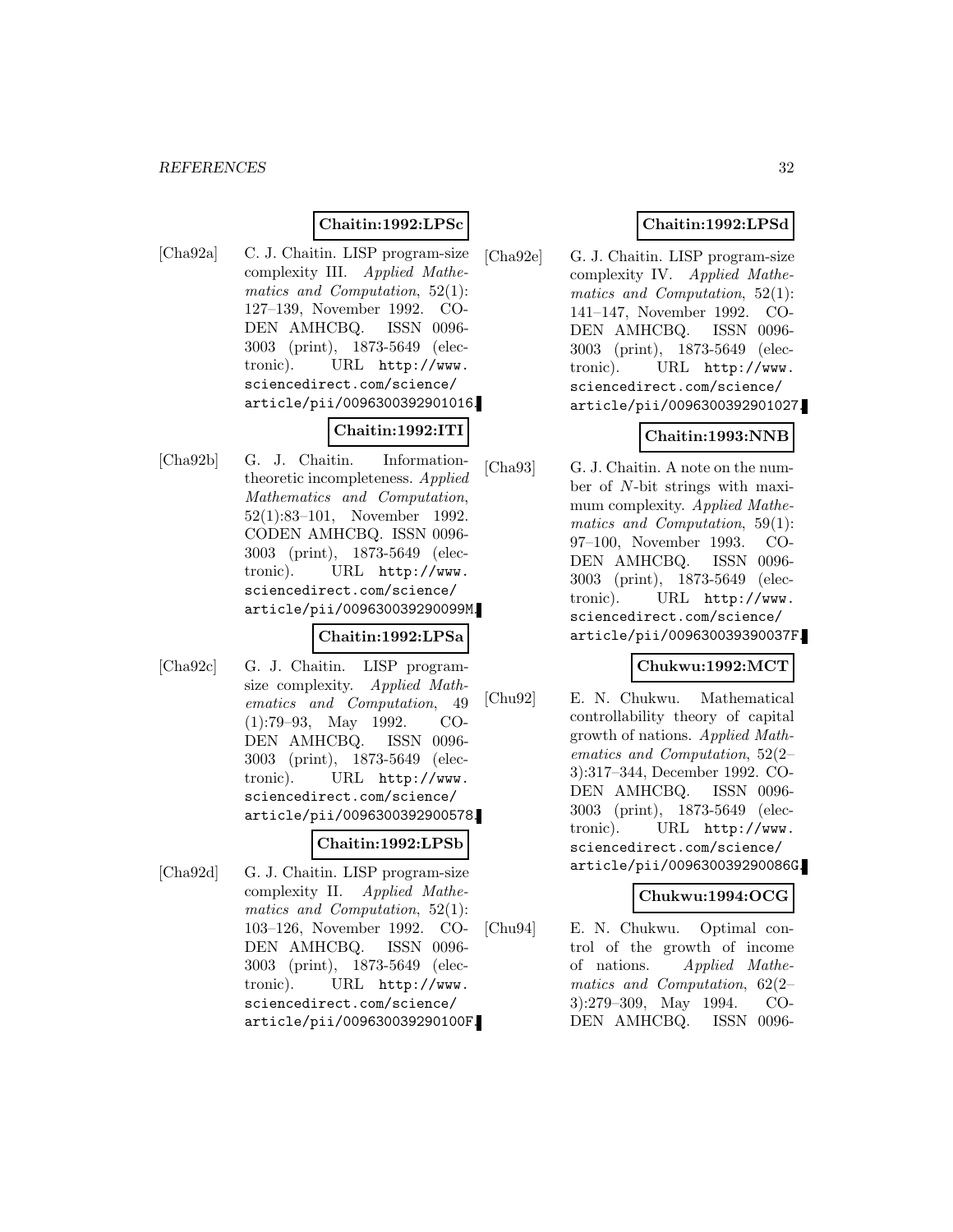**Chaitin:1992:LPSc**

[Cha92a] C. J. Chaitin. LISP program-size complexity III. *Applied Mathematics and Computation*, 52(1): 127–139, November 1992. CODEN AMHCBQ. ISSN 0096-3003 (print), 1873-5649 (electronic). URL http://www.sciencedirect.com/science/article/pii/0096300392901016.

**Chaitin:1992:ITI**

[Cha92b] G. J. Chaitin. Information-theoretic incompleteness. *Applied Mathematics and Computation*, 52(1):83–101, November 1992. CODEN AMHCBQ. ISSN 0096-3003 (print), 1873-5649 (electronic). URL http://www.sciencedirect.com/science/article/pii/009630039290099M.

**Chaitin:1992:LPSa**

[Cha92c] G. J. Chaitin. LISP program-size complexity. *Applied Mathematics and Computation*, 49 (1):79–93, May 1992. CODEN AMHCBQ. ISSN 0096-3003 (print), 1873-5649 (electronic). URL http://www.sciencedirect.com/science/article/pii/0096300392900578.

**Chaitin:1992:LPSb**

[Cha92d] G. J. Chaitin. LISP program-size complexity II. *Applied Mathematics and Computation*, 52(1): 103–126, November 1992. CODEN AMHCBQ. ISSN 0096-3003 (print), 1873-5649 (electronic). URL http://www.sciencedirect.com/science/article/pii/009630039290100F.

**Chaitin:1992:LPSd**

[Cha92e] G. J. Chaitin. LISP program-size complexity IV. *Applied Mathematics and Computation*, 52(1): 141–147, November 1992. CODEN AMHCBQ. ISSN 0096-3003 (print), 1873-5649 (electronic). URL http://www.sciencedirect.com/science/article/pii/0096300392901027.

**Chaitin:1993:NNB**

[Cha93] G. J. Chaitin. A note on the number of $N$-bit strings with maximum complexity. *Applied Mathematics and Computation*, 59(1): 97–100, November 1993. CODEN AMHCBQ. ISSN 0096-3003 (print), 1873-5649 (electronic). URL http://www.sciencedirect.com/science/article/pii/009630039390037F.

**Chukwu:1992:MCT**

[Chu92] E. N. Chukwu. Mathematical controllability theory of capital growth of nations. *Applied Mathematics and Computation*, 52(2–3):317–344, December 1992. CODEN AMHCBQ. ISSN 0096-3003 (print), 1873-5649 (electronic). URL http://www.sciencedirect.com/science/article/pii/009630039290086G.

**Chukwu:1994:OCG**

[Chu94] E. N. Chukwu. Optimal control of the growth of income of nations. *Applied Mathematics and Computation*, 62(2–3):279–309, May 1994. CODEN AMHCBQ. ISSN 0096-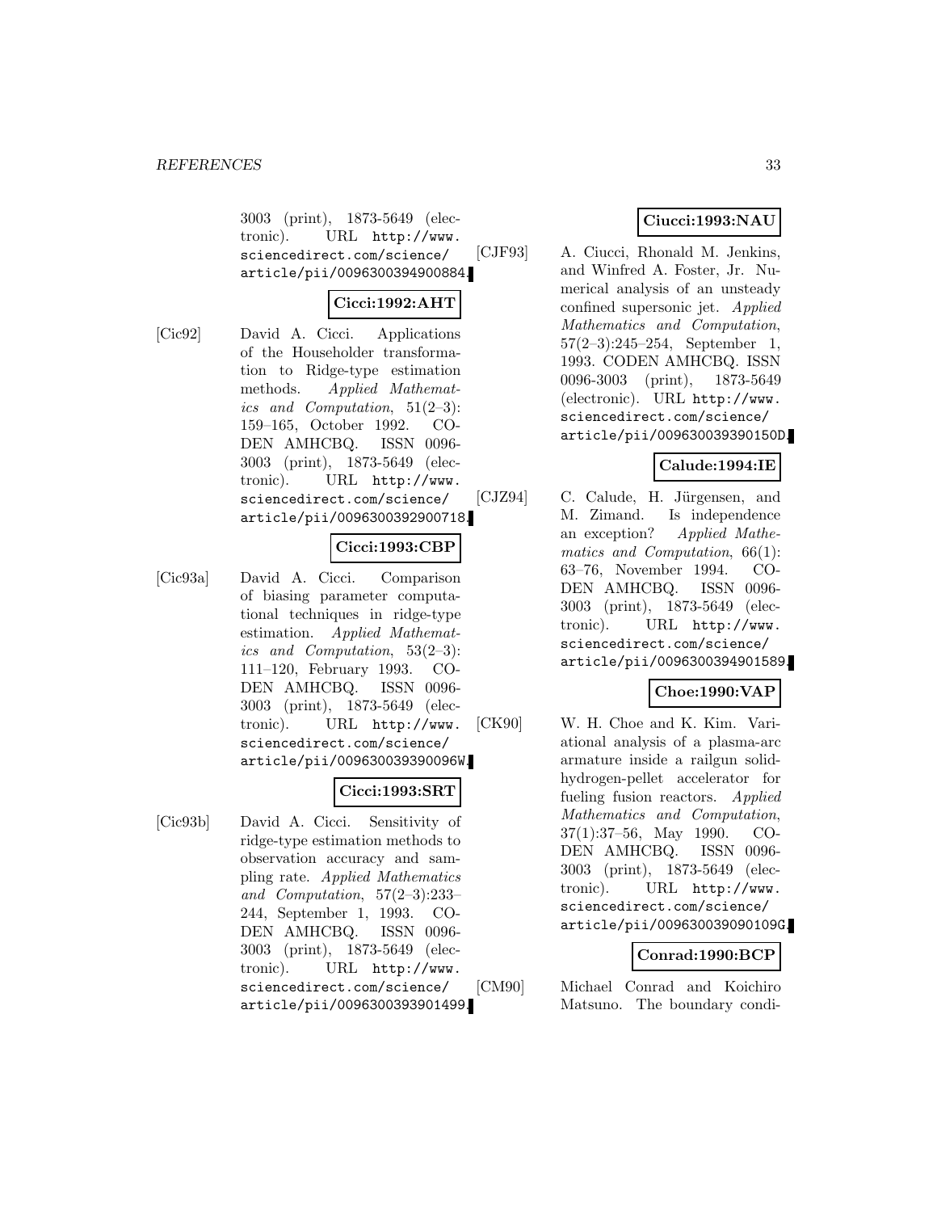3003 (print), 1873-5649 (electronic). URL http://www.sciencedirect.com/science/article/pii/0096300394900884.

**Cicci:1992:AHT**

[Cic92] David A. Cicci. Applications of the Householder transformation to Ridge-type estimation methods. *Applied Mathematics and Computation*, 51(2–3): 159–165, October 1992. CODEN AMHCBQ. ISSN 0096-3003 (print), 1873-5649 (electronic). URL http://www.sciencedirect.com/science/article/pii/0096300392900718.

**Cicci:1993:CBP**

[Cic93a] David A. Cicci. Comparison of biasing parameter computational techniques in ridge-type estimation. *Applied Mathematics and Computation*, 53(2–3): 111–120, February 1993. CODEN AMHCBQ. ISSN 0096-3003 (print), 1873-5649 (electronic). URL http://www.sciencedirect.com/science/article/pii/009630039390096W.

**Cicci:1993:SRT**

[Cic93b] David A. Cicci. Sensitivity of ridge-type estimation methods to observation accuracy and sampling rate. *Applied Mathematics and Computation*, 57(2–3):233–244, September 1, 1993. CODEN AMHCBQ. ISSN 0096-3003 (print), 1873-5649 (electronic). URL http://www.sciencedirect.com/science/article/pii/0096300393901499.

**Ciucci:1993:NAU**

[CJF93] A. Ciucci, Rhonald M. Jenkins, and Winfred A. Foster, Jr. Numerical analysis of an unsteady confined supersonic jet. *Applied Mathematics and Computation*, 57(2–3):245–254, September 1, 1993. CODEN AMHCBQ. ISSN 0096-3003 (print), 1873-5649 (electronic). URL http://www.sciencedirect.com/science/article/pii/009630039390150D.

**Calude:1994:IE**

[CJZ94] C. Calude, H. Jürgensen, and M. Zimand. Is independence an exception? *Applied Mathematics and Computation*, 66(1): 63–76, November 1994. CODEN AMHCBQ. ISSN 0096-3003 (print), 1873-5649 (electronic). URL http://www.sciencedirect.com/science/article/pii/0096300394901589.

**Choe:1990:VAP**

[CK90] W. H. Choe and K. Kim. Variational analysis of a plasma-arc armature inside a railgun solid-hydrogen-pellet accelerator for fueling fusion reactors. *Applied Mathematics and Computation*, 37(1):37–56, May 1990. CODEN AMHCBQ. ISSN 0096-3003 (print), 1873-5649 (electronic). URL http://www.sciencedirect.com/science/article/pii/009630039090109G.

**Conrad:1990:BCP**

[CM90] Michael Conrad and Koichiro Matsuno. The boundary condi-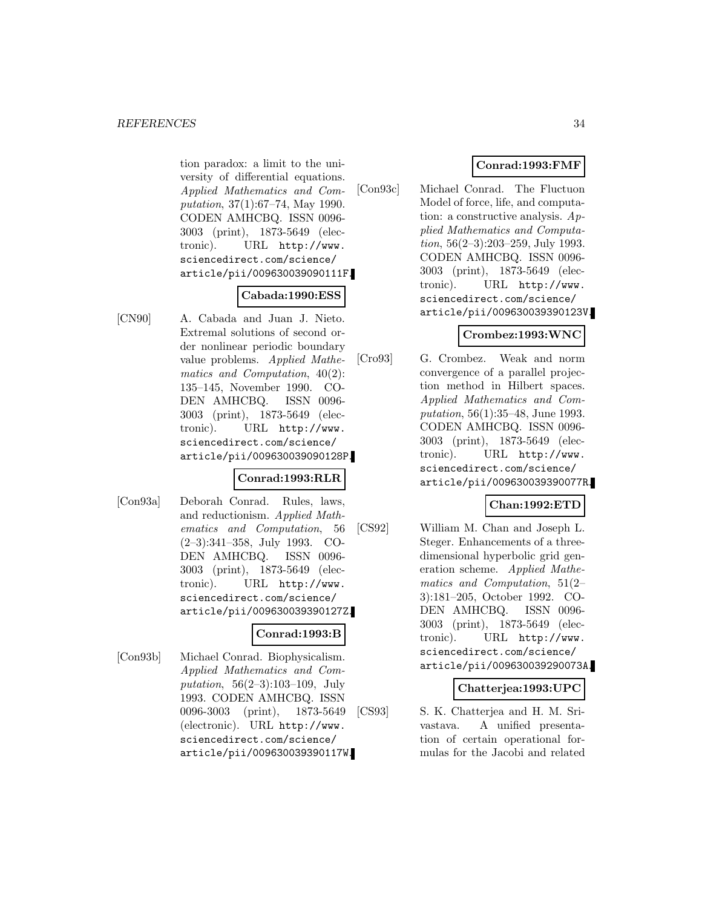tion paradox: a limit to the university of differential equations. *Applied Mathematics and Computation*, 37(1):67–74, May 1990. CODEN AMHCBQ. ISSN 0096-3003 (print), 1873-5649 (electronic). URL http://www.sciencedirect.com/science/article/pii/009630039090111F.

**Cabada:1990:ESS**

[CN90] A. Cabada and Juan J. Nieto. Extremal solutions of second order nonlinear periodic boundary value problems. *Applied Mathematics and Computation*, 40(2): 135–145, November 1990. CODEN AMHCBQ. ISSN 0096-3003 (print), 1873-5649 (electronic). URL http://www.sciencedirect.com/science/article/pii/009630039090128P.

**Conrad:1993:RLR**

[Con93a] Deborah Conrad. Rules, laws, and reductionism. *Applied Mathematics and Computation*, 56 (2–3):341–358, July 1993. CODEN AMHCBQ. ISSN 0096-3003 (print), 1873-5649 (electronic). URL http://www.sciencedirect.com/science/article/pii/009630039390127Z.

**Conrad:1993:B**

[Con93b] Michael Conrad. Biophysicalism. *Applied Mathematics and Computation*, 56(2–3):103–109, July 1993. CODEN AMHCBQ. ISSN 0096-3003 (print), 1873-5649 (electronic). URL http://www.sciencedirect.com/science/article/pii/009630039390117W.

**Conrad:1993:FMF**

[Con93c] Michael Conrad. The Fluctuon Model of force, life, and computation: a constructive analysis. *Applied Mathematics and Computation*, 56(2–3):203–259, July 1993. CODEN AMHCBQ. ISSN 0096-3003 (print), 1873-5649 (electronic). URL http://www.sciencedirect.com/science/article/pii/009630039390123V.

**Crombez:1993:WNC**

[Cro93] G. Crombez. Weak and norm convergence of a parallel projection method in Hilbert spaces. *Applied Mathematics and Computation*, 56(1):35–48, June 1993. CODEN AMHCBQ. ISSN 0096-3003 (print), 1873-5649 (electronic). URL http://www.sciencedirect.com/science/article/pii/009630039390077R.

**Chan:1992:ETD**

[CS92] William M. Chan and Joseph L. Steger. Enhancements of a three-dimensional hyperbolic grid generation scheme. *Applied Mathematics and Computation*, 51(2–3):181–205, October 1992. CODEN AMHCBQ. ISSN 0096-3003 (print), 1873-5649 (electronic). URL http://www.sciencedirect.com/science/article/pii/009630039290073A.

**Chatterjea:1993:UPC**

[CS93] S. K. Chatterjea and H. M. Srivastava. A unified presentation of certain operational formulas for the Jacobi and related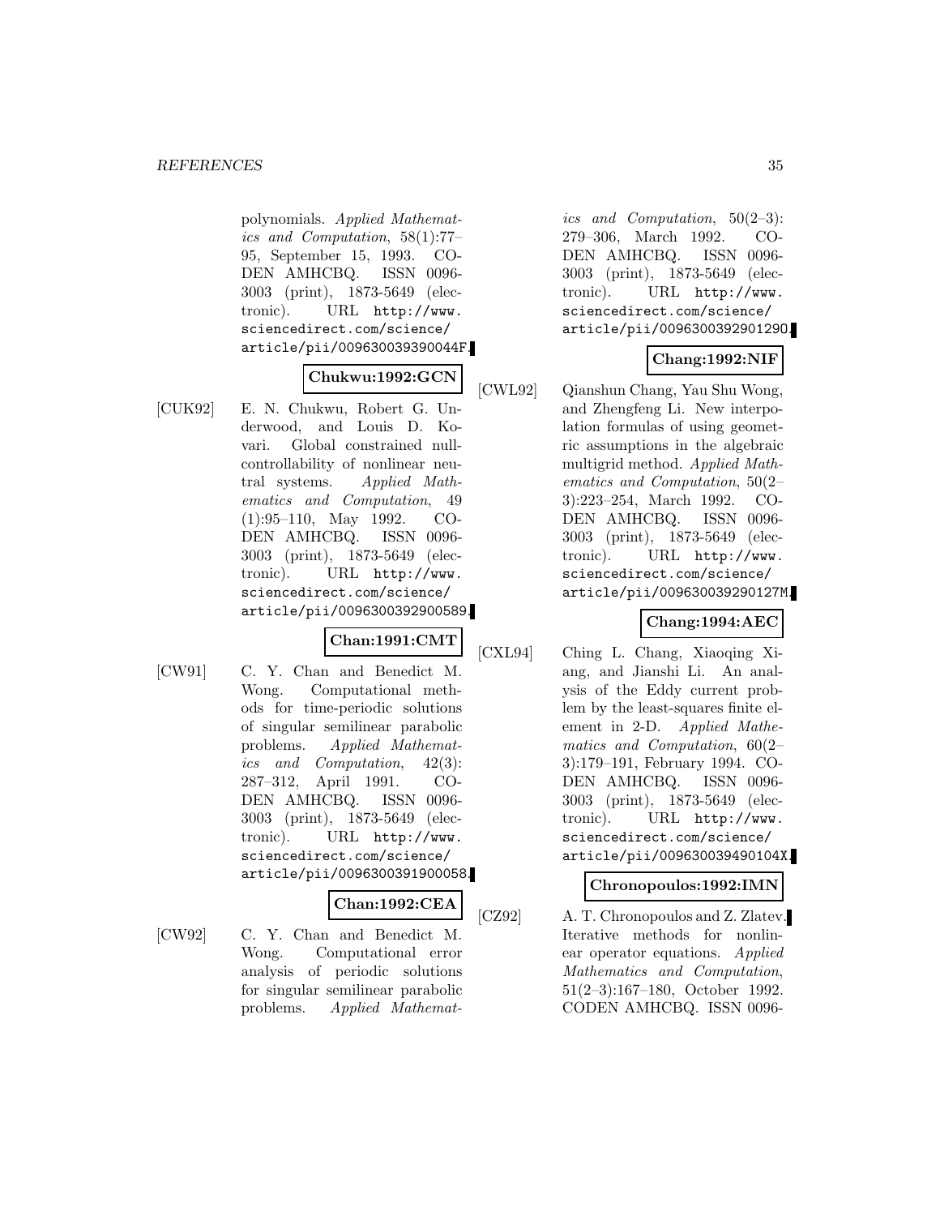polynomials. *Applied Mathematics and Computation*, 58(1):77–95, September 15, 1993. CODEN AMHCBQ. ISSN 0096-3003 (print), 1873-5649 (electronic). URL http://www.sciencedirect.com/science/article/pii/009630039390044F.

**Chukwu:1992:GCN**

[CUK92] E. N. Chukwu, Robert G. Underwood, and Louis D. Kovari. Global constrained null-controllability of nonlinear neutral systems. *Applied Mathematics and Computation*, 49 (1):95–110, May 1992. CODEN AMHCBQ. ISSN 0096-3003 (print), 1873-5649 (electronic). URL http://www.sciencedirect.com/science/article/pii/0096300392900589.

**Chan:1991:CMT**

[CW91] C. Y. Chan and Benedict M. Wong. Computational methods for time-periodic solutions of singular semilinear parabolic problems. *Applied Mathematics and Computation*, 42(3): 287–312, April 1991. CODEN AMHCBQ. ISSN 0096-3003 (print), 1873-5649 (electronic). URL http://www.sciencedirect.com/science/article/pii/0096300391900058.

**Chan:1992:CEA**

[CW92] C. Y. Chan and Benedict M. Wong. Computational error analysis of periodic solutions for singular semilinear parabolic problems. *Applied Mathematics and Computation*, 50(2–3): 279–306, March 1992. CODEN AMHCBQ. ISSN 0096-3003 (print), 1873-5649 (electronic). URL http://www.sciencedirect.com/science/article/pii/009630039290129O.

**Chang:1992:NIF**

[CWL92] Qianshun Chang, Yau Shu Wong, and Zhengfeng Li. New interpolation formulas of using geometric assumptions in the algebraic multigrid method. *Applied Mathematics and Computation*, 50(2–3):223–254, March 1992. CODEN AMHCBQ. ISSN 0096-3003 (print), 1873-5649 (electronic). URL http://www.sciencedirect.com/science/article/pii/009630039290127M.

**Chang:1994:AEC**

[CXL94] Ching L. Chang, Xiaoqing Xiang, and Jianshi Li. An analysis of the Eddy current problem by the least-squares finite element in 2-D. *Applied Mathematics and Computation*, 60(2–3):179–191, February 1994. CODEN AMHCBQ. ISSN 0096-3003 (print), 1873-5649 (electronic). URL http://www.sciencedirect.com/science/article/pii/009630039490104X.

**Chronopoulos:1992:IMN**

[CZ92] A. T. Chronopoulos and Z. Zlatev. Iterative methods for nonlinear operator equations. *Applied Mathematics and Computation*, 51(2–3):167–180, October 1992. CODEN AMHCBQ. ISSN 0096-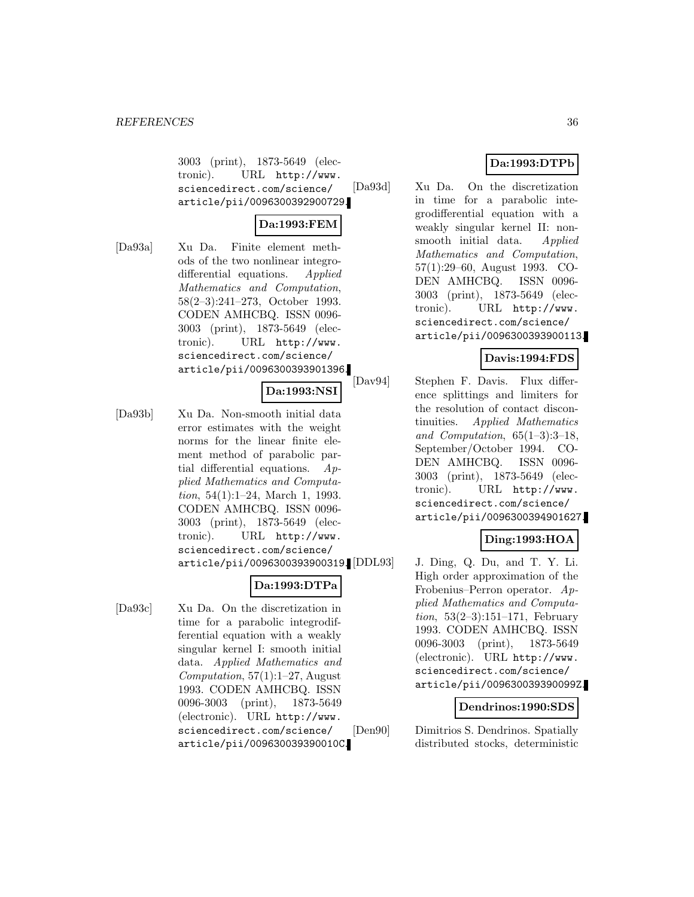3003 (print), 1873-5649 (electronic). URL http://www.sciencedirect.com/science/article/pii/0096300392900729.

**Da:1993:FEM**

[Da93a] Xu Da. Finite element methods of the two nonlinear integrodifferential equations. *Applied Mathematics and Computation*, 58(2–3):241–273, October 1993. CODEN AMHCBQ. ISSN 0096-3003 (print), 1873-5649 (electronic). URL http://www.sciencedirect.com/science/article/pii/0096300393901396.

**Da:1993:NSI**

[Da93b] Xu Da. Non-smooth initial data error estimates with the weight norms for the linear finite element method of parabolic partial differential equations. *Applied Mathematics and Computation*, 54(1):1–24, March 1, 1993. CODEN AMHCBQ. ISSN 0096-3003 (print), 1873-5649 (electronic). URL http://www.sciencedirect.com/science/article/pii/0096300393900319.

**Da:1993:DTPa**

[Da93c] Xu Da. On the discretization in time for a parabolic integrodifferential equation with a weakly singular kernel I: smooth initial data. *Applied Mathematics and Computation*, 57(1):1–27, August 1993. CODEN AMHCBQ. ISSN 0096-3003 (print), 1873-5649 (electronic). URL http://www.sciencedirect.com/science/article/pii/009630039390010C.

**Da:1993:DTPb**

[Da93d] Xu Da. On the discretization in time for a parabolic integrodifferential equation with a weakly singular kernel II: nonsmooth initial data. *Applied Mathematics and Computation*, 57(1):29–60, August 1993. CODEN AMHCBQ. ISSN 0096-3003 (print), 1873-5649 (electronic). URL http://www.sciencedirect.com/science/article/pii/0096300393900113.

**Davis:1994:FDS**

[Dav94] Stephen F. Davis. Flux difference splittings and limiters for the resolution of contact discontinuities. *Applied Mathematics and Computation*, 65(1–3):3–18, September/October 1994. CODEN AMHCBQ. ISSN 0096-3003 (print), 1873-5649 (electronic). URL http://www.sciencedirect.com/science/article/pii/0096300394901627.

**Ding:1993:HOA**

[DDL93] J. Ding, Q. Du, and T. Y. Li. High order approximation of the Frobenius–Perron operator. *Applied Mathematics and Computation*, 53(2–3):151–171, February 1993. CODEN AMHCBQ. ISSN 0096-3003 (print), 1873-5649 (electronic). URL http://www.sciencedirect.com/science/article/pii/009630039390099Z.

**Dendrinos:1990:SDS**

[Den90] Dimitrios S. Dendrinos. Spatially distributed stocks, deterministic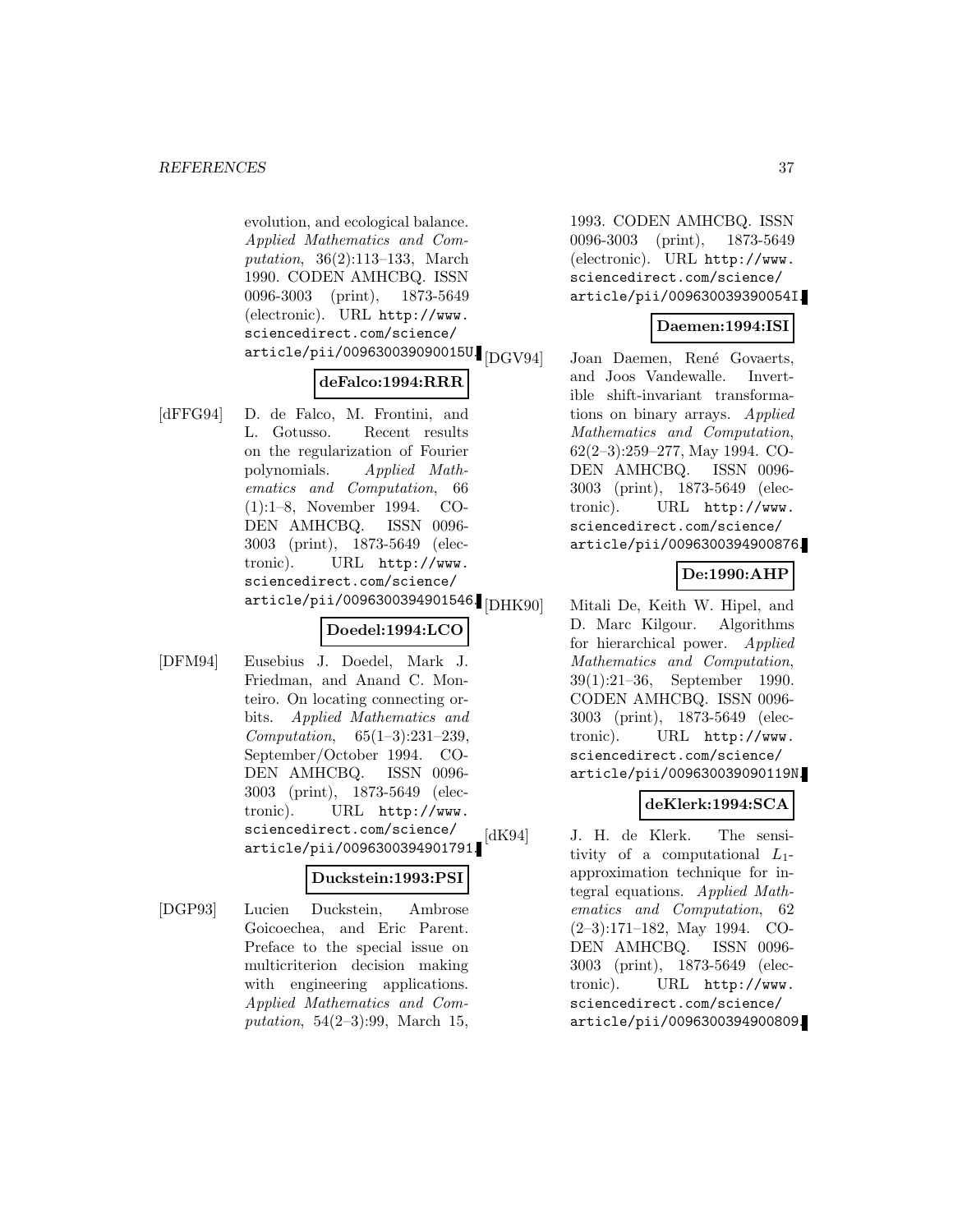evolution, and ecological balance. *Applied Mathematics and Computation*, 36(2):113–133, March 1990. CODEN AMHCBQ. ISSN 0096-3003 (print), 1873-5649 (electronic). URL http://www.sciencedirect.com/science/article/pii/009630039090015U.

**deFalco:1994:RRR**

[dFFG94] D. de Falco, M. Frontini, and L. Gotusso. Recent results on the regularization of Fourier polynomials. *Applied Mathematics and Computation*, 66 (1):1–8, November 1994. CODEN AMHCBQ. ISSN 0096-3003 (print), 1873-5649 (electronic). URL http://www.sciencedirect.com/science/article/pii/0096300394901546.

**Doedel:1994:LCO**

[DFM94] Eusebius J. Doedel, Mark J. Friedman, and Anand C. Monteiro. On locating connecting orbits. *Applied Mathematics and Computation*, 65(1–3):231–239, September/October 1994. CODEN AMHCBQ. ISSN 0096-3003 (print), 1873-5649 (electronic). URL http://www.sciencedirect.com/science/article/pii/0096300394901791.

**Duckstein:1993:PSI**

[DGP93] Lucien Duckstein, Ambrose Goicoechea, and Eric Parent. Preface to the special issue on multicriterion decision making with engineering applications. *Applied Mathematics and Computation*, 54(2–3):99, March 15, 1993. CODEN AMHCBQ. ISSN 0096-3003 (print), 1873-5649 (electronic). URL http://www.sciencedirect.com/science/article/pii/009630039390054I.

**Daemen:1994:ISI**

[DGV94] Joan Daemen, René Govaerts, and Joos Vandewalle. Invertible shift-invariant transformations on binary arrays. *Applied Mathematics and Computation*, 62(2–3):259–277, May 1994. CODEN AMHCBQ. ISSN 0096-3003 (print), 1873-5649 (electronic). URL http://www.sciencedirect.com/science/article/pii/0096300394900876.

**De:1990:AHP**

[DHK90] Mitali De, Keith W. Hipel, and D. Marc Kilgour. Algorithms for hierarchical power. *Applied Mathematics and Computation*, 39(1):21–36, September 1990. CODEN AMHCBQ. ISSN 0096-3003 (print), 1873-5649 (electronic). URL http://www.sciencedirect.com/science/article/pii/009630039090119N.

**deKlerk:1994:SCA**

[dK94] J. H. de Klerk. The sensitivity of a computational $L_1$-approximation technique for integral equations. *Applied Mathematics and Computation*, 62 (2–3):171–182, May 1994. CODEN AMHCBQ. ISSN 0096-3003 (print), 1873-5649 (electronic). URL http://www.sciencedirect.com/science/article/pii/0096300394900809.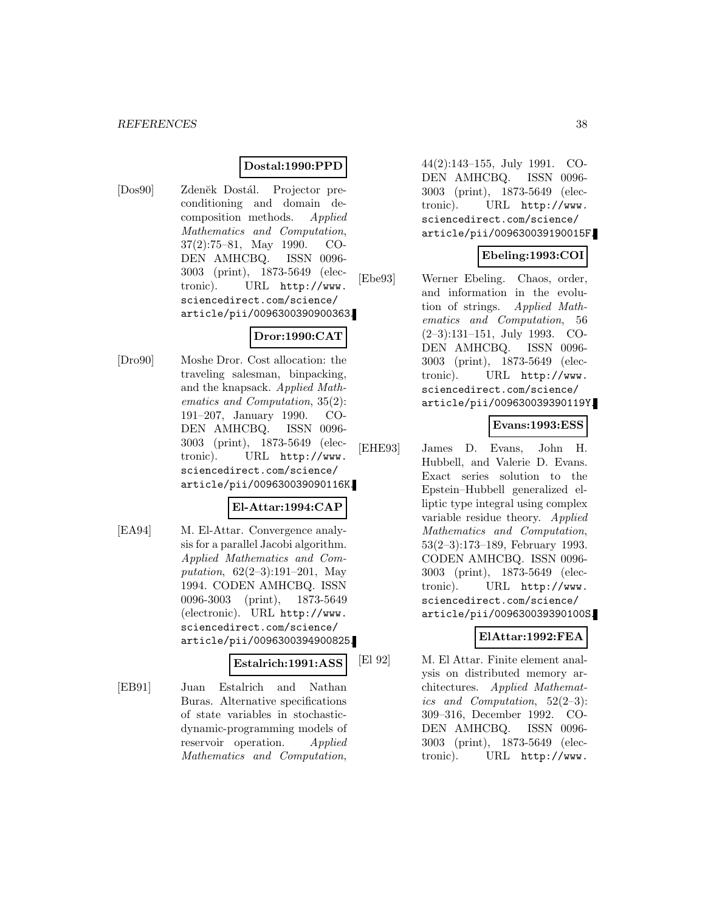**Dostal:1990:PPD**

[Dos90] Zdeněk Dostál. Projector preconditioning and domain decomposition methods. *Applied Mathematics and Computation*, 37(2):75–81, May 1990. CODEN AMHCBQ. ISSN 0096-3003 (print), 1873-5649 (electronic). URL http://www.sciencedirect.com/science/article/pii/0096300390900363.

**Dror:1990:CAT**

[Dro90] Moshe Dror. Cost allocation: the traveling salesman, binpacking, and the knapsack. *Applied Mathematics and Computation*, 35(2):191–207, January 1990. CODEN AMHCBQ. ISSN 0096-3003 (print), 1873-5649 (electronic). URL http://www.sciencedirect.com/science/article/pii/009630039090116K.

**El-Attar:1994:CAP**

[EA94] M. El-Attar. Convergence analysis for a parallel Jacobi algorithm. *Applied Mathematics and Computation*, 62(2–3):191–201, May 1994. CODEN AMHCBQ. ISSN 0096-3003 (print), 1873-5649 (electronic). URL http://www.sciencedirect.com/science/article/pii/0096300394900825.

**Estalrich:1991:ASS**

[EB91] Juan Estalrich and Nathan Buras. Alternative specifications of state variables in stochastic-dynamic-programming models of reservoir operation. *Applied Mathematics and Computation*, 44(2):143–155, July 1991. CODEN AMHCBQ. ISSN 0096-3003 (print), 1873-5649 (electronic). URL http://www.sciencedirect.com/science/article/pii/009630039190015F.

**Ebeling:1993:COI**

[Ebe93] Werner Ebeling. Chaos, order, and information in the evolution of strings. *Applied Mathematics and Computation*, 56 (2–3):131–151, July 1993. CODEN AMHCBQ. ISSN 0096-3003 (print), 1873-5649 (electronic). URL http://www.sciencedirect.com/science/article/pii/009630039390119Y.

**Evans:1993:ESS**

[EHE93] James D. Evans, John H. Hubbell, and Valerie D. Evans. Exact series solution to the Epstein–Hubbell generalized elliptic type integral using complex variable residue theory. *Applied Mathematics and Computation*, 53(2–3):173–189, February 1993. CODEN AMHCBQ. ISSN 0096-3003 (print), 1873-5649 (electronic). URL http://www.sciencedirect.com/science/article/pii/009630039390100S.

**ElAttar:1992:FEA**

[El 92] M. El Attar. Finite element analysis on distributed memory architectures. *Applied Mathematics and Computation*, 52(2–3):309–316, December 1992. CODEN AMHCBQ. ISSN 0096-3003 (print), 1873-5649 (electronic). URL http://www.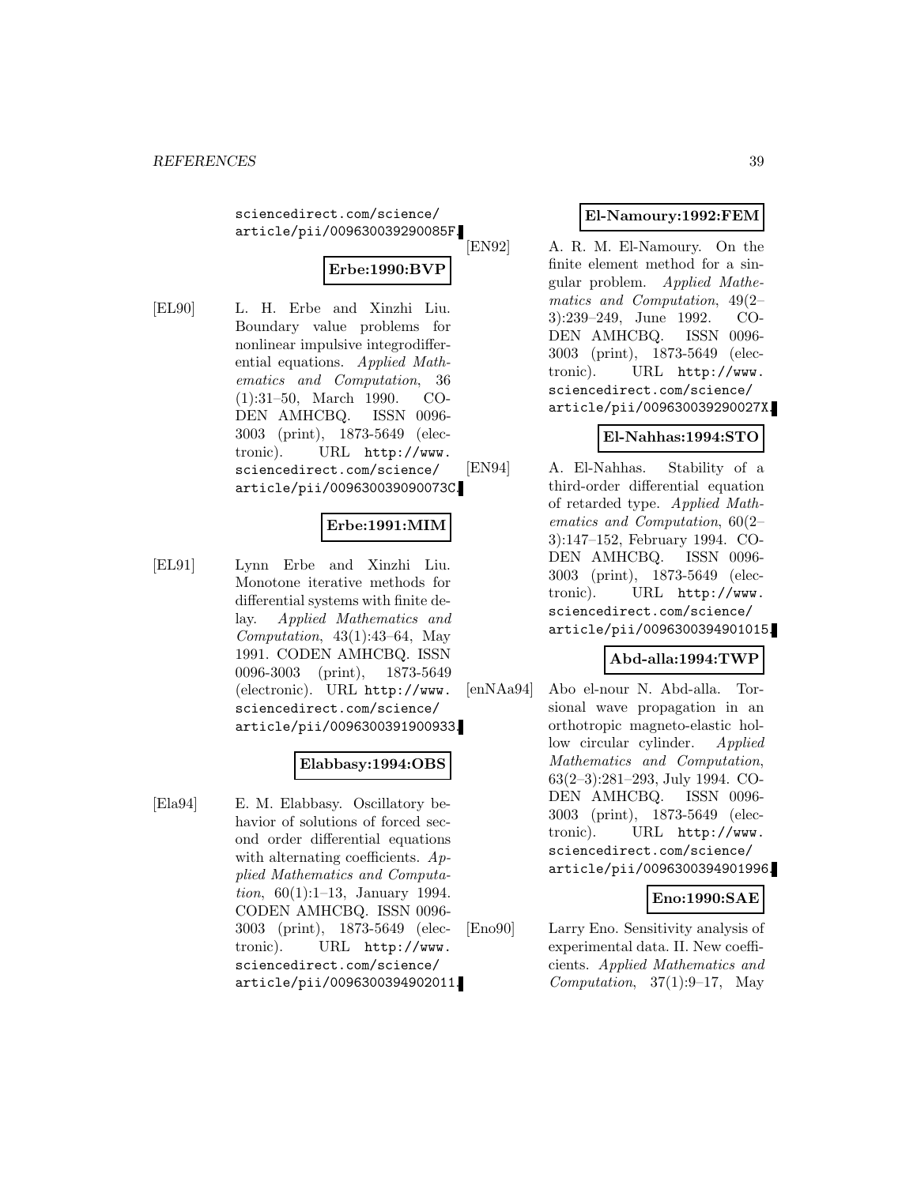sciencedirect.com/science/article/pii/009630039290085F.

**Erbe:1990:BVP**

[EL90] L. H. Erbe and Xinzhi Liu. Boundary value problems for nonlinear impulsive integrodifferential equations. *Applied Mathematics and Computation*, 36 (1):31–50, March 1990. CODEN AMHCBQ. ISSN 0096-3003 (print), 1873-5649 (electronic). URL http://www.sciencedirect.com/science/article/pii/009630039090073C.

**Erbe:1991:MIM**

[EL91] Lynn Erbe and Xinzhi Liu. Monotone iterative methods for differential systems with finite delay. *Applied Mathematics and Computation*, 43(1):43–64, May 1991. CODEN AMHCBQ. ISSN 0096-3003 (print), 1873-5649 (electronic). URL http://www.sciencedirect.com/science/article/pii/0096300391900933.

**Elabbasy:1994:OBS**

[Ela94] E. M. Elabbasy. Oscillatory behavior of solutions of forced second order differential equations with alternating coefficients. *Applied Mathematics and Computation*, 60(1):1–13, January 1994. CODEN AMHCBQ. ISSN 0096-3003 (print), 1873-5649 (electronic). URL http://www.sciencedirect.com/science/article/pii/0096300394902011.

**El-Namoury:1992:FEM**

[EN92] A. R. M. El-Namoury. On the finite element method for a singular problem. *Applied Mathematics and Computation*, 49(2–3):239–249, June 1992. CODEN AMHCBQ. ISSN 0096-3003 (print), 1873-5649 (electronic). URL http://www.sciencedirect.com/science/article/pii/009630039290027X.

**El-Nahhas:1994:STO**

[EN94] A. El-Nahhas. Stability of a third-order differential equation of retarded type. *Applied Mathematics and Computation*, 60(2–3):147–152, February 1994. CODEN AMHCBQ. ISSN 0096-3003 (print), 1873-5649 (electronic). URL http://www.sciencedirect.com/science/article/pii/0096300394901015.

**Abd-alla:1994:TWP**

[enNAa94] Abo el-nour N. Abd-alla. Torsional wave propagation in an orthotropic magneto-elastic hollow circular cylinder. *Applied Mathematics and Computation*, 63(2–3):281–293, July 1994. CODEN AMHCBQ. ISSN 0096-3003 (print), 1873-5649 (electronic). URL http://www.sciencedirect.com/science/article/pii/0096300394901996.

**Eno:1990:SAE**

[Eno90] Larry Eno. Sensitivity analysis of experimental data. II. New coefficients. *Applied Mathematics and Computation*, 37(1):9–17, May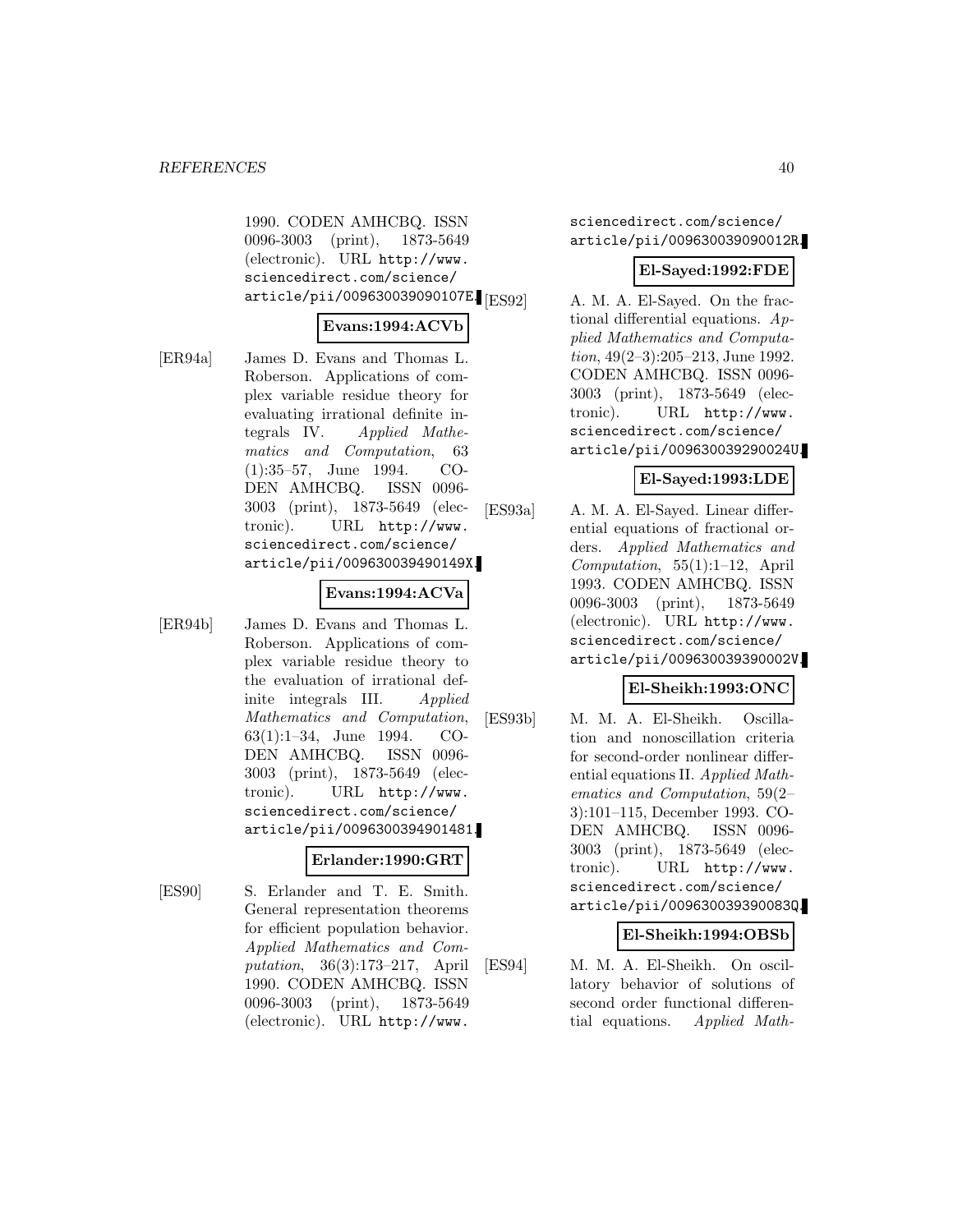1990. CODEN AMHCBQ. ISSN 0096-3003 (print), 1873-5649 (electronic). URL http://www.sciencedirect.com/science/article/pii/009630039090107E.

**Evans:1994:ACVb**

[ER94a] James D. Evans and Thomas L. Roberson. Applications of complex variable residue theory for evaluating irrational definite integrals IV. *Applied Mathematics and Computation*, 63 (1):35–57, June 1994. CODEN AMHCBQ. ISSN 0096-3003 (print), 1873-5649 (electronic). URL http://www.sciencedirect.com/science/article/pii/009630039490149X.

**Evans:1994:ACVa**

[ER94b] James D. Evans and Thomas L. Roberson. Applications of complex variable residue theory to the evaluation of irrational definite integrals III. *Applied Mathematics and Computation*, 63(1):1–34, June 1994. CODEN AMHCBQ. ISSN 0096-3003 (print), 1873-5649 (electronic). URL http://www.sciencedirect.com/science/article/pii/0096300394901481.

**Erlander:1990:GRT**

[ES90] S. Erlander and T. E. Smith. General representation theorems for efficient population behavior. *Applied Mathematics and Computation*, 36(3):173–217, April 1990. CODEN AMHCBQ. ISSN 0096-3003 (print), 1873-5649 (electronic). URL http://www.sciencedirect.com/science/article/pii/009630039090012R.

**El-Sayed:1992:FDE**

[ES92] A. M. A. El-Sayed. On the fractional differential equations. *Applied Mathematics and Computation*, 49(2–3):205–213, June 1992. CODEN AMHCBQ. ISSN 0096-3003 (print), 1873-5649 (electronic). URL http://www.sciencedirect.com/science/article/pii/009630039290024U.

**El-Sayed:1993:LDE**

[ES93a] A. M. A. El-Sayed. Linear differential equations of fractional orders. *Applied Mathematics and Computation*, 55(1):1–12, April 1993. CODEN AMHCBQ. ISSN 0096-3003 (print), 1873-5649 (electronic). URL http://www.sciencedirect.com/science/article/pii/009630039390002V.

**El-Sheikh:1993:ONC**

[ES93b] M. M. A. El-Sheikh. Oscillation and nonoscillation criteria for second-order nonlinear differential equations II. *Applied Mathematics and Computation*, 59(2–3):101–115, December 1993. CODEN AMHCBQ. ISSN 0096-3003 (print), 1873-5649 (electronic). URL http://www.sciencedirect.com/science/article/pii/009630039390083Q.

**El-Sheikh:1994:OBSb**

[ES94] M. M. A. El-Sheikh. On oscillatory behavior of solutions of second order functional differential equations. *Applied Math-*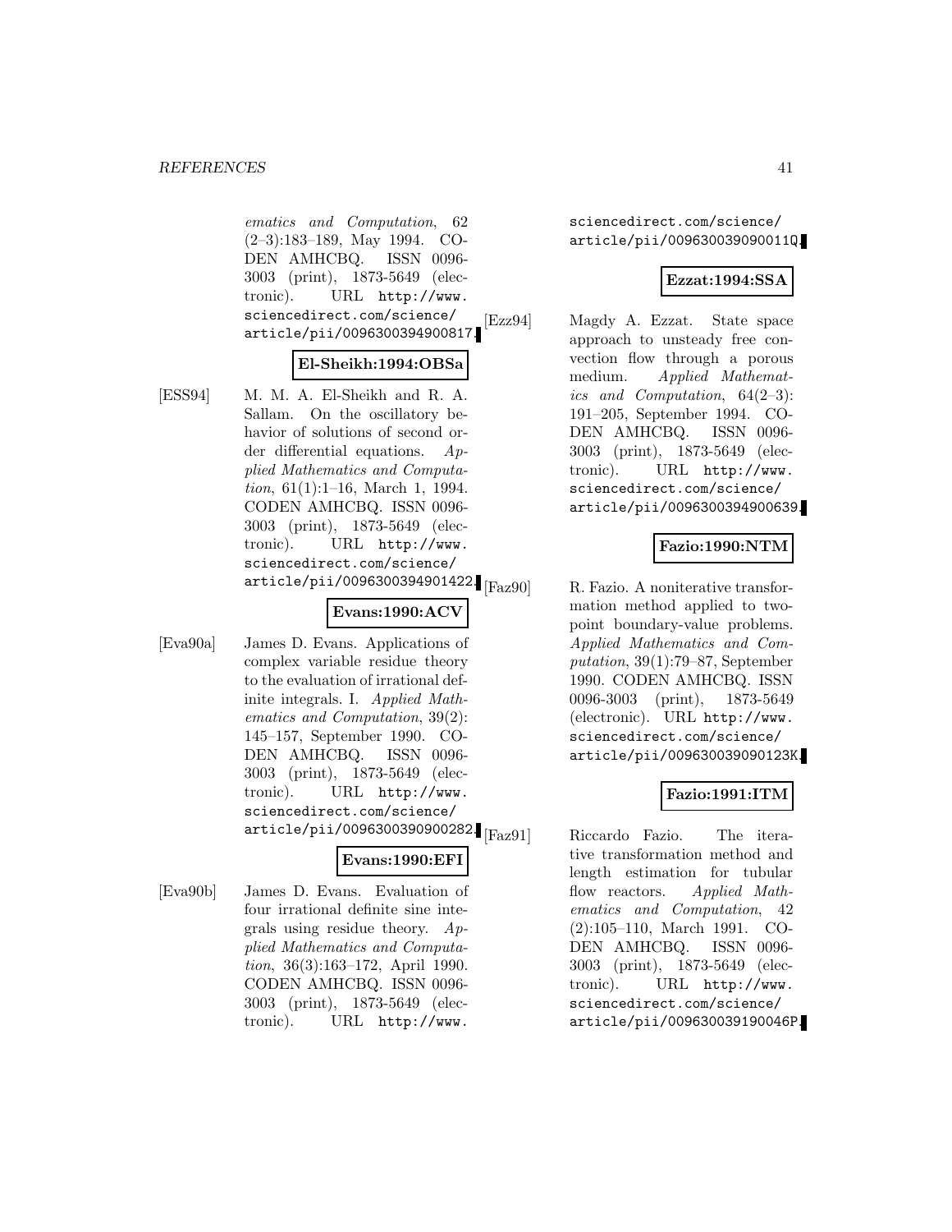ematics and Computation*, 62 (2–3):183–189, May 1994. CODEN AMHCBQ. ISSN 0096-3003 (print), 1873-5649 (electronic). URL http://www.sciencedirect.com/science/article/pii/0096300394900817.

**El-Sheikh:1994:OBSa**

[ESS94] M. M. A. El-Sheikh and R. A. Sallam. On the oscillatory behavior of solutions of second order differential equations. *Applied Mathematics and Computation*, 61(1):1–16, March 1, 1994. CODEN AMHCBQ. ISSN 0096-3003 (print), 1873-5649 (electronic). URL http://www.sciencedirect.com/science/article/pii/0096300394901422.

**Evans:1990:ACV**

[Eva90a] James D. Evans. Applications of complex variable residue theory to the evaluation of irrational definite integrals. I. *Applied Mathematics and Computation*, 39(2): 145–157, September 1990. CODEN AMHCBQ. ISSN 0096-3003 (print), 1873-5649 (electronic). URL http://www.sciencedirect.com/science/article/pii/0096300390900282.

**Evans:1990:EFI**

[Eva90b] James D. Evans. Evaluation of four irrational definite sine integrals using residue theory. *Applied Mathematics and Computation*, 36(3):163–172, April 1990. CODEN AMHCBQ. ISSN 0096-3003 (print), 1873-5649 (electronic). URL http://www.sciencedirect.com/science/article/pii/009630039090011Q.

**Ezzat:1994:SSA**

[Ezz94] Magdy A. Ezzat. State space approach to unsteady free convection flow through a porous medium. *Applied Mathematics and Computation*, 64(2–3): 191–205, September 1994. CODEN AMHCBQ. ISSN 0096-3003 (print), 1873-5649 (electronic). URL http://www.sciencedirect.com/science/article/pii/0096300394900639.

**Fazio:1990:NTM**

[Faz90] R. Fazio. A noniterative transformation method applied to two-point boundary-value problems. *Applied Mathematics and Computation*, 39(1):79–87, September 1990. CODEN AMHCBQ. ISSN 0096-3003 (print), 1873-5649 (electronic). URL http://www.sciencedirect.com/science/article/pii/009630039090123K.

**Fazio:1991:ITM**

[Faz91] Riccardo Fazio. The iterative transformation method and length estimation for tubular flow reactors. *Applied Mathematics and Computation*, 42 (2):105–110, March 1991. CODEN AMHCBQ. ISSN 0096-3003 (print), 1873-5649 (electronic). URL http://www.sciencedirect.com/science/article/pii/009630039190046P.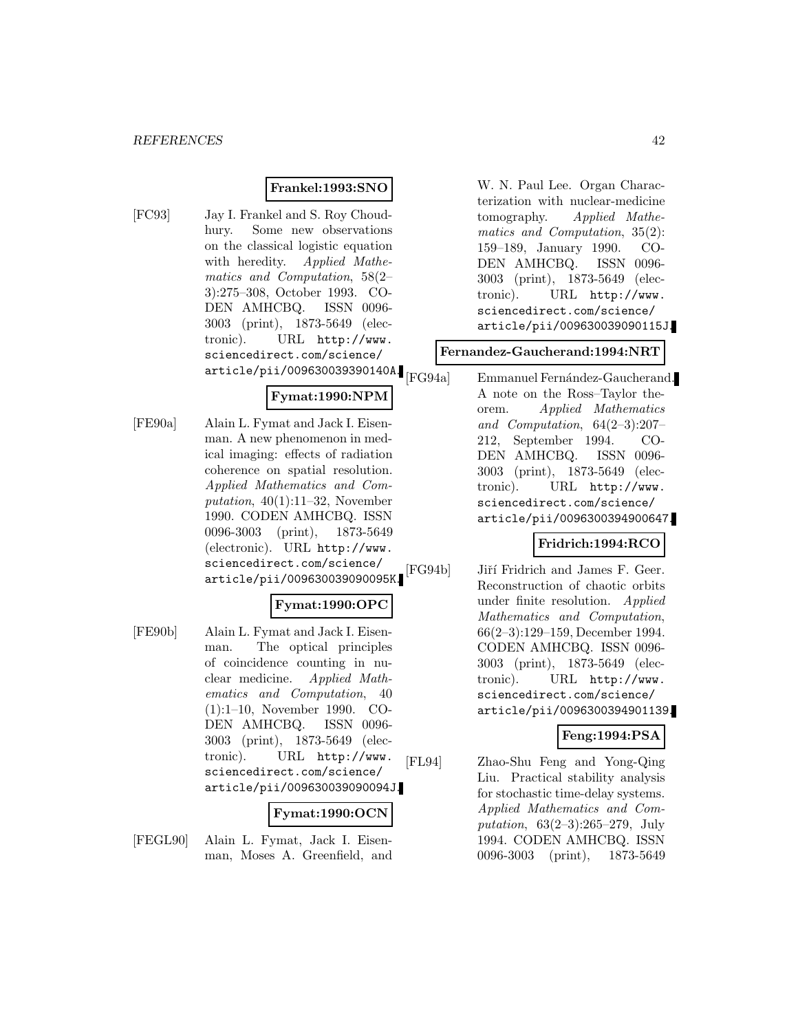**Frankel:1993:SNO**

[FC93] Jay I. Frankel and S. Roy Choudhury. Some new observations on the classical logistic equation with heredity. *Applied Mathematics and Computation*, 58(2–3):275–308, October 1993. CODEN AMHCBQ. ISSN 0096-3003 (print), 1873-5649 (electronic). URL http://www.sciencedirect.com/science/article/pii/009630039390140A.

**Fymat:1990:NPM**

[FE90a] Alain L. Fymat and Jack I. Eisenman. A new phenomenon in medical imaging: effects of radiation coherence on spatial resolution. *Applied Mathematics and Computation*, 40(1):11–32, November 1990. CODEN AMHCBQ. ISSN 0096-3003 (print), 1873-5649 (electronic). URL http://www.sciencedirect.com/science/article/pii/009630039090095K.

**Fymat:1990:OPC**

[FE90b] Alain L. Fymat and Jack I. Eisenman. The optical principles of coincidence counting in nuclear medicine. *Applied Mathematics and Computation*, 40 (1):1–10, November 1990. CODEN AMHCBQ. ISSN 0096-3003 (print), 1873-5649 (electronic). URL http://www.sciencedirect.com/science/article/pii/009630039090094J.

**Fymat:1990:OCN**

[FEGL90] Alain L. Fymat, Jack I. Eisenman, Moses A. Greenfield, and W. N. Paul Lee. Organ Characterization with nuclear-medicine tomography. *Applied Mathematics and Computation*, 35(2): 159–189, January 1990. CODEN AMHCBQ. ISSN 0096-3003 (print), 1873-5649 (electronic). URL http://www.sciencedirect.com/science/article/pii/009630039090115J.

**Fernandez-Gaucherand:1994:NRT**

[FG94a] Emmanuel Fernández-Gaucherand. A note on the Ross–Taylor theorem. *Applied Mathematics and Computation*, 64(2–3):207–212, September 1994. CODEN AMHCBQ. ISSN 0096-3003 (print), 1873-5649 (electronic). URL http://www.sciencedirect.com/science/article/pii/0096300394900647.

**Fridrich:1994:RCO**

[FG94b] Jiří Fridrich and James F. Geer. Reconstruction of chaotic orbits under finite resolution. *Applied Mathematics and Computation*, 66(2–3):129–159, December 1994. CODEN AMHCBQ. ISSN 0096-3003 (print), 1873-5649 (electronic). URL http://www.sciencedirect.com/science/article/pii/0096300394901139.

**Feng:1994:PSA**

[FL94] Zhao-Shu Feng and Yong-Qing Liu. Practical stability analysis for stochastic time-delay systems. *Applied Mathematics and Computation*, 63(2–3):265–279, July 1994. CODEN AMHCBQ. ISSN 0096-3003 (print), 1873-5649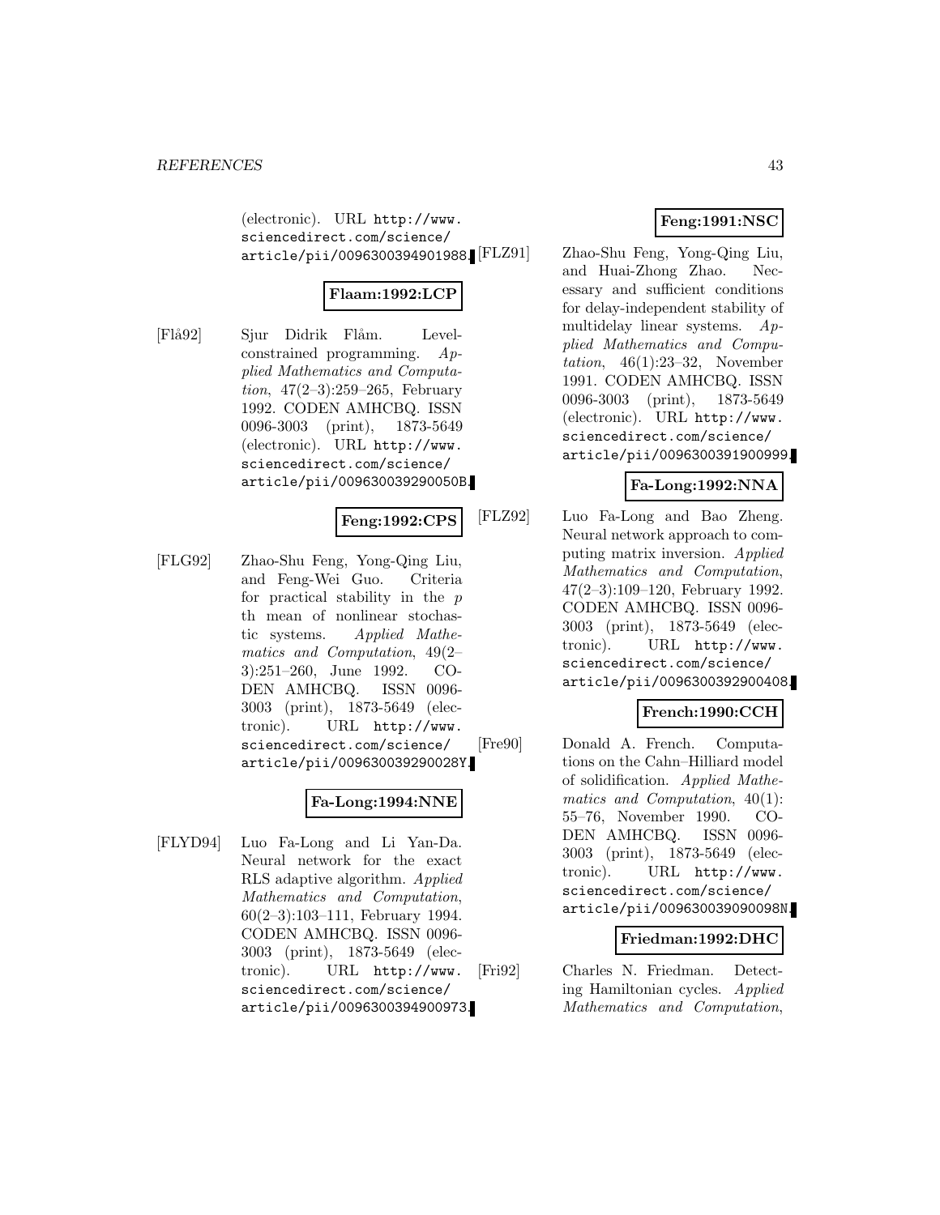(electronic). URL http://www.sciencedirect.com/science/article/pii/0096300394901988.

**Flaam:1992:LCP**

[Flå92] Sjur Didrik Flåm. Level-constrained programming. *Applied Mathematics and Computation*, 47(2–3):259–265, February 1992. CODEN AMHCBQ. ISSN 0096-3003 (print), 1873-5649 (electronic). URL http://www.sciencedirect.com/science/article/pii/009630039290050B.

**Feng:1992:CPS**

[FLG92] Zhao-Shu Feng, Yong-Qing Liu, and Feng-Wei Guo. Criteria for practical stability in the $p$ th mean of nonlinear stochastic systems. *Applied Mathematics and Computation*, 49(2–3):251–260, June 1992. CODEN AMHCBQ. ISSN 0096-3003 (print), 1873-5649 (electronic). URL http://www.sciencedirect.com/science/article/pii/009630039290028Y.

**Fa-Long:1994:NNE**

[FLYD94] Luo Fa-Long and Li Yan-Da. Neural network for the exact RLS adaptive algorithm. *Applied Mathematics and Computation*, 60(2–3):103–111, February 1994. CODEN AMHCBQ. ISSN 0096-3003 (print), 1873-5649 (electronic). URL http://www.sciencedirect.com/science/article/pii/0096300394900973.

**Feng:1991:NSC**

[FLZ91] Zhao-Shu Feng, Yong-Qing Liu, and Huai-Zhong Zhao. Necessary and sufficient conditions for delay-independent stability of multidelay linear systems. *Applied Mathematics and Computation*, 46(1):23–32, November 1991. CODEN AMHCBQ. ISSN 0096-3003 (print), 1873-5649 (electronic). URL http://www.sciencedirect.com/science/article/pii/0096300391900999.

**Fa-Long:1992:NNA**

[FLZ92] Luo Fa-Long and Bao Zheng. Neural network approach to computing matrix inversion. *Applied Mathematics and Computation*, 47(2–3):109–120, February 1992. CODEN AMHCBQ. ISSN 0096-3003 (print), 1873-5649 (electronic). URL http://www.sciencedirect.com/science/article/pii/0096300392900408.

**French:1990:CCH**

[Fre90] Donald A. French. Computations on the Cahn–Hilliard model of solidification. *Applied Mathematics and Computation*, 40(1):55–76, November 1990. CODEN AMHCBQ. ISSN 0096-3003 (print), 1873-5649 (electronic). URL http://www.sciencedirect.com/science/article/pii/009630039090098N.

**Friedman:1992:DHC**

[Fri92] Charles N. Friedman. Detecting Hamiltonian cycles. *Applied Mathematics and Computation*,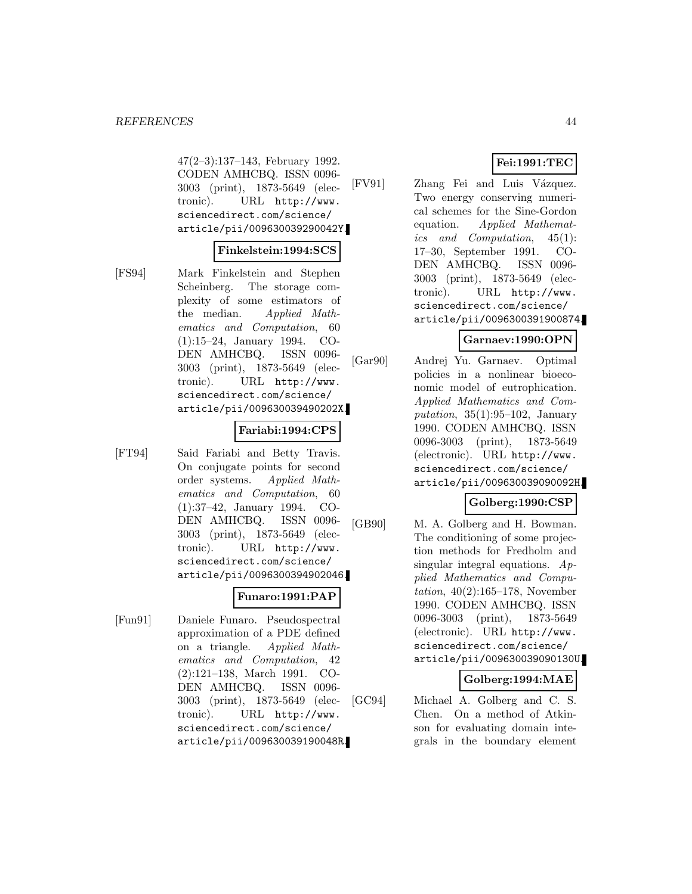47(2–3):137–143, February 1992. CODEN AMHCBQ. ISSN 0096-3003 (print), 1873-5649 (electronic). URL http://www.sciencedirect.com/science/article/pii/009630039290042Y.

**Finkelstein:1994:SCS**

[FS94] Mark Finkelstein and Stephen Scheinberg. The storage complexity of some estimators of the median. *Applied Mathematics and Computation*, 60 (1):15–24, January 1994. CODEN AMHCBQ. ISSN 0096-3003 (print), 1873-5649 (electronic). URL http://www.sciencedirect.com/science/article/pii/009630039490202X.

**Fariabi:1994:CPS**

[FT94] Said Fariabi and Betty Travis. On conjugate points for second order systems. *Applied Mathematics and Computation*, 60 (1):37–42, January 1994. CODEN AMHCBQ. ISSN 0096-3003 (print), 1873-5649 (electronic). URL http://www.sciencedirect.com/science/article/pii/0096300394902046.

**Funaro:1991:PAP**

[Fun91] Daniele Funaro. Pseudospectral approximation of a PDE defined on a triangle. *Applied Mathematics and Computation*, 42 (2):121–138, March 1991. CODEN AMHCBQ. ISSN 0096-3003 (print), 1873-5649 (electronic). URL http://www.sciencedirect.com/science/article/pii/009630039190048R.

**Fei:1991:TEC**

[FV91] Zhang Fei and Luis Vázquez. Two energy conserving numerical schemes for the Sine-Gordon equation. *Applied Mathematics and Computation*, 45(1): 17–30, September 1991. CODEN AMHCBQ. ISSN 0096-3003 (print), 1873-5649 (electronic). URL http://www.sciencedirect.com/science/article/pii/0096300391900874.

**Garnaev:1990:OPN**

[Gar90] Andrej Yu. Garnaev. Optimal policies in a nonlinear bioeconomic model of eutrophication. *Applied Mathematics and Computation*, 35(1):95–102, January 1990. CODEN AMHCBQ. ISSN 0096-3003 (print), 1873-5649 (electronic). URL http://www.sciencedirect.com/science/article/pii/009630039090092H.

**Golberg:1990:CSP**

[GB90] M. A. Golberg and H. Bowman. The conditioning of some projection methods for Fredholm and singular integral equations. *Applied Mathematics and Computation*, 40(2):165–178, November 1990. CODEN AMHCBQ. ISSN 0096-3003 (print), 1873-5649 (electronic). URL http://www.sciencedirect.com/science/article/pii/009630039090130U.

**Golberg:1994:MAE**

[GC94] Michael A. Golberg and C. S. Chen. On a method of Atkinson for evaluating domain integrals in the boundary element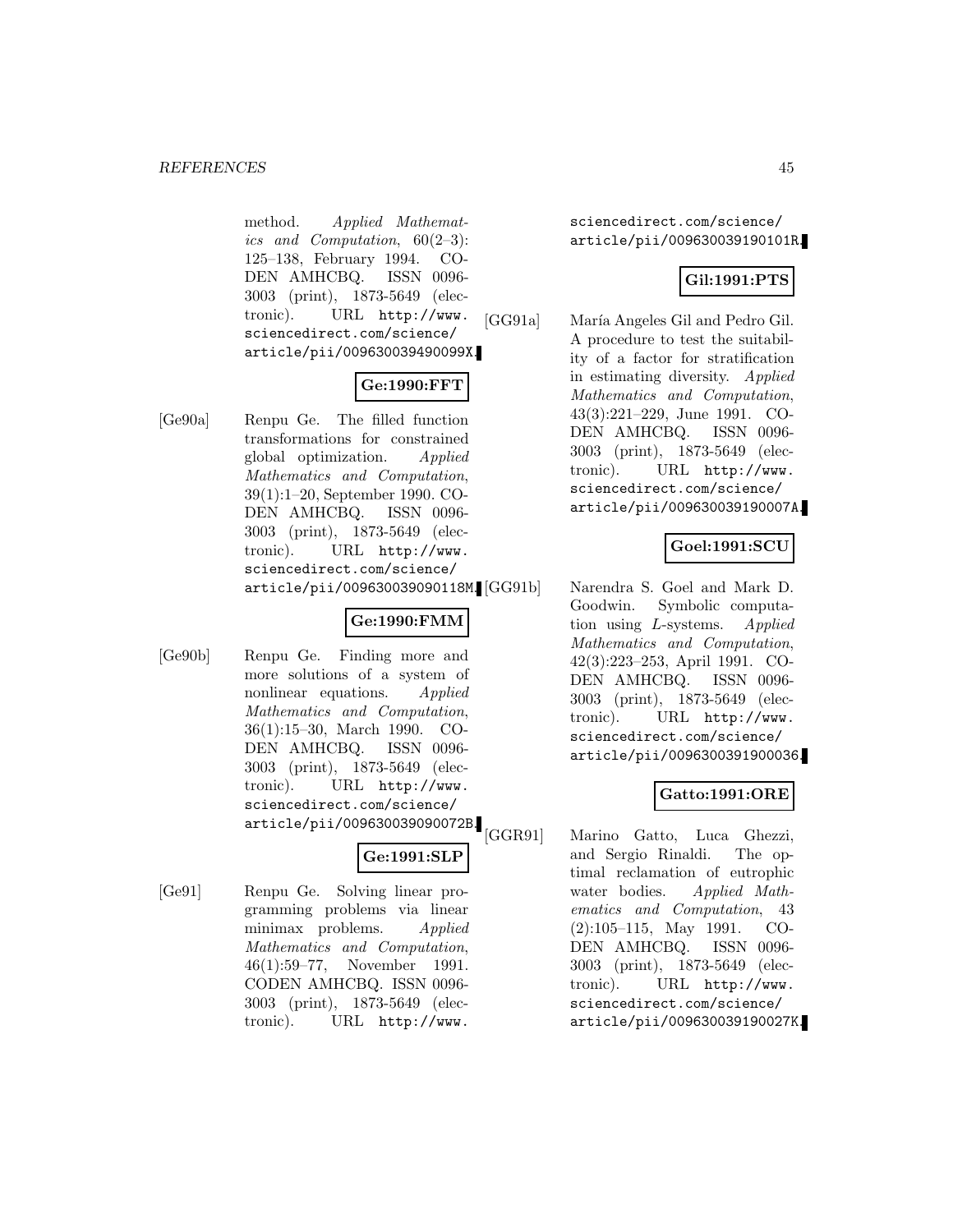method. *Applied Mathematics and Computation*, 60(2–3): 125–138, February 1994. CODEN AMHCBQ. ISSN 0096-3003 (print), 1873-5649 (electronic). URL http://www.sciencedirect.com/science/article/pii/009630039490099X.

**Ge:1990:FFT**

[Ge90a] Renpu Ge. The filled function transformations for constrained global optimization. *Applied Mathematics and Computation*, 39(1):1–20, September 1990. CODEN AMHCBQ. ISSN 0096-3003 (print), 1873-5649 (electronic). URL http://www.sciencedirect.com/science/article/pii/009630039090118M.

**Ge:1990:FMM**

[Ge90b] Renpu Ge. Finding more and more solutions of a system of nonlinear equations. *Applied Mathematics and Computation*, 36(1):15–30, March 1990. CODEN AMHCBQ. ISSN 0096-3003 (print), 1873-5649 (electronic). URL http://www.sciencedirect.com/science/article/pii/009630039090072B.

**Ge:1991:SLP**

[Ge91] Renpu Ge. Solving linear programming problems via linear minimax problems. *Applied Mathematics and Computation*, 46(1):59–77, November 1991. CODEN AMHCBQ. ISSN 0096-3003 (print), 1873-5649 (electronic). URL http://www.sciencedirect.com/science/article/pii/009630039190101R.

**Gil:1991:PTS**

[GG91a] María Angeles Gil and Pedro Gil. A procedure to test the suitability of a factor for stratification in estimating diversity. *Applied Mathematics and Computation*, 43(3):221–229, June 1991. CODEN AMHCBQ. ISSN 0096-3003 (print), 1873-5649 (electronic). URL http://www.sciencedirect.com/science/article/pii/009630039190007A.

**Goel:1991:SCU**

[GG91b] Narendra S. Goel and Mark D. Goodwin. Symbolic computation using *L*-systems. *Applied Mathematics and Computation*, 42(3):223–253, April 1991. CODEN AMHCBQ. ISSN 0096-3003 (print), 1873-5649 (electronic). URL http://www.sciencedirect.com/science/article/pii/0096300391900036.

**Gatto:1991:ORE**

[GGR91] Marino Gatto, Luca Ghezzi, and Sergio Rinaldi. The optimal reclamation of eutrophic water bodies. *Applied Mathematics and Computation*, 43 (2):105–115, May 1991. CODEN AMHCBQ. ISSN 0096-3003 (print), 1873-5649 (electronic). URL http://www.sciencedirect.com/science/article/pii/009630039190027K.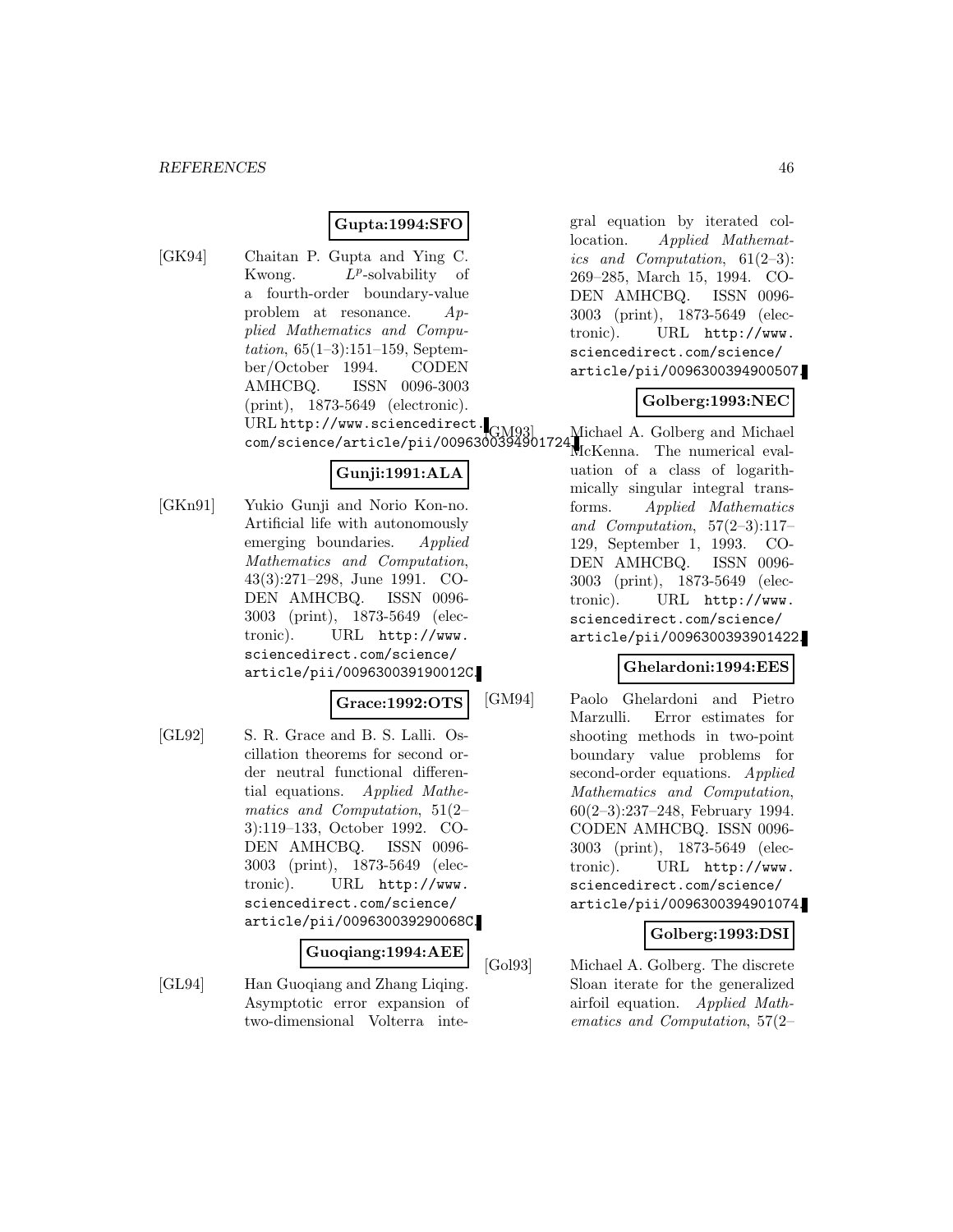**Gupta:1994:SFO**

[GK94] Chaitan P. Gupta and Ying C. Kwong. $L^p$-solvability of a fourth-order boundary-value problem at resonance. *Applied Mathematics and Computation*, 65(1–3):151–159, September/October 1994. CODEN AMHCBQ. ISSN 0096-3003 (print), 1873-5649 (electronic). URL http://www.sciencedirect.com/science/article/pii/0096300394901724.

**Gunji:1991:ALA**

[GKn91] Yukio Gunji and Norio Kon-no. Artificial life with autonomously emerging boundaries. *Applied Mathematics and Computation*, 43(3):271–298, June 1991. CODEN AMHCBQ. ISSN 0096-3003 (print), 1873-5649 (electronic). URL http://www.sciencedirect.com/science/article/pii/009630039190012C.

**Grace:1992:OTS**

[GL92] S. R. Grace and B. S. Lalli. Oscillation theorems for second order neutral functional differential equations. *Applied Mathematics and Computation*, 51(2–3):119–133, October 1992. CODEN AMHCBQ. ISSN 0096-3003 (print), 1873-5649 (electronic). URL http://www.sciencedirect.com/science/article/pii/009630039290068C.

**Guoqiang:1994:AEE**

[GL94] Han Guoqiang and Zhang Liqing. Asymptotic error expansion of two-dimensional Volterra integral equation by iterated collocation. *Applied Mathematics and Computation*, 61(2–3):269–285, March 15, 1994. CODEN AMHCBQ. ISSN 0096-3003 (print), 1873-5649 (electronic). URL http://www.sciencedirect.com/science/article/pii/0096300394900507.

**Golberg:1993:NEC**

[GM93] Michael A. Golberg and Michael McKenna. The numerical evaluation of a class of logarithmically singular integral transforms. *Applied Mathematics and Computation*, 57(2–3):117–129, September 1, 1993. CODEN AMHCBQ. ISSN 0096-3003 (print), 1873-5649 (electronic). URL http://www.sciencedirect.com/science/article/pii/0096300393901422.

**Ghelardoni:1994:EES**

[GM94] Paolo Ghelardoni and Pietro Marzulli. Error estimates for shooting methods in two-point boundary value problems for second-order equations. *Applied Mathematics and Computation*, 60(2–3):237–248, February 1994. CODEN AMHCBQ. ISSN 0096-3003 (print), 1873-5649 (electronic). URL http://www.sciencedirect.com/science/article/pii/0096300394901074.

**Golberg:1993:DSI**

[Gol93] Michael A. Golberg. The discrete Sloan iterate for the generalized airfoil equation. *Applied Mathematics and Computation*, 57(2–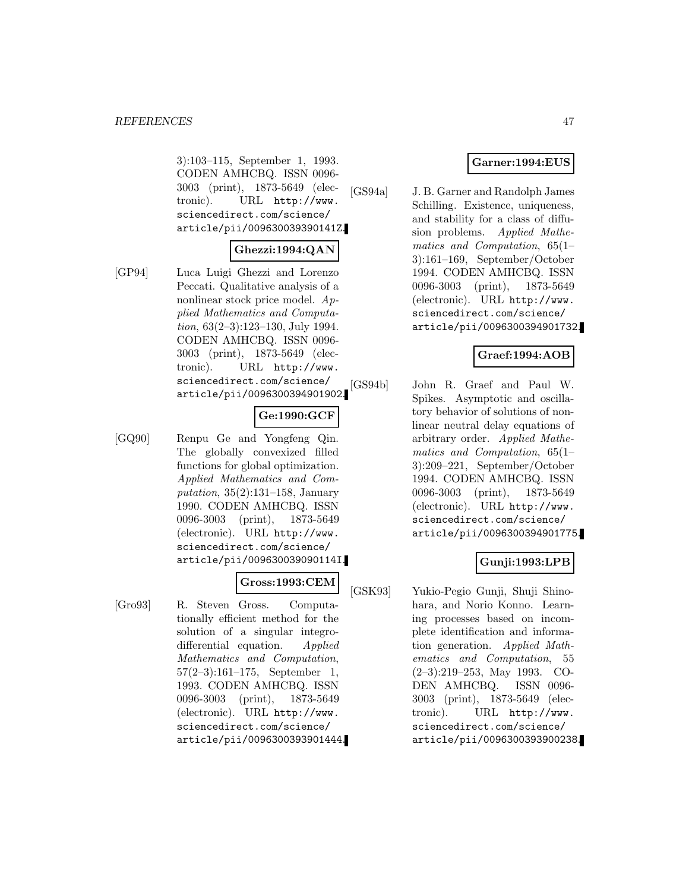3):103–115, September 1, 1993. CODEN AMHCBQ. ISSN 0096-3003 (print), 1873-5649 (electronic). URL http://www.sciencedirect.com/science/article/pii/009630039390141Z.

**Ghezzi:1994:QAN**

[GP94] Luca Luigi Ghezzi and Lorenzo Peccati. Qualitative analysis of a nonlinear stock price model. *Applied Mathematics and Computation*, 63(2–3):123–130, July 1994. CODEN AMHCBQ. ISSN 0096-3003 (print), 1873-5649 (electronic). URL http://www.sciencedirect.com/science/article/pii/0096300394901902.

**Ge:1990:GCF**

[GQ90] Renpu Ge and Yongfeng Qin. The globally convexized filled functions for global optimization. *Applied Mathematics and Computation*, 35(2):131–158, January 1990. CODEN AMHCBQ. ISSN 0096-3003 (print), 1873-5649 (electronic). URL http://www.sciencedirect.com/science/article/pii/009630039090114I.

**Gross:1993:CEM**

[Gro93] R. Steven Gross. Computationally efficient method for the solution of a singular integro-differential equation. *Applied Mathematics and Computation*, 57(2–3):161–175, September 1, 1993. CODEN AMHCBQ. ISSN 0096-3003 (print), 1873-5649 (electronic). URL http://www.sciencedirect.com/science/article/pii/0096300393901444.

**Garner:1994:EUS**

[GS94a] J. B. Garner and Randolph James Schilling. Existence, uniqueness, and stability for a class of diffusion problems. *Applied Mathematics and Computation*, 65(1–3):161–169, September/October 1994. CODEN AMHCBQ. ISSN 0096-3003 (print), 1873-5649 (electronic). URL http://www.sciencedirect.com/science/article/pii/0096300394901732.

**Graef:1994:AOB**

[GS94b] John R. Graef and Paul W. Spikes. Asymptotic and oscillatory behavior of solutions of nonlinear neutral delay equations of arbitrary order. *Applied Mathematics and Computation*, 65(1–3):209–221, September/October 1994. CODEN AMHCBQ. ISSN 0096-3003 (print), 1873-5649 (electronic). URL http://www.sciencedirect.com/science/article/pii/0096300394901775.

**Gunji:1993:LPB**

[GSK93] Yukio-Pegio Gunji, Shuji Shinohara, and Norio Konno. Learning processes based on incomplete identification and information generation. *Applied Mathematics and Computation*, 55 (2–3):219–253, May 1993. CODEN AMHCBQ. ISSN 0096-3003 (print), 1873-5649 (electronic). URL http://www.sciencedirect.com/science/article/pii/0096300393900238.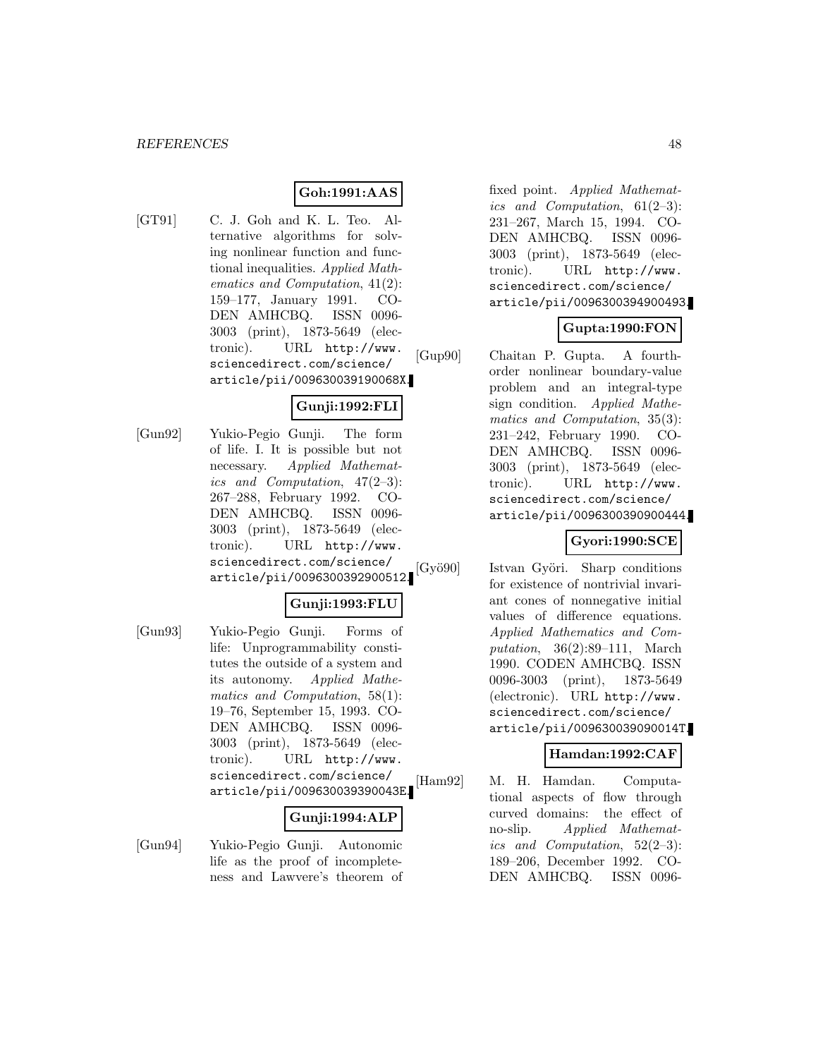**Goh:1991:AAS**

[GT91] C. J. Goh and K. L. Teo. Alternative algorithms for solving nonlinear function and functional inequalities. *Applied Mathematics and Computation*, 41(2): 159–177, January 1991. CODEN AMHCBQ. ISSN 0096-3003 (print), 1873-5649 (electronic). URL http://www.sciencedirect.com/science/article/pii/009630039190068X.

**Gunji:1992:FLI**

[Gun92] Yukio-Pegio Gunji. The form of life. I. It is possible but not necessary. *Applied Mathematics and Computation*, 47(2–3): 267–288, February 1992. CODEN AMHCBQ. ISSN 0096-3003 (print), 1873-5649 (electronic). URL http://www.sciencedirect.com/science/article/pii/0096300392900512.

**Gunji:1993:FLU**

[Gun93] Yukio-Pegio Gunji. Forms of life: Unprogrammability constitutes the outside of a system and its autonomy. *Applied Mathematics and Computation*, 58(1): 19–76, September 15, 1993. CODEN AMHCBQ. ISSN 0096-3003 (print), 1873-5649 (electronic). URL http://www.sciencedirect.com/science/article/pii/009630039390043E.

**Gunji:1994:ALP**

[Gun94] Yukio-Pegio Gunji. Autonomic life as the proof of incompleteness and Lawvere's theorem of fixed point. *Applied Mathematics and Computation*, 61(2–3): 231–267, March 15, 1994. CODEN AMHCBQ. ISSN 0096-3003 (print), 1873-5649 (electronic). URL http://www.sciencedirect.com/science/article/pii/0096300394900493.

**Gupta:1990:FON**

[Gup90] Chaitan P. Gupta. A fourth-order nonlinear boundary-value problem and an integral-type sign condition. *Applied Mathematics and Computation*, 35(3): 231–242, February 1990. CODEN AMHCBQ. ISSN 0096-3003 (print), 1873-5649 (electronic). URL http://www.sciencedirect.com/science/article/pii/0096300390900444.

**Gyori:1990:SCE**

[Gyö90] Istvan Györi. Sharp conditions for existence of nontrivial invariant cones of nonnegative initial values of difference equations. *Applied Mathematics and Computation*, 36(2):89–111, March 1990. CODEN AMHCBQ. ISSN 0096-3003 (print), 1873-5649 (electronic). URL http://www.sciencedirect.com/science/article/pii/009630039090014T.

**Hamdan:1992:CAF**

[Ham92] M. H. Hamdan. Computational aspects of flow through curved domains: the effect of no-slip. *Applied Mathematics and Computation*, 52(2–3): 189–206, December 1992. CODEN AMHCBQ. ISSN 0096-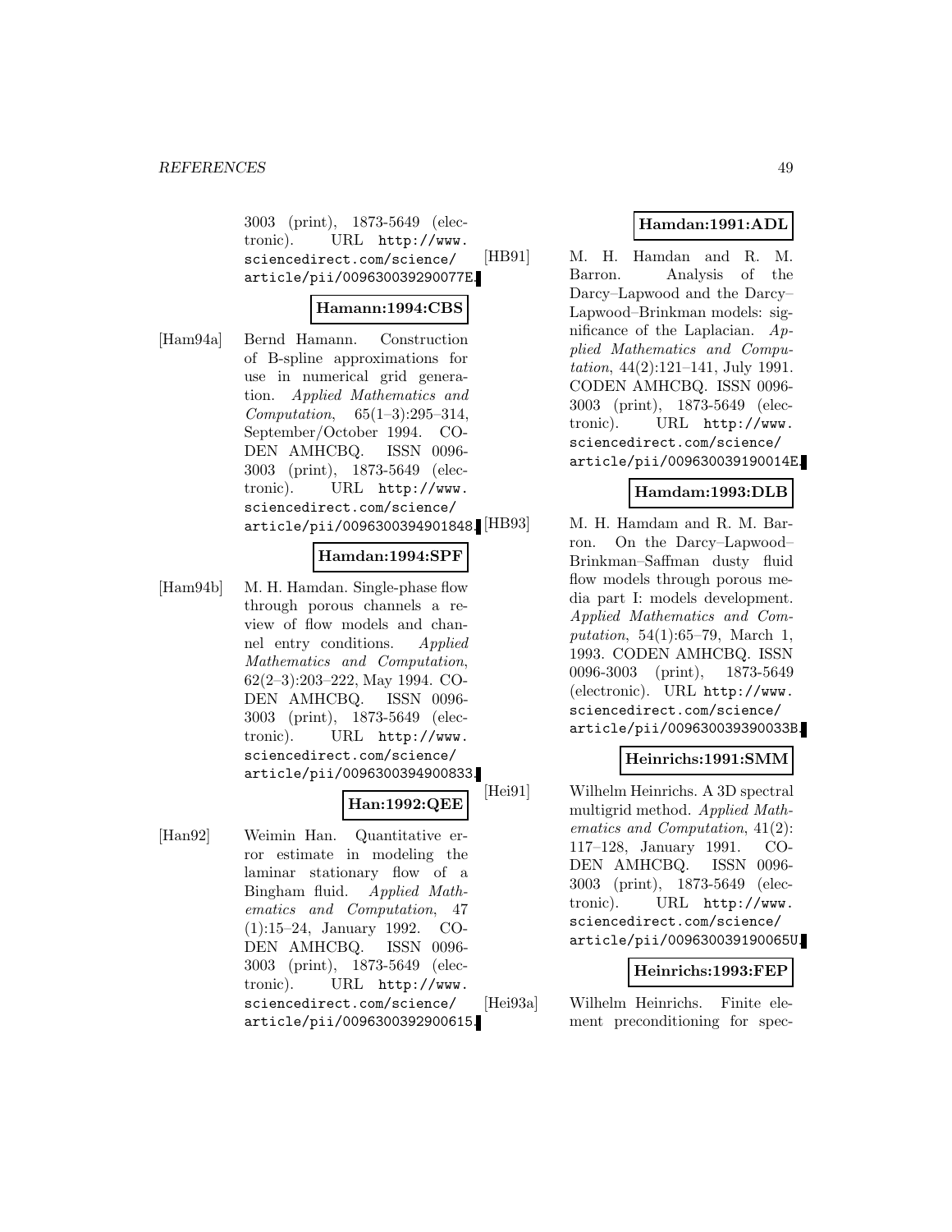3003 (print), 1873-5649 (electronic). URL http://www.sciencedirect.com/science/article/pii/009630039290077E.

**Hamann:1994:CBS**

[Ham94a] Bernd Hamann. Construction of B-spline approximations for use in numerical grid generation. *Applied Mathematics and Computation*, 65(1–3):295–314, September/October 1994. CODEN AMHCBQ. ISSN 0096-3003 (print), 1873-5649 (electronic). URL http://www.sciencedirect.com/science/article/pii/0096300394901848.

**Hamdan:1994:SPF**

[Ham94b] M. H. Hamdan. Single-phase flow through porous channels a review of flow models and channel entry conditions. *Applied Mathematics and Computation*, 62(2–3):203–222, May 1994. CODEN AMHCBQ. ISSN 0096-3003 (print), 1873-5649 (electronic). URL http://www.sciencedirect.com/science/article/pii/0096300394900833.

**Han:1992:QEE**

[Han92] Weimin Han. Quantitative error estimate in modeling the laminar stationary flow of a Bingham fluid. *Applied Mathematics and Computation*, 47 (1):15–24, January 1992. CODEN AMHCBQ. ISSN 0096-3003 (print), 1873-5649 (electronic). URL http://www.sciencedirect.com/science/article/pii/0096300392900615.

**Hamdan:1991:ADL**

[HB91] M. H. Hamdan and R. M. Barron. Analysis of the Darcy–Lapwood and the Darcy–Lapwood–Brinkman models: significance of the Laplacian. *Applied Mathematics and Computation*, 44(2):121–141, July 1991. CODEN AMHCBQ. ISSN 0096-3003 (print), 1873-5649 (electronic). URL http://www.sciencedirect.com/science/article/pii/009630039190014E.

**Hamdam:1993:DLB**

[HB93] M. H. Hamdam and R. M. Barron. On the Darcy–Lapwood–Brinkman–Saffman dusty fluid flow models through porous media part I: models development. *Applied Mathematics and Computation*, 54(1):65–79, March 1, 1993. CODEN AMHCBQ. ISSN 0096-3003 (print), 1873-5649 (electronic). URL http://www.sciencedirect.com/science/article/pii/009630039390033B.

**Heinrichs:1991:SMM**

[Hei91] Wilhelm Heinrichs. A 3D spectral multigrid method. *Applied Mathematics and Computation*, 41(2): 117–128, January 1991. CODEN AMHCBQ. ISSN 0096-3003 (print), 1873-5649 (electronic). URL http://www.sciencedirect.com/science/article/pii/009630039190065U.

**Heinrichs:1993:FEP**

[Hei93a] Wilhelm Heinrichs. Finite element preconditioning for spec-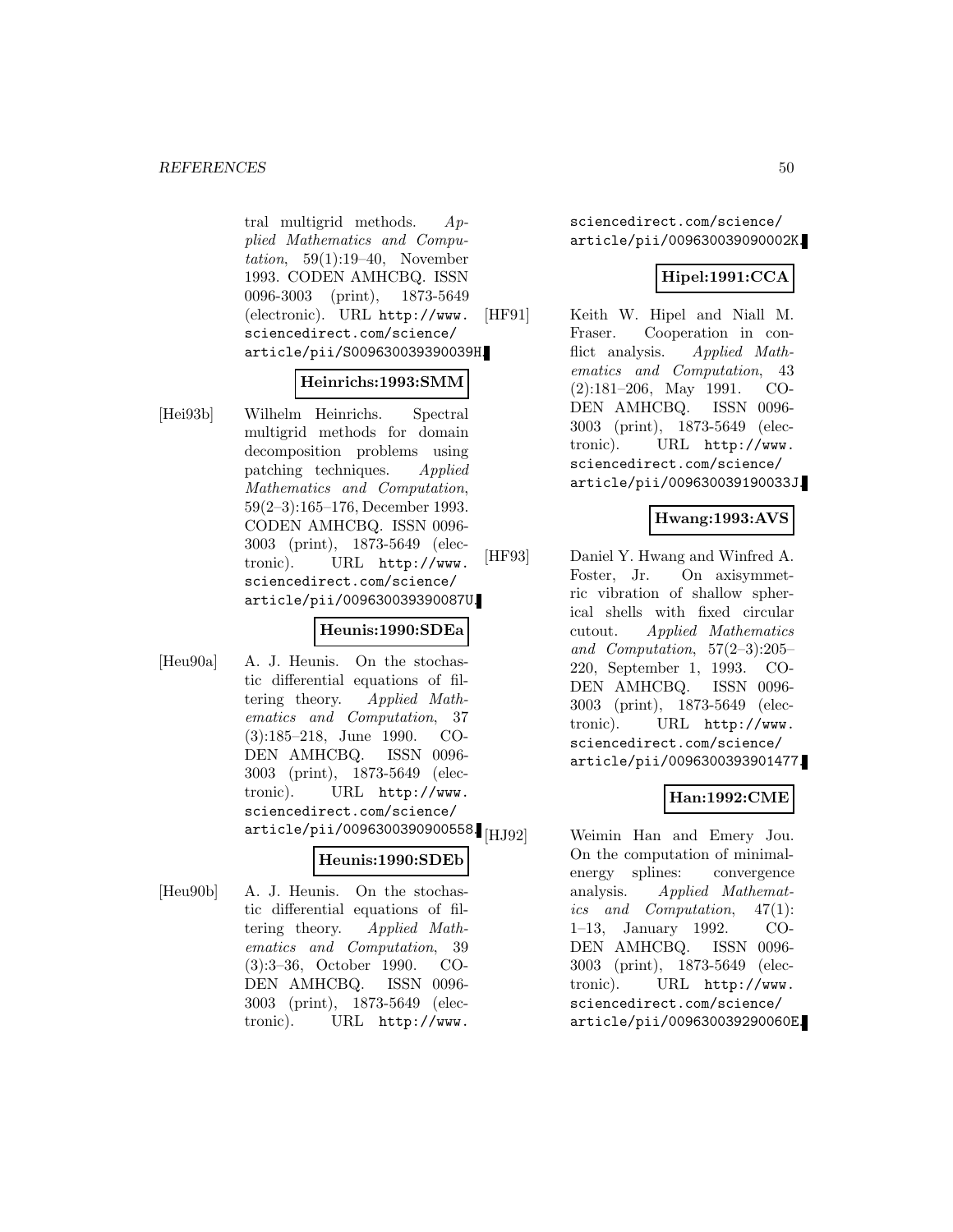tral multigrid methods. *Applied Mathematics and Computation*, 59(1):19–40, November 1993. CODEN AMHCBQ. ISSN 0096-3003 (print), 1873-5649 (electronic). URL `http://www.sciencedirect.com/science/article/pii/S009630039390039H`.

**Heinrichs:1993:SMM**

[Hei93b] Wilhelm Heinrichs. Spectral multigrid methods for domain decomposition problems using patching techniques. *Applied Mathematics and Computation*, 59(2–3):165–176, December 1993. CODEN AMHCBQ. ISSN 0096-3003 (print), 1873-5649 (electronic). URL `http://www.sciencedirect.com/science/article/pii/009630039390087U`.

**Heunis:1990:SDEa**

[Heu90a] A. J. Heunis. On the stochastic differential equations of filtering theory. *Applied Mathematics and Computation*, 37 (3):185–218, June 1990. CODEN AMHCBQ. ISSN 0096-3003 (print), 1873-5649 (electronic). URL `http://www.sciencedirect.com/science/article/pii/0096300390900558`.

**Heunis:1990:SDEb**

[Heu90b] A. J. Heunis. On the stochastic differential equations of filtering theory. *Applied Mathematics and Computation*, 39 (3):3–36, October 1990. CODEN AMHCBQ. ISSN 0096-3003 (print), 1873-5649 (electronic). URL `http://www.sciencedirect.com/science/article/pii/009630039090002K`.

**Hipel:1991:CCA**

[HF91] Keith W. Hipel and Niall M. Fraser. Cooperation in conflict analysis. *Applied Mathematics and Computation*, 43 (2):181–206, May 1991. CODEN AMHCBQ. ISSN 0096-3003 (print), 1873-5649 (electronic). URL `http://www.sciencedirect.com/science/article/pii/009630039190033J`.

**Hwang:1993:AVS**

[HF93] Daniel Y. Hwang and Winfred A. Foster, Jr. On axisymmetric vibration of shallow spherical shells with fixed circular cutout. *Applied Mathematics and Computation*, 57(2–3):205–220, September 1, 1993. CODEN AMHCBQ. ISSN 0096-3003 (print), 1873-5649 (electronic). URL `http://www.sciencedirect.com/science/article/pii/0096300393901477`.

**Han:1992:CME**

[HJ92] Weimin Han and Emery Jou. On the computation of minimal-energy splines: convergence analysis. *Applied Mathematics and Computation*, 47(1): 1–13, January 1992. CODEN AMHCBQ. ISSN 0096-3003 (print), 1873-5649 (electronic). URL `http://www.sciencedirect.com/science/article/pii/009630039290060E`.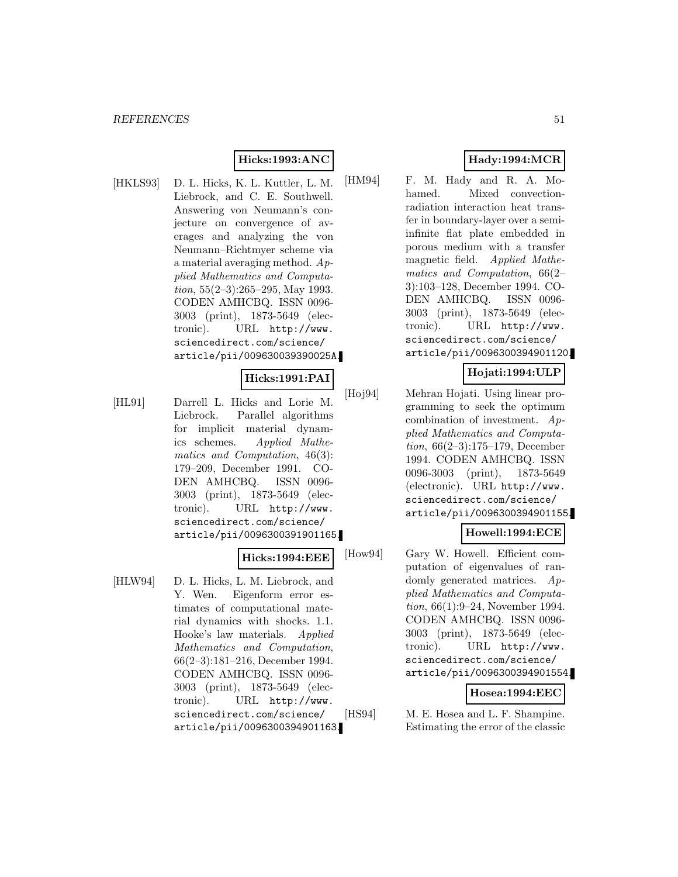**Hicks:1993:ANC**

[HKLS93] D. L. Hicks, K. L. Kuttler, L. M. Liebrock, and C. E. Southwell. Answering von Neumann's conjecture on convergence of averages and analyzing the von Neumann–Richtmyer scheme via a material averaging method. *Applied Mathematics and Computation*, 55(2–3):265–295, May 1993. CODEN AMHCBQ. ISSN 0096-3003 (print), 1873-5649 (electronic). URL `http://www.sciencedirect.com/science/article/pii/009630039390025A`.

**Hicks:1991:PAI**

[HL91] Darrell L. Hicks and Lorie M. Liebrock. Parallel algorithms for implicit material dynamics schemes. *Applied Mathematics and Computation*, 46(3): 179–209, December 1991. CODEN AMHCBQ. ISSN 0096-3003 (print), 1873-5649 (electronic). URL `http://www.sciencedirect.com/science/article/pii/0096300391901165`.

**Hicks:1994:EEE**

[HLW94] D. L. Hicks, L. M. Liebrock, and Y. Wen. Eigenform error estimates of computational material dynamics with shocks. 1.1. Hooke's law materials. *Applied Mathematics and Computation*, 66(2–3):181–216, December 1994. CODEN AMHCBQ. ISSN 0096-3003 (print), 1873-5649 (electronic). URL `http://www.sciencedirect.com/science/article/pii/0096300394901163`.

**Hady:1994:MCR**

[HM94] F. M. Hady and R. A. Mohamed. Mixed convection-radiation interaction heat transfer in boundary-layer over a semi-infinite flat plate embedded in porous medium with a transfer magnetic field. *Applied Mathematics and Computation*, 66(2–3):103–128, December 1994. CODEN AMHCBQ. ISSN 0096-3003 (print), 1873-5649 (electronic). URL `http://www.sciencedirect.com/science/article/pii/0096300394901120`.

**Hojati:1994:ULP**

[Hoj94] Mehran Hojati. Using linear programming to seek the optimum combination of investment. *Applied Mathematics and Computation*, 66(2–3):175–179, December 1994. CODEN AMHCBQ. ISSN 0096-3003 (print), 1873-5649 (electronic). URL `http://www.sciencedirect.com/science/article/pii/0096300394901155`.

**Howell:1994:ECE**

[How94] Gary W. Howell. Efficient computation of eigenvalues of randomly generated matrices. *Applied Mathematics and Computation*, 66(1):9–24, November 1994. CODEN AMHCBQ. ISSN 0096-3003 (print), 1873-5649 (electronic). URL `http://www.sciencedirect.com/science/article/pii/0096300394901554`.

**Hosea:1994:EEC**

[HS94] M. E. Hosea and L. F. Shampine. Estimating the error of the classic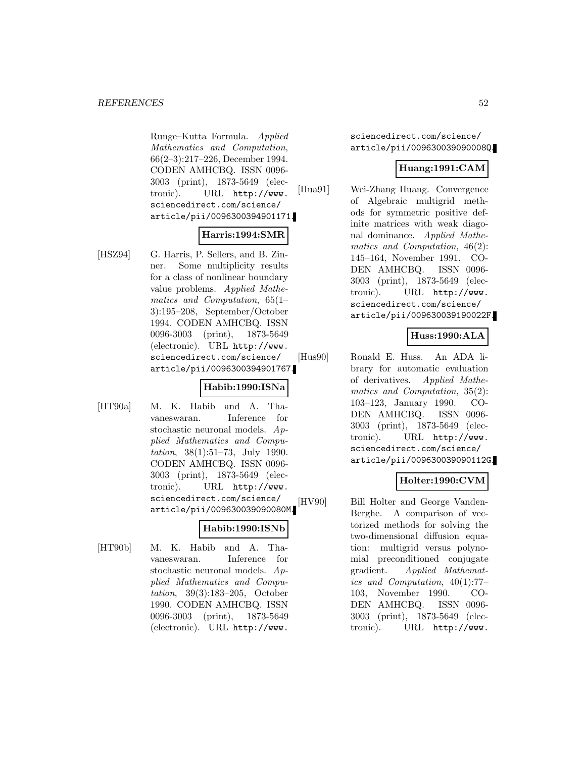Runge–Kutta Formula. *Applied Mathematics and Computation*, 66(2–3):217–226, December 1994. CODEN AMHCBQ. ISSN 0096-3003 (print), 1873-5649 (electronic). URL http://www.sciencedirect.com/science/article/pii/0096300394901171.

**Harris:1994:SMR**

[HSZ94] G. Harris, P. Sellers, and B. Zinner. Some multiplicity results for a class of nonlinear boundary value problems. *Applied Mathematics and Computation*, 65(1–3):195–208, September/October 1994. CODEN AMHCBQ. ISSN 0096-3003 (print), 1873-5649 (electronic). URL http://www.sciencedirect.com/science/article/pii/0096300394901767.

**Habib:1990:ISNa**

[HT90a] M. K. Habib and A. Thavaneswaran. Inference for stochastic neuronal models. *Applied Mathematics and Computation*, 38(1):51–73, July 1990. CODEN AMHCBQ. ISSN 0096-3003 (print), 1873-5649 (electronic). URL http://www.sciencedirect.com/science/article/pii/009630039090080M.

**Habib:1990:ISNb**

[HT90b] M. K. Habib and A. Thavaneswaran. Inference for stochastic neuronal models. *Applied Mathematics and Computation*, 39(3):183–205, October 1990. CODEN AMHCBQ. ISSN 0096-3003 (print), 1873-5649 (electronic). URL http://www.sciencedirect.com/science/article/pii/009630039090008Q.

**Huang:1991:CAM**

[Hua91] Wei-Zhang Huang. Convergence of Algebraic multigrid methods for symmetric positive definite matrices with weak diagonal dominance. *Applied Mathematics and Computation*, 46(2):145–164, November 1991. CODEN AMHCBQ. ISSN 0096-3003 (print), 1873-5649 (electronic). URL http://www.sciencedirect.com/science/article/pii/009630039190022F.

**Huss:1990:ALA**

[Hus90] Ronald E. Huss. An ADA library for automatic evaluation of derivatives. *Applied Mathematics and Computation*, 35(2):103–123, January 1990. CODEN AMHCBQ. ISSN 0096-3003 (print), 1873-5649 (electronic). URL http://www.sciencedirect.com/science/article/pii/009630039090112G.

**Holter:1990:CVM**

[HV90] Bill Holter and George Vanden-Berghe. A comparison of vectorized methods for solving the two-dimensional diffusion equation: multigrid versus polynomial preconditioned conjugate gradient. *Applied Mathematics and Computation*, 40(1):77–103, November 1990. CODEN AMHCBQ. ISSN 0096-3003 (print), 1873-5649 (electronic). URL http://www.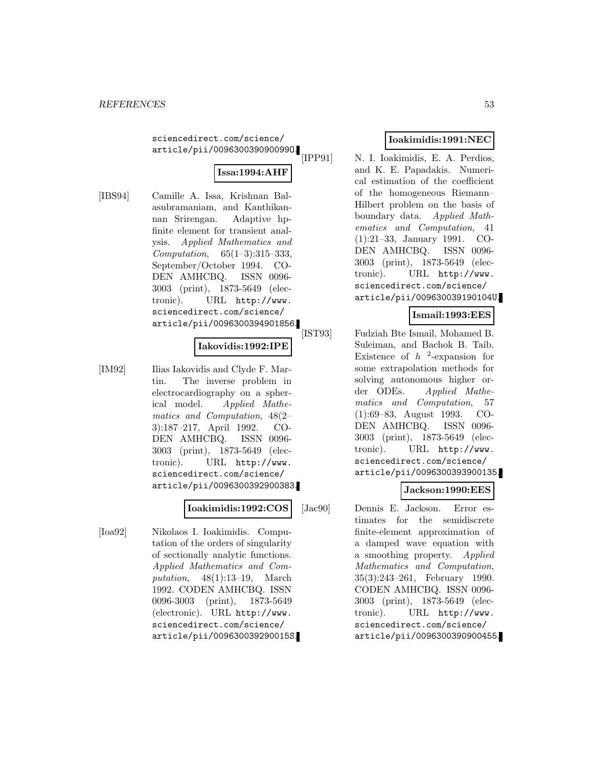sciencedirect.com/science/article/pii/0096300390900990.

**Issa:1994:AHF**

[IBS94] Camille A. Issa, Krishnan Balasubramaniam, and Kanthikannan Srirengan. Adaptive hp-finite element for transient analysis. *Applied Mathematics and Computation*, 65(1–3):315–333, September/October 1994. CODEN AMHCBQ. ISSN 0096-3003 (print), 1873-5649 (electronic). URL http://www.sciencedirect.com/science/article/pii/0096300394901856.

**Iakovidis:1992:IPE**

[IM92] Ilias Iakovidis and Clyde F. Martin. The inverse problem in electrocardiography on a spherical model. *Applied Mathematics and Computation*, 48(2–3):187–217, April 1992. CODEN AMHCBQ. ISSN 0096-3003 (print), 1873-5649 (electronic). URL http://www.sciencedirect.com/science/article/pii/0096300392900383.

**Ioakimidis:1992:COS**

[Ioa92] Nikolaos I. Ioakimidis. Computation of the orders of singularity of sectionally analytic functions. *Applied Mathematics and Computation*, 48(1):13–19, March 1992. CODEN AMHCBQ. ISSN 0096-3003 (print), 1873-5649 (electronic). URL http://www.sciencedirect.com/science/article/pii/009630039290015S.

**Ioakimidis:1991:NEC**

[IPP91] N. I. Ioakimidis, E. A. Perdios, and K. E. Papadakis. Numerical estimation of the coefficient of the homogeneous Riemann–Hilbert problem on the basis of boundary data. *Applied Mathematics and Computation*, 41(1):21–33, January 1991. CODEN AMHCBQ. ISSN 0096-3003 (print), 1873-5649 (electronic). URL http://www.sciencedirect.com/science/article/pii/009630039190104U.

**Ismail:1993:EES**

[IST93] Fudziah Bte Ismail, Mohamed B. Suleiman, and Bachok B. Taib. Existence of $h^2$-expansion for some extrapolation methods for solving autonomous higher order ODEs. *Applied Mathematics and Computation*, 57(1):69–83, August 1993. CODEN AMHCBQ. ISSN 0096-3003 (print), 1873-5649 (electronic). URL http://www.sciencedirect.com/science/article/pii/0096300393900135.

**Jackson:1990:EES**

[Jac90] Dennis E. Jackson. Error estimates for the semidiscrete finite-element approximation of a damped wave equation with a smoothing property. *Applied Mathematics and Computation*, 35(3):243–261, February 1990. CODEN AMHCBQ. ISSN 0096-3003 (print), 1873-5649 (electronic). URL http://www.sciencedirect.com/science/article/pii/0096300390900455.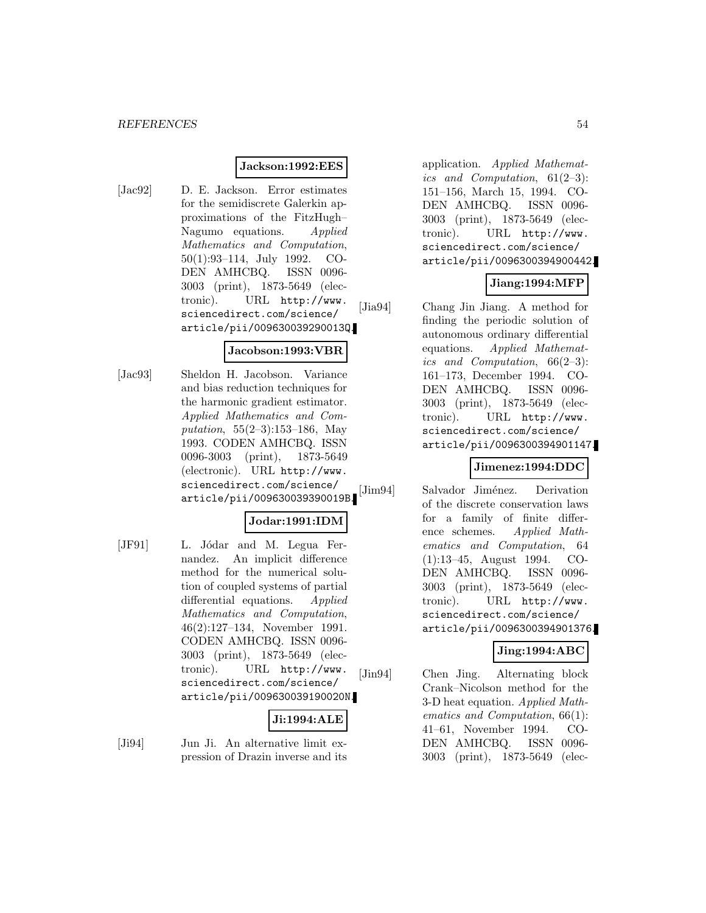**Jackson:1992:EES**

[Jac92] D. E. Jackson. Error estimates for the semidiscrete Galerkin approximations of the FitzHugh–Nagumo equations. *Applied Mathematics and Computation*, 50(1):93–114, July 1992. CODEN AMHCBQ. ISSN 0096-3003 (print), 1873-5649 (electronic). URL http://www.sciencedirect.com/science/article/pii/009630039290013Q.

**Jacobson:1993:VBR**

[Jac93] Sheldon H. Jacobson. Variance and bias reduction techniques for the harmonic gradient estimator. *Applied Mathematics and Computation*, 55(2–3):153–186, May 1993. CODEN AMHCBQ. ISSN 0096-3003 (print), 1873-5649 (electronic). URL http://www.sciencedirect.com/science/article/pii/009630039390019B.

**Jodar:1991:IDM**

[JF91] L. Jódar and M. Legua Fernandez. An implicit difference method for the numerical solution of coupled systems of partial differential equations. *Applied Mathematics and Computation*, 46(2):127–134, November 1991. CODEN AMHCBQ. ISSN 0096-3003 (print), 1873-5649 (electronic). URL http://www.sciencedirect.com/science/article/pii/009630039190020N.

**Ji:1994:ALE**

[Ji94] Jun Ji. An alternative limit expression of Drazin inverse and its application. *Applied Mathematics and Computation*, 61(2–3): 151–156, March 15, 1994. CODEN AMHCBQ. ISSN 0096-3003 (print), 1873-5649 (electronic). URL http://www.sciencedirect.com/science/article/pii/0096300394900442.

**Jiang:1994:MFP**

[Jia94] Chang Jin Jiang. A method for finding the periodic solution of autonomous ordinary differential equations. *Applied Mathematics and Computation*, 66(2–3): 161–173, December 1994. CODEN AMHCBQ. ISSN 0096-3003 (print), 1873-5649 (electronic). URL http://www.sciencedirect.com/science/article/pii/0096300394901147.

**Jimenez:1994:DDC**

[Jim94] Salvador Jiménez. Derivation of the discrete conservation laws for a family of finite difference schemes. *Applied Mathematics and Computation*, 64 (1):13–45, August 1994. CODEN AMHCBQ. ISSN 0096-3003 (print), 1873-5649 (electronic). URL http://www.sciencedirect.com/science/article/pii/0096300394901376.

**Jing:1994:ABC**

[Jin94] Chen Jing. Alternating block Crank–Nicolson method for the 3-D heat equation. *Applied Mathematics and Computation*, 66(1): 41–61, November 1994. CODEN AMHCBQ. ISSN 0096-3003 (print), 1873-5649 (elec-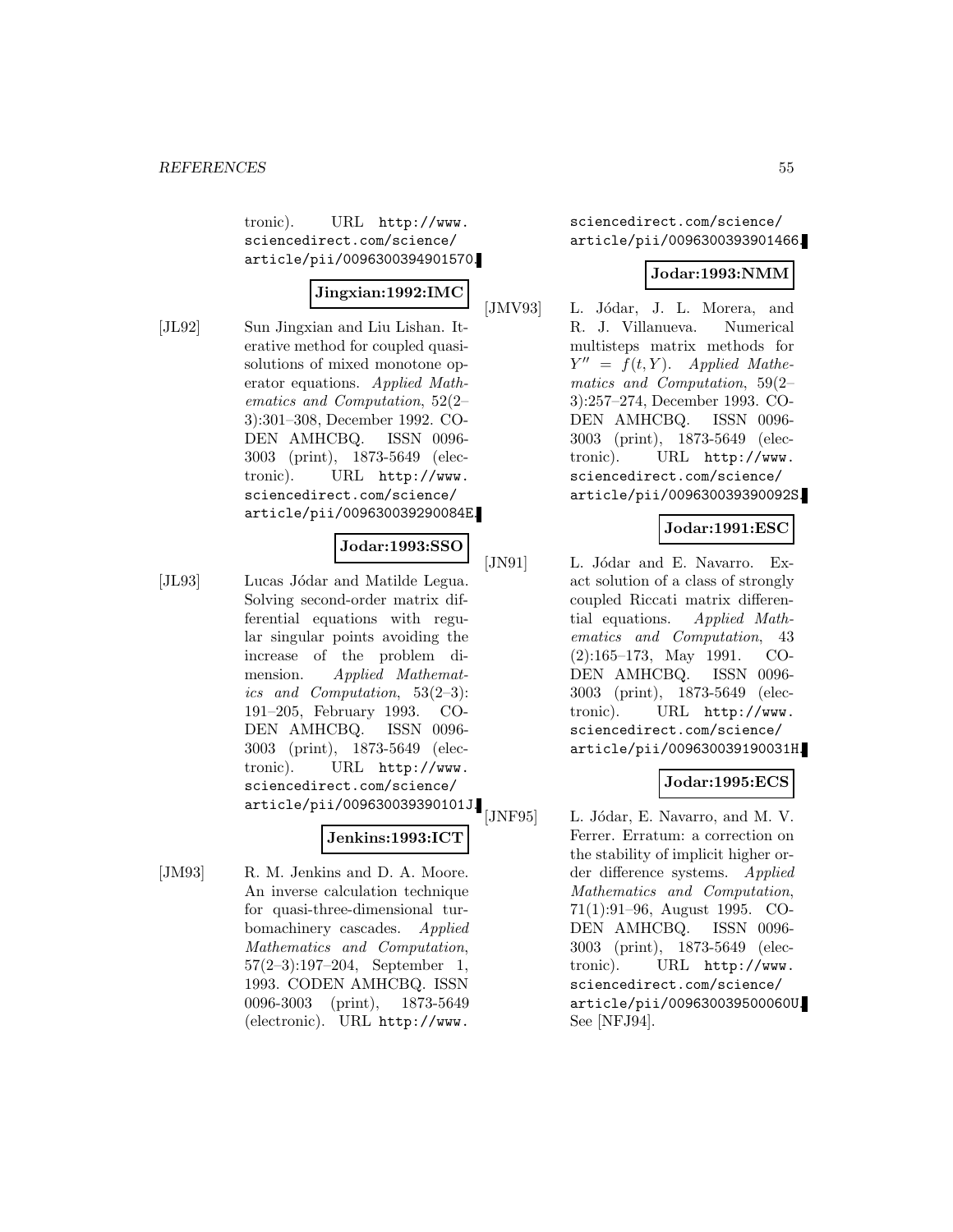tronic). URL http://www.sciencedirect.com/science/article/pii/0096300394901570.

**Jingxian:1992:IMC**

[JL92] Sun Jingxian and Liu Lishan. Iterative method for coupled quasi-solutions of mixed monotone operator equations. *Applied Mathematics and Computation*, 52(2–3):301–308, December 1992. CODEN AMHCBQ. ISSN 0096-3003 (print), 1873-5649 (electronic). URL http://www.sciencedirect.com/science/article/pii/009630039290084E.

**Jodar:1993:SSO**

[JL93] Lucas Jódar and Matilde Legua. Solving second-order matrix differential equations with regular singular points avoiding the increase of the problem dimension. *Applied Mathematics and Computation*, 53(2–3):191–205, February 1993. CODEN AMHCBQ. ISSN 0096-3003 (print), 1873-5649 (electronic). URL http://www.sciencedirect.com/science/article/pii/009630039390101J.

**Jenkins:1993:ICT**

[JM93] R. M. Jenkins and D. A. Moore. An inverse calculation technique for quasi-three-dimensional turbomachinery cascades. *Applied Mathematics and Computation*, 57(2–3):197–204, September 1, 1993. CODEN AMHCBQ. ISSN 0096-3003 (print), 1873-5649 (electronic). URL http://www.sciencedirect.com/science/article/pii/0096300393901466.

**Jodar:1993:NMM**

[JMV93] L. Jódar, J. L. Morera, and R. J. Villanueva. Numerical multisteps matrix methods for $Y'' = f(t, Y)$. *Applied Mathematics and Computation*, 59(2–3):257–274, December 1993. CODEN AMHCBQ. ISSN 0096-3003 (print), 1873-5649 (electronic). URL http://www.sciencedirect.com/science/article/pii/009630039390092S.

**Jodar:1991:ESC**

[JN91] L. Jódar and E. Navarro. Exact solution of a class of strongly coupled Riccati matrix differential equations. *Applied Mathematics and Computation*, 43(2):165–173, May 1991. CODEN AMHCBQ. ISSN 0096-3003 (print), 1873-5649 (electronic). URL http://www.sciencedirect.com/science/article/pii/009630039190031H.

**Jodar:1995:ECS**

[JNF95] L. Jódar, E. Navarro, and M. V. Ferrer. Erratum: a correction on the stability of implicit higher order difference systems. *Applied Mathematics and Computation*, 71(1):91–96, August 1995. CODEN AMHCBQ. ISSN 0096-3003 (print), 1873-5649 (electronic). URL http://www.sciencedirect.com/science/article/pii/009630039500060U. See [NFJ94].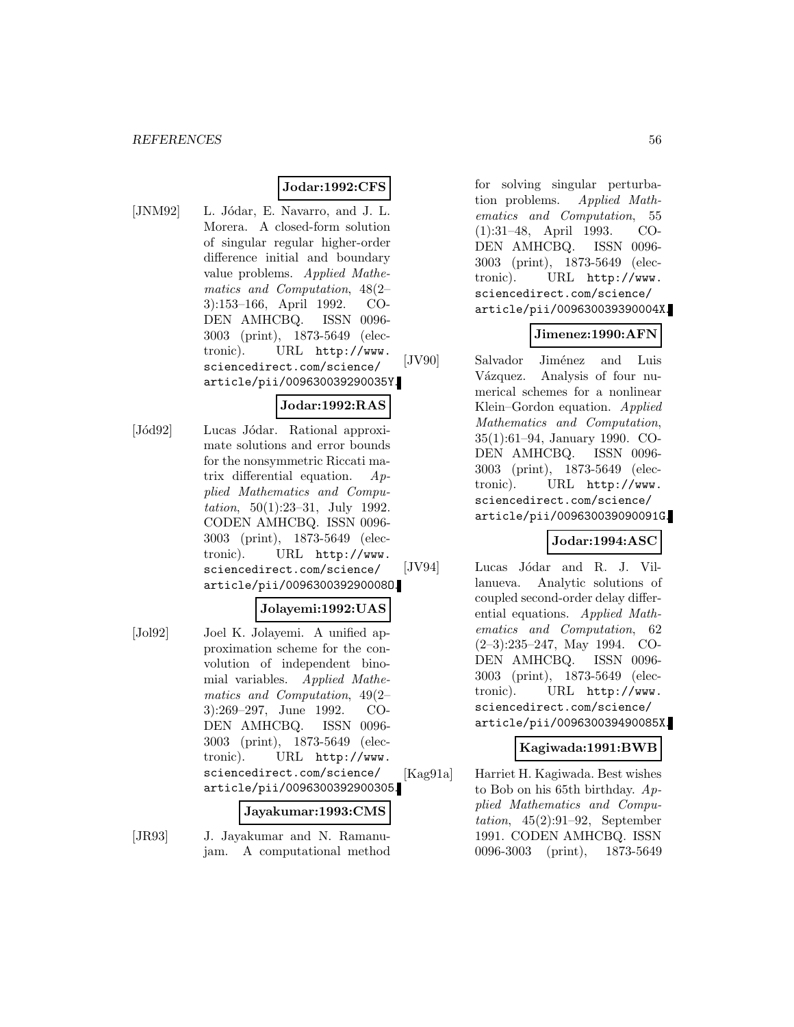**Jodar:1992:CFS**

[JNM92] L. Jódar, E. Navarro, and J. L. Morera. A closed-form solution of singular regular higher-order difference initial and boundary value problems. *Applied Mathematics and Computation*, 48(2–3):153–166, April 1992. CODEN AMHCBQ. ISSN 0096-3003 (print), 1873-5649 (electronic). URL http://www.sciencedirect.com/science/article/pii/009630039290035Y.

**Jodar:1992:RAS**

[Jód92] Lucas Jódar. Rational approximate solutions and error bounds for the nonsymmetric Riccati matrix differential equation. *Applied Mathematics and Computation*, 50(1):23–31, July 1992. CODEN AMHCBQ. ISSN 0096-3003 (print), 1873-5649 (electronic). URL http://www.sciencedirect.com/science/article/pii/009630039290080O.

**Jolayemi:1992:UAS**

[Jol92] Joel K. Jolayemi. A unified approximation scheme for the convolution of independent binomial variables. *Applied Mathematics and Computation*, 49(2–3):269–297, June 1992. CODEN AMHCBQ. ISSN 0096-3003 (print), 1873-5649 (electronic). URL http://www.sciencedirect.com/science/article/pii/0096300392900305.

**Jayakumar:1993:CMS**

[JR93] J. Jayakumar and N. Ramanujam. A computational method for solving singular perturbation problems. *Applied Mathematics and Computation*, 55(1):31–48, April 1993. CODEN AMHCBQ. ISSN 0096-3003 (print), 1873-5649 (electronic). URL http://www.sciencedirect.com/science/article/pii/009630039390004X.

**Jimenez:1990:AFN**

[JV90] Salvador Jiménez and Luis Vázquez. Analysis of four numerical schemes for a nonlinear Klein–Gordon equation. *Applied Mathematics and Computation*, 35(1):61–94, January 1990. CODEN AMHCBQ. ISSN 0096-3003 (print), 1873-5649 (electronic). URL http://www.sciencedirect.com/science/article/pii/009630039090091G.

**Jodar:1994:ASC**

[JV94] Lucas Jódar and R. J. Villanueva. Analytic solutions of coupled second-order delay differential equations. *Applied Mathematics and Computation*, 62(2–3):235–247, May 1994. CODEN AMHCBQ. ISSN 0096-3003 (print), 1873-5649 (electronic). URL http://www.sciencedirect.com/science/article/pii/009630039490085X.

**Kagiwada:1991:BWB**

[Kag91a] Harriet H. Kagiwada. Best wishes to Bob on his 65th birthday. *Applied Mathematics and Computation*, 45(2):91–92, September 1991. CODEN AMHCBQ. ISSN 0096-3003 (print), 1873-5649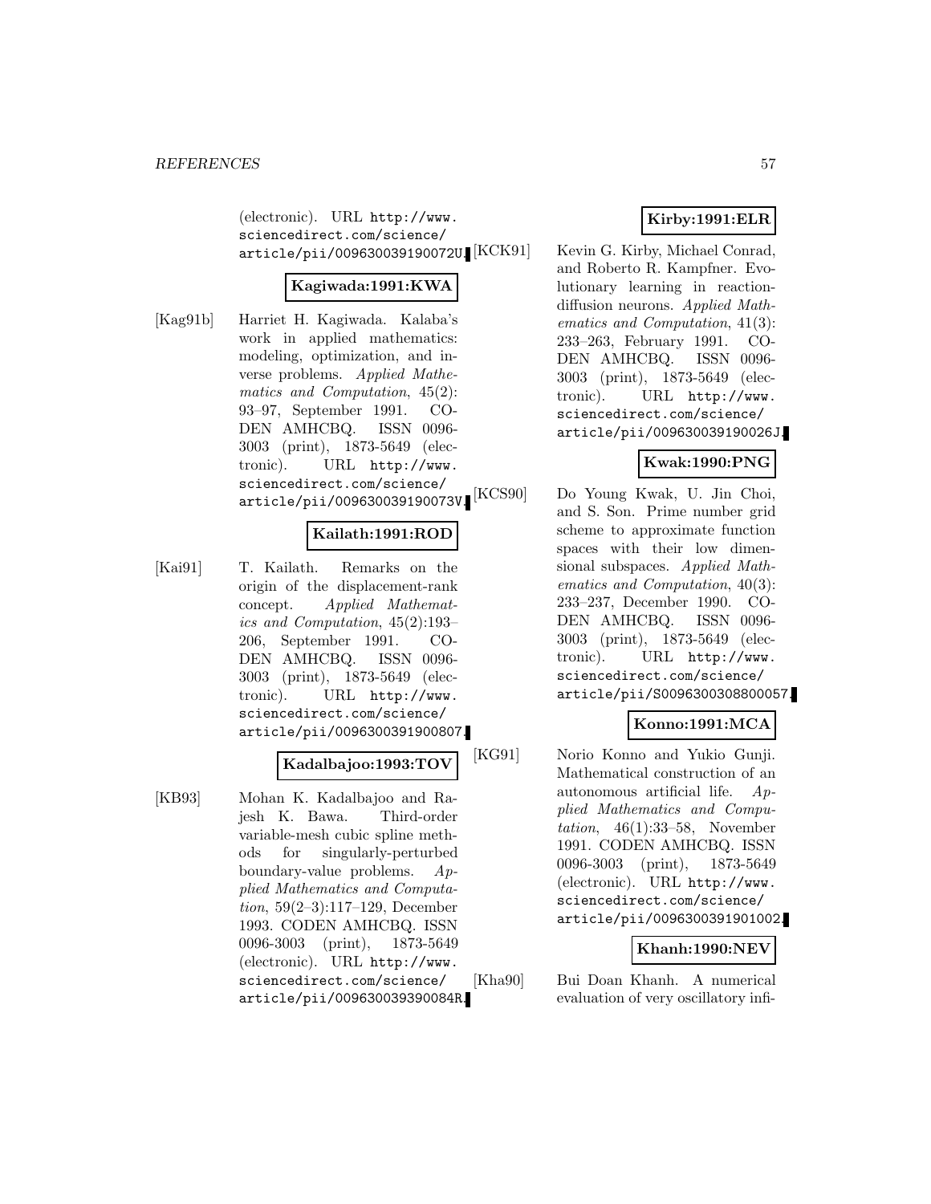(electronic). URL http://www.sciencedirect.com/science/article/pii/009630039190072U.

**Kagiwada:1991:KWA**

[Kag91b] Harriet H. Kagiwada. Kalaba's work in applied mathematics: modeling, optimization, and inverse problems. *Applied Mathematics and Computation*, 45(2): 93–97, September 1991. CODEN AMHCBQ. ISSN 0096-3003 (print), 1873-5649 (electronic). URL http://www.sciencedirect.com/science/article/pii/009630039190073V.

**Kailath:1991:ROD**

[Kai91] T. Kailath. Remarks on the origin of the displacement-rank concept. *Applied Mathematics and Computation*, 45(2):193–206, September 1991. CODEN AMHCBQ. ISSN 0096-3003 (print), 1873-5649 (electronic). URL http://www.sciencedirect.com/science/article/pii/0096300391900807.

**Kadalbajoo:1993:TOV**

[KB93] Mohan K. Kadalbajoo and Rajesh K. Bawa. Third-order variable-mesh cubic spline methods for singularly-perturbed boundary-value problems. *Applied Mathematics and Computation*, 59(2–3):117–129, December 1993. CODEN AMHCBQ. ISSN 0096-3003 (print), 1873-5649 (electronic). URL http://www.sciencedirect.com/science/article/pii/009630039390084R.

**Kirby:1991:ELR**

[KCK91] Kevin G. Kirby, Michael Conrad, and Roberto R. Kampfner. Evolutionary learning in reaction-diffusion neurons. *Applied Mathematics and Computation*, 41(3): 233–263, February 1991. CODEN AMHCBQ. ISSN 0096-3003 (print), 1873-5649 (electronic). URL http://www.sciencedirect.com/science/article/pii/009630039190026J.

**Kwak:1990:PNG**

[KCS90] Do Young Kwak, U. Jin Choi, and S. Son. Prime number grid scheme to approximate function spaces with their low dimensional subspaces. *Applied Mathematics and Computation*, 40(3): 233–237, December 1990. CODEN AMHCBQ. ISSN 0096-3003 (print), 1873-5649 (electronic). URL http://www.sciencedirect.com/science/article/pii/S0096300308800057.

**Konno:1991:MCA**

[KG91] Norio Konno and Yukio Gunji. Mathematical construction of an autonomous artificial life. *Applied Mathematics and Computation*, 46(1):33–58, November 1991. CODEN AMHCBQ. ISSN 0096-3003 (print), 1873-5649 (electronic). URL http://www.sciencedirect.com/science/article/pii/0096300391901002.

**Khanh:1990:NEV**

[Kha90] Bui Doan Khanh. A numerical evaluation of very oscillatory infi-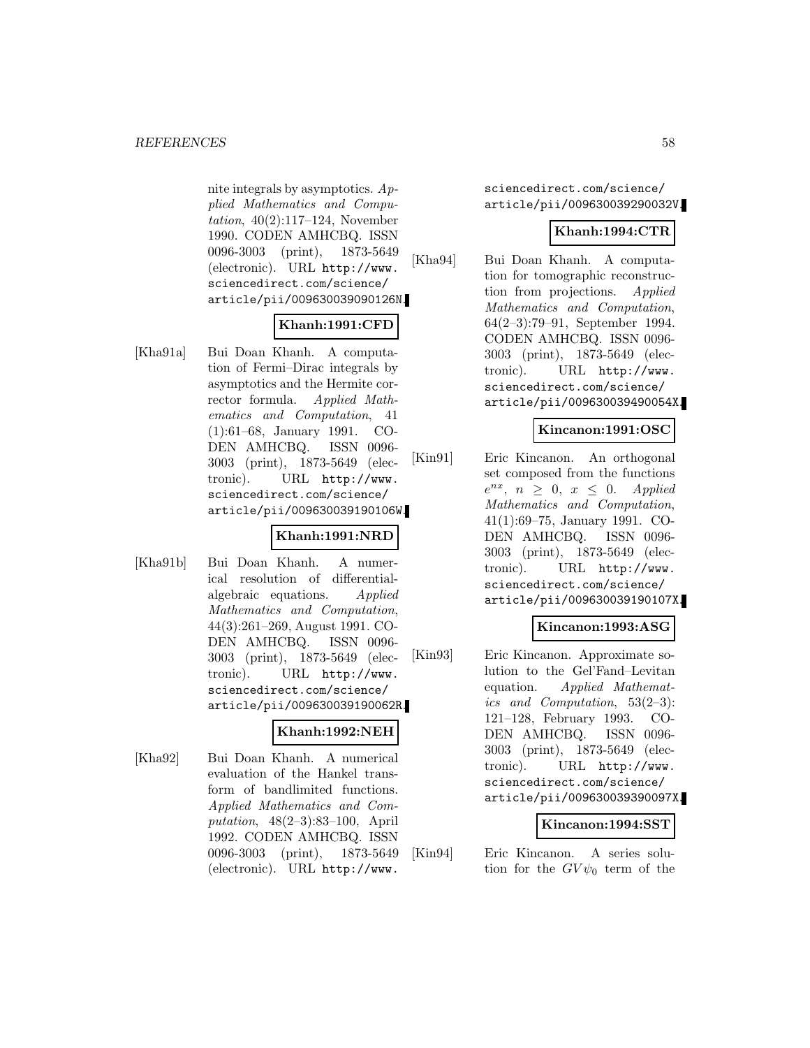nite integrals by asymptotics. *Applied Mathematics and Computation*, 40(2):117–124, November 1990. CODEN AMHCBQ. ISSN 0096-3003 (print), 1873-5649 (electronic). URL http://www.sciencedirect.com/science/article/pii/009630039090126N.

**Khanh:1991:CFD**

[Kha91a] Bui Doan Khanh. A computation of Fermi–Dirac integrals by asymptotics and the Hermite corrector formula. *Applied Mathematics and Computation*, 41 (1):61–68, January 1991. CODEN AMHCBQ. ISSN 0096-3003 (print), 1873-5649 (electronic). URL http://www.sciencedirect.com/science/article/pii/009630039190106W.

**Khanh:1991:NRD**

[Kha91b] Bui Doan Khanh. A numerical resolution of differential-algebraic equations. *Applied Mathematics and Computation*, 44(3):261–269, August 1991. CODEN AMHCBQ. ISSN 0096-3003 (print), 1873-5649 (electronic). URL http://www.sciencedirect.com/science/article/pii/009630039190062R.

**Khanh:1992:NEH**

[Kha92] Bui Doan Khanh. A numerical evaluation of the Hankel transform of bandlimited functions. *Applied Mathematics and Computation*, 48(2–3):83–100, April 1992. CODEN AMHCBQ. ISSN 0096-3003 (print), 1873-5649 (electronic). URL http://www.sciencedirect.com/science/article/pii/009630039290032V.

**Khanh:1994:CTR**

[Kha94] Bui Doan Khanh. A computation for tomographic reconstruction from projections. *Applied Mathematics and Computation*, 64(2–3):79–91, September 1994. CODEN AMHCBQ. ISSN 0096-3003 (print), 1873-5649 (electronic). URL http://www.sciencedirect.com/science/article/pii/009630039490054X.

**Kincanon:1991:OSC**

[Kin91] Eric Kincanon. An orthogonal set composed from the functions $e^{nx}$, $n \geq 0$, $x \leq 0$. *Applied Mathematics and Computation*, 41(1):69–75, January 1991. CODEN AMHCBQ. ISSN 0096-3003 (print), 1873-5649 (electronic). URL http://www.sciencedirect.com/science/article/pii/009630039190107X.

**Kincanon:1993:ASG**

[Kin93] Eric Kincanon. Approximate solution to the Gel'Fand–Levitan equation. *Applied Mathematics and Computation*, 53(2–3): 121–128, February 1993. CODEN AMHCBQ. ISSN 0096-3003 (print), 1873-5649 (electronic). URL http://www.sciencedirect.com/science/article/pii/009630039390097X.

**Kincanon:1994:SST**

[Kin94] Eric Kincanon. A series solution for the $GV\psi_0$ term of the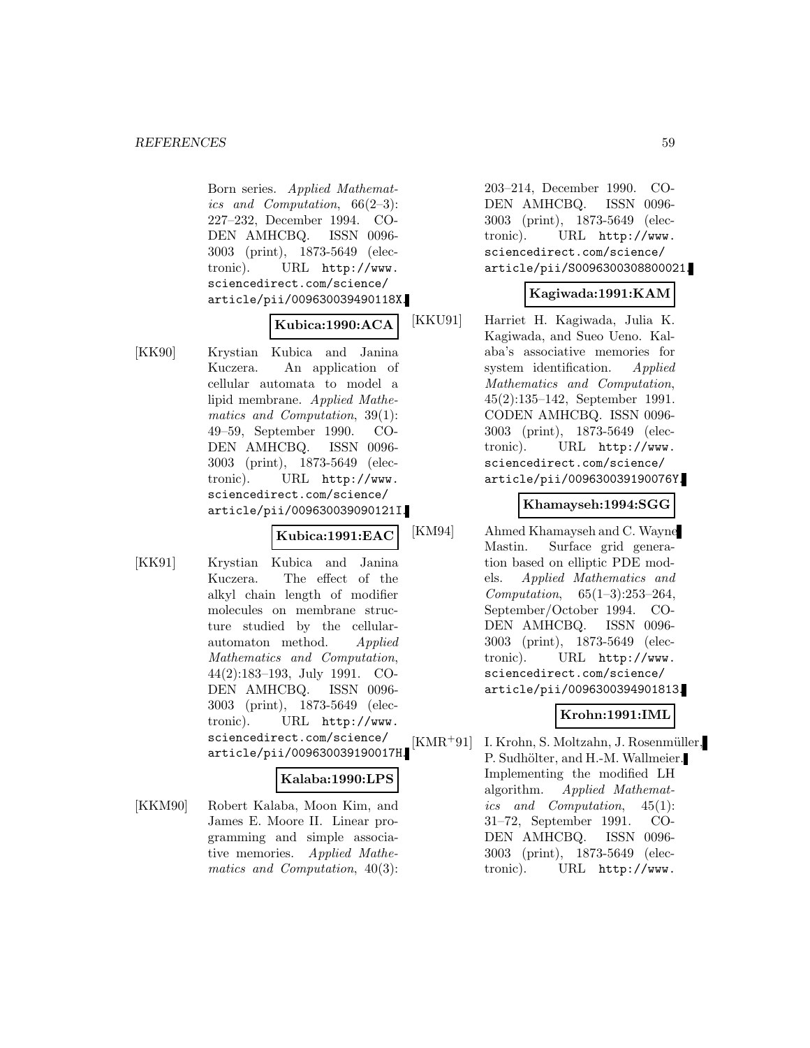Born series. *Applied Mathematics and Computation*, 66(2–3): 227–232, December 1994. CODEN AMHCBQ. ISSN 0096-3003 (print), 1873-5649 (electronic). URL http://www.sciencedirect.com/science/article/pii/009630039490118X.

**Kubica:1990:ACA**

[KK90] Krystian Kubica and Janina Kuczera. An application of cellular automata to model a lipid membrane. *Applied Mathematics and Computation*, 39(1): 49–59, September 1990. CODEN AMHCBQ. ISSN 0096-3003 (print), 1873-5649 (electronic). URL http://www.sciencedirect.com/science/article/pii/009630039090121I.

**Kubica:1991:EAC**

[KK91] Krystian Kubica and Janina Kuczera. The effect of the alkyl chain length of modifier molecules on membrane structure studied by the cellular-automaton method. *Applied Mathematics and Computation*, 44(2):183–193, July 1991. CODEN AMHCBQ. ISSN 0096-3003 (print), 1873-5649 (electronic). URL http://www.sciencedirect.com/science/article/pii/009630039190017H.

**Kalaba:1990:LPS**

[KKM90] Robert Kalaba, Moon Kim, and James E. Moore II. Linear programming and simple associative memories. *Applied Mathematics and Computation*, 40(3): 203–214, December 1990. CODEN AMHCBQ. ISSN 0096-3003 (print), 1873-5649 (electronic). URL http://www.sciencedirect.com/science/article/pii/S0096300308800021.

**Kagiwada:1991:KAM**

[KKU91] Harriet H. Kagiwada, Julia K. Kagiwada, and Sueo Ueno. Kalaba's associative memories for system identification. *Applied Mathematics and Computation*, 45(2):135–142, September 1991. CODEN AMHCBQ. ISSN 0096-3003 (print), 1873-5649 (electronic). URL http://www.sciencedirect.com/science/article/pii/009630039190076Y.

**Khamayseh:1994:SGG**

[KM94] Ahmed Khamayseh and C. Wayne Mastin. Surface grid generation based on elliptic PDE models. *Applied Mathematics and Computation*, 65(1–3):253–264, September/October 1994. CODEN AMHCBQ. ISSN 0096-3003 (print), 1873-5649 (electronic). URL http://www.sciencedirect.com/science/article/pii/0096300394901813.

**Krohn:1991:IML**

[KMR+91] I. Krohn, S. Moltzahn, J. Rosenmüller, P. Sudhölter, and H.-M. Wallmeier. Implementing the modified LH algorithm. *Applied Mathematics and Computation*, 45(1): 31–72, September 1991. CODEN AMHCBQ. ISSN 0096-3003 (print), 1873-5649 (electronic). URL http://www.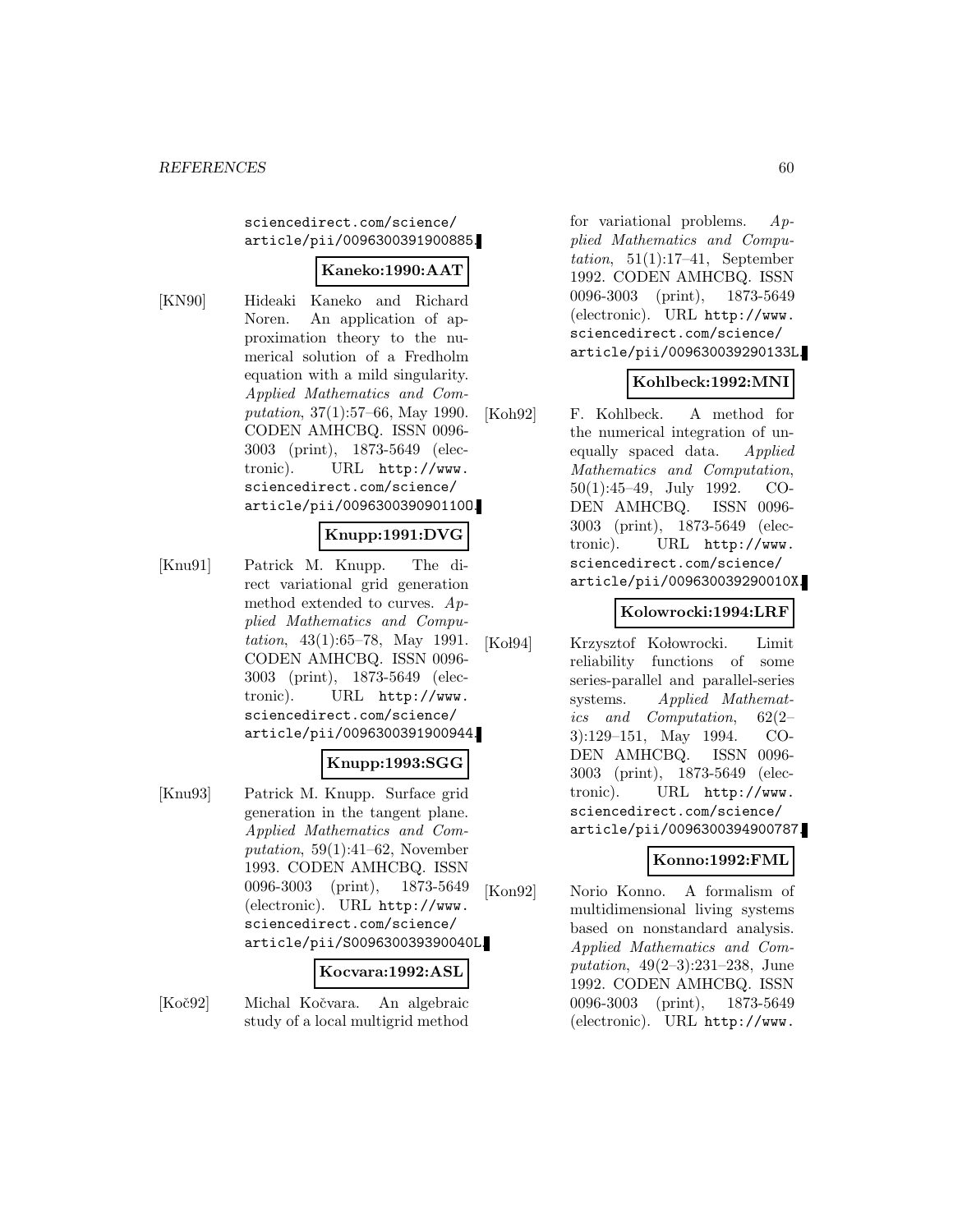sciencedirect.com/science/article/pii/0096300391900885.

**Kaneko:1990:AAT**

[KN90] Hideaki Kaneko and Richard Noren. An application of approximation theory to the numerical solution of a Fredholm equation with a mild singularity. *Applied Mathematics and Computation*, 37(1):57–66, May 1990. CODEN AMHCBQ. ISSN 0096-3003 (print), 1873-5649 (electronic). URL http://www.sciencedirect.com/science/article/pii/009630039090110O.

**Knupp:1991:DVG**

[Knu91] Patrick M. Knupp. The direct variational grid generation method extended to curves. *Applied Mathematics and Computation*, 43(1):65–78, May 1991. CODEN AMHCBQ. ISSN 0096-3003 (print), 1873-5649 (electronic). URL http://www.sciencedirect.com/science/article/pii/0096300391900944.

**Knupp:1993:SGG**

[Knu93] Patrick M. Knupp. Surface grid generation in the tangent plane. *Applied Mathematics and Computation*, 59(1):41–62, November 1993. CODEN AMHCBQ. ISSN 0096-3003 (print), 1873-5649 (electronic). URL http://www.sciencedirect.com/science/article/pii/S009630039390040L.

**Kocvara:1992:ASL**

[Koč92] Michal Kočvara. An algebraic study of a local multigrid method for variational problems. *Applied Mathematics and Computation*, 51(1):17–41, September 1992. CODEN AMHCBQ. ISSN 0096-3003 (print), 1873-5649 (electronic). URL http://www.sciencedirect.com/science/article/pii/009630039290133L.

**Kohlbeck:1992:MNI**

[Koh92] F. Kohlbeck. A method for the numerical integration of unequally spaced data. *Applied Mathematics and Computation*, 50(1):45–49, July 1992. CODEN AMHCBQ. ISSN 0096-3003 (print), 1873-5649 (electronic). URL http://www.sciencedirect.com/science/article/pii/009630039290010X.

**Kolowrocki:1994:LRF**

[Koł94] Krzysztof Kołowrocki. Limit reliability functions of some series-parallel and parallel-series systems. *Applied Mathematics and Computation*, 62(2–3):129–151, May 1994. CODEN AMHCBQ. ISSN 0096-3003 (print), 1873-5649 (electronic). URL http://www.sciencedirect.com/science/article/pii/0096300394900787.

**Konno:1992:FML**

[Kon92] Norio Konno. A formalism of multidimensional living systems based on nonstandard analysis. *Applied Mathematics and Computation*, 49(2–3):231–238, June 1992. CODEN AMHCBQ. ISSN 0096-3003 (print), 1873-5649 (electronic). URL http://www.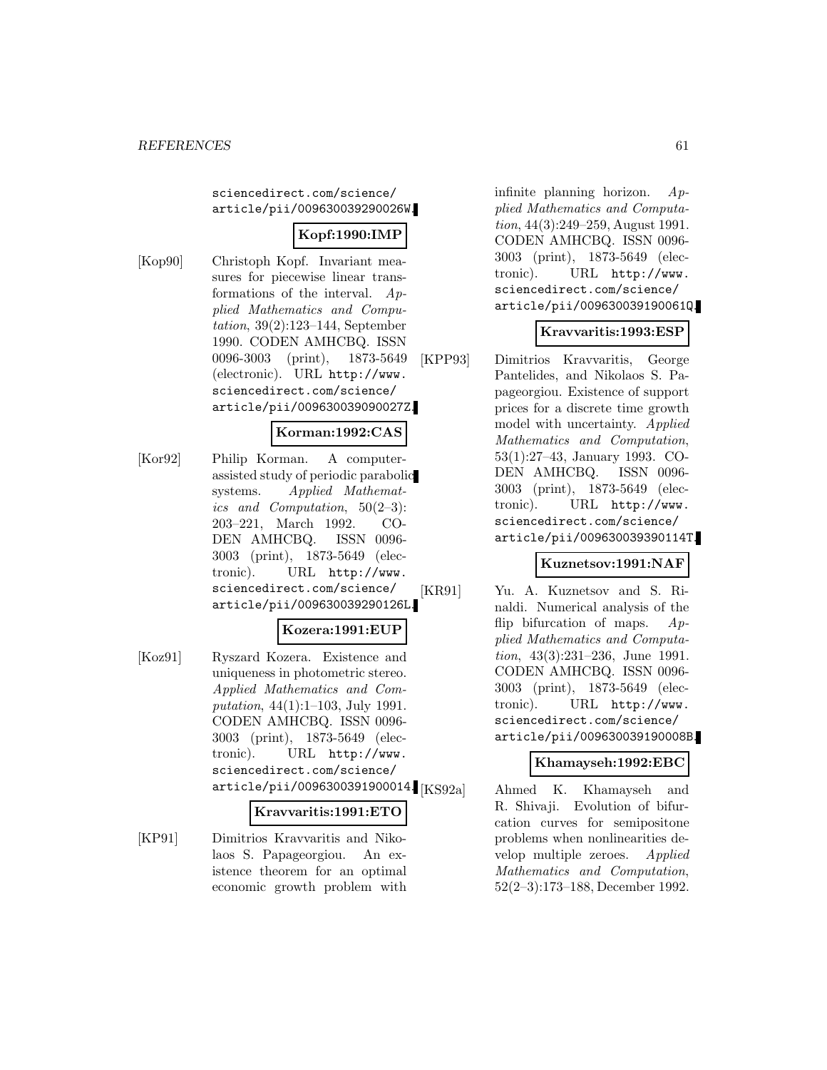sciencedirect.com/science/article/pii/009630039290026W.

**Kopf:1990:IMP**

[Kop90] Christoph Kopf. Invariant measures for piecewise linear transformations of the interval. *Applied Mathematics and Computation*, 39(2):123–144, September 1990. CODEN AMHCBQ. ISSN 0096-3003 (print), 1873-5649 (electronic). URL http://www.sciencedirect.com/science/article/pii/009630039090027Z.

**Korman:1992:CAS**

[Kor92] Philip Korman. A computer-assisted study of periodic parabolic systems. *Applied Mathematics and Computation*, 50(2–3):203–221, March 1992. CODEN AMHCBQ. ISSN 0096-3003 (print), 1873-5649 (electronic). URL http://www.sciencedirect.com/science/article/pii/009630039290126L.

**Kozera:1991:EUP**

[Koz91] Ryszard Kozera. Existence and uniqueness in photometric stereo. *Applied Mathematics and Computation*, 44(1):1–103, July 1991. CODEN AMHCBQ. ISSN 0096-3003 (print), 1873-5649 (electronic). URL http://www.sciencedirect.com/science/article/pii/0096300391900014.

**Kravvaritis:1991:ETO**

[KP91] Dimitrios Kravvaritis and Nikolaos S. Papageorgiou. An existence theorem for an optimal economic growth problem with infinite planning horizon. *Applied Mathematics and Computation*, 44(3):249–259, August 1991. CODEN AMHCBQ. ISSN 0096-3003 (print), 1873-5649 (electronic). URL http://www.sciencedirect.com/science/article/pii/009630039190061Q.

**Kravvaritis:1993:ESP**

[KPP93] Dimitrios Kravvaritis, George Pantelides, and Nikolaos S. Papageorgiou. Existence of support prices for a discrete time growth model with uncertainty. *Applied Mathematics and Computation*, 53(1):27–43, January 1993. CODEN AMHCBQ. ISSN 0096-3003 (print), 1873-5649 (electronic). URL http://www.sciencedirect.com/science/article/pii/009630039390114T.

**Kuznetsov:1991:NAF**

[KR91] Yu. A. Kuznetsov and S. Rinaldi. Numerical analysis of the flip bifurcation of maps. *Applied Mathematics and Computation*, 43(3):231–236, June 1991. CODEN AMHCBQ. ISSN 0096-3003 (print), 1873-5649 (electronic). URL http://www.sciencedirect.com/science/article/pii/009630039190008B.

**Khamayseh:1992:EBC**

[KS92a] Ahmed K. Khamayseh and R. Shivaji. Evolution of bifurcation curves for semipositone problems when nonlinearities develop multiple zeroes. *Applied Mathematics and Computation*, 52(2–3):173–188, December 1992.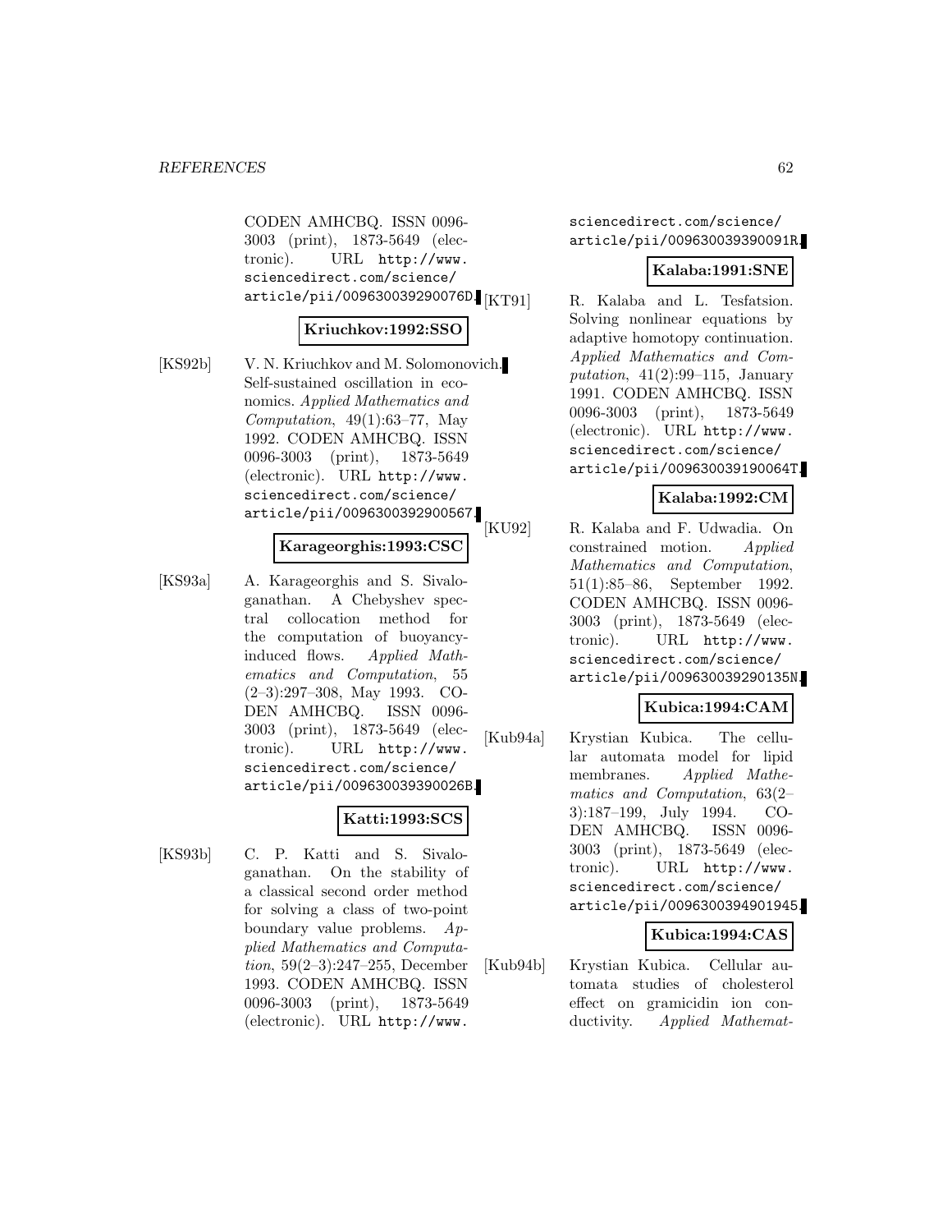CODEN AMHCBQ. ISSN 0096-3003 (print), 1873-5649 (electronic). URL http://www.sciencedirect.com/science/article/pii/009630039290076D.

**Kriuchkov:1992:SSO**

[KS92b] V. N. Kriuchkov and M. Solomonovich. Self-sustained oscillation in economics. *Applied Mathematics and Computation*, 49(1):63–77, May 1992. CODEN AMHCBQ. ISSN 0096-3003 (print), 1873-5649 (electronic). URL http://www.sciencedirect.com/science/article/pii/0096300392900567.

**Karageorghis:1993:CSC**

[KS93a] A. Karageorghis and S. Sivaloganathan. A Chebyshev spectral collocation method for the computation of buoyancy-induced flows. *Applied Mathematics and Computation*, 55 (2–3):297–308, May 1993. CODEN AMHCBQ. ISSN 0096-3003 (print), 1873-5649 (electronic). URL http://www.sciencedirect.com/science/article/pii/009630039390026B.

**Katti:1993:SCS**

[KS93b] C. P. Katti and S. Sivaloganathan. On the stability of a classical second order method for solving a class of two-point boundary value problems. *Applied Mathematics and Computation*, 59(2–3):247–255, December 1993. CODEN AMHCBQ. ISSN 0096-3003 (print), 1873-5649 (electronic). URL http://www.sciencedirect.com/science/article/pii/009630039390091R.

**Kalaba:1991:SNE**

[KT91] R. Kalaba and L. Tesfatsion. Solving nonlinear equations by adaptive homotopy continuation. *Applied Mathematics and Computation*, 41(2):99–115, January 1991. CODEN AMHCBQ. ISSN 0096-3003 (print), 1873-5649 (electronic). URL http://www.sciencedirect.com/science/article/pii/009630039190064T.

**Kalaba:1992:CM**

[KU92] R. Kalaba and F. Udwadia. On constrained motion. *Applied Mathematics and Computation*, 51(1):85–86, September 1992. CODEN AMHCBQ. ISSN 0096-3003 (print), 1873-5649 (electronic). URL http://www.sciencedirect.com/science/article/pii/009630039290135N.

**Kubica:1994:CAM**

[Kub94a] Krystian Kubica. The cellular automata model for lipid membranes. *Applied Mathematics and Computation*, 63(2–3):187–199, July 1994. CODEN AMHCBQ. ISSN 0096-3003 (print), 1873-5649 (electronic). URL http://www.sciencedirect.com/science/article/pii/0096300394901945.

**Kubica:1994:CAS**

[Kub94b] Krystian Kubica. Cellular automata studies of cholesterol effect on gramicidin ion conductivity. *Applied Mathemat-*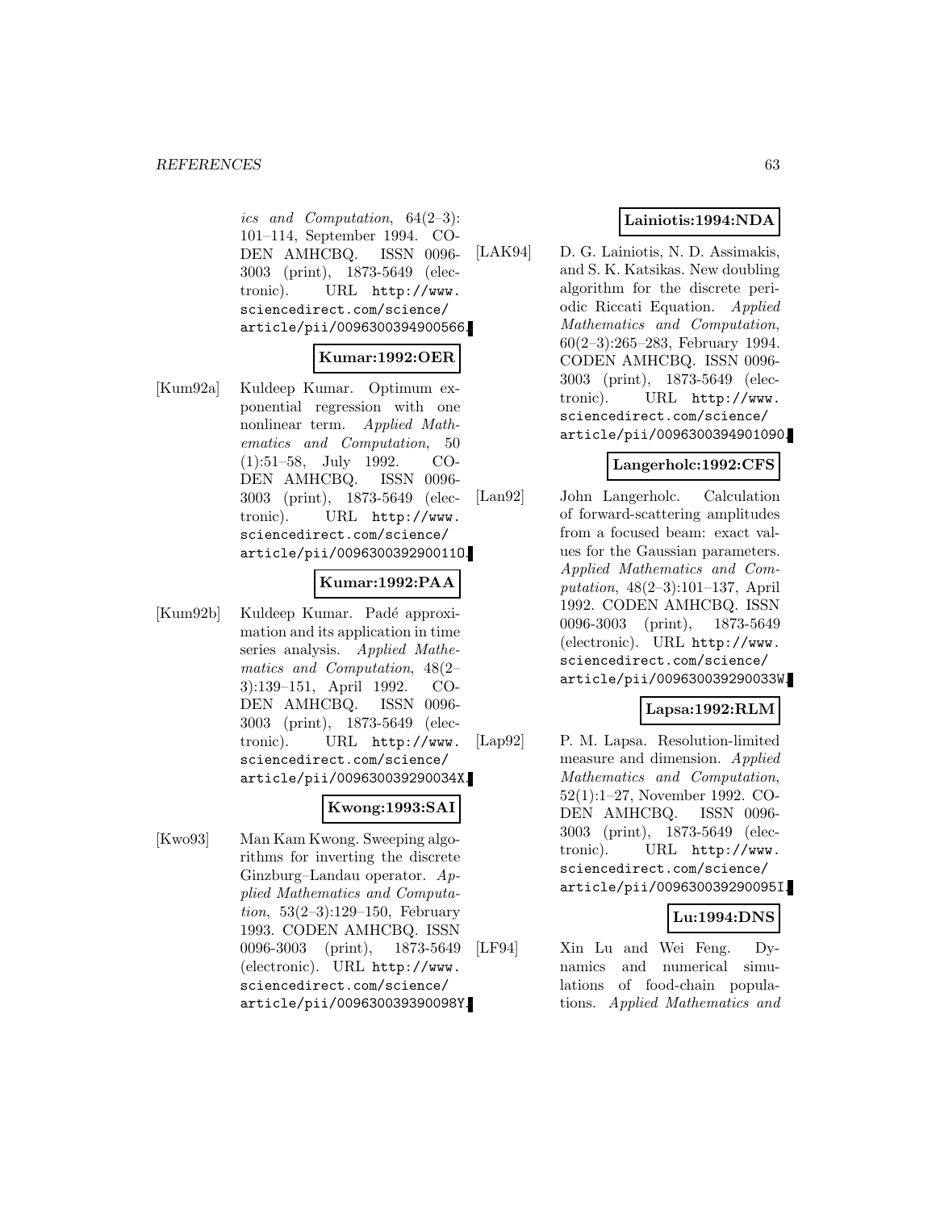*ics and Computation*, 64(2–3): 101–114, September 1994. CODEN AMHCBQ. ISSN 0096-3003 (print), 1873-5649 (electronic). URL http://www.sciencedirect.com/science/article/pii/0096300394900566.

**Kumar:1992:OER**

[Kum92a] Kuldeep Kumar. Optimum exponential regression with one nonlinear term. *Applied Mathematics and Computation*, 50 (1):51–58, July 1992. CODEN AMHCBQ. ISSN 0096-3003 (print), 1873-5649 (electronic). URL http://www.sciencedirect.com/science/article/pii/009630039290011O.

**Kumar:1992:PAA**

[Kum92b] Kuldeep Kumar. Padé approximation and its application in time series analysis. *Applied Mathematics and Computation*, 48(2–3):139–151, April 1992. CODEN AMHCBQ. ISSN 0096-3003 (print), 1873-5649 (electronic). URL http://www.sciencedirect.com/science/article/pii/009630039290034X.

**Kwong:1993:SAI**

[Kwo93] Man Kam Kwong. Sweeping algorithms for inverting the discrete Ginzburg–Landau operator. *Applied Mathematics and Computation*, 53(2–3):129–150, February 1993. CODEN AMHCBQ. ISSN 0096-3003 (print), 1873-5649 (electronic). URL http://www.sciencedirect.com/science/article/pii/009630039390098Y.

**Lainiotis:1994:NDA**

[LAK94] D. G. Lainiotis, N. D. Assimakis, and S. K. Katsikas. New doubling algorithm for the discrete periodic Riccati Equation. *Applied Mathematics and Computation*, 60(2–3):265–283, February 1994. CODEN AMHCBQ. ISSN 0096-3003 (print), 1873-5649 (electronic). URL http://www.sciencedirect.com/science/article/pii/0096300394901090.

**Langerholc:1992:CFS**

[Lan92] John Langerholc. Calculation of forward-scattering amplitudes from a focused beam: exact values for the Gaussian parameters. *Applied Mathematics and Computation*, 48(2–3):101–137, April 1992. CODEN AMHCBQ. ISSN 0096-3003 (print), 1873-5649 (electronic). URL http://www.sciencedirect.com/science/article/pii/009630039290033W.

**Lapsa:1992:RLM**

[Lap92] P. M. Lapsa. Resolution-limited measure and dimension. *Applied Mathematics and Computation*, 52(1):1–27, November 1992. CODEN AMHCBQ. ISSN 0096-3003 (print), 1873-5649 (electronic). URL http://www.sciencedirect.com/science/article/pii/009630039290095I.

**Lu:1994:DNS**

[LF94] Xin Lu and Wei Feng. Dynamics and numerical simulations of food-chain populations. *Applied Mathematics and*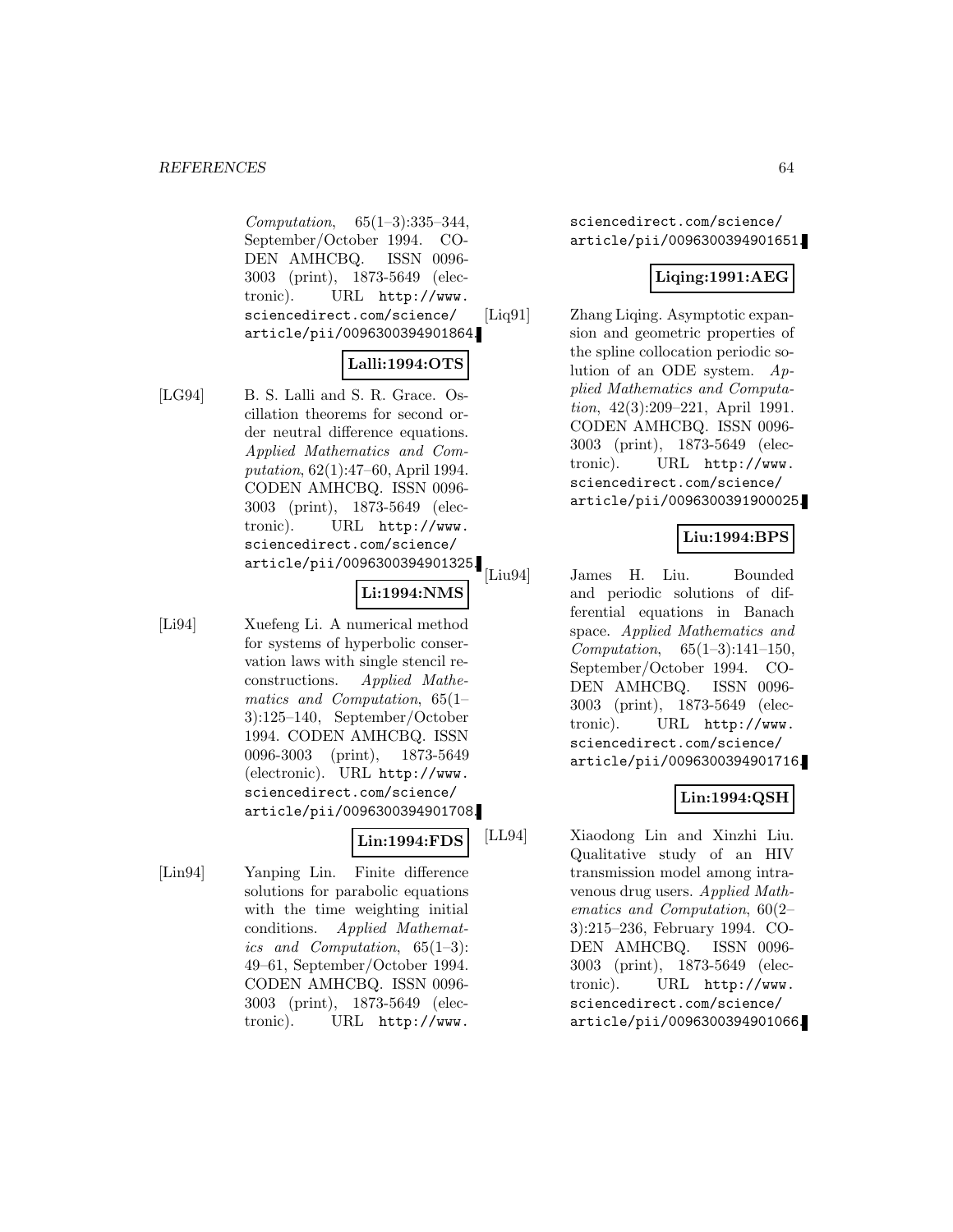*Computation*, 65(1–3):335–344, September/October 1994. CODEN AMHCBQ. ISSN 0096-3003 (print), 1873-5649 (electronic). URL http://www.sciencedirect.com/science/article/pii/0096300394901864.

**Lalli:1994:OTS**

[LG94] B. S. Lalli and S. R. Grace. Oscillation theorems for second order neutral difference equations. *Applied Mathematics and Computation*, 62(1):47–60, April 1994. CODEN AMHCBQ. ISSN 0096-3003 (print), 1873-5649 (electronic). URL http://www.sciencedirect.com/science/article/pii/0096300394901325.

**Li:1994:NMS**

[Li94] Xuefeng Li. A numerical method for systems of hyperbolic conservation laws with single stencil reconstructions. *Applied Mathematics and Computation*, 65(1–3):125–140, September/October 1994. CODEN AMHCBQ. ISSN 0096-3003 (print), 1873-5649 (electronic). URL http://www.sciencedirect.com/science/article/pii/0096300394901708.

**Lin:1994:FDS**

[Lin94] Yanping Lin. Finite difference solutions for parabolic equations with the time weighting initial conditions. *Applied Mathematics and Computation*, 65(1–3): 49–61, September/October 1994. CODEN AMHCBQ. ISSN 0096-3003 (print), 1873-5649 (electronic). URL http://www.sciencedirect.com/science/article/pii/0096300394901651.

**Liqing:1991:AEG**

[Liq91] Zhang Liqing. Asymptotic expansion and geometric properties of the spline collocation periodic solution of an ODE system. *Applied Mathematics and Computation*, 42(3):209–221, April 1991. CODEN AMHCBQ. ISSN 0096-3003 (print), 1873-5649 (electronic). URL http://www.sciencedirect.com/science/article/pii/0096300391900025.

**Liu:1994:BPS**

[Liu94] James H. Liu. Bounded and periodic solutions of differential equations in Banach space. *Applied Mathematics and Computation*, 65(1–3):141–150, September/October 1994. CODEN AMHCBQ. ISSN 0096-3003 (print), 1873-5649 (electronic). URL http://www.sciencedirect.com/science/article/pii/0096300394901716.

**Lin:1994:QSH**

[LL94] Xiaodong Lin and Xinzhi Liu. Qualitative study of an HIV transmission model among intravenous drug users. *Applied Mathematics and Computation*, 60(2–3):215–236, February 1994. CODEN AMHCBQ. ISSN 0096-3003 (print), 1873-5649 (electronic). URL http://www.sciencedirect.com/science/article/pii/0096300394901066.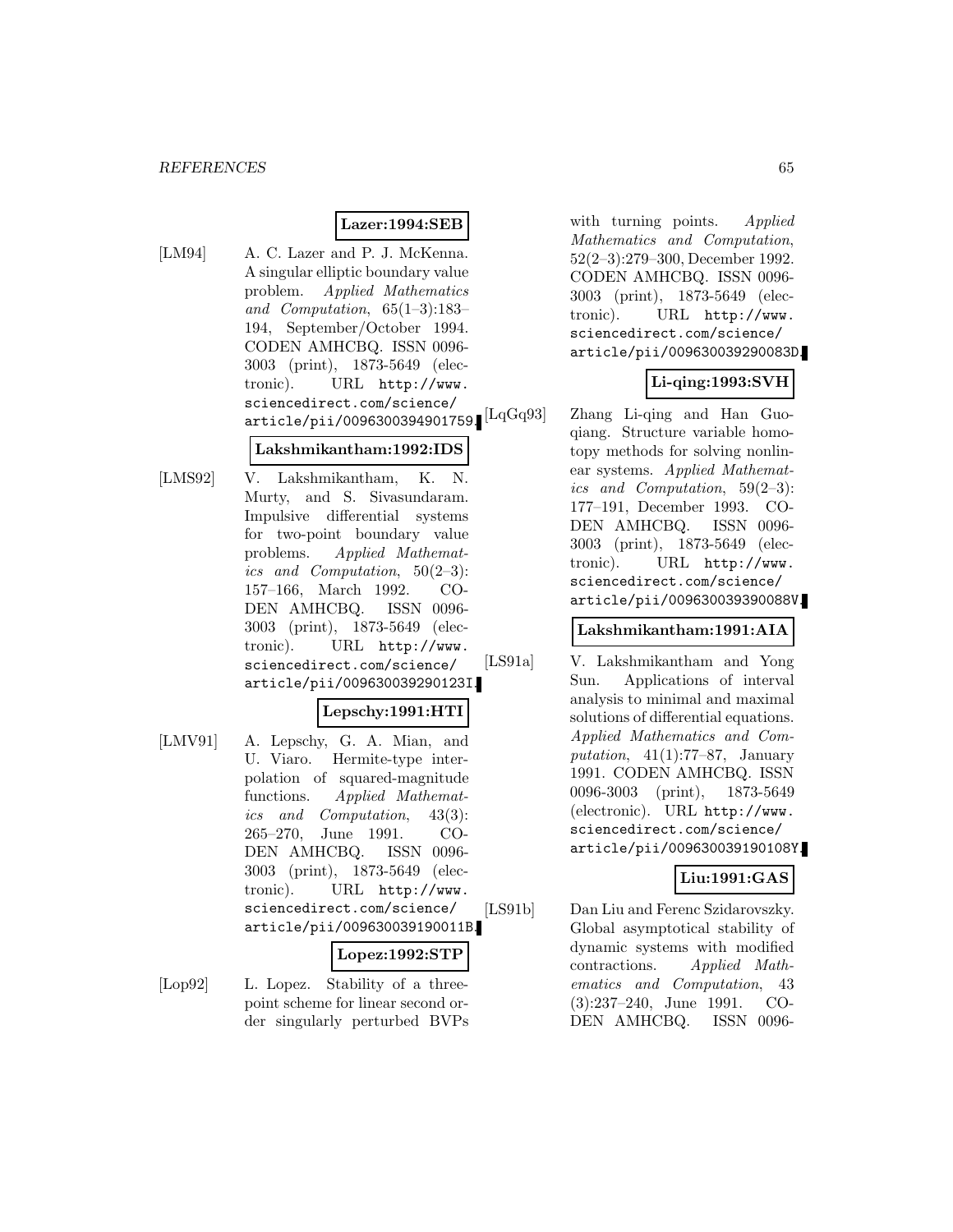**Lazer:1994:SEB**

[LM94] A. C. Lazer and P. J. McKenna. A singular elliptic boundary value problem. *Applied Mathematics and Computation*, 65(1–3):183–194, September/October 1994. CODEN AMHCBQ. ISSN 0096-3003 (print), 1873-5649 (electronic). URL http://www.sciencedirect.com/science/article/pii/0096300394901759.

**Lakshmikantham:1992:IDS**

[LMS92] V. Lakshmikantham, K. N. Murty, and S. Sivasundaram. Impulsive differential systems for two-point boundary value problems. *Applied Mathematics and Computation*, 50(2–3):157–166, March 1992. CODEN AMHCBQ. ISSN 0096-3003 (print), 1873-5649 (electronic). URL http://www.sciencedirect.com/science/article/pii/009630039290123I.

**Lepschy:1991:HTI**

[LMV91] A. Lepschy, G. A. Mian, and U. Viaro. Hermite-type interpolation of squared-magnitude functions. *Applied Mathematics and Computation*, 43(3):265–270, June 1991. CODEN AMHCBQ. ISSN 0096-3003 (print), 1873-5649 (electronic). URL http://www.sciencedirect.com/science/article/pii/009630039190011B.

**Lopez:1992:STP**

[Lop92] L. Lopez. Stability of a three-point scheme for linear second order singularly perturbed BVPs with turning points. *Applied Mathematics and Computation*, 52(2–3):279–300, December 1992. CODEN AMHCBQ. ISSN 0096-3003 (print), 1873-5649 (electronic). URL http://www.sciencedirect.com/science/article/pii/009630039290083D.

**Li-qing:1993:SVH**

[LqGq93] Zhang Li-qing and Han Guo-qiang. Structure variable homotopy methods for solving nonlinear systems. *Applied Mathematics and Computation*, 59(2–3):177–191, December 1993. CODEN AMHCBQ. ISSN 0096-3003 (print), 1873-5649 (electronic). URL http://www.sciencedirect.com/science/article/pii/009630039390088V.

**Lakshmikantham:1991:AIA**

[LS91a] V. Lakshmikantham and Yong Sun. Applications of interval analysis to minimal and maximal solutions of differential equations. *Applied Mathematics and Computation*, 41(1):77–87, January 1991. CODEN AMHCBQ. ISSN 0096-3003 (print), 1873-5649 (electronic). URL http://www.sciencedirect.com/science/article/pii/009630039190108Y.

**Liu:1991:GAS**

[LS91b] Dan Liu and Ferenc Szidarovszky. Global asymptotical stability of dynamic systems with modified contractions. *Applied Mathematics and Computation*, 43(3):237–240, June 1991. CODEN AMHCBQ. ISSN 0096-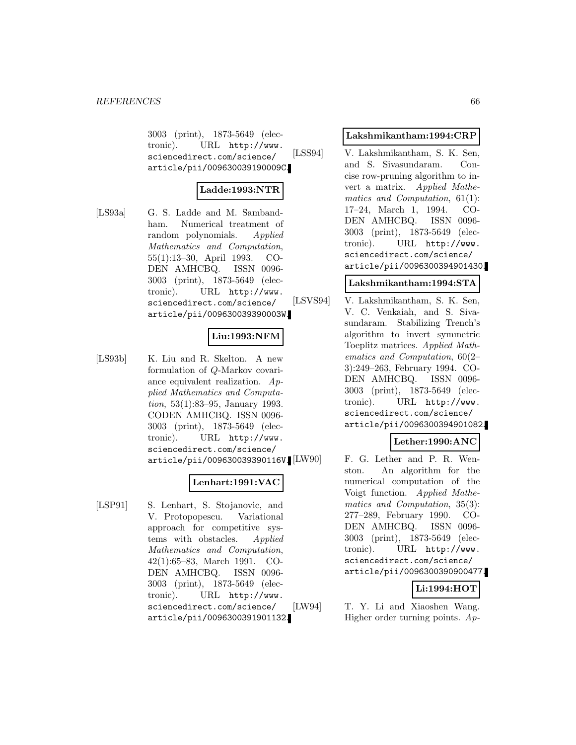3003 (print), 1873-5649 (electronic). URL http://www.sciencedirect.com/science/article/pii/009630039190009C.

**Ladde:1993:NTR**

[LS93a] G. S. Ladde and M. Sambandham. Numerical treatment of random polynomials. *Applied Mathematics and Computation*, 55(1):13–30, April 1993. CODEN AMHCBQ. ISSN 0096-3003 (print), 1873-5649 (electronic). URL http://www.sciencedirect.com/science/article/pii/009630039390003W.

**Liu:1993:NFM**

[LS93b] K. Liu and R. Skelton. A new formulation of $Q$-Markov covariance equivalent realization. *Applied Mathematics and Computation*, 53(1):83–95, January 1993. CODEN AMHCBQ. ISSN 0096-3003 (print), 1873-5649 (electronic). URL http://www.sciencedirect.com/science/article/pii/009630039390116V.

**Lenhart:1991:VAC**

[LSP91] S. Lenhart, S. Stojanovic, and V. Protopopescu. Variational approach for competitive systems with obstacles. *Applied Mathematics and Computation*, 42(1):65–83, March 1991. CODEN AMHCBQ. ISSN 0096-3003 (print), 1873-5649 (electronic). URL http://www.sciencedirect.com/science/article/pii/0096300391901132.

**Lakshmikantham:1994:CRP**

[LSS94] V. Lakshmikantham, S. K. Sen, and S. Sivasundaram. Concise row-pruning algorithm to invert a matrix. *Applied Mathematics and Computation*, 61(1):17–24, March 1, 1994. CODEN AMHCBQ. ISSN 0096-3003 (print), 1873-5649 (electronic). URL http://www.sciencedirect.com/science/article/pii/0096300394901430.

**Lakshmikantham:1994:STA**

[LSVS94] V. Lakshmikantham, S. K. Sen, V. C. Venkaiah, and S. Sivasundaram. Stabilizing Trench's algorithm to invert symmetric Toeplitz matrices. *Applied Mathematics and Computation*, 60(2–3):249–263, February 1994. CODEN AMHCBQ. ISSN 0096-3003 (print), 1873-5649 (electronic). URL http://www.sciencedirect.com/science/article/pii/0096300394901082.

**Lether:1990:ANC**

[LW90] F. G. Lether and P. R. Wenston. An algorithm for the numerical computation of the Voigt function. *Applied Mathematics and Computation*, 35(3):277–289, February 1990. CODEN AMHCBQ. ISSN 0096-3003 (print), 1873-5649 (electronic). URL http://www.sciencedirect.com/science/article/pii/0096300390900477.

**Li:1994:HOT**

[LW94] T. Y. Li and Xiaoshen Wang. Higher order turning points. *Ap-*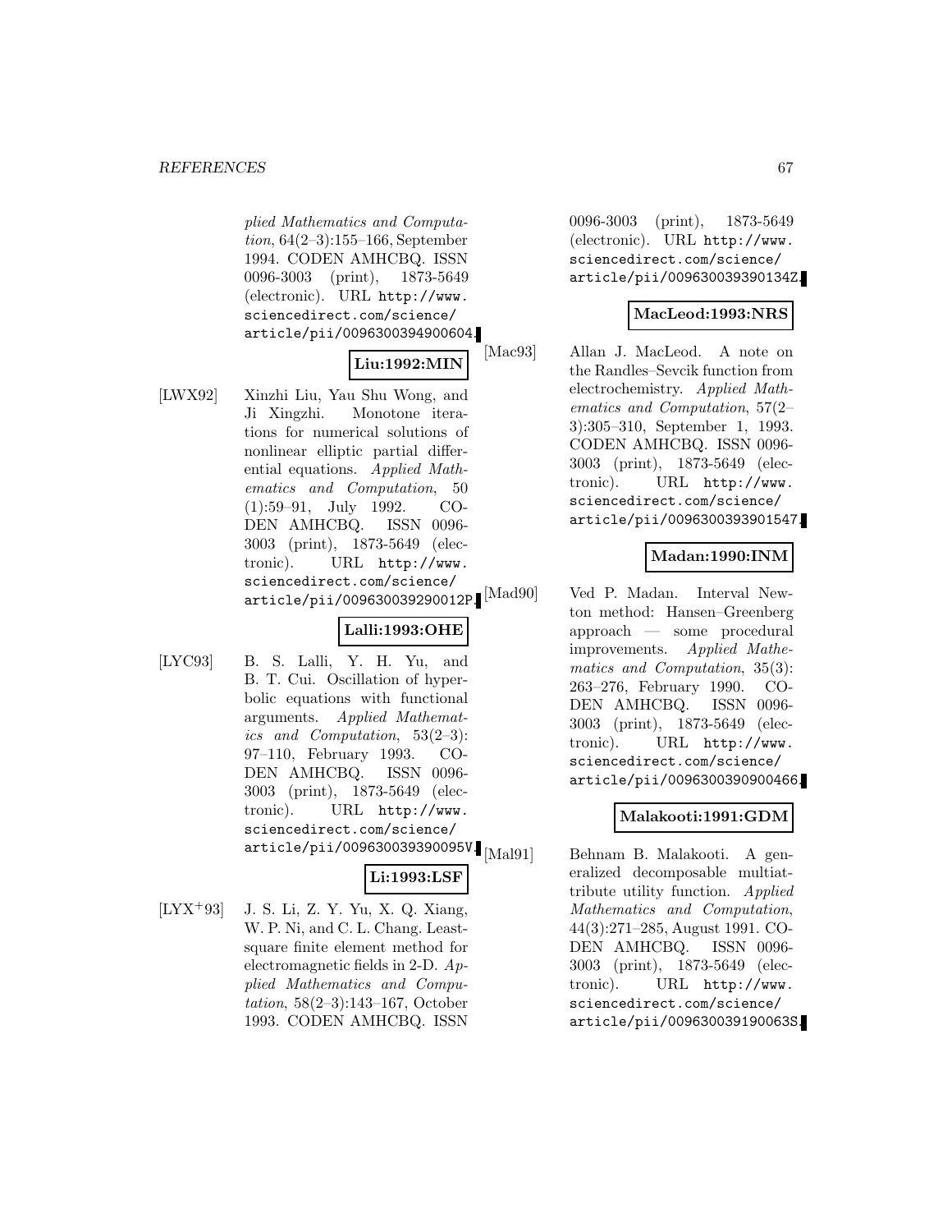plied Mathematics and Computation, 64(2–3):155–166, September 1994. CODEN AMHCBQ. ISSN 0096-3003 (print), 1873-5649 (electronic). URL http://www.sciencedirect.com/science/article/pii/0096300394900604.

**Liu:1992:MIN**

[LWX92] Xinzhi Liu, Yau Shu Wong, and Ji Xingzhi. Monotone iterations for numerical solutions of nonlinear elliptic partial differential equations. *Applied Mathematics and Computation*, 50 (1):59–91, July 1992. CODEN AMHCBQ. ISSN 0096-3003 (print), 1873-5649 (electronic). URL http://www.sciencedirect.com/science/article/pii/009630039290012P.

**Lalli:1993:OHE**

[LYC93] B. S. Lalli, Y. H. Yu, and B. T. Cui. Oscillation of hyperbolic equations with functional arguments. *Applied Mathematics and Computation*, 53(2–3): 97–110, February 1993. CODEN AMHCBQ. ISSN 0096-3003 (print), 1873-5649 (electronic). URL http://www.sciencedirect.com/science/article/pii/009630039390095V.

**Li:1993:LSF**

[LYX+93] J. S. Li, Z. Y. Yu, X. Q. Xiang, W. P. Ni, and C. L. Chang. Least-square finite element method for electromagnetic fields in 2-D. *Applied Mathematics and Computation*, 58(2–3):143–167, October 1993. CODEN AMHCBQ. ISSN 0096-3003 (print), 1873-5649 (electronic). URL http://www.sciencedirect.com/science/article/pii/009630039390134Z.

**MacLeod:1993:NRS**

[Mac93] Allan J. MacLeod. A note on the Randles–Sevcik function from electrochemistry. *Applied Mathematics and Computation*, 57(2–3):305–310, September 1, 1993. CODEN AMHCBQ. ISSN 0096-3003 (print), 1873-5649 (electronic). URL http://www.sciencedirect.com/science/article/pii/0096300393901547.

**Madan:1990:INM**

[Mad90] Ved P. Madan. Interval Newton method: Hansen–Greenberg approach — some procedural improvements. *Applied Mathematics and Computation*, 35(3): 263–276, February 1990. CODEN AMHCBQ. ISSN 0096-3003 (print), 1873-5649 (electronic). URL http://www.sciencedirect.com/science/article/pii/0096300390900466.

**Malakooti:1991:GDM**

[Mal91] Behnam B. Malakooti. A generalized decomposable multiattribute utility function. *Applied Mathematics and Computation*, 44(3):271–285, August 1991. CODEN AMHCBQ. ISSN 0096-3003 (print), 1873-5649 (electronic). URL http://www.sciencedirect.com/science/article/pii/009630039190063S.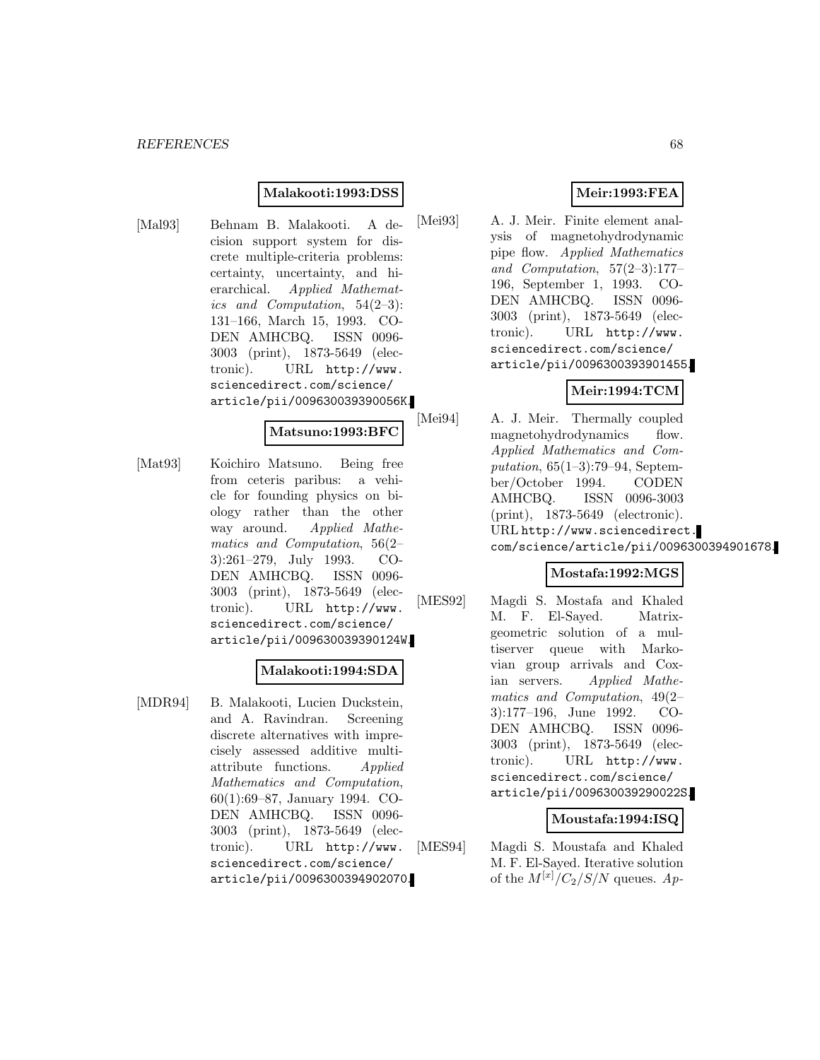**Malakooti:1993:DSS**

[Mal93] Behnam B. Malakooti. A decision support system for discrete multiple-criteria problems: certainty, uncertainty, and hierarchical. *Applied Mathematics and Computation*, 54(2–3): 131–166, March 15, 1993. CODEN AMHCBQ. ISSN 0096-3003 (print), 1873-5649 (electronic). URL http://www.sciencedirect.com/science/article/pii/009630039390056K.

**Matsuno:1993:BFC**

[Mat93] Koichiro Matsuno. Being free from ceteris paribus: a vehicle for founding physics on biology rather than the other way around. *Applied Mathematics and Computation*, 56(2–3):261–279, July 1993. CODEN AMHCBQ. ISSN 0096-3003 (print), 1873-5649 (electronic). URL http://www.sciencedirect.com/science/article/pii/009630039390124W.

**Malakooti:1994:SDA**

[MDR94] B. Malakooti, Lucien Duckstein, and A. Ravindran. Screening discrete alternatives with imprecisely assessed additive multiattribute functions. *Applied Mathematics and Computation*, 60(1):69–87, January 1994. CODEN AMHCBQ. ISSN 0096-3003 (print), 1873-5649 (electronic). URL http://www.sciencedirect.com/science/article/pii/0096300394902070.

**Meir:1993:FEA**

[Mei93] A. J. Meir. Finite element analysis of magnetohydrodynamic pipe flow. *Applied Mathematics and Computation*, 57(2–3):177–196, September 1, 1993. CODEN AMHCBQ. ISSN 0096-3003 (print), 1873-5649 (electronic). URL http://www.sciencedirect.com/science/article/pii/0096300393901455.

**Meir:1994:TCM**

[Mei94] A. J. Meir. Thermally coupled magnetohydrodynamics flow. *Applied Mathematics and Computation*, 65(1–3):79–94, September/October 1994. CODEN AMHCBQ. ISSN 0096-3003 (print), 1873-5649 (electronic). URL http://www.sciencedirect.com/science/article/pii/0096300394901678.

**Mostafa:1992:MGS**

[MES92] Magdi S. Mostafa and Khaled M. F. El-Sayed. Matrix-geometric solution of a multiserver queue with Markovian group arrivals and Coxian servers. *Applied Mathematics and Computation*, 49(2–3):177–196, June 1992. CODEN AMHCBQ. ISSN 0096-3003 (print), 1873-5649 (electronic). URL http://www.sciencedirect.com/science/article/pii/009630039290022S.

**Moustafa:1994:ISQ**

[MES94] Magdi S. Moustafa and Khaled M. F. El-Sayed. Iterative solution of the $M^{[x]}/C_2/S/N$ queues. *Ap-*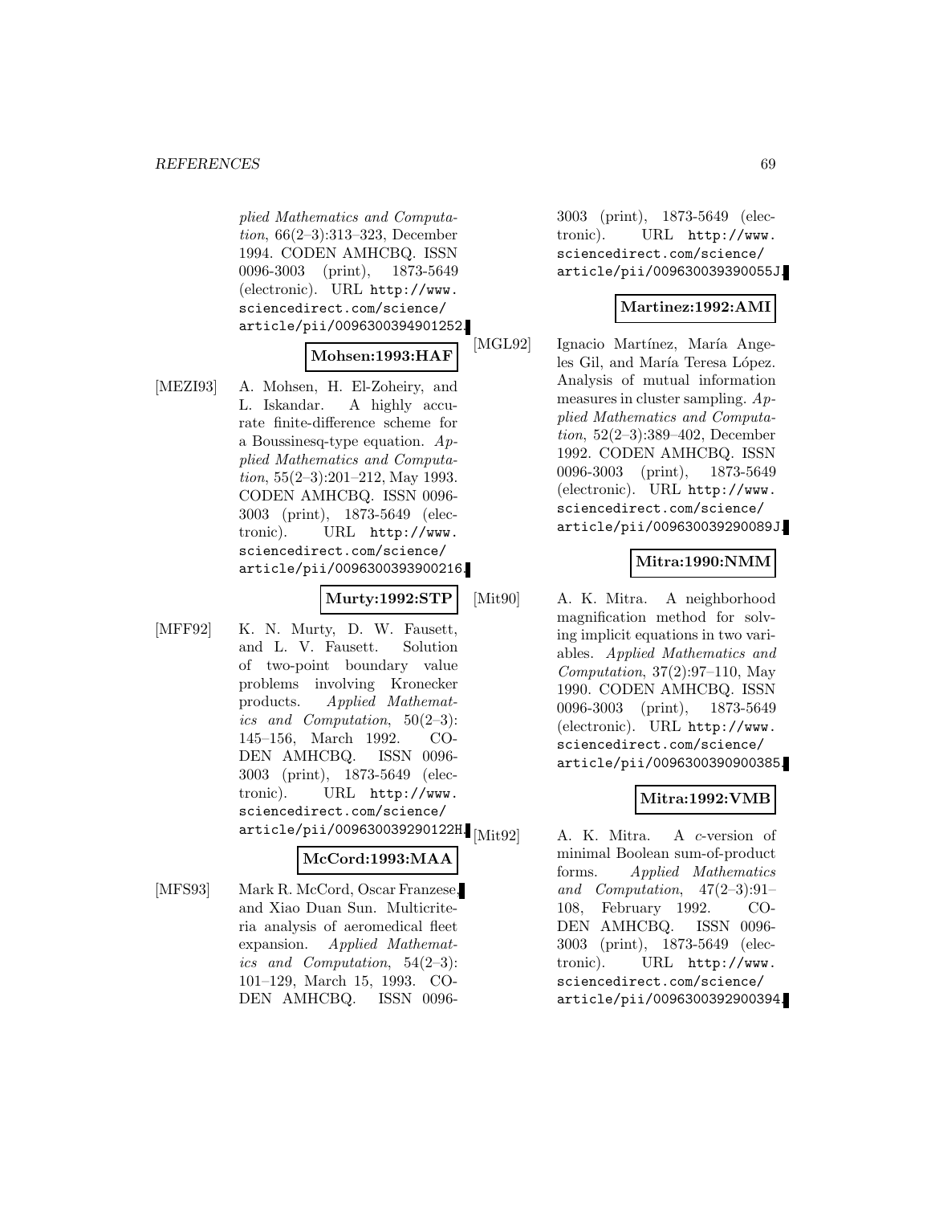plied Mathematics and Computation, 66(2–3):313–323, December 1994. CODEN AMHCBQ. ISSN 0096-3003 (print), 1873-5649 (electronic). URL http://www.sciencedirect.com/science/article/pii/0096300394901252.

**Mohsen:1993:HAF**

[MEZI93] A. Mohsen, H. El-Zoheiry, and L. Iskandar. A highly accurate finite-difference scheme for a Boussinesq-type equation. *Applied Mathematics and Computation*, 55(2–3):201–212, May 1993. CODEN AMHCBQ. ISSN 0096-3003 (print), 1873-5649 (electronic). URL http://www.sciencedirect.com/science/article/pii/0096300393900216.

**Murty:1992:STP**

[MFF92] K. N. Murty, D. W. Fausett, and L. V. Fausett. Solution of two-point boundary value problems involving Kronecker products. *Applied Mathematics and Computation*, 50(2–3):145–156, March 1992. CODEN AMHCBQ. ISSN 0096-3003 (print), 1873-5649 (electronic). URL http://www.sciencedirect.com/science/article/pii/009630039290122H.

**McCord:1993:MAA**

[MFS93] Mark R. McCord, Oscar Franzese, and Xiao Duan Sun. Multicriteria analysis of aeromedical fleet expansion. *Applied Mathematics and Computation*, 54(2–3):101–129, March 15, 1993. CODEN AMHCBQ. ISSN 0096-3003 (print), 1873-5649 (electronic). URL http://www.sciencedirect.com/science/article/pii/009630039390055J.

**Martinez:1992:AMI**

[MGL92] Ignacio Martínez, María Angeles Gil, and María Teresa López. Analysis of mutual information measures in cluster sampling. *Applied Mathematics and Computation*, 52(2–3):389–402, December 1992. CODEN AMHCBQ. ISSN 0096-3003 (print), 1873-5649 (electronic). URL http://www.sciencedirect.com/science/article/pii/009630039290089J.

**Mitra:1990:NMM**

[Mit90] A. K. Mitra. A neighborhood magnification method for solving implicit equations in two variables. *Applied Mathematics and Computation*, 37(2):97–110, May 1990. CODEN AMHCBQ. ISSN 0096-3003 (print), 1873-5649 (electronic). URL http://www.sciencedirect.com/science/article/pii/0096300390900385.

**Mitra:1992:VMB**

[Mit92] A. K. Mitra. A *c*-version of minimal Boolean sum-of-product forms. *Applied Mathematics and Computation*, 47(2–3):91–108, February 1992. CODEN AMHCBQ. ISSN 0096-3003 (print), 1873-5649 (electronic). URL http://www.sciencedirect.com/science/article/pii/0096300392900394.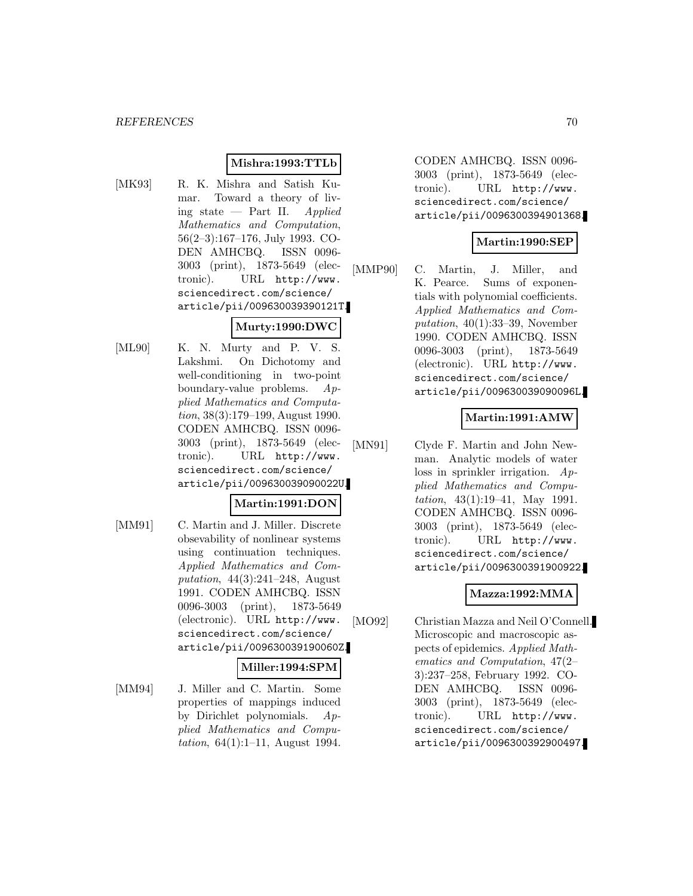**Mishra:1993:TTLb**

[MK93] R. K. Mishra and Satish Kumar. Toward a theory of living state — Part II. *Applied Mathematics and Computation*, 56(2–3):167–176, July 1993. CODEN AMHCBQ. ISSN 0096-3003 (print), 1873-5649 (electronic). URL `http://www.sciencedirect.com/science/article/pii/009630039390121T`.

**Murty:1990:DWC**

[ML90] K. N. Murty and P. V. S. Lakshmi. On Dichotomy and well-conditioning in two-point boundary-value problems. *Applied Mathematics and Computation*, 38(3):179–199, August 1990. CODEN AMHCBQ. ISSN 0096-3003 (print), 1873-5649 (electronic). URL `http://www.sciencedirect.com/science/article/pii/009630039090022U`.

**Martin:1991:DON**

[MM91] C. Martin and J. Miller. Discrete obsevability of nonlinear systems using continuation techniques. *Applied Mathematics and Computation*, 44(3):241–248, August 1991. CODEN AMHCBQ. ISSN 0096-3003 (print), 1873-5649 (electronic). URL `http://www.sciencedirect.com/science/article/pii/009630039190060Z`.

**Miller:1994:SPM**

[MM94] J. Miller and C. Martin. Some properties of mappings induced by Dirichlet polynomials. *Applied Mathematics and Computation*, 64(1):1–11, August 1994. CODEN AMHCBQ. ISSN 0096-3003 (print), 1873-5649 (electronic). URL `http://www.sciencedirect.com/science/article/pii/0096300394901368`.

**Martin:1990:SEP**

[MMP90] C. Martin, J. Miller, and K. Pearce. Sums of exponentials with polynomial coefficients. *Applied Mathematics and Computation*, 40(1):33–39, November 1990. CODEN AMHCBQ. ISSN 0096-3003 (print), 1873-5649 (electronic). URL `http://www.sciencedirect.com/science/article/pii/009630039090096L`.

**Martin:1991:AMW**

[MN91] Clyde F. Martin and John Newman. Analytic models of water loss in sprinkler irrigation. *Applied Mathematics and Computation*, 43(1):19–41, May 1991. CODEN AMHCBQ. ISSN 0096-3003 (print), 1873-5649 (electronic). URL `http://www.sciencedirect.com/science/article/pii/0096300391900922`.

**Mazza:1992:MMA**

[MO92] Christian Mazza and Neil O'Connell. Microscopic and macroscopic aspects of epidemics. *Applied Mathematics and Computation*, 47(2–3):237–258, February 1992. CODEN AMHCBQ. ISSN 0096-3003 (print), 1873-5649 (electronic). URL `http://www.sciencedirect.com/science/article/pii/0096300392900497`.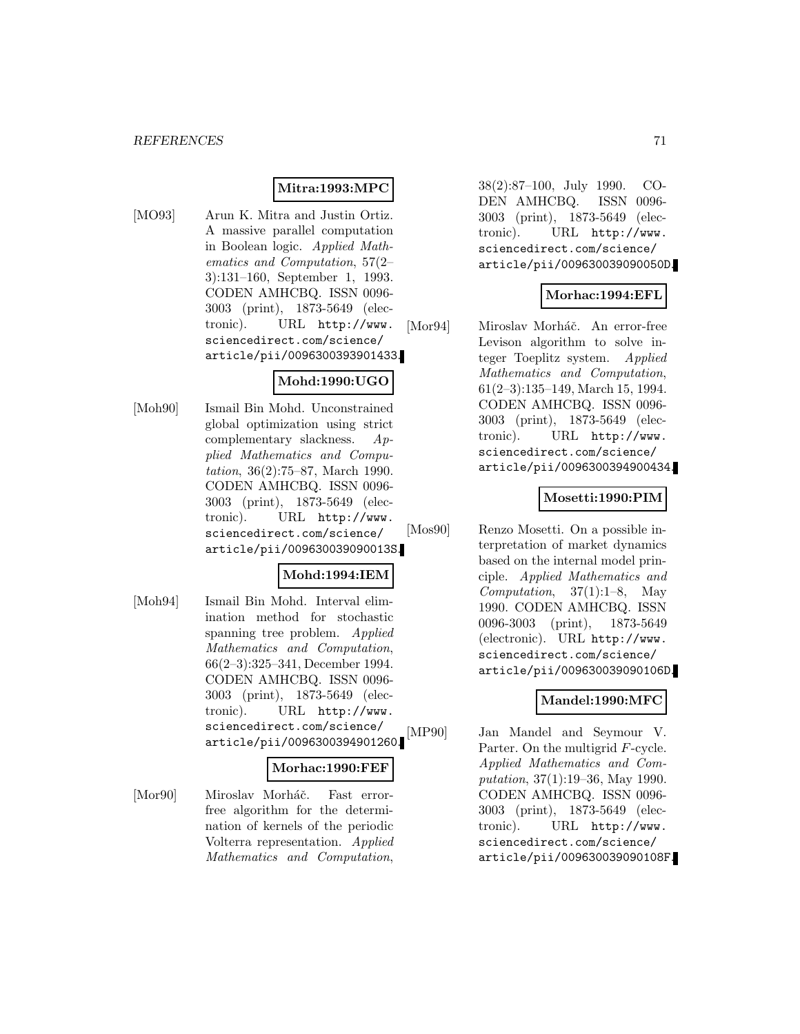**Mitra:1993:MPC**

[MO93] Arun K. Mitra and Justin Ortiz. A massive parallel computation in Boolean logic. *Applied Mathematics and Computation*, 57(2–3):131–160, September 1, 1993. CODEN AMHCBQ. ISSN 0096-3003 (print), 1873-5649 (electronic). URL http://www.sciencedirect.com/science/article/pii/0096300393901433.

**Mohd:1990:UGO**

[Moh90] Ismail Bin Mohd. Unconstrained global optimization using strict complementary slackness. *Applied Mathematics and Computation*, 36(2):75–87, March 1990. CODEN AMHCBQ. ISSN 0096-3003 (print), 1873-5649 (electronic). URL http://www.sciencedirect.com/science/article/pii/009630039090013S.

**Mohd:1994:IEM**

[Moh94] Ismail Bin Mohd. Interval elimination method for stochastic spanning tree problem. *Applied Mathematics and Computation*, 66(2–3):325–341, December 1994. CODEN AMHCBQ. ISSN 0096-3003 (print), 1873-5649 (electronic). URL http://www.sciencedirect.com/science/article/pii/0096300394901260.

**Morhac:1990:FEF**

[Mor90] Miroslav Morháč. Fast error-free algorithm for the determination of kernels of the periodic Volterra representation. *Applied Mathematics and Computation*, 38(2):87–100, July 1990. CODEN AMHCBQ. ISSN 0096-3003 (print), 1873-5649 (electronic). URL http://www.sciencedirect.com/science/article/pii/009630039090050D.

**Morhac:1994:EFL**

[Mor94] Miroslav Morháč. An error-free Levison algorithm to solve integer Toeplitz system. *Applied Mathematics and Computation*, 61(2–3):135–149, March 15, 1994. CODEN AMHCBQ. ISSN 0096-3003 (print), 1873-5649 (electronic). URL http://www.sciencedirect.com/science/article/pii/0096300394900434.

**Mosetti:1990:PIM**

[Mos90] Renzo Mosetti. On a possible interpretation of market dynamics based on the internal model principle. *Applied Mathematics and Computation*, 37(1):1–8, May 1990. CODEN AMHCBQ. ISSN 0096-3003 (print), 1873-5649 (electronic). URL http://www.sciencedirect.com/science/article/pii/009630039090106D.

**Mandel:1990:MFC**

[MP90] Jan Mandel and Seymour V. Parter. On the multigrid $F$-cycle. *Applied Mathematics and Computation*, 37(1):19–36, May 1990. CODEN AMHCBQ. ISSN 0096-3003 (print), 1873-5649 (electronic). URL http://www.sciencedirect.com/science/article/pii/009630039090108F.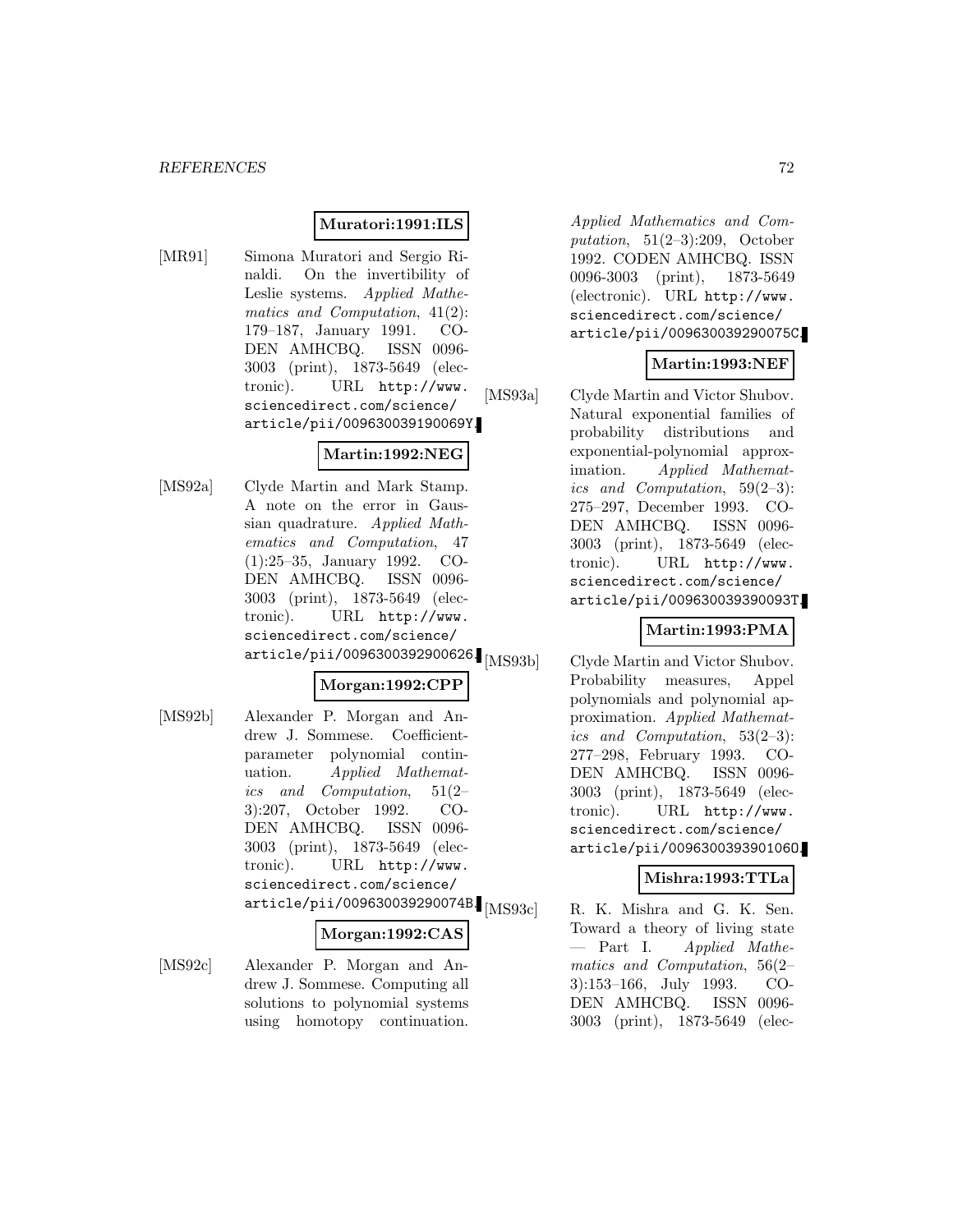**Muratori:1991:ILS**

[MR91] Simona Muratori and Sergio Rinaldi. On the invertibility of Leslie systems. *Applied Mathematics and Computation*, 41(2): 179–187, January 1991. CODEN AMHCBQ. ISSN 0096-3003 (print), 1873-5649 (electronic). URL http://www.sciencedirect.com/science/article/pii/009630039190069Y.

**Martin:1992:NEG**

[MS92a] Clyde Martin and Mark Stamp. A note on the error in Gaussian quadrature. *Applied Mathematics and Computation*, 47 (1):25–35, January 1992. CODEN AMHCBQ. ISSN 0096-3003 (print), 1873-5649 (electronic). URL http://www.sciencedirect.com/science/article/pii/0096300392900626.

**Morgan:1992:CPP**

[MS92b] Alexander P. Morgan and Andrew J. Sommese. Coefficient-parameter polynomial continuation. *Applied Mathematics and Computation*, 51(2–3):207, October 1992. CODEN AMHCBQ. ISSN 0096-3003 (print), 1873-5649 (electronic). URL http://www.sciencedirect.com/science/article/pii/009630039290074B.

**Morgan:1992:CAS**

[MS92c] Alexander P. Morgan and Andrew J. Sommese. Computing all solutions to polynomial systems using homotopy continuation. *Applied Mathematics and Computation*, 51(2–3):209, October 1992. CODEN AMHCBQ. ISSN 0096-3003 (print), 1873-5649 (electronic). URL http://www.sciencedirect.com/science/article/pii/009630039290075C.

**Martin:1993:NEF**

[MS93a] Clyde Martin and Victor Shubov. Natural exponential families of probability distributions and exponential-polynomial approximation. *Applied Mathematics and Computation*, 59(2–3): 275–297, December 1993. CODEN AMHCBQ. ISSN 0096-3003 (print), 1873-5649 (electronic). URL http://www.sciencedirect.com/science/article/pii/009630039390093T.

**Martin:1993:PMA**

[MS93b] Clyde Martin and Victor Shubov. Probability measures, Appel polynomials and polynomial approximation. *Applied Mathematics and Computation*, 53(2–3): 277–298, February 1993. CODEN AMHCBQ. ISSN 0096-3003 (print), 1873-5649 (electronic). URL http://www.sciencedirect.com/science/article/pii/009630039390106O.

**Mishra:1993:TTLa**

[MS93c] R. K. Mishra and G. K. Sen. Toward a theory of living state — Part I. *Applied Mathematics and Computation*, 56(2–3):153–166, July 1993. CODEN AMHCBQ. ISSN 0096-3003 (print), 1873-5649 (elec-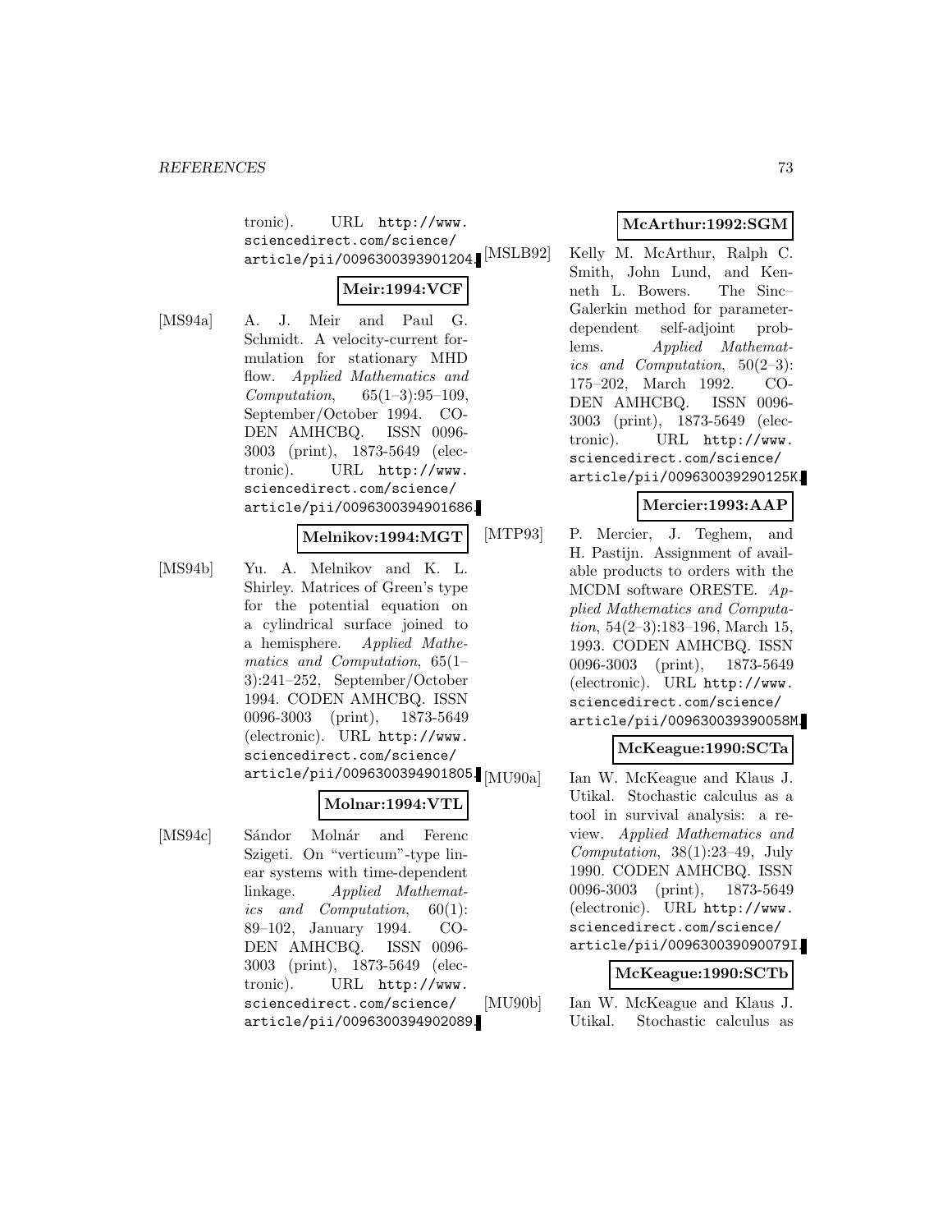tronic). URL http://www.sciencedirect.com/science/article/pii/0096300393901204.

**Meir:1994:VCF**

[MS94a] A. J. Meir and Paul G. Schmidt. A velocity-current formulation for stationary MHD flow. *Applied Mathematics and Computation*, 65(1–3):95–109, September/October 1994. CODEN AMHCBQ. ISSN 0096-3003 (print), 1873-5649 (electronic). URL http://www.sciencedirect.com/science/article/pii/0096300394901686.

**Melnikov:1994:MGT**

[MS94b] Yu. A. Melnikov and K. L. Shirley. Matrices of Green's type for the potential equation on a cylindrical surface joined to a hemisphere. *Applied Mathematics and Computation*, 65(1–3):241–252, September/October 1994. CODEN AMHCBQ. ISSN 0096-3003 (print), 1873-5649 (electronic). URL http://www.sciencedirect.com/science/article/pii/0096300394901805.

**Molnar:1994:VTL**

[MS94c] Sándor Molnár and Ferenc Szigeti. On "verticum"-type linear systems with time-dependent linkage. *Applied Mathematics and Computation*, 60(1):89–102, January 1994. CODEN AMHCBQ. ISSN 0096-3003 (print), 1873-5649 (electronic). URL http://www.sciencedirect.com/science/article/pii/0096300394902089.

**McArthur:1992:SGM**

[MSLB92] Kelly M. McArthur, Ralph C. Smith, John Lund, and Kenneth L. Bowers. The Sinc–Galerkin method for parameter-dependent self-adjoint problems. *Applied Mathematics and Computation*, 50(2–3):175–202, March 1992. CODEN AMHCBQ. ISSN 0096-3003 (print), 1873-5649 (electronic). URL http://www.sciencedirect.com/science/article/pii/009630039290125K.

**Mercier:1993:AAP**

[MTP93] P. Mercier, J. Teghem, and H. Pastijn. Assignment of available products to orders with the MCDM software ORESTE. *Applied Mathematics and Computation*, 54(2–3):183–196, March 15, 1993. CODEN AMHCBQ. ISSN 0096-3003 (print), 1873-5649 (electronic). URL http://www.sciencedirect.com/science/article/pii/009630039390058M.

**McKeague:1990:SCTa**

[MU90a] Ian W. McKeague and Klaus J. Utikal. Stochastic calculus as a tool in survival analysis: a review. *Applied Mathematics and Computation*, 38(1):23–49, July 1990. CODEN AMHCBQ. ISSN 0096-3003 (print), 1873-5649 (electronic). URL http://www.sciencedirect.com/science/article/pii/009630039090079I.

**McKeague:1990:SCTb**

[MU90b] Ian W. McKeague and Klaus J. Utikal. Stochastic calculus as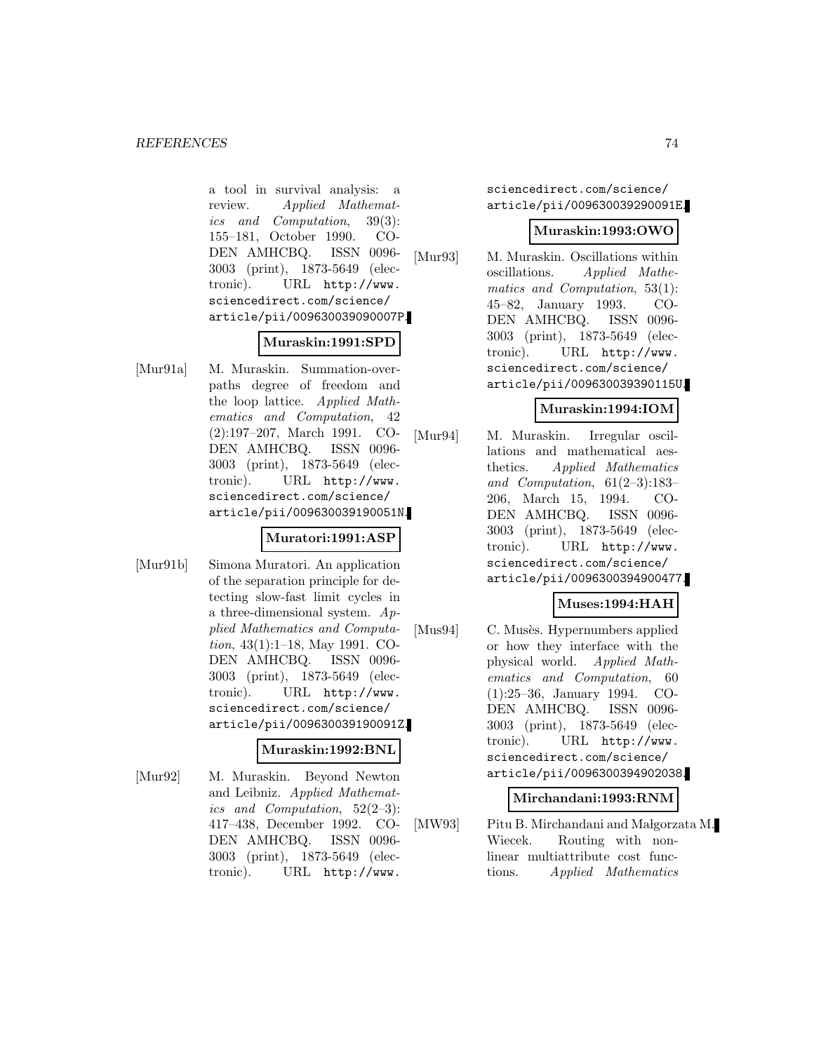a tool in survival analysis: a review. *Applied Mathematics and Computation*, 39(3): 155–181, October 1990. CODEN AMHCBQ. ISSN 0096-3003 (print), 1873-5649 (electronic). URL http://www.sciencedirect.com/science/article/pii/009630039090007P.

**Muraskin:1991:SPD**

[Mur91a] M. Muraskin. Summation-over-paths degree of freedom and the loop lattice. *Applied Mathematics and Computation*, 42 (2):197–207, March 1991. CODEN AMHCBQ. ISSN 0096-3003 (print), 1873-5649 (electronic). URL http://www.sciencedirect.com/science/article/pii/009630039190051N.

**Muratori:1991:ASP**

[Mur91b] Simona Muratori. An application of the separation principle for detecting slow-fast limit cycles in a three-dimensional system. *Applied Mathematics and Computation*, 43(1):1–18, May 1991. CODEN AMHCBQ. ISSN 0096-3003 (print), 1873-5649 (electronic). URL http://www.sciencedirect.com/science/article/pii/009630039190091Z.

**Muraskin:1992:BNL**

[Mur92] M. Muraskin. Beyond Newton and Leibniz. *Applied Mathematics and Computation*, 52(2–3): 417–438, December 1992. CODEN AMHCBQ. ISSN 0096-3003 (print), 1873-5649 (electronic). URL http://www.sciencedirect.com/science/article/pii/009630039290091E.

**Muraskin:1993:OWO**

[Mur93] M. Muraskin. Oscillations within oscillations. *Applied Mathematics and Computation*, 53(1): 45–82, January 1993. CODEN AMHCBQ. ISSN 0096-3003 (print), 1873-5649 (electronic). URL http://www.sciencedirect.com/science/article/pii/009630039390115U.

**Muraskin:1994:IOM**

[Mur94] M. Muraskin. Irregular oscillations and mathematical aesthetics. *Applied Mathematics and Computation*, 61(2–3):183–206, March 15, 1994. CODEN AMHCBQ. ISSN 0096-3003 (print), 1873-5649 (electronic). URL http://www.sciencedirect.com/science/article/pii/0096300394900477.

**Muses:1994:HAH**

[Mus94] C. Musès. Hypernumbers applied or how they interface with the physical world. *Applied Mathematics and Computation*, 60 (1):25–36, January 1994. CODEN AMHCBQ. ISSN 0096-3003 (print), 1873-5649 (electronic). URL http://www.sciencedirect.com/science/article/pii/0096300394902038.

**Mirchandani:1993:RNM**

[MW93] Pitu B. Mirchandani and Małgorzata M. Wiecek. Routing with nonlinear multiattribute cost functions. *Applied Mathematics*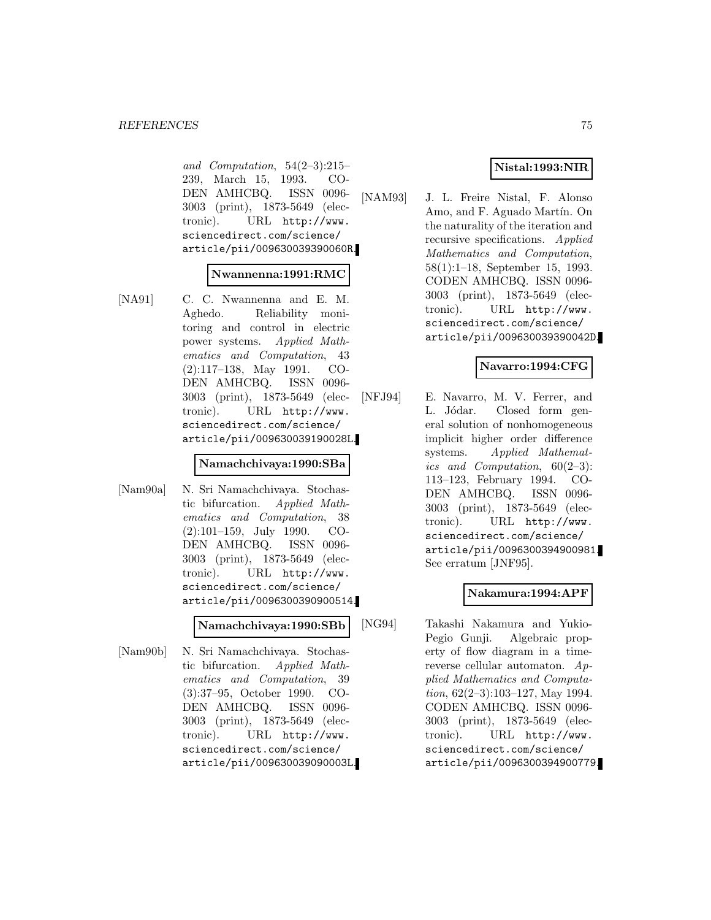*and Computation*, 54(2–3):215–239, March 15, 1993. CODEN AMHCBQ. ISSN 0096-3003 (print), 1873-5649 (electronic). URL http://www.sciencedirect.com/science/article/pii/009630039390060R.

**Nwannenna:1991:RMC**

[NA91] C. C. Nwannenna and E. M. Aghedo. Reliability monitoring and control in electric power systems. *Applied Mathematics and Computation*, 43 (2):117–138, May 1991. CODEN AMHCBQ. ISSN 0096-3003 (print), 1873-5649 (electronic). URL http://www.sciencedirect.com/science/article/pii/009630039190028L.

**Namachchivaya:1990:SBa**

[Nam90a] N. Sri Namachchivaya. Stochastic bifurcation. *Applied Mathematics and Computation*, 38 (2):101–159, July 1990. CODEN AMHCBQ. ISSN 0096-3003 (print), 1873-5649 (electronic). URL http://www.sciencedirect.com/science/article/pii/0096300390900514.

**Namachchivaya:1990:SBb**

[Nam90b] N. Sri Namachchivaya. Stochastic bifurcation. *Applied Mathematics and Computation*, 39 (3):37–95, October 1990. CODEN AMHCBQ. ISSN 0096-3003 (print), 1873-5649 (electronic). URL http://www.sciencedirect.com/science/article/pii/009630039090003L.

**Nistal:1993:NIR**

[NAM93] J. L. Freire Nistal, F. Alonso Amo, and F. Aguado Martín. On the naturality of the iteration and recursive specifications. *Applied Mathematics and Computation*, 58(1):1–18, September 15, 1993. CODEN AMHCBQ. ISSN 0096-3003 (print), 1873-5649 (electronic). URL http://www.sciencedirect.com/science/article/pii/009630039390042D.

**Navarro:1994:CFG**

[NFJ94] E. Navarro, M. V. Ferrer, and L. Jódar. Closed form general solution of nonhomogeneous implicit higher order difference systems. *Applied Mathematics and Computation*, 60(2–3): 113–123, February 1994. CODEN AMHCBQ. ISSN 0096-3003 (print), 1873-5649 (electronic). URL http://www.sciencedirect.com/science/article/pii/0096300394900981. See erratum [JNF95].

**Nakamura:1994:APF**

[NG94] Takashi Nakamura and Yukio-Pegio Gunji. Algebraic property of flow diagram in a time-reverse cellular automaton. *Applied Mathematics and Computation*, 62(2–3):103–127, May 1994. CODEN AMHCBQ. ISSN 0096-3003 (print), 1873-5649 (electronic). URL http://www.sciencedirect.com/science/article/pii/0096300394900779.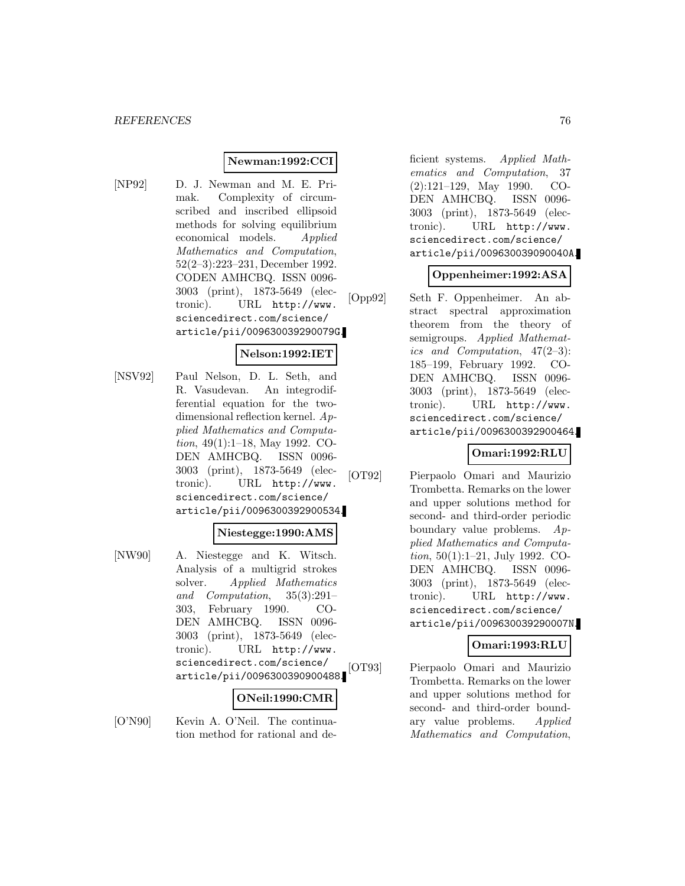**Newman:1992:CCI**

[NP92] D. J. Newman and M. E. Primak. Complexity of circumscribed and inscribed ellipsoid methods for solving equilibrium economical models. *Applied Mathematics and Computation*, 52(2–3):223–231, December 1992. CODEN AMHCBQ. ISSN 0096-3003 (print), 1873-5649 (electronic). URL http://www.sciencedirect.com/science/article/pii/009630039290079G.

**Nelson:1992:IET**

[NSV92] Paul Nelson, D. L. Seth, and R. Vasudevan. An integrodifferential equation for the two-dimensional reflection kernel. *Applied Mathematics and Computation*, 49(1):1–18, May 1992. CODEN AMHCBQ. ISSN 0096-3003 (print), 1873-5649 (electronic). URL http://www.sciencedirect.com/science/article/pii/0096300392900534.

**Niestegge:1990:AMS**

[NW90] A. Niestegge and K. Witsch. Analysis of a multigrid strokes solver. *Applied Mathematics and Computation*, 35(3):291–303, February 1990. CODEN AMHCBQ. ISSN 0096-3003 (print), 1873-5649 (electronic). URL http://www.sciencedirect.com/science/article/pii/0096300390900488.

**ONeil:1990:CMR**

[O'N90] Kevin A. O'Neil. The continuation method for rational and deficient systems. *Applied Mathematics and Computation*, 37(2):121–129, May 1990. CODEN AMHCBQ. ISSN 0096-3003 (print), 1873-5649 (electronic). URL http://www.sciencedirect.com/science/article/pii/009630039090040A.

**Oppenheimer:1992:ASA**

[Opp92] Seth F. Oppenheimer. An abstract spectral approximation theorem from the theory of semigroups. *Applied Mathematics and Computation*, 47(2–3):185–199, February 1992. CODEN AMHCBQ. ISSN 0096-3003 (print), 1873-5649 (electronic). URL http://www.sciencedirect.com/science/article/pii/0096300392900464.

**Omari:1992:RLU**

[OT92] Pierpaolo Omari and Maurizio Trombetta. Remarks on the lower and upper solutions method for second- and third-order periodic boundary value problems. *Applied Mathematics and Computation*, 50(1):1–21, July 1992. CODEN AMHCBQ. ISSN 0096-3003 (print), 1873-5649 (electronic). URL http://www.sciencedirect.com/science/article/pii/009630039290007N.

**Omari:1993:RLU**

[OT93] Pierpaolo Omari and Maurizio Trombetta. Remarks on the lower and upper solutions method for second- and third-order boundary value problems. *Applied Mathematics and Computation*,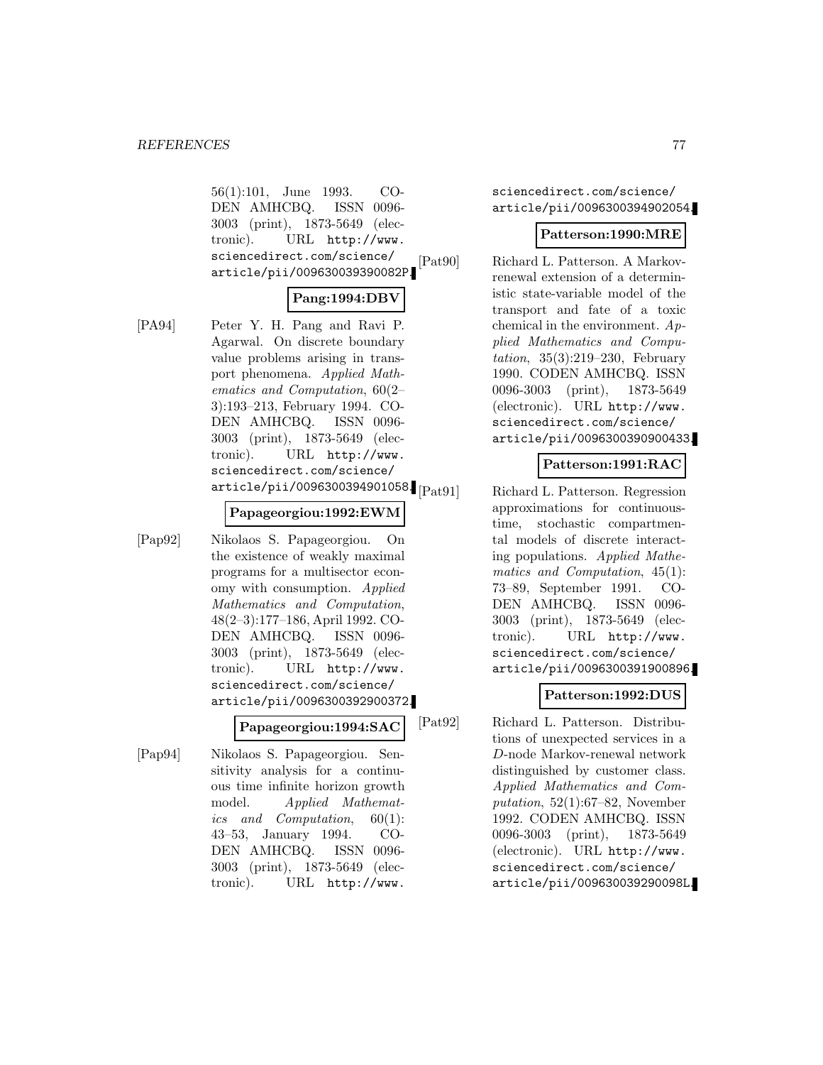56(1):101, June 1993. CODEN AMHCBQ. ISSN 0096-3003 (print), 1873-5649 (electronic). URL http://www.sciencedirect.com/science/article/pii/009630039390082P.

**Pang:1994:DBV**

[PA94] Peter Y. H. Pang and Ravi P. Agarwal. On discrete boundary value problems arising in transport phenomena. *Applied Mathematics and Computation*, 60(2–3):193–213, February 1994. CODEN AMHCBQ. ISSN 0096-3003 (print), 1873-5649 (electronic). URL http://www.sciencedirect.com/science/article/pii/0096300394901058.

**Papageorgiou:1992:EWM**

[Pap92] Nikolaos S. Papageorgiou. On the existence of weakly maximal programs for a multisector economy with consumption. *Applied Mathematics and Computation*, 48(2–3):177–186, April 1992. CODEN AMHCBQ. ISSN 0096-3003 (print), 1873-5649 (electronic). URL http://www.sciencedirect.com/science/article/pii/0096300392900372.

**Papageorgiou:1994:SAC**

[Pap94] Nikolaos S. Papageorgiou. Sensitivity analysis for a continuous time infinite horizon growth model. *Applied Mathematics and Computation*, 60(1):43–53, January 1994. CODEN AMHCBQ. ISSN 0096-3003 (print), 1873-5649 (electronic). URL http://www.sciencedirect.com/science/article/pii/0096300394902054.

**Patterson:1990:MRE**

[Pat90] Richard L. Patterson. A Markov-renewal extension of a deterministic state-variable model of the transport and fate of a toxic chemical in the environment. *Applied Mathematics and Computation*, 35(3):219–230, February 1990. CODEN AMHCBQ. ISSN 0096-3003 (print), 1873-5649 (electronic). URL http://www.sciencedirect.com/science/article/pii/0096300390900433.

**Patterson:1991:RAC**

[Pat91] Richard L. Patterson. Regression approximations for continuous-time, stochastic compartmental models of discrete interacting populations. *Applied Mathematics and Computation*, 45(1):73–89, September 1991. CODEN AMHCBQ. ISSN 0096-3003 (print), 1873-5649 (electronic). URL http://www.sciencedirect.com/science/article/pii/0096300391900896.

**Patterson:1992:DUS**

[Pat92] Richard L. Patterson. Distributions of unexpected services in a *D*-node Markov-renewal network distinguished by customer class. *Applied Mathematics and Computation*, 52(1):67–82, November 1992. CODEN AMHCBQ. ISSN 0096-3003 (print), 1873-5649 (electronic). URL http://www.sciencedirect.com/science/article/pii/009630039290098L.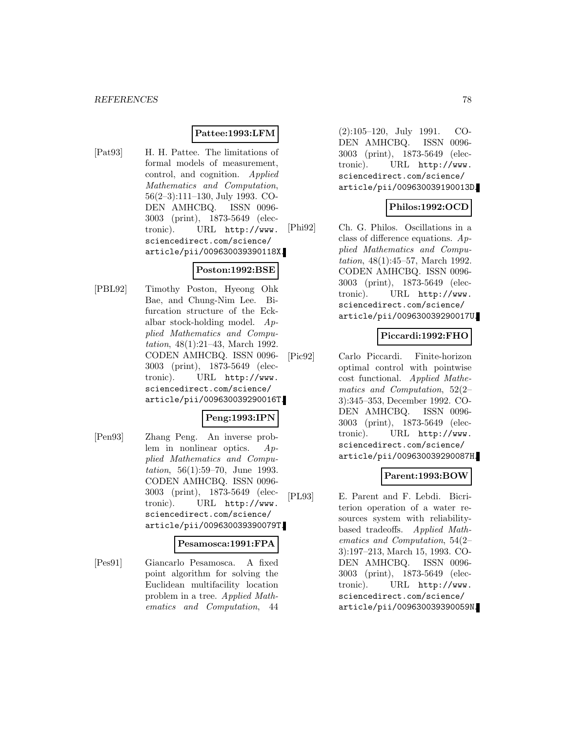**Pattee:1993:LFM**

[Pat93] H. H. Pattee. The limitations of formal models of measurement, control, and cognition. *Applied Mathematics and Computation*, 56(2–3):111–130, July 1993. CODEN AMHCBQ. ISSN 0096-3003 (print), 1873-5649 (electronic). URL http://www.sciencedirect.com/science/article/pii/009630039390118X.

**Poston:1992:BSE**

[PBL92] Timothy Poston, Hyeong Ohk Bae, and Chung-Nim Lee. Bifurcation structure of the Eckalbar stock-holding model. *Applied Mathematics and Computation*, 48(1):21–43, March 1992. CODEN AMHCBQ. ISSN 0096-3003 (print), 1873-5649 (electronic). URL http://www.sciencedirect.com/science/article/pii/009630039290016T.

**Peng:1993:IPN**

[Pen93] Zhang Peng. An inverse problem in nonlinear optics. *Applied Mathematics and Computation*, 56(1):59–70, June 1993. CODEN AMHCBQ. ISSN 0096-3003 (print), 1873-5649 (electronic). URL http://www.sciencedirect.com/science/article/pii/009630039390079T.

**Pesamosca:1991:FPA**

[Pes91] Giancarlo Pesamosca. A fixed point algorithm for solving the Euclidean multifacility location problem in a tree. *Applied Mathematics and Computation*, 44(2):105–120, July 1991. CODEN AMHCBQ. ISSN 0096-3003 (print), 1873-5649 (electronic). URL http://www.sciencedirect.com/science/article/pii/009630039190013D.

**Philos:1992:OCD**

[Phi92] Ch. G. Philos. Oscillations in a class of difference equations. *Applied Mathematics and Computation*, 48(1):45–57, March 1992. CODEN AMHCBQ. ISSN 0096-3003 (print), 1873-5649 (electronic). URL http://www.sciencedirect.com/science/article/pii/009630039290017U.

**Piccardi:1992:FHO**

[Pic92] Carlo Piccardi. Finite-horizon optimal control with pointwise cost functional. *Applied Mathematics and Computation*, 52(2–3):345–353, December 1992. CODEN AMHCBQ. ISSN 0096-3003 (print), 1873-5649 (electronic). URL http://www.sciencedirect.com/science/article/pii/009630039290087H.

**Parent:1993:BOW**

[PL93] E. Parent and F. Lebdi. Bicriterion operation of a water resources system with reliability-based tradeoffs. *Applied Mathematics and Computation*, 54(2–3):197–213, March 15, 1993. CODEN AMHCBQ. ISSN 0096-3003 (print), 1873-5649 (electronic). URL http://www.sciencedirect.com/science/article/pii/009630039390059N.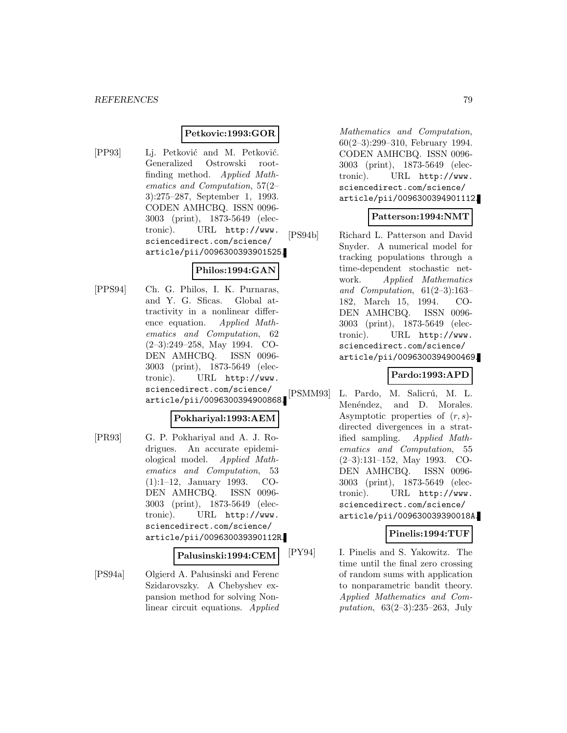**Petkovic:1993:GOR**

[PP93] Lj. Petković and M. Petković. Generalized Ostrowski root-finding method. *Applied Mathematics and Computation*, 57(2–3):275–287, September 1, 1993. CODEN AMHCBQ. ISSN 0096-3003 (print), 1873-5649 (electronic). URL http://www.sciencedirect.com/science/article/pii/0096300393901525.

**Philos:1994:GAN**

[PPS94] Ch. G. Philos, I. K. Purnaras, and Y. G. Sficas. Global attractivity in a nonlinear difference equation. *Applied Mathematics and Computation*, 62 (2–3):249–258, May 1994. CODEN AMHCBQ. ISSN 0096-3003 (print), 1873-5649 (electronic). URL http://www.sciencedirect.com/science/article/pii/0096300394900868.

**Pokhariyal:1993:AEM**

[PR93] G. P. Pokhariyal and A. J. Rodrigues. An accurate epidemiological model. *Applied Mathematics and Computation*, 53 (1):1–12, January 1993. CODEN AMHCBQ. ISSN 0096-3003 (print), 1873-5649 (electronic). URL http://www.sciencedirect.com/science/article/pii/009630039390112R.

**Palusinski:1994:CEM**

[PS94a] Olgierd A. Palusinski and Ferenc Szidarovszky. A Chebyshev expansion method for solving Nonlinear circuit equations. *Applied Mathematics and Computation*, 60(2–3):299–310, February 1994. CODEN AMHCBQ. ISSN 0096-3003 (print), 1873-5649 (electronic). URL http://www.sciencedirect.com/science/article/pii/0096300394901112.

**Patterson:1994:NMT**

[PS94b] Richard L. Patterson and David Snyder. A numerical model for tracking populations through a time-dependent stochastic network. *Applied Mathematics and Computation*, 61(2–3):163–182, March 15, 1994. CODEN AMHCBQ. ISSN 0096-3003 (print), 1873-5649 (electronic). URL http://www.sciencedirect.com/science/article/pii/0096300394900469.

**Pardo:1993:APD**

[PSMM93] L. Pardo, M. Salicrú, M. L. Menéndez, and D. Morales. Asymptotic properties of $(r, s)$-directed divergences in a stratified sampling. *Applied Mathematics and Computation*, 55 (2–3):131–152, May 1993. CODEN AMHCBQ. ISSN 0096-3003 (print), 1873-5649 (electronic). URL http://www.sciencedirect.com/science/article/pii/009630039390018A.

**Pinelis:1994:TUF**

[PY94] I. Pinelis and S. Yakowitz. The time until the final zero crossing of random sums with application to nonparametric bandit theory. *Applied Mathematics and Computation*, 63(2–3):235–263, July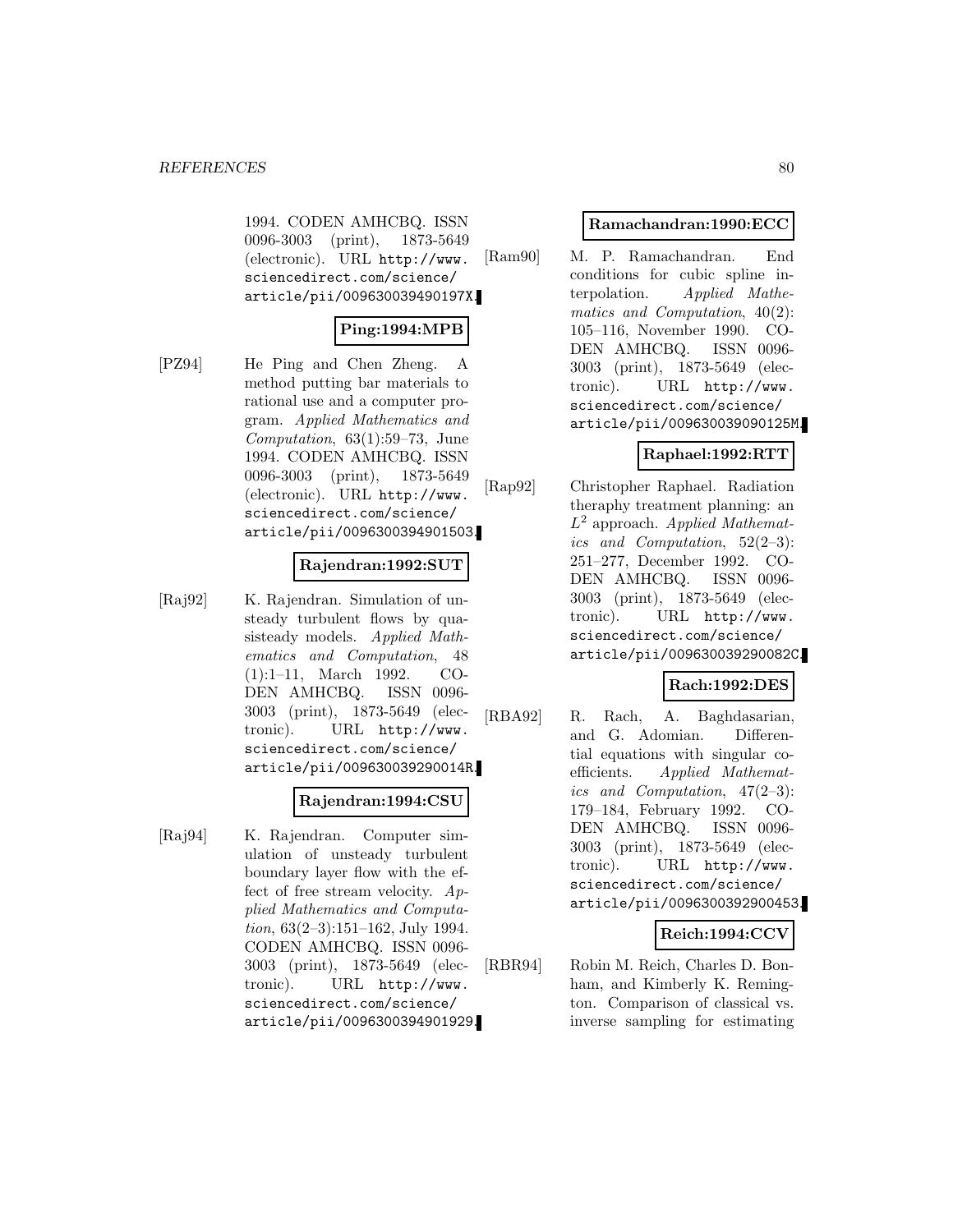1994. CODEN AMHCBQ. ISSN 0096-3003 (print), 1873-5649 (electronic). URL http://www.sciencedirect.com/science/article/pii/009630039490197X.

**Ping:1994:MPB**

[PZ94] He Ping and Chen Zheng. A method putting bar materials to rational use and a computer program. *Applied Mathematics and Computation*, 63(1):59–73, June 1994. CODEN AMHCBQ. ISSN 0096-3003 (print), 1873-5649 (electronic). URL http://www.sciencedirect.com/science/article/pii/0096300394901503.

**Rajendran:1992:SUT**

[Raj92] K. Rajendran. Simulation of unsteady turbulent flows by quasisteady models. *Applied Mathematics and Computation*, 48 (1):1–11, March 1992. CODEN AMHCBQ. ISSN 0096-3003 (print), 1873-5649 (electronic). URL http://www.sciencedirect.com/science/article/pii/009630039290014R.

**Rajendran:1994:CSU**

[Raj94] K. Rajendran. Computer simulation of unsteady turbulent boundary layer flow with the effect of free stream velocity. *Applied Mathematics and Computation*, 63(2–3):151–162, July 1994. CODEN AMHCBQ. ISSN 0096-3003 (print), 1873-5649 (electronic). URL http://www.sciencedirect.com/science/article/pii/0096300394901929.

**Ramachandran:1990:ECC**

[Ram90] M. P. Ramachandran. End conditions for cubic spline interpolation. *Applied Mathematics and Computation*, 40(2): 105–116, November 1990. CODEN AMHCBQ. ISSN 0096-3003 (print), 1873-5649 (electronic). URL http://www.sciencedirect.com/science/article/pii/009630039090125M.

**Raphael:1992:RTT**

[Rap92] Christopher Raphael. Radiation theraphy treatment planning: an $L^2$ approach. *Applied Mathematics and Computation*, 52(2–3): 251–277, December 1992. CODEN AMHCBQ. ISSN 0096-3003 (print), 1873-5649 (electronic). URL http://www.sciencedirect.com/science/article/pii/009630039290082C.

**Rach:1992:DES**

[RBA92] R. Rach, A. Baghdasarian, and G. Adomian. Differential equations with singular coefficients. *Applied Mathematics and Computation*, 47(2–3): 179–184, February 1992. CODEN AMHCBQ. ISSN 0096-3003 (print), 1873-5649 (electronic). URL http://www.sciencedirect.com/science/article/pii/0096300392900453.

**Reich:1994:CCV**

[RBR94] Robin M. Reich, Charles D. Bonham, and Kimberly K. Remington. Comparison of classical vs. inverse sampling for estimating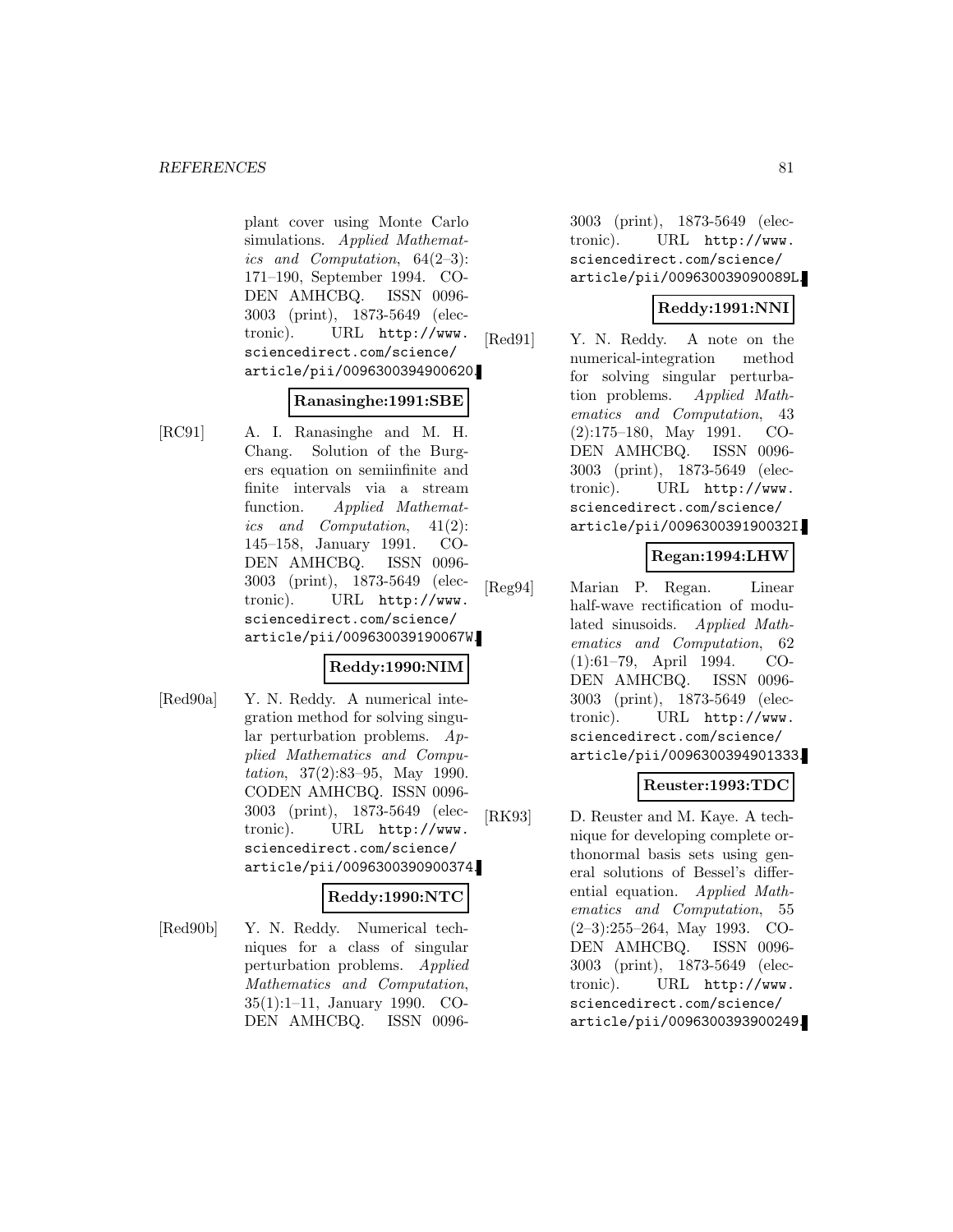plant cover using Monte Carlo simulations. *Applied Mathematics and Computation*, 64(2–3): 171–190, September 1994. CODEN AMHCBQ. ISSN 0096-3003 (print), 1873-5649 (electronic). URL http://www.sciencedirect.com/science/article/pii/0096300394900620.

**Ranasinghe:1991:SBE**

[RC91] A. I. Ranasinghe and M. H. Chang. Solution of the Burgers equation on semiinfinite and finite intervals via a stream function. *Applied Mathematics and Computation*, 41(2): 145–158, January 1991. CODEN AMHCBQ. ISSN 0096-3003 (print), 1873-5649 (electronic). URL http://www.sciencedirect.com/science/article/pii/009630039190067W.

**Reddy:1990:NIM**

[Red90a] Y. N. Reddy. A numerical integration method for solving singular perturbation problems. *Applied Mathematics and Computation*, 37(2):83–95, May 1990. CODEN AMHCBQ. ISSN 0096-3003 (print), 1873-5649 (electronic). URL http://www.sciencedirect.com/science/article/pii/0096300390900374.

**Reddy:1990:NTC**

[Red90b] Y. N. Reddy. Numerical techniques for a class of singular perturbation problems. *Applied Mathematics and Computation*, 35(1):1–11, January 1990. CODEN AMHCBQ. ISSN 0096-3003 (print), 1873-5649 (electronic). URL http://www.sciencedirect.com/science/article/pii/009630039090089L.

**Reddy:1991:NNI**

[Red91] Y. N. Reddy. A note on the numerical-integration method for solving singular perturbation problems. *Applied Mathematics and Computation*, 43 (2):175–180, May 1991. CODEN AMHCBQ. ISSN 0096-3003 (print), 1873-5649 (electronic). URL http://www.sciencedirect.com/science/article/pii/009630039190032I.

**Regan:1994:LHW**

[Reg94] Marian P. Regan. Linear half-wave rectification of modulated sinusoids. *Applied Mathematics and Computation*, 62 (1):61–79, April 1994. CODEN AMHCBQ. ISSN 0096-3003 (print), 1873-5649 (electronic). URL http://www.sciencedirect.com/science/article/pii/0096300394901333.

**Reuster:1993:TDC**

[RK93] D. Reuster and M. Kaye. A technique for developing complete orthonormal basis sets using general solutions of Bessel's differential equation. *Applied Mathematics and Computation*, 55 (2–3):255–264, May 1993. CODEN AMHCBQ. ISSN 0096-3003 (print), 1873-5649 (electronic). URL http://www.sciencedirect.com/science/article/pii/0096300393900249.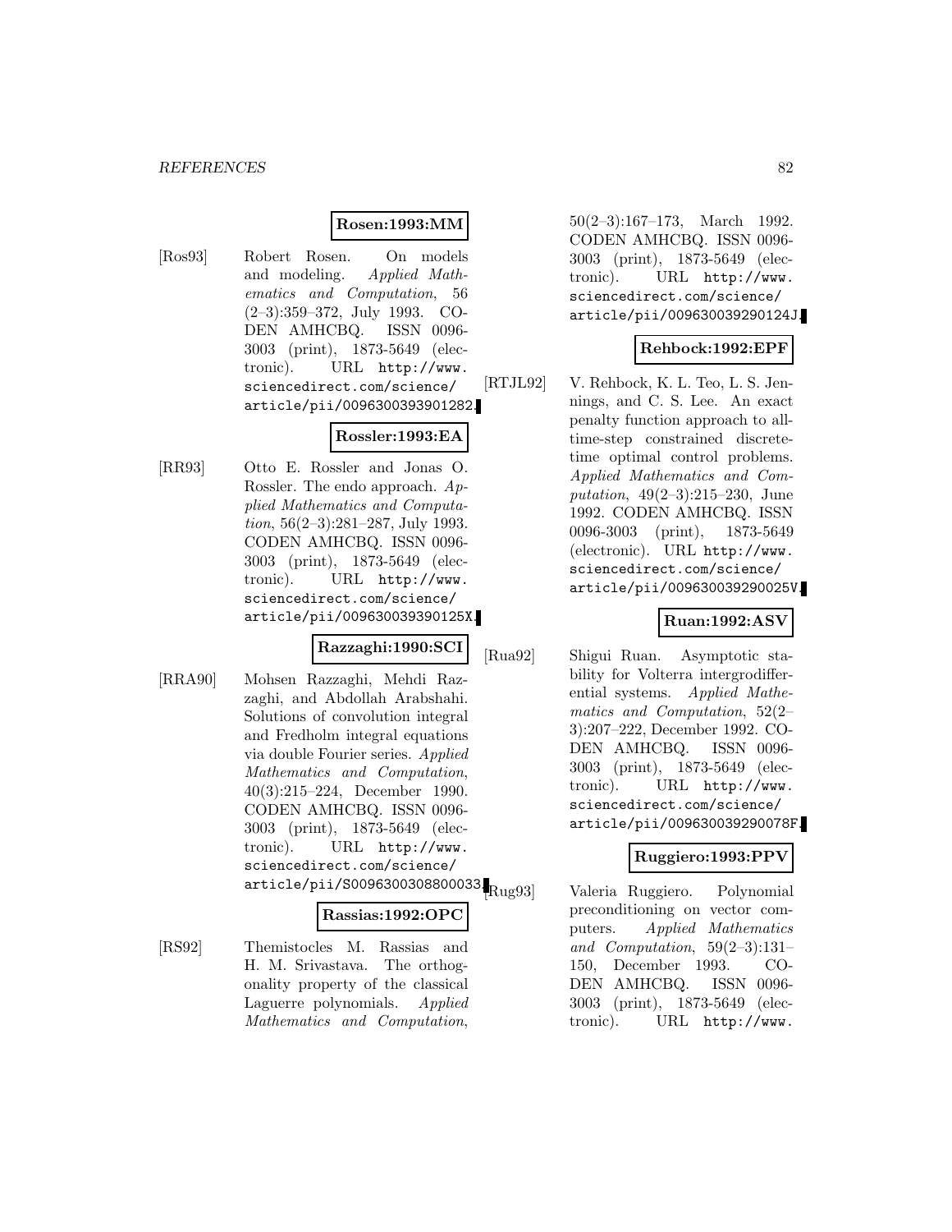**Rosen:1993:MM**

[Ros93] Robert Rosen. On models and modeling. *Applied Mathematics and Computation*, 56 (2–3):359–372, July 1993. CODEN AMHCBQ. ISSN 0096-3003 (print), 1873-5649 (electronic). URL http://www.sciencedirect.com/science/article/pii/0096300393901282.

**Rossler:1993:EA**

[RR93] Otto E. Rossler and Jonas O. Rossler. The endo approach. *Applied Mathematics and Computation*, 56(2–3):281–287, July 1993. CODEN AMHCBQ. ISSN 0096-3003 (print), 1873-5649 (electronic). URL http://www.sciencedirect.com/science/article/pii/009630039390125X.

**Razzaghi:1990:SCI**

[RRA90] Mohsen Razzaghi, Mehdi Razzaghi, and Abdollah Arabshahi. Solutions of convolution integral and Fredholm integral equations via double Fourier series. *Applied Mathematics and Computation*, 40(3):215–224, December 1990. CODEN AMHCBQ. ISSN 0096-3003 (print), 1873-5649 (electronic). URL http://www.sciencedirect.com/science/article/pii/S0096300308800033.

**Rassias:1992:OPC**

[RS92] Themistocles M. Rassias and H. M. Srivastava. The orthogonality property of the classical Laguerre polynomials. *Applied Mathematics and Computation*, 50(2–3):167–173, March 1992. CODEN AMHCBQ. ISSN 0096-3003 (print), 1873-5649 (electronic). URL http://www.sciencedirect.com/science/article/pii/009630039290124J.

**Rehbock:1992:EPF**

[RTJL92] V. Rehbock, K. L. Teo, L. S. Jennings, and C. S. Lee. An exact penalty function approach to all-time-step constrained discrete-time optimal control problems. *Applied Mathematics and Computation*, 49(2–3):215–230, June 1992. CODEN AMHCBQ. ISSN 0096-3003 (print), 1873-5649 (electronic). URL http://www.sciencedirect.com/science/article/pii/009630039290025V.

**Ruan:1992:ASV**

[Rua92] Shigui Ruan. Asymptotic stability for Volterra intergrodifferential systems. *Applied Mathematics and Computation*, 52(2–3):207–222, December 1992. CODEN AMHCBQ. ISSN 0096-3003 (print), 1873-5649 (electronic). URL http://www.sciencedirect.com/science/article/pii/009630039290078F.

**Ruggiero:1993:PPV**

[Rug93] Valeria Ruggiero. Polynomial preconditioning on vector computers. *Applied Mathematics and Computation*, 59(2–3):131–150, December 1993. CODEN AMHCBQ. ISSN 0096-3003 (print), 1873-5649 (electronic). URL http://www.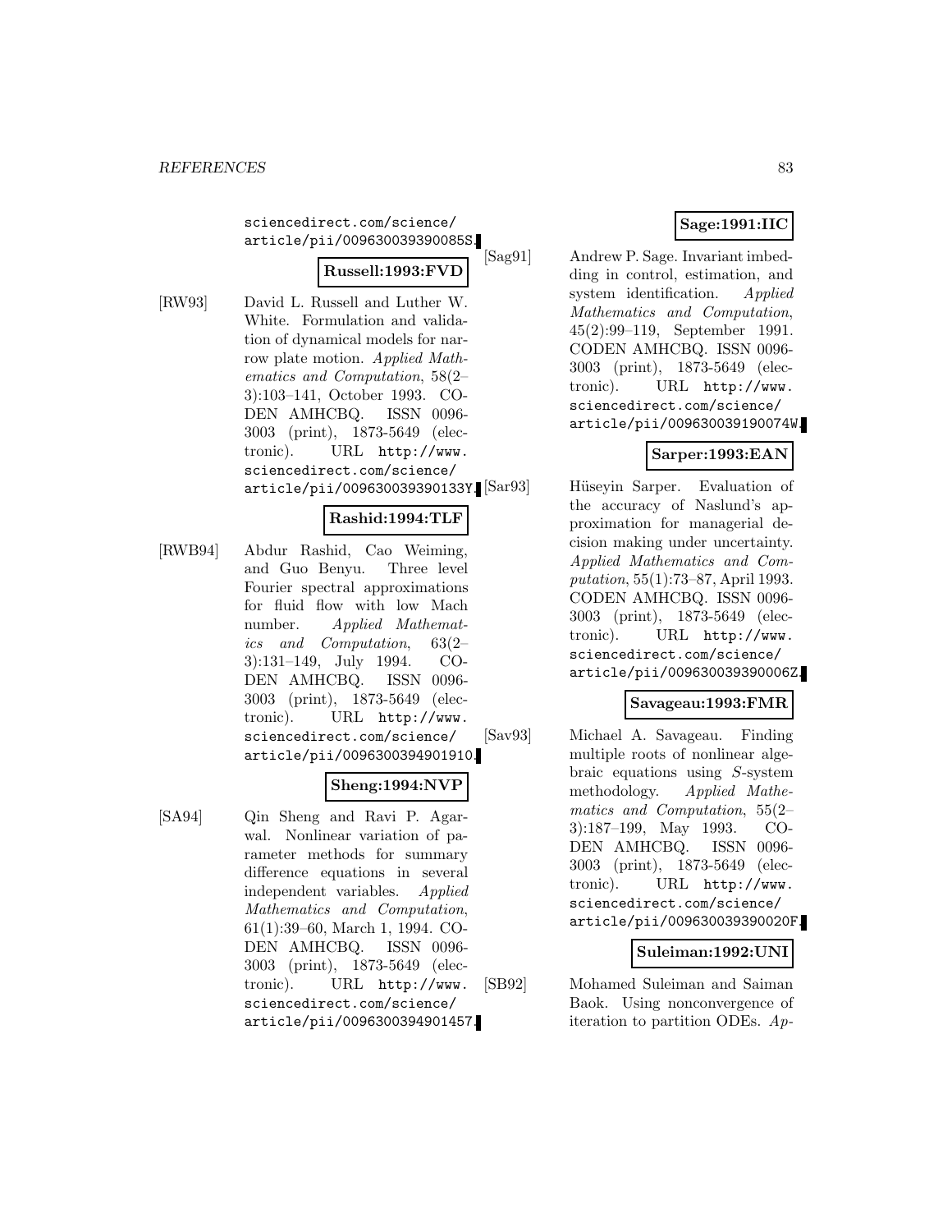sciencedirect.com/science/article/pii/009630039390085S.

**Russell:1993:FVD**

[RW93] David L. Russell and Luther W. White. Formulation and validation of dynamical models for narrow plate motion. *Applied Mathematics and Computation*, 58(2–3):103–141, October 1993. CODEN AMHCBQ. ISSN 0096-3003 (print), 1873-5649 (electronic). URL http://www.sciencedirect.com/science/article/pii/009630039390133Y.

**Rashid:1994:TLF**

[RWB94] Abdur Rashid, Cao Weiming, and Guo Benyu. Three level Fourier spectral approximations for fluid flow with low Mach number. *Applied Mathematics and Computation*, 63(2–3):131–149, July 1994. CODEN AMHCBQ. ISSN 0096-3003 (print), 1873-5649 (electronic). URL http://www.sciencedirect.com/science/article/pii/0096300394901910.

**Sheng:1994:NVP**

[SA94] Qin Sheng and Ravi P. Agarwal. Nonlinear variation of parameter methods for summary difference equations in several independent variables. *Applied Mathematics and Computation*, 61(1):39–60, March 1, 1994. CODEN AMHCBQ. ISSN 0096-3003 (print), 1873-5649 (electronic). URL http://www.sciencedirect.com/science/article/pii/0096300394901457.

**Sage:1991:IIC**

[Sag91] Andrew P. Sage. Invariant imbedding in control, estimation, and system identification. *Applied Mathematics and Computation*, 45(2):99–119, September 1991. CODEN AMHCBQ. ISSN 0096-3003 (print), 1873-5649 (electronic). URL http://www.sciencedirect.com/science/article/pii/009630039190074W.

**Sarper:1993:EAN**

[Sar93] Hüseyin Sarper. Evaluation of the accuracy of Naslund's approximation for managerial decision making under uncertainty. *Applied Mathematics and Computation*, 55(1):73–87, April 1993. CODEN AMHCBQ. ISSN 0096-3003 (print), 1873-5649 (electronic). URL http://www.sciencedirect.com/science/article/pii/009630039390006Z.

**Savageau:1993:FMR**

[Sav93] Michael A. Savageau. Finding multiple roots of nonlinear algebraic equations using $S$-system methodology. *Applied Mathematics and Computation*, 55(2–3):187–199, May 1993. CODEN AMHCBQ. ISSN 0096-3003 (print), 1873-5649 (electronic). URL http://www.sciencedirect.com/science/article/pii/009630039390020F.

**Suleiman:1992:UNI**

[SB92] Mohamed Suleiman and Saiman Baok. Using nonconvergence of iteration to partition ODEs. *Ap-*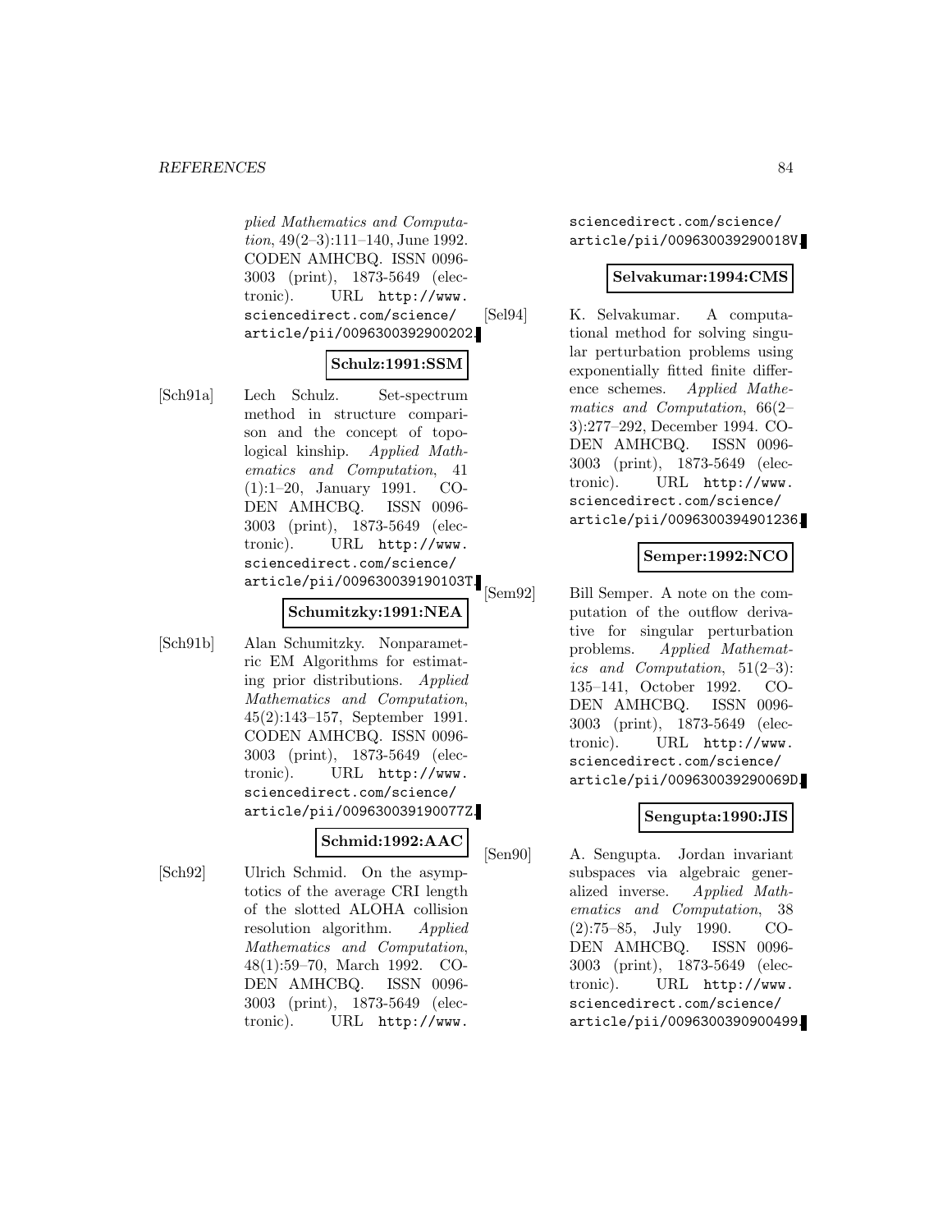plied Mathematics and Computation*, 49(2–3):111–140, June 1992. CODEN AMHCBQ. ISSN 0096-3003 (print), 1873-5649 (electronic). URL http://www.sciencedirect.com/science/article/pii/0096300392900202.

**Schulz:1991:SSM**

[Sch91a] Lech Schulz. Set-spectrum method in structure comparison and the concept of topological kinship. *Applied Mathematics and Computation*, 41 (1):1–20, January 1991. CODEN AMHCBQ. ISSN 0096-3003 (print), 1873-5649 (electronic). URL http://www.sciencedirect.com/science/article/pii/009630039190103T.

**Schumitzky:1991:NEA**

[Sch91b] Alan Schumitzky. Nonparametric EM Algorithms for estimating prior distributions. *Applied Mathematics and Computation*, 45(2):143–157, September 1991. CODEN AMHCBQ. ISSN 0096-3003 (print), 1873-5649 (electronic). URL http://www.sciencedirect.com/science/article/pii/009630039190077Z.

**Schmid:1992:AAC**

[Sch92] Ulrich Schmid. On the asymptotics of the average CRI length of the slotted ALOHA collision resolution algorithm. *Applied Mathematics and Computation*, 48(1):59–70, March 1992. CODEN AMHCBQ. ISSN 0096-3003 (print), 1873-5649 (electronic). URL http://www.sciencedirect.com/science/article/pii/009630039290018V.

**Selvakumar:1994:CMS**

[Sel94] K. Selvakumar. A computational method for solving singular perturbation problems using exponentially fitted finite difference schemes. *Applied Mathematics and Computation*, 66(2–3):277–292, December 1994. CODEN AMHCBQ. ISSN 0096-3003 (print), 1873-5649 (electronic). URL http://www.sciencedirect.com/science/article/pii/0096300394901236.

**Semper:1992:NCO**

[Sem92] Bill Semper. A note on the computation of the outflow derivative for singular perturbation problems. *Applied Mathematics and Computation*, 51(2–3):135–141, October 1992. CODEN AMHCBQ. ISSN 0096-3003 (print), 1873-5649 (electronic). URL http://www.sciencedirect.com/science/article/pii/009630039290069D.

**Sengupta:1990:JIS**

[Sen90] A. Sengupta. Jordan invariant subspaces via algebraic generalized inverse. *Applied Mathematics and Computation*, 38 (2):75–85, July 1990. CODEN AMHCBQ. ISSN 0096-3003 (print), 1873-5649 (electronic). URL http://www.sciencedirect.com/science/article/pii/0096300390900499.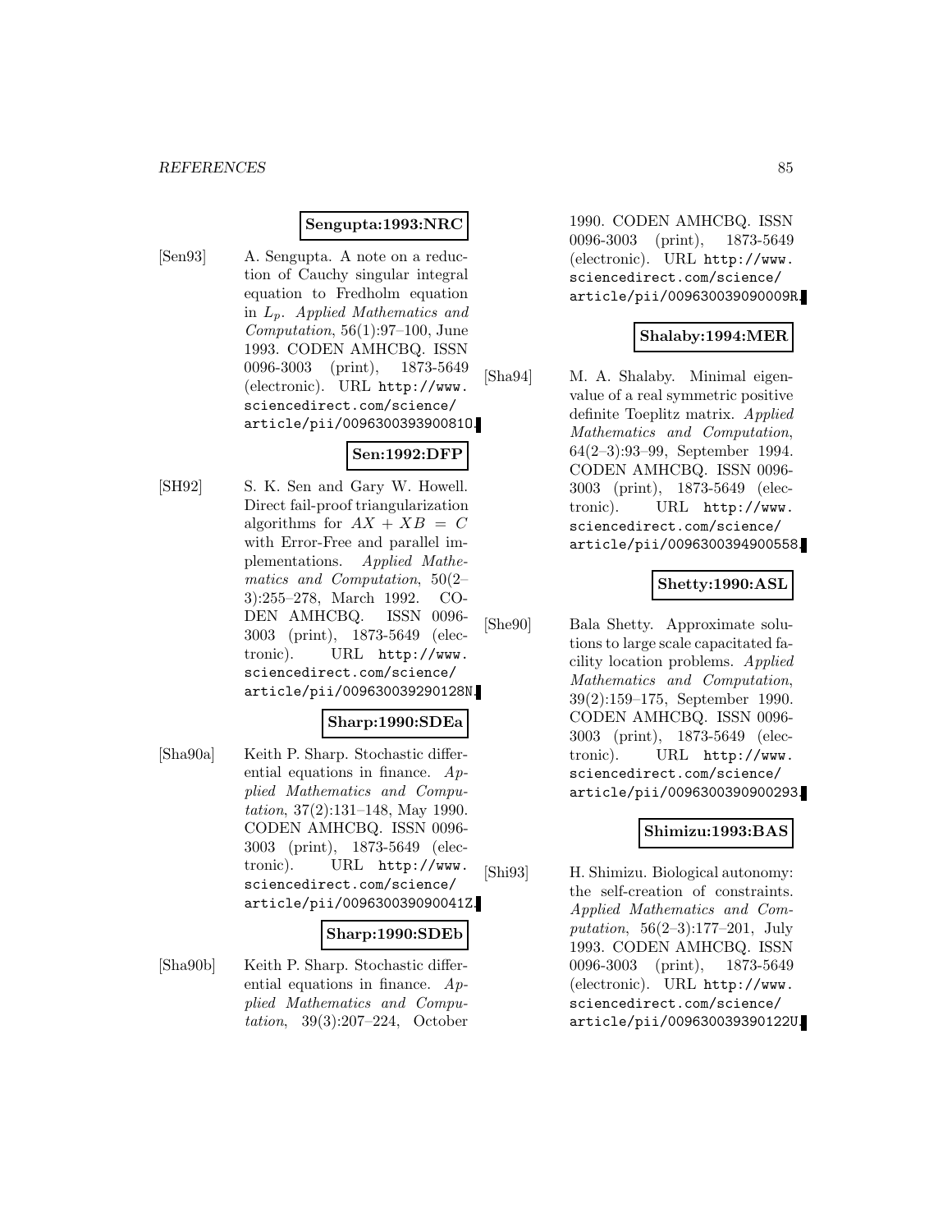**Sengupta:1993:NRC**

[Sen93] A. Sengupta. A note on a reduction of Cauchy singular integral equation to Fredholm equation in $L_p$. *Applied Mathematics and Computation*, 56(1):97–100, June 1993. CODEN AMHCBQ. ISSN 0096-3003 (print), 1873-5649 (electronic). URL http://www.sciencedirect.com/science/article/pii/009630039390081O.

**Sen:1992:DFP**

[SH92] S. K. Sen and Gary W. Howell. Direct fail-proof triangularization algorithms for $AX + XB = C$ with Error-Free and parallel implementations. *Applied Mathematics and Computation*, 50(2–3):255–278, March 1992. CODEN AMHCBQ. ISSN 0096-3003 (print), 1873-5649 (electronic). URL http://www.sciencedirect.com/science/article/pii/009630039290128N.

**Sharp:1990:SDEa**

[Sha90a] Keith P. Sharp. Stochastic differential equations in finance. *Applied Mathematics and Computation*, 37(2):131–148, May 1990. CODEN AMHCBQ. ISSN 0096-3003 (print), 1873-5649 (electronic). URL http://www.sciencedirect.com/science/article/pii/009630039090041Z.

**Sharp:1990:SDEb**

[Sha90b] Keith P. Sharp. Stochastic differential equations in finance. *Applied Mathematics and Computation*, 39(3):207–224, October 1990. CODEN AMHCBQ. ISSN 0096-3003 (print), 1873-5649 (electronic). URL http://www.sciencedirect.com/science/article/pii/009630039090009R.

**Shalaby:1994:MER**

[Sha94] M. A. Shalaby. Minimal eigenvalue of a real symmetric positive definite Toeplitz matrix. *Applied Mathematics and Computation*, 64(2–3):93–99, September 1994. CODEN AMHCBQ. ISSN 0096-3003 (print), 1873-5649 (electronic). URL http://www.sciencedirect.com/science/article/pii/0096300394900558.

**Shetty:1990:ASL**

[She90] Bala Shetty. Approximate solutions to large scale capacitated facility location problems. *Applied Mathematics and Computation*, 39(2):159–175, September 1990. CODEN AMHCBQ. ISSN 0096-3003 (print), 1873-5649 (electronic). URL http://www.sciencedirect.com/science/article/pii/0096300390900293.

**Shimizu:1993:BAS**

[Shi93] H. Shimizu. Biological autonomy: the self-creation of constraints. *Applied Mathematics and Computation*, 56(2–3):177–201, July 1993. CODEN AMHCBQ. ISSN 0096-3003 (print), 1873-5649 (electronic). URL http://www.sciencedirect.com/science/article/pii/009630039390122U.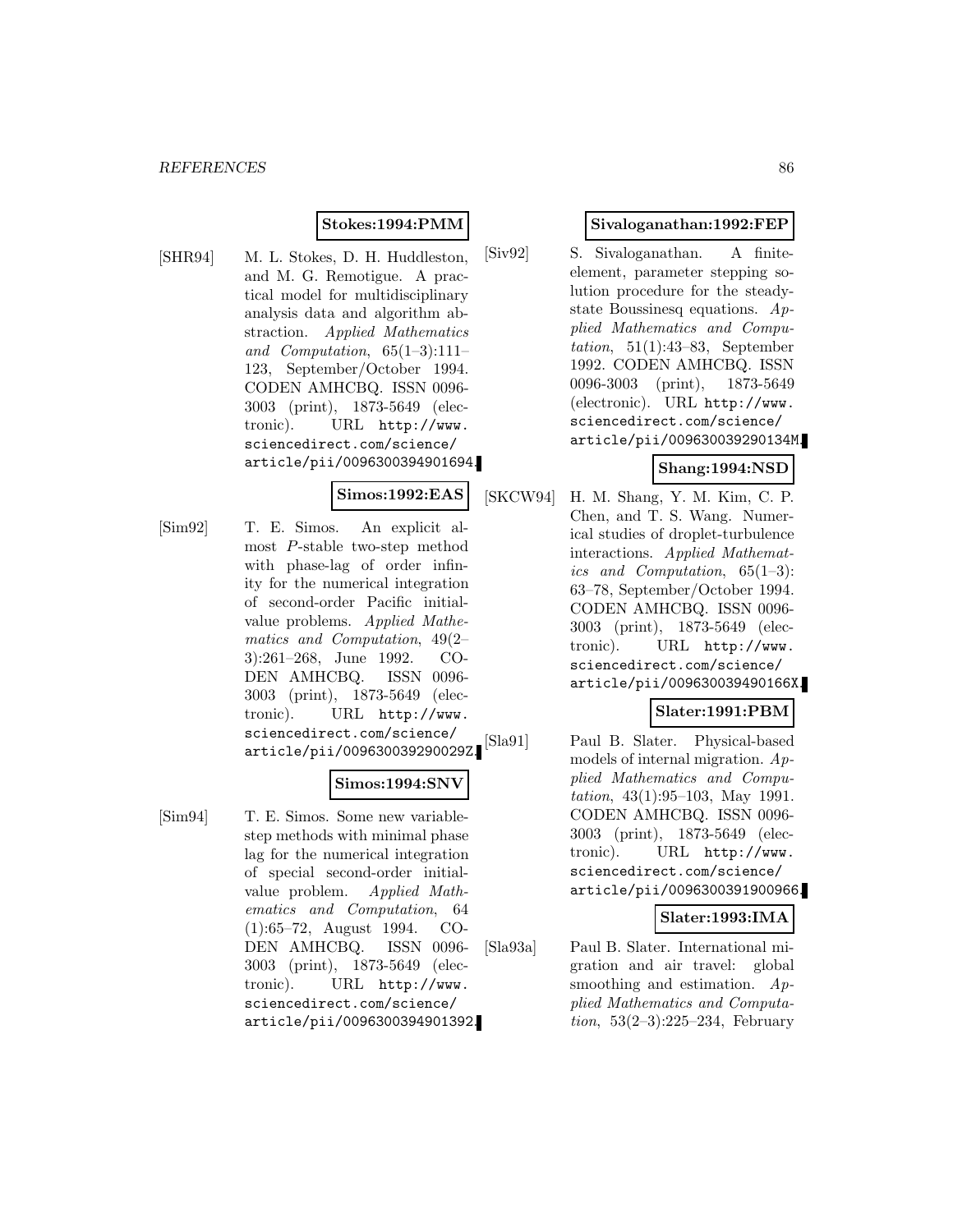**Stokes:1994:PMM**

[SHR94] M. L. Stokes, D. H. Huddleston, and M. G. Remotigue. A practical model for multidisciplinary analysis data and algorithm abstraction. *Applied Mathematics and Computation*, 65(1–3):111–123, September/October 1994. CODEN AMHCBQ. ISSN 0096-3003 (print), 1873-5649 (electronic). URL http://www.sciencedirect.com/science/article/pii/0096300394901694.

**Simos:1992:EAS**

[Sim92] T. E. Simos. An explicit almost *P*-stable two-step method with phase-lag of order infinity for the numerical integration of second-order Pacific initial-value problems. *Applied Mathematics and Computation*, 49(2–3):261–268, June 1992. CODEN AMHCBQ. ISSN 0096-3003 (print), 1873-5649 (electronic). URL http://www.sciencedirect.com/science/article/pii/009630039290029Z.

**Simos:1994:SNV**

[Sim94] T. E. Simos. Some new variable-step methods with minimal phase lag for the numerical integration of special second-order initial-value problem. *Applied Mathematics and Computation*, 64 (1):65–72, August 1994. CODEN AMHCBQ. ISSN 0096-3003 (print), 1873-5649 (electronic). URL http://www.sciencedirect.com/science/article/pii/0096300394901392.

**Sivaloganathan:1992:FEP**

[Siv92] S. Sivaloganathan. A finite-element, parameter stepping solution procedure for the steady-state Boussinesq equations. *Applied Mathematics and Computation*, 51(1):43–83, September 1992. CODEN AMHCBQ. ISSN 0096-3003 (print), 1873-5649 (electronic). URL http://www.sciencedirect.com/science/article/pii/009630039290134M.

**Shang:1994:NSD**

[SKCW94] H. M. Shang, Y. M. Kim, C. P. Chen, and T. S. Wang. Numerical studies of droplet-turbulence interactions. *Applied Mathematics and Computation*, 65(1–3):63–78, September/October 1994. CODEN AMHCBQ. ISSN 0096-3003 (print), 1873-5649 (electronic). URL http://www.sciencedirect.com/science/article/pii/009630039490166X.

**Slater:1991:PBM**

[Sla91] Paul B. Slater. Physical-based models of internal migration. *Applied Mathematics and Computation*, 43(1):95–103, May 1991. CODEN AMHCBQ. ISSN 0096-3003 (print), 1873-5649 (electronic). URL http://www.sciencedirect.com/science/article/pii/0096300391900966.

**Slater:1993:IMA**

[Sla93a] Paul B. Slater. International migration and air travel: global smoothing and estimation. *Applied Mathematics and Computation*, 53(2–3):225–234, February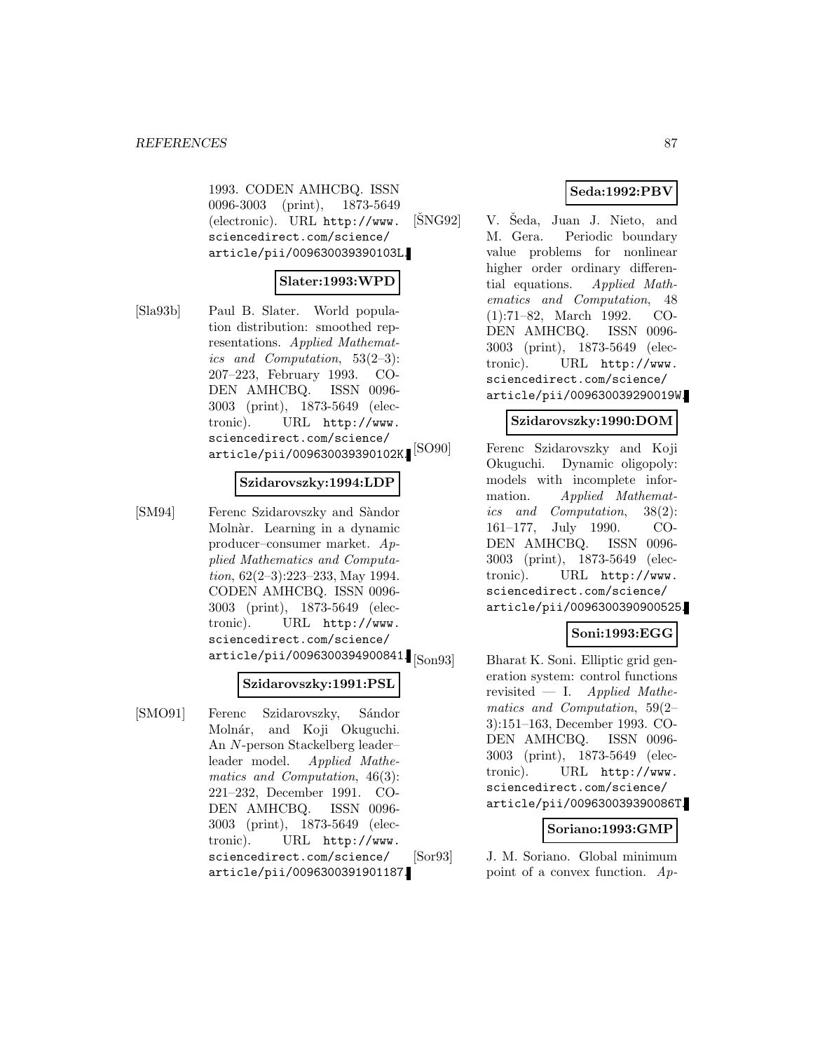1993. CODEN AMHCBQ. ISSN 0096-3003 (print), 1873-5649 (electronic). URL http://www.sciencedirect.com/science/article/pii/009630039390103L.

**Slater:1993:WPD**

[Sla93b] Paul B. Slater. World population distribution: smoothed representations. *Applied Mathematics and Computation*, 53(2–3): 207–223, February 1993. CODEN AMHCBQ. ISSN 0096-3003 (print), 1873-5649 (electronic). URL http://www.sciencedirect.com/science/article/pii/009630039390102K.

**Szidarovszky:1994:LDP**

[SM94] Ferenc Szidarovszky and Sàndor Molnàr. Learning in a dynamic producer–consumer market. *Applied Mathematics and Computation*, 62(2–3):223–233, May 1994. CODEN AMHCBQ. ISSN 0096-3003 (print), 1873-5649 (electronic). URL http://www.sciencedirect.com/science/article/pii/0096300394900841.

**Szidarovszky:1991:PSL**

[SMO91] Ferenc Szidarovszky, Sándor Molnár, and Koji Okuguchi. An $N$-person Stackelberg leader–leader model. *Applied Mathematics and Computation*, 46(3): 221–232, December 1991. CODEN AMHCBQ. ISSN 0096-3003 (print), 1873-5649 (electronic). URL http://www.sciencedirect.com/science/article/pii/0096300391901187.

**Seda:1992:PBV**

[ŠNG92] V. Šeda, Juan J. Nieto, and M. Gera. Periodic boundary value problems for nonlinear higher order ordinary differential equations. *Applied Mathematics and Computation*, 48 (1):71–82, March 1992. CODEN AMHCBQ. ISSN 0096-3003 (print), 1873-5649 (electronic). URL http://www.sciencedirect.com/science/article/pii/009630039290019W.

**Szidarovszky:1990:DOM**

[SO90] Ferenc Szidarovszky and Koji Okuguchi. Dynamic oligopoly: models with incomplete information. *Applied Mathematics and Computation*, 38(2): 161–177, July 1990. CODEN AMHCBQ. ISSN 0096-3003 (print), 1873-5649 (electronic). URL http://www.sciencedirect.com/science/article/pii/0096300390900525.

**Soni:1993:EGG**

[Son93] Bharat K. Soni. Elliptic grid generation system: control functions revisited — I. *Applied Mathematics and Computation*, 59(2–3):151–163, December 1993. CODEN AMHCBQ. ISSN 0096-3003 (print), 1873-5649 (electronic). URL http://www.sciencedirect.com/science/article/pii/009630039390086T.

**Soriano:1993:GMP**

[Sor93] J. M. Soriano. Global minimum point of a convex function. *Ap-*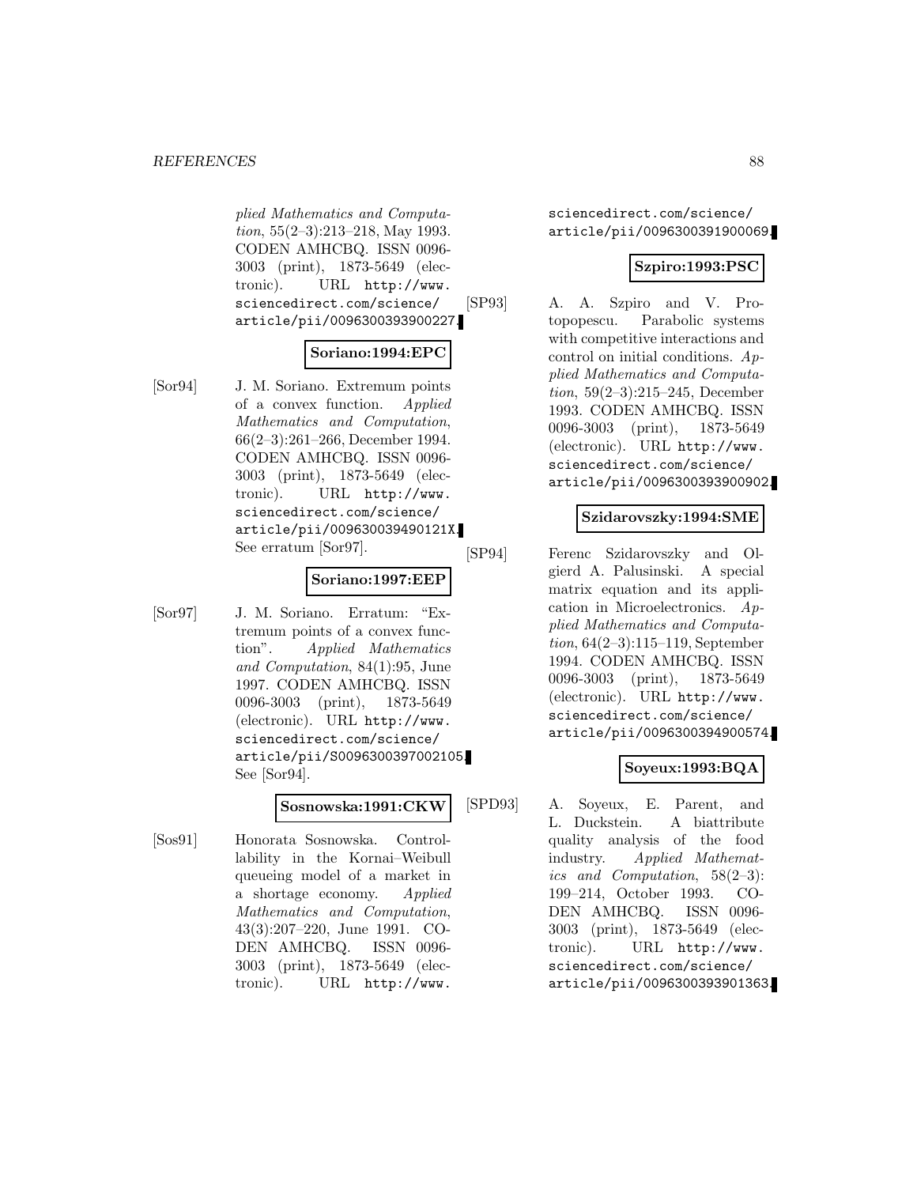plied Mathematics and Computation, 55(2–3):213–218, May 1993. CODEN AMHCBQ. ISSN 0096-3003 (print), 1873-5649 (electronic). URL http://www.sciencedirect.com/science/article/pii/0096300393900227.

**Soriano:1994:EPC**

[Sor94] J. M. Soriano. Extremum points of a convex function. *Applied Mathematics and Computation*, 66(2–3):261–266, December 1994. CODEN AMHCBQ. ISSN 0096-3003 (print), 1873-5649 (electronic). URL http://www.sciencedirect.com/science/article/pii/009630039490121X. See erratum [Sor97].

**Soriano:1997:EEP**

[Sor97] J. M. Soriano. Erratum: "Extremum points of a convex function". *Applied Mathematics and Computation*, 84(1):95, June 1997. CODEN AMHCBQ. ISSN 0096-3003 (print), 1873-5649 (electronic). URL http://www.sciencedirect.com/science/article/pii/S0096300397002105. See [Sor94].

**Sosnowska:1991:CKW**

[Sos91] Honorata Sosnowska. Controllability in the Kornai–Weibull queueing model of a market in a shortage economy. *Applied Mathematics and Computation*, 43(3):207–220, June 1991. CODEN AMHCBQ. ISSN 0096-3003 (print), 1873-5649 (electronic). URL http://www.sciencedirect.com/science/article/pii/0096300391900069.

**Szpiro:1993:PSC**

[SP93] A. A. Szpiro and V. Protopopescu. Parabolic systems with competitive interactions and control on initial conditions. *Applied Mathematics and Computation*, 59(2–3):215–245, December 1993. CODEN AMHCBQ. ISSN 0096-3003 (print), 1873-5649 (electronic). URL http://www.sciencedirect.com/science/article/pii/0096300393900902.

**Szidarovszky:1994:SME**

[SP94] Ferenc Szidarovszky and Olgierd A. Palusinski. A special matrix equation and its application in Microelectronics. *Applied Mathematics and Computation*, 64(2–3):115–119, September 1994. CODEN AMHCBQ. ISSN 0096-3003 (print), 1873-5649 (electronic). URL http://www.sciencedirect.com/science/article/pii/0096300394900574.

**Soyeux:1993:BQA**

[SPD93] A. Soyeux, E. Parent, and L. Duckstein. A biattribute quality analysis of the food industry. *Applied Mathematics and Computation*, 58(2–3):199–214, October 1993. CODEN AMHCBQ. ISSN 0096-3003 (print), 1873-5649 (electronic). URL http://www.sciencedirect.com/science/article/pii/0096300393901363.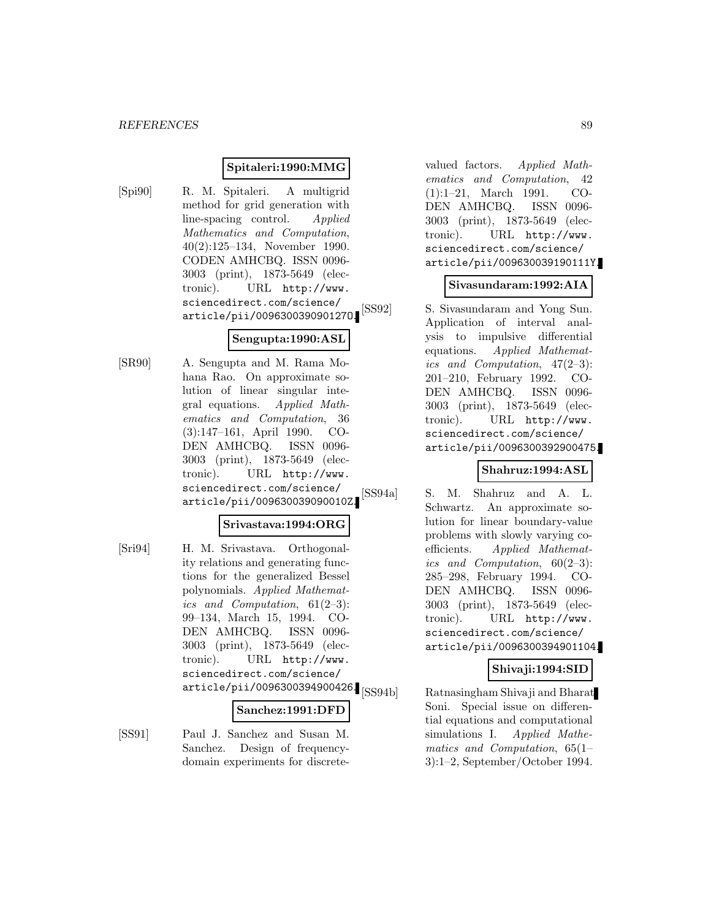**Spitaleri:1990:MMG**

[Spi90] R. M. Spitaleri. A multigrid method for grid generation with line-spacing control. *Applied Mathematics and Computation*, 40(2):125–134, November 1990. CODEN AMHCBQ. ISSN 0096-3003 (print), 1873-5649 (electronic). URL http://www.sciencedirect.com/science/article/pii/009630039090127O.

**Sengupta:1990:ASL**

[SR90] A. Sengupta and M. Rama Mohana Rao. On approximate solution of linear singular integral equations. *Applied Mathematics and Computation*, 36 (3):147–161, April 1990. CODEN AMHCBQ. ISSN 0096-3003 (print), 1873-5649 (electronic). URL http://www.sciencedirect.com/science/article/pii/009630039090010Z.

**Srivastava:1994:ORG**

[Sri94] H. M. Srivastava. Orthogonality relations and generating functions for the generalized Bessel polynomials. *Applied Mathematics and Computation*, 61(2–3): 99–134, March 15, 1994. CODEN AMHCBQ. ISSN 0096-3003 (print), 1873-5649 (electronic). URL http://www.sciencedirect.com/science/article/pii/0096300394900426.

**Sanchez:1991:DFD**

[SS91] Paul J. Sanchez and Susan M. Sanchez. Design of frequency-domain experiments for discrete-valued factors. *Applied Mathematics and Computation*, 42 (1):1–21, March 1991. CODEN AMHCBQ. ISSN 0096-3003 (print), 1873-5649 (electronic). URL http://www.sciencedirect.com/science/article/pii/009630039190111Y.

**Sivasundaram:1992:AIA**

[SS92] S. Sivasundaram and Yong Sun. Application of interval analysis to impulsive differential equations. *Applied Mathematics and Computation*, 47(2–3): 201–210, February 1992. CODEN AMHCBQ. ISSN 0096-3003 (print), 1873-5649 (electronic). URL http://www.sciencedirect.com/science/article/pii/0096300392900475.

**Shahruz:1994:ASL**

[SS94a] S. M. Shahruz and A. L. Schwartz. An approximate solution for linear boundary-value problems with slowly varying coefficients. *Applied Mathematics and Computation*, 60(2–3): 285–298, February 1994. CODEN AMHCBQ. ISSN 0096-3003 (print), 1873-5649 (electronic). URL http://www.sciencedirect.com/science/article/pii/0096300394901104.

**Shivaji:1994:SID**

[SS94b] Ratnasingham Shivaji and Bharat Soni. Special issue on differential equations and computational simulations I. *Applied Mathematics and Computation*, 65(1–3):1–2, September/October 1994.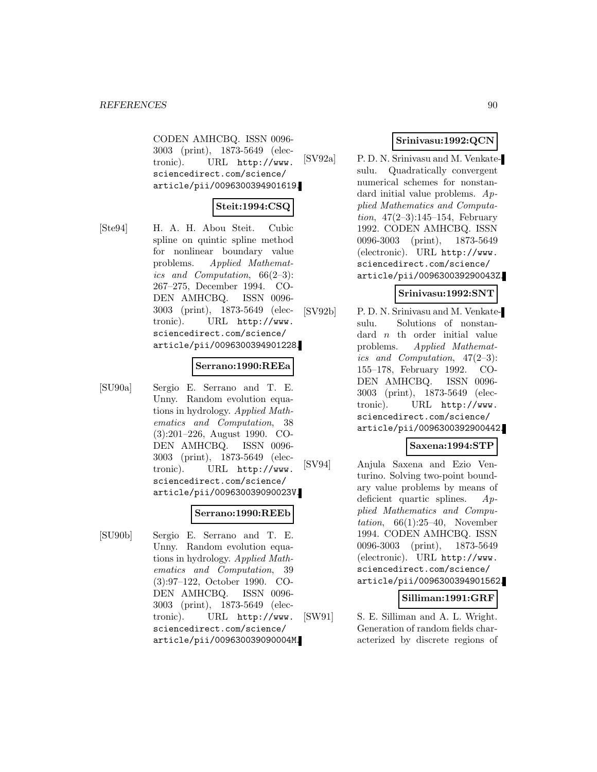CODEN AMHCBQ. ISSN 0096-3003 (print), 1873-5649 (electronic). URL http://www.sciencedirect.com/science/article/pii/0096300394901619.

**Steit:1994:CSQ**

[Ste94] H. A. H. Abou Steit. Cubic spline on quintic spline method for nonlinear boundary value problems. *Applied Mathematics and Computation*, 66(2–3): 267–275, December 1994. CODEN AMHCBQ. ISSN 0096-3003 (print), 1873-5649 (electronic). URL http://www.sciencedirect.com/science/article/pii/0096300394901228.

**Serrano:1990:REEa**

[SU90a] Sergio E. Serrano and T. E. Unny. Random evolution equations in hydrology. *Applied Mathematics and Computation*, 38 (3):201–226, August 1990. CODEN AMHCBQ. ISSN 0096-3003 (print), 1873-5649 (electronic). URL http://www.sciencedirect.com/science/article/pii/009630039090023V.

**Serrano:1990:REEb**

[SU90b] Sergio E. Serrano and T. E. Unny. Random evolution equations in hydrology. *Applied Mathematics and Computation*, 39 (3):97–122, October 1990. CODEN AMHCBQ. ISSN 0096-3003 (print), 1873-5649 (electronic). URL http://www.sciencedirect.com/science/article/pii/009630039090004M.

**Srinivasu:1992:QCN**

[SV92a] P. D. N. Srinivasu and M. Venkatesulu. Quadratically convergent numerical schemes for nonstandard initial value problems. *Applied Mathematics and Computation*, 47(2–3):145–154, February 1992. CODEN AMHCBQ. ISSN 0096-3003 (print), 1873-5649 (electronic). URL http://www.sciencedirect.com/science/article/pii/009630039290043Z.

**Srinivasu:1992:SNT**

[SV92b] P. D. N. Srinivasu and M. Venkatesulu. Solutions of nonstandard $n$ th order initial value problems. *Applied Mathematics and Computation*, 47(2–3): 155–178, February 1992. CODEN AMHCBQ. ISSN 0096-3003 (print), 1873-5649 (electronic). URL http://www.sciencedirect.com/science/article/pii/0096300392900442.

**Saxena:1994:STP**

[SV94] Anjula Saxena and Ezio Venturino. Solving two-point boundary value problems by means of deficient quartic splines. *Applied Mathematics and Computation*, 66(1):25–40, November 1994. CODEN AMHCBQ. ISSN 0096-3003 (print), 1873-5649 (electronic). URL http://www.sciencedirect.com/science/article/pii/0096300394901562.

**Silliman:1991:GRF**

[SW91] S. E. Silliman and A. L. Wright. Generation of random fields characterized by discrete regions of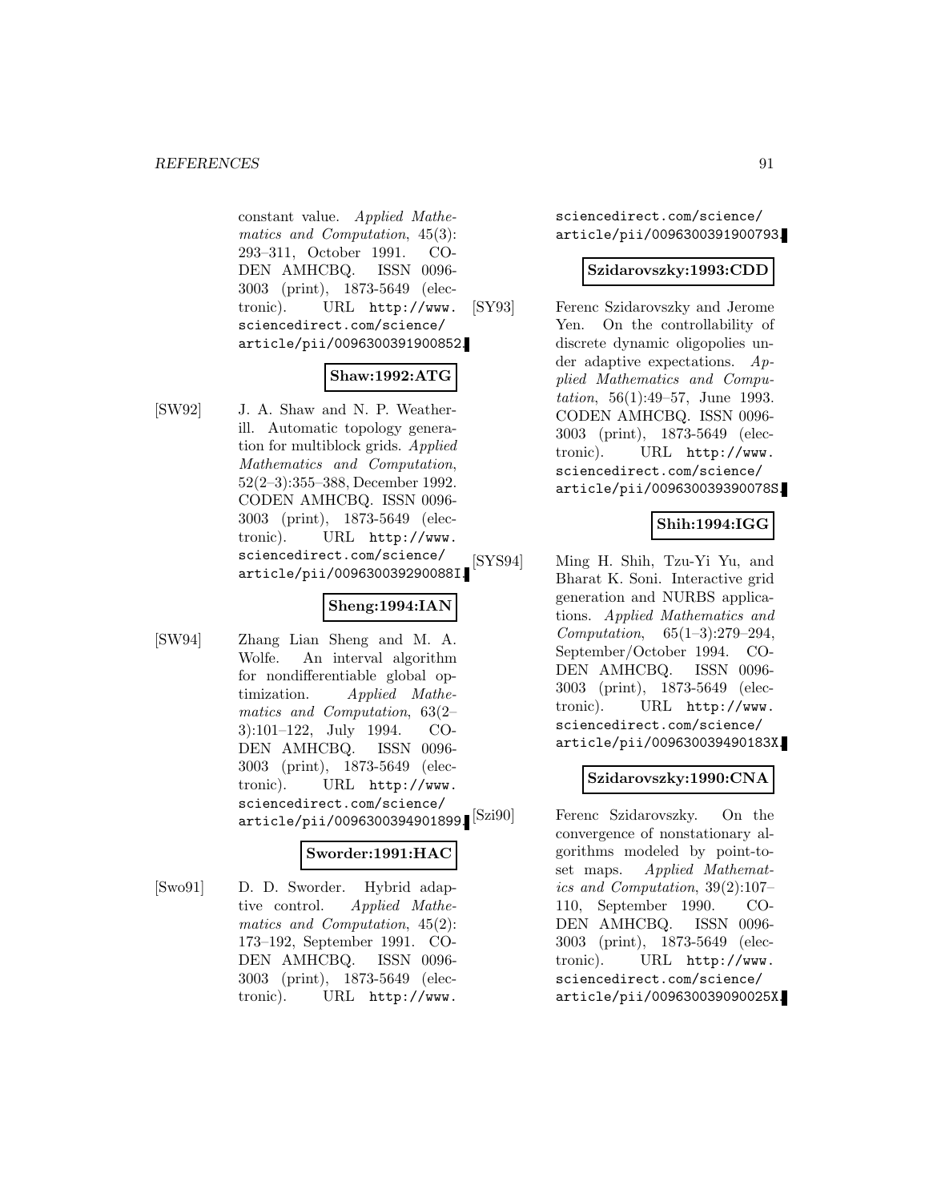constant value. *Applied Mathematics and Computation*, 45(3): 293–311, October 1991. CODEN AMHCBQ. ISSN 0096-3003 (print), 1873-5649 (electronic). URL http://www.sciencedirect.com/science/article/pii/0096300391900852.

**Shaw:1992:ATG**

[SW92] J. A. Shaw and N. P. Weatherill. Automatic topology generation for multiblock grids. *Applied Mathematics and Computation*, 52(2–3):355–388, December 1992. CODEN AMHCBQ. ISSN 0096-3003 (print), 1873-5649 (electronic). URL http://www.sciencedirect.com/science/article/pii/009630039290088I.

**Sheng:1994:IAN**

[SW94] Zhang Lian Sheng and M. A. Wolfe. An interval algorithm for nondifferentiable global optimization. *Applied Mathematics and Computation*, 63(2–3):101–122, July 1994. CODEN AMHCBQ. ISSN 0096-3003 (print), 1873-5649 (electronic). URL http://www.sciencedirect.com/science/article/pii/0096300394901899.

**Sworder:1991:HAC**

[Swo91] D. D. Sworder. Hybrid adaptive control. *Applied Mathematics and Computation*, 45(2): 173–192, September 1991. CODEN AMHCBQ. ISSN 0096-3003 (print), 1873-5649 (electronic). URL http://www.sciencedirect.com/science/article/pii/0096300391900793.

**Szidarovszky:1993:CDD**

[SY93] Ferenc Szidarovszky and Jerome Yen. On the controllability of discrete dynamic oligopolies under adaptive expectations. *Applied Mathematics and Computation*, 56(1):49–57, June 1993. CODEN AMHCBQ. ISSN 0096-3003 (print), 1873-5649 (electronic). URL http://www.sciencedirect.com/science/article/pii/009630039390078S.

**Shih:1994:IGG**

[SYS94] Ming H. Shih, Tzu-Yi Yu, and Bharat K. Soni. Interactive grid generation and NURBS applications. *Applied Mathematics and Computation*, 65(1–3):279–294, September/October 1994. CODEN AMHCBQ. ISSN 0096-3003 (print), 1873-5649 (electronic). URL http://www.sciencedirect.com/science/article/pii/009630039490183X.

**Szidarovszky:1990:CNA**

[Szi90] Ferenc Szidarovszky. On the convergence of nonstationary algorithms modeled by point-to-set maps. *Applied Mathematics and Computation*, 39(2):107–110, September 1990. CODEN AMHCBQ. ISSN 0096-3003 (print), 1873-5649 (electronic). URL http://www.sciencedirect.com/science/article/pii/009630039090025X.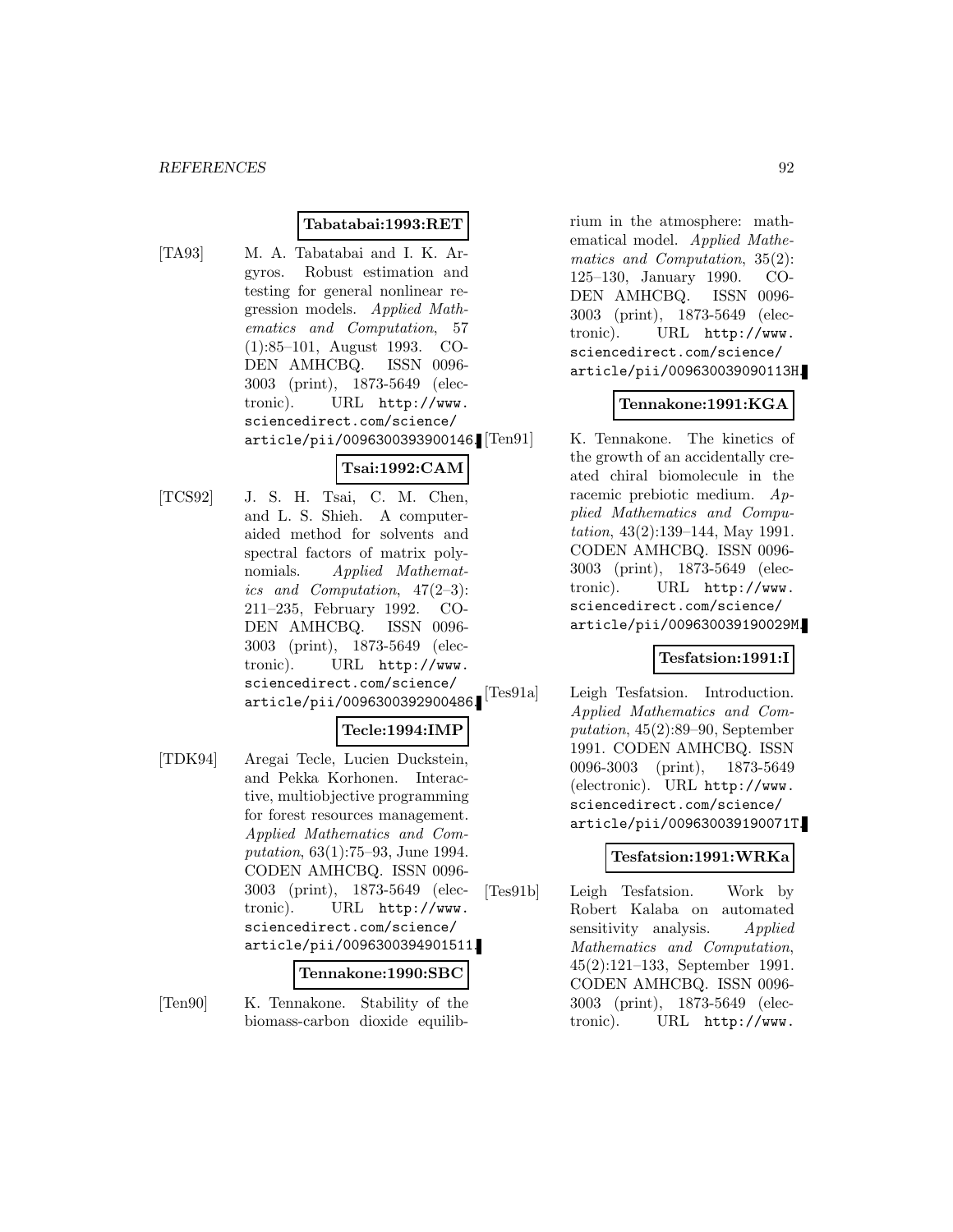**Tabatabai:1993:RET**

[TA93] M. A. Tabatabai and I. K. Argyros. Robust estimation and testing for general nonlinear regression models. *Applied Mathematics and Computation*, 57 (1):85–101, August 1993. CODEN AMHCBQ. ISSN 0096-3003 (print), 1873-5649 (electronic). URL http://www.sciencedirect.com/science/article/pii/0096300393900146.

**Tsai:1992:CAM**

[TCS92] J. S. H. Tsai, C. M. Chen, and L. S. Shieh. A computer-aided method for solvents and spectral factors of matrix polynomials. *Applied Mathematics and Computation*, 47(2–3): 211–235, February 1992. CODEN AMHCBQ. ISSN 0096-3003 (print), 1873-5649 (electronic). URL http://www.sciencedirect.com/science/article/pii/0096300392900486.

**Tecle:1994:IMP**

[TDK94] Aregai Tecle, Lucien Duckstein, and Pekka Korhonen. Interactive, multiobjective programming for forest resources management. *Applied Mathematics and Computation*, 63(1):75–93, June 1994. CODEN AMHCBQ. ISSN 0096-3003 (print), 1873-5649 (electronic). URL http://www.sciencedirect.com/science/article/pii/0096300394901511.

**Tennakone:1990:SBC**

[Ten90] K. Tennakone. Stability of the biomass-carbon dioxide equilibrium in the atmosphere: mathematical model. *Applied Mathematics and Computation*, 35(2): 125–130, January 1990. CODEN AMHCBQ. ISSN 0096-3003 (print), 1873-5649 (electronic). URL http://www.sciencedirect.com/science/article/pii/009630039090113H.

**Tennakone:1991:KGA**

[Ten91] K. Tennakone. The kinetics of the growth of an accidentally created chiral biomolecule in the racemic prebiotic medium. *Applied Mathematics and Computation*, 43(2):139–144, May 1991. CODEN AMHCBQ. ISSN 0096-3003 (print), 1873-5649 (electronic). URL http://www.sciencedirect.com/science/article/pii/009630039190029M.

**Tesfatsion:1991:I**

[Tes91a] Leigh Tesfatsion. Introduction. *Applied Mathematics and Computation*, 45(2):89–90, September 1991. CODEN AMHCBQ. ISSN 0096-3003 (print), 1873-5649 (electronic). URL http://www.sciencedirect.com/science/article/pii/009630039190071T.

**Tesfatsion:1991:WRKa**

[Tes91b] Leigh Tesfatsion. Work by Robert Kalaba on automated sensitivity analysis. *Applied Mathematics and Computation*, 45(2):121–133, September 1991. CODEN AMHCBQ. ISSN 0096-3003 (print), 1873-5649 (electronic). URL http://www.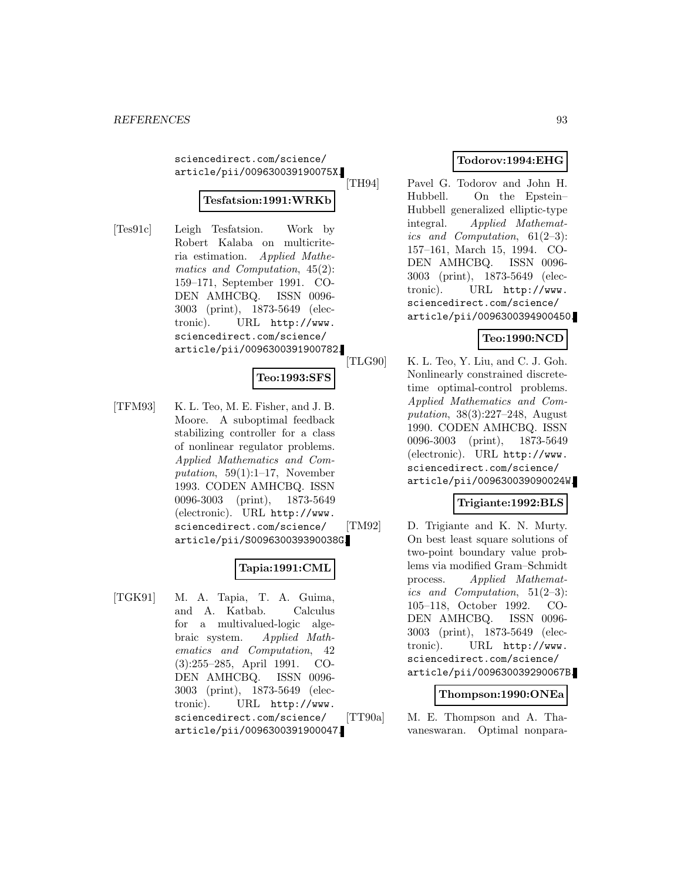sciencedirect.com/science/article/pii/009630039190075X.

**Tesfatsion:1991:WRKb**

[Tes91c] Leigh Tesfatsion. Work by Robert Kalaba on multicriteria estimation. *Applied Mathematics and Computation*, 45(2): 159–171, September 1991. CODEN AMHCBQ. ISSN 0096-3003 (print), 1873-5649 (electronic). URL http://www.sciencedirect.com/science/article/pii/0096300391900782.

**Teo:1993:SFS**

[TFM93] K. L. Teo, M. E. Fisher, and J. B. Moore. A suboptimal feedback stabilizing controller for a class of nonlinear regulator problems. *Applied Mathematics and Computation*, 59(1):1–17, November 1993. CODEN AMHCBQ. ISSN 0096-3003 (print), 1873-5649 (electronic). URL http://www.sciencedirect.com/science/article/pii/S009630039390038G.

**Tapia:1991:CML**

[TGK91] M. A. Tapia, T. A. Guima, and A. Katbab. Calculus for a multivalued-logic algebraic system. *Applied Mathematics and Computation*, 42 (3):255–285, April 1991. CODEN AMHCBQ. ISSN 0096-3003 (print), 1873-5649 (electronic). URL http://www.sciencedirect.com/science/article/pii/0096300391900047.

**Todorov:1994:EHG**

[TH94] Pavel G. Todorov and John H. Hubbell. On the Epstein–Hubbell generalized elliptic-type integral. *Applied Mathematics and Computation*, 61(2–3): 157–161, March 15, 1994. CODEN AMHCBQ. ISSN 0096-3003 (print), 1873-5649 (electronic). URL http://www.sciencedirect.com/science/article/pii/0096300394900450.

**Teo:1990:NCD**

[TLG90] K. L. Teo, Y. Liu, and C. J. Goh. Nonlinearly constrained discrete-time optimal-control problems. *Applied Mathematics and Computation*, 38(3):227–248, August 1990. CODEN AMHCBQ. ISSN 0096-3003 (print), 1873-5649 (electronic). URL http://www.sciencedirect.com/science/article/pii/009630039090024W.

**Trigiante:1992:BLS**

[TM92] D. Trigiante and K. N. Murty. On best least square solutions of two-point boundary value problems via modified Gram–Schmidt process. *Applied Mathematics and Computation*, 51(2–3): 105–118, October 1992. CODEN AMHCBQ. ISSN 0096-3003 (print), 1873-5649 (electronic). URL http://www.sciencedirect.com/science/article/pii/009630039290067B.

**Thompson:1990:ONEa**

[TT90a] M. E. Thompson and A. Thavaneswaran. Optimal nonpara-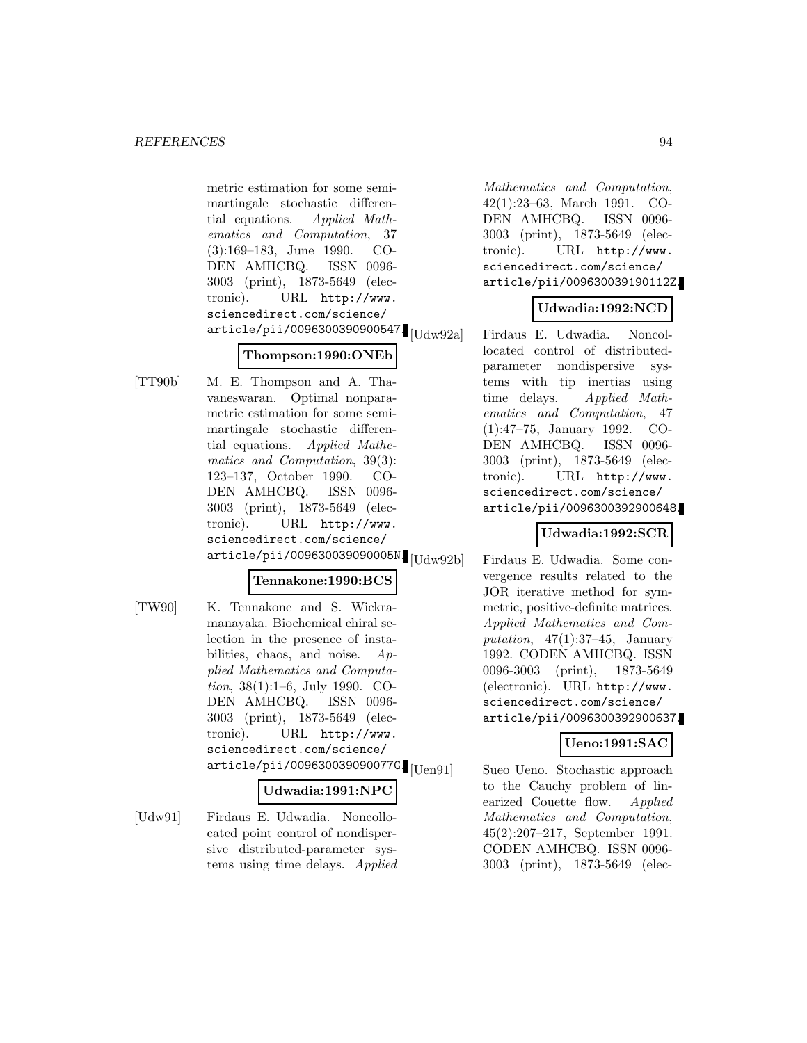metric estimation for some semimartingale stochastic differential equations. *Applied Mathematics and Computation*, 37 (3):169–183, June 1990. CODEN AMHCBQ. ISSN 0096-3003 (print), 1873-5649 (electronic). URL http://www.sciencedirect.com/science/article/pii/0096300390900547.

**Thompson:1990:ONEb**

[TT90b] M. E. Thompson and A. Thavaneswaran. Optimal nonparametric estimation for some semimartingale stochastic differential equations. *Applied Mathematics and Computation*, 39(3): 123–137, October 1990. CODEN AMHCBQ. ISSN 0096-3003 (print), 1873-5649 (electronic). URL http://www.sciencedirect.com/science/article/pii/009630039090005N.

**Tennakone:1990:BCS**

[TW90] K. Tennakone and S. Wickramanayaka. Biochemical chiral selection in the presence of instabilities, chaos, and noise. *Applied Mathematics and Computation*, 38(1):1–6, July 1990. CODEN AMHCBQ. ISSN 0096-3003 (print), 1873-5649 (electronic). URL http://www.sciencedirect.com/science/article/pii/009630039090077G.

**Udwadia:1991:NPC**

[Udw91] Firdaus E. Udwadia. Noncollocated point control of nondispersive distributed-parameter systems using time delays. *Applied Mathematics and Computation*, 42(1):23–63, March 1991. CODEN AMHCBQ. ISSN 0096-3003 (print), 1873-5649 (electronic). URL http://www.sciencedirect.com/science/article/pii/009630039190112Z.

**Udwadia:1992:NCD**

[Udw92a] Firdaus E. Udwadia. Noncollocated control of distributed-parameter nondispersive systems with tip inertias using time delays. *Applied Mathematics and Computation*, 47 (1):47–75, January 1992. CODEN AMHCBQ. ISSN 0096-3003 (print), 1873-5649 (electronic). URL http://www.sciencedirect.com/science/article/pii/0096300392900648.

**Udwadia:1992:SCR**

[Udw92b] Firdaus E. Udwadia. Some convergence results related to the JOR iterative method for symmetric, positive-definite matrices. *Applied Mathematics and Computation*, 47(1):37–45, January 1992. CODEN AMHCBQ. ISSN 0096-3003 (print), 1873-5649 (electronic). URL http://www.sciencedirect.com/science/article/pii/0096300392900637.

**Ueno:1991:SAC**

[Uen91] Sueo Ueno. Stochastic approach to the Cauchy problem of linearized Couette flow. *Applied Mathematics and Computation*, 45(2):207–217, September 1991. CODEN AMHCBQ. ISSN 0096-3003 (print), 1873-5649 (elec-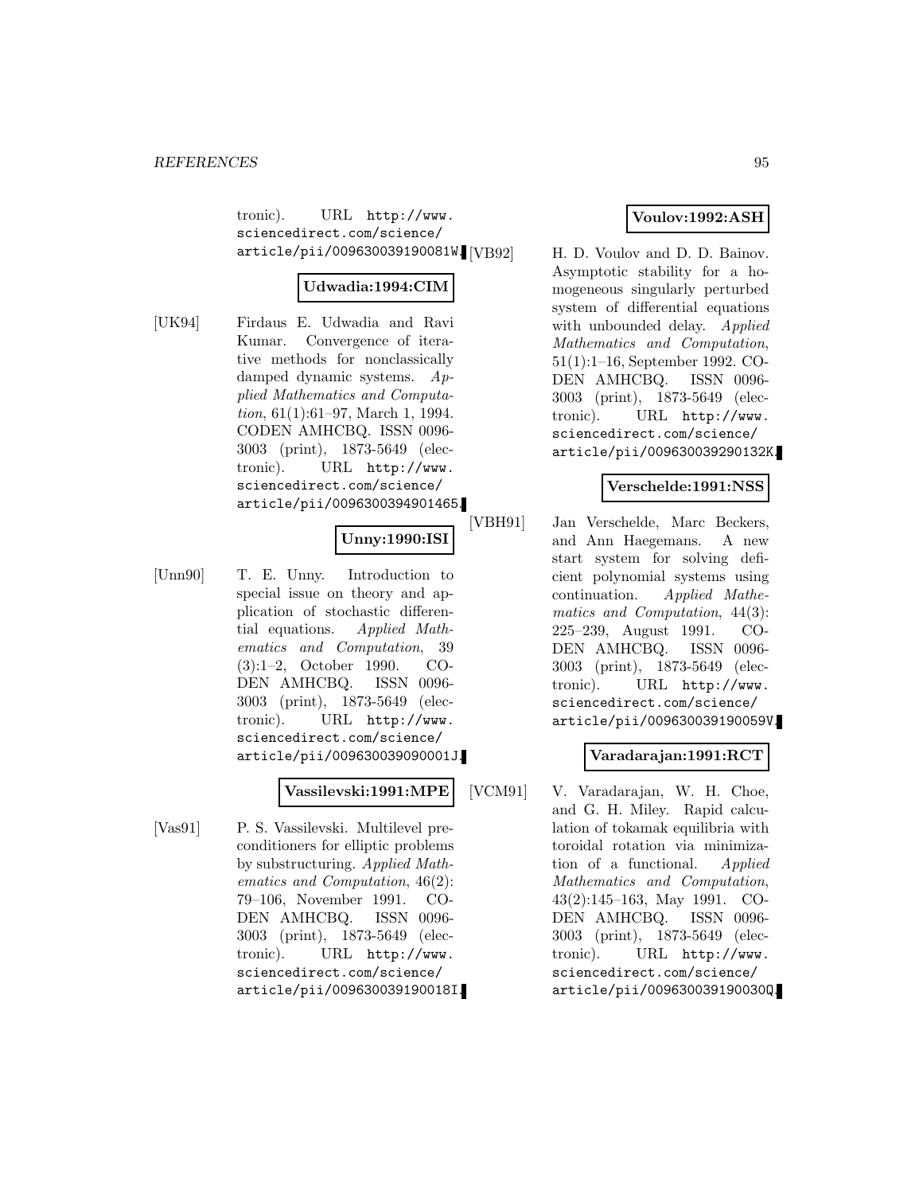tronic). URL http://www.sciencedirect.com/science/article/pii/009630039190081W.

**Udwadia:1994:CIM**

[UK94] Firdaus E. Udwadia and Ravi Kumar. Convergence of iterative methods for nonclassically damped dynamic systems. *Applied Mathematics and Computation*, 61(1):61–97, March 1, 1994. CODEN AMHCBQ. ISSN 0096-3003 (print), 1873-5649 (electronic). URL http://www.sciencedirect.com/science/article/pii/0096300394901465.

**Unny:1990:ISI**

[Unn90] T. E. Unny. Introduction to special issue on theory and application of stochastic differential equations. *Applied Mathematics and Computation*, 39 (3):1–2, October 1990. CODEN AMHCBQ. ISSN 0096-3003 (print), 1873-5649 (electronic). URL http://www.sciencedirect.com/science/article/pii/009630039090001J.

**Vassilevski:1991:MPE**

[Vas91] P. S. Vassilevski. Multilevel preconditioners for elliptic problems by substructuring. *Applied Mathematics and Computation*, 46(2): 79–106, November 1991. CODEN AMHCBQ. ISSN 0096-3003 (print), 1873-5649 (electronic). URL http://www.sciencedirect.com/science/article/pii/009630039190018I.

**Voulov:1992:ASH**

[VB92] H. D. Voulov and D. D. Bainov. Asymptotic stability for a homogeneous singularly perturbed system of differential equations with unbounded delay. *Applied Mathematics and Computation*, 51(1):1–16, September 1992. CODEN AMHCBQ. ISSN 0096-3003 (print), 1873-5649 (electronic). URL http://www.sciencedirect.com/science/article/pii/009630039290132K.

**Verschelde:1991:NSS**

[VBH91] Jan Verschelde, Marc Beckers, and Ann Haegemans. A new start system for solving deficient polynomial systems using continuation. *Applied Mathematics and Computation*, 44(3): 225–239, August 1991. CODEN AMHCBQ. ISSN 0096-3003 (print), 1873-5649 (electronic). URL http://www.sciencedirect.com/science/article/pii/009630039190059V.

**Varadarajan:1991:RCT**

[VCM91] V. Varadarajan, W. H. Choe, and G. H. Miley. Rapid calculation of tokamak equilibria with toroidal rotation via minimization of a functional. *Applied Mathematics and Computation*, 43(2):145–163, May 1991. CODEN AMHCBQ. ISSN 0096-3003 (print), 1873-5649 (electronic). URL http://www.sciencedirect.com/science/article/pii/009630039190030Q.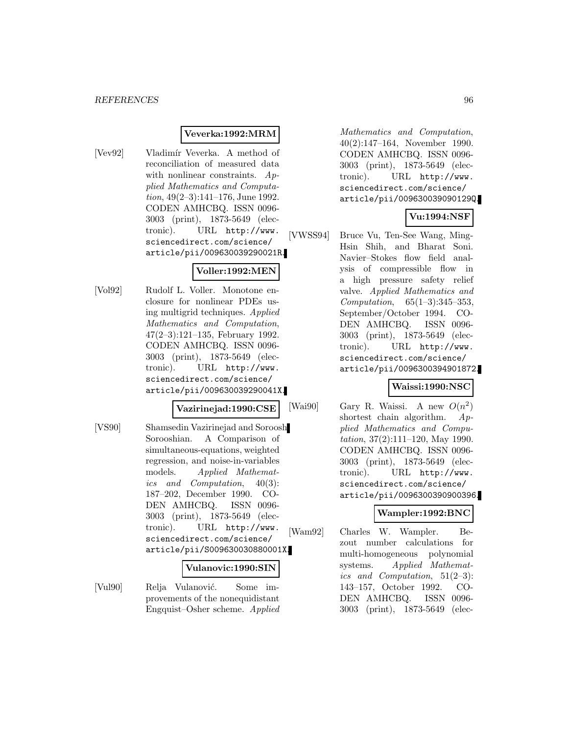**Veverka:1992:MRM**

[Vev92] Vladimír Veverka. A method of reconciliation of measured data with nonlinear constraints. *Applied Mathematics and Computation*, 49(2–3):141–176, June 1992. CODEN AMHCBQ. ISSN 0096-3003 (print), 1873-5649 (electronic). URL http://www.sciencedirect.com/science/article/pii/009630039290021R.

**Voller:1992:MEN**

[Vol92] Rudolf L. Voller. Monotone enclosure for nonlinear PDEs using multigrid techniques. *Applied Mathematics and Computation*, 47(2–3):121–135, February 1992. CODEN AMHCBQ. ISSN 0096-3003 (print), 1873-5649 (electronic). URL http://www.sciencedirect.com/science/article/pii/009630039290041X.

**Vazirinejad:1990:CSE**

[VS90] Shamsedin Vazirinejad and Soroosh Sorooshian. A Comparison of simultaneous-equations, weighted regression, and noise-in-variables models. *Applied Mathematics and Computation*, 40(3):187–202, December 1990. CODEN AMHCBQ. ISSN 0096-3003 (print), 1873-5649 (electronic). URL http://www.sciencedirect.com/science/article/pii/S009630030880001X.

**Vulanovic:1990:SIN**

[Vul90] Relja Vulanović. Some improvements of the nonequidistant Engquist–Osher scheme. *Applied Mathematics and Computation*, 40(2):147–164, November 1990. CODEN AMHCBQ. ISSN 0096-3003 (print), 1873-5649 (electronic). URL http://www.sciencedirect.com/science/article/pii/009630039090129Q.

**Vu:1994:NSF**

[VWSS94] Bruce Vu, Ten-See Wang, Ming-Hsin Shih, and Bharat Soni. Navier–Stokes flow field analysis of compressible flow in a high pressure safety relief valve. *Applied Mathematics and Computation*, 65(1–3):345–353, September/October 1994. CODEN AMHCBQ. ISSN 0096-3003 (print), 1873-5649 (electronic). URL http://www.sciencedirect.com/science/article/pii/0096300394901872.

**Waissi:1990:NSC**

[Wai90] Gary R. Waissi. A new $O(n^2)$ shortest chain algorithm. *Applied Mathematics and Computation*, 37(2):111–120, May 1990. CODEN AMHCBQ. ISSN 0096-3003 (print), 1873-5649 (electronic). URL http://www.sciencedirect.com/science/article/pii/0096300390900396.

**Wampler:1992:BNC**

[Wam92] Charles W. Wampler. Bezout number calculations for multi-homogeneous polynomial systems. *Applied Mathematics and Computation*, 51(2–3):143–157, October 1992. CODEN AMHCBQ. ISSN 0096-3003 (print), 1873-5649 (elec-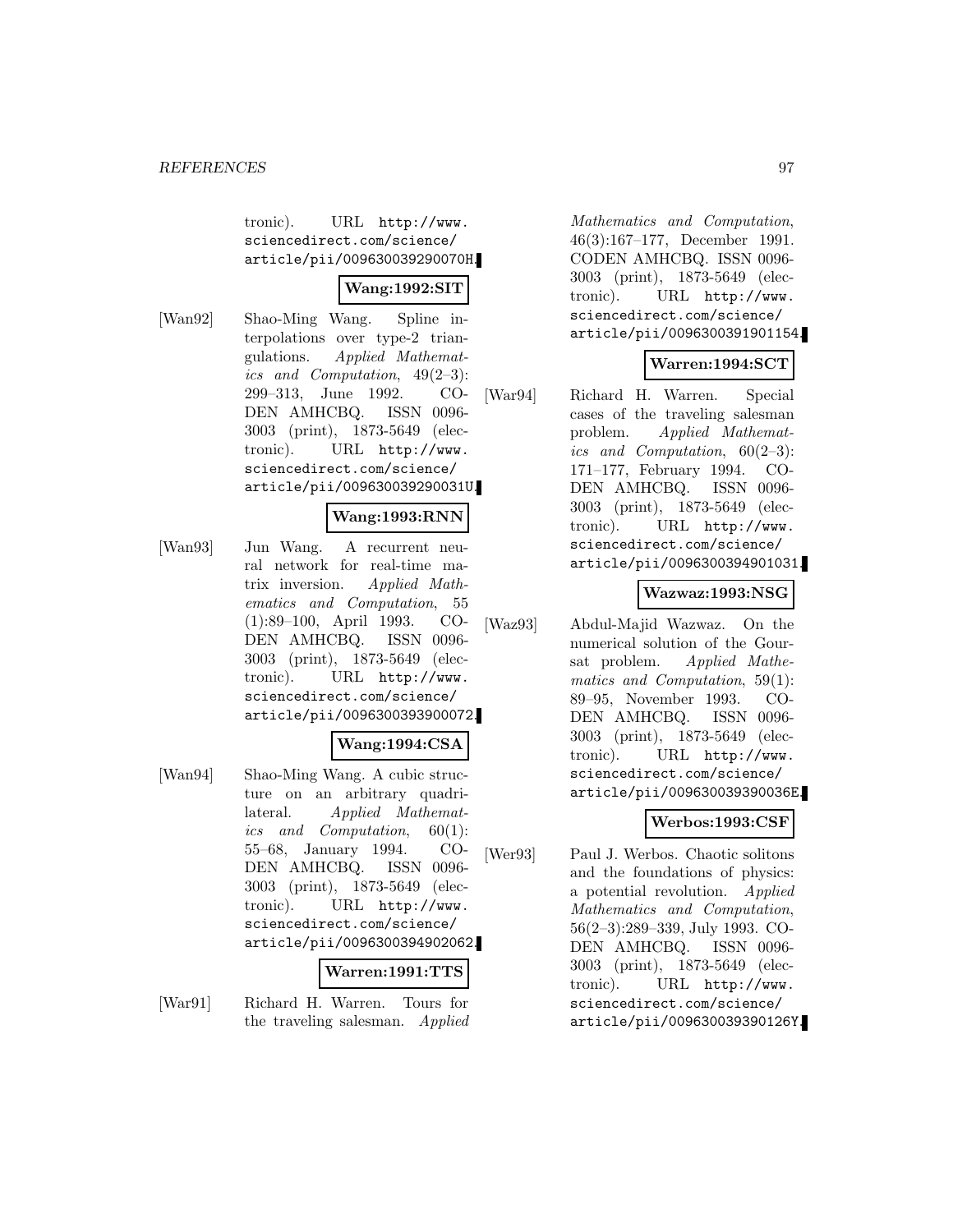tronic). URL http://www.sciencedirect.com/science/article/pii/009630039290070H.

**Wang:1992:SIT**

[Wan92] Shao-Ming Wang. Spline interpolations over type-2 triangulations. *Applied Mathematics and Computation*, 49(2–3): 299–313, June 1992. CODEN AMHCBQ. ISSN 0096-3003 (print), 1873-5649 (electronic). URL http://www.sciencedirect.com/science/article/pii/009630039290031U.

**Wang:1993:RNN**

[Wan93] Jun Wang. A recurrent neural network for real-time matrix inversion. *Applied Mathematics and Computation*, 55 (1):89–100, April 1993. CODEN AMHCBQ. ISSN 0096-3003 (print), 1873-5649 (electronic). URL http://www.sciencedirect.com/science/article/pii/0096300393900072.

**Wang:1994:CSA**

[Wan94] Shao-Ming Wang. A cubic structure on an arbitrary quadrilateral. *Applied Mathematics and Computation*, 60(1): 55–68, January 1994. CODEN AMHCBQ. ISSN 0096-3003 (print), 1873-5649 (electronic). URL http://www.sciencedirect.com/science/article/pii/0096300394902062.

**Warren:1991:TTS**

[War91] Richard H. Warren. Tours for the traveling salesman. *Applied Mathematics and Computation*, 46(3):167–177, December 1991. CODEN AMHCBQ. ISSN 0096-3003 (print), 1873-5649 (electronic). URL http://www.sciencedirect.com/science/article/pii/0096300391901154.

**Warren:1994:SCT**

[War94] Richard H. Warren. Special cases of the traveling salesman problem. *Applied Mathematics and Computation*, 60(2–3): 171–177, February 1994. CODEN AMHCBQ. ISSN 0096-3003 (print), 1873-5649 (electronic). URL http://www.sciencedirect.com/science/article/pii/0096300394901031.

**Wazwaz:1993:NSG**

[Waz93] Abdul-Majid Wazwaz. On the numerical solution of the Goursat problem. *Applied Mathematics and Computation*, 59(1): 89–95, November 1993. CODEN AMHCBQ. ISSN 0096-3003 (print), 1873-5649 (electronic). URL http://www.sciencedirect.com/science/article/pii/009630039390036E.

**Werbos:1993:CSF**

[Wer93] Paul J. Werbos. Chaotic solitons and the foundations of physics: a potential revolution. *Applied Mathematics and Computation*, 56(2–3):289–339, July 1993. CODEN AMHCBQ. ISSN 0096-3003 (print), 1873-5649 (electronic). URL http://www.sciencedirect.com/science/article/pii/009630039390126Y.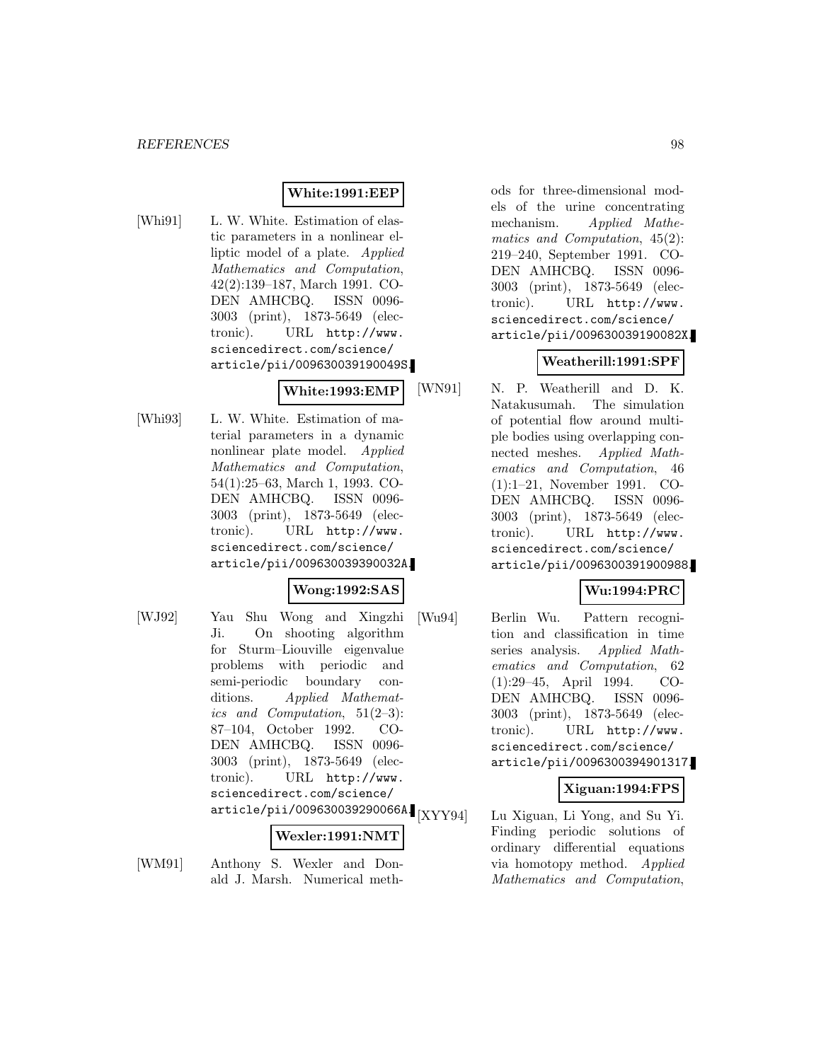**White:1991:EEP**

[Whi91] L. W. White. Estimation of elastic parameters in a nonlinear elliptic model of a plate. *Applied Mathematics and Computation*, 42(2):139–187, March 1991. CODEN AMHCBQ. ISSN 0096-3003 (print), 1873-5649 (electronic). URL http://www.sciencedirect.com/science/article/pii/009630039190049S.

**White:1993:EMP**

[Whi93] L. W. White. Estimation of material parameters in a dynamic nonlinear plate model. *Applied Mathematics and Computation*, 54(1):25–63, March 1, 1993. CODEN AMHCBQ. ISSN 0096-3003 (print), 1873-5649 (electronic). URL http://www.sciencedirect.com/science/article/pii/009630039390032A.

**Wong:1992:SAS**

[WJ92] Yau Shu Wong and Xingzhi Ji. On shooting algorithm for Sturm–Liouville eigenvalue problems with periodic and semi-periodic boundary conditions. *Applied Mathematics and Computation*, 51(2–3):87–104, October 1992. CODEN AMHCBQ. ISSN 0096-3003 (print), 1873-5649 (electronic). URL http://www.sciencedirect.com/science/article/pii/009630039290066A.

**Wexler:1991:NMT**

[WM91] Anthony S. Wexler and Donald J. Marsh. Numerical methods for three-dimensional models of the urine concentrating mechanism. *Applied Mathematics and Computation*, 45(2):219–240, September 1991. CODEN AMHCBQ. ISSN 0096-3003 (print), 1873-5649 (electronic). URL http://www.sciencedirect.com/science/article/pii/009630039190082X.

**Weatherill:1991:SPF**

[WN91] N. P. Weatherill and D. K. Natakusumah. The simulation of potential flow around multiple bodies using overlapping connected meshes. *Applied Mathematics and Computation*, 46(1):1–21, November 1991. CODEN AMHCBQ. ISSN 0096-3003 (print), 1873-5649 (electronic). URL http://www.sciencedirect.com/science/article/pii/0096300391900988.

**Wu:1994:PRC**

[Wu94] Berlin Wu. Pattern recognition and classification in time series analysis. *Applied Mathematics and Computation*, 62(1):29–45, April 1994. CODEN AMHCBQ. ISSN 0096-3003 (print), 1873-5649 (electronic). URL http://www.sciencedirect.com/science/article/pii/0096300394901317.

**Xiguan:1994:FPS**

[XYY94] Lu Xiguan, Li Yong, and Su Yi. Finding periodic solutions of ordinary differential equations via homotopy method. *Applied Mathematics and Computation*,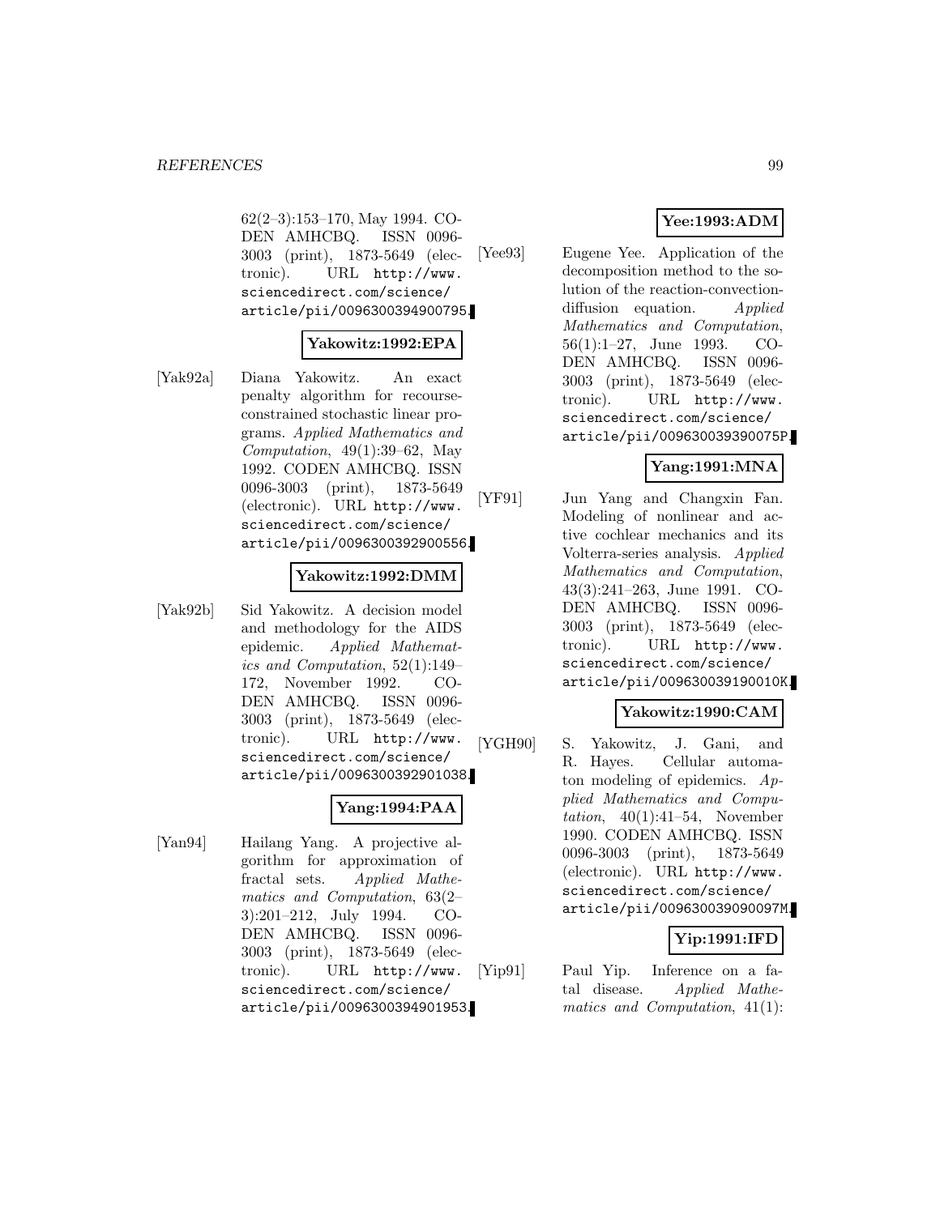62(2–3):153–170, May 1994. CODEN AMHCBQ. ISSN 0096-3003 (print), 1873-5649 (electronic). URL http://www.sciencedirect.com/science/article/pii/0096300394900795.

**Yakowitz:1992:EPA**

[Yak92a] Diana Yakowitz. An exact penalty algorithm for recourse-constrained stochastic linear programs. *Applied Mathematics and Computation*, 49(1):39–62, May 1992. CODEN AMHCBQ. ISSN 0096-3003 (print), 1873-5649 (electronic). URL http://www.sciencedirect.com/science/article/pii/0096300392900556.

**Yakowitz:1992:DMM**

[Yak92b] Sid Yakowitz. A decision model and methodology for the AIDS epidemic. *Applied Mathematics and Computation*, 52(1):149–172, November 1992. CODEN AMHCBQ. ISSN 0096-3003 (print), 1873-5649 (electronic). URL http://www.sciencedirect.com/science/article/pii/0096300392901038.

**Yang:1994:PAA**

[Yan94] Hailang Yang. A projective algorithm for approximation of fractal sets. *Applied Mathematics and Computation*, 63(2–3):201–212, July 1994. CODEN AMHCBQ. ISSN 0096-3003 (print), 1873-5649 (electronic). URL http://www.sciencedirect.com/science/article/pii/0096300394901953.

**Yee:1993:ADM**

[Yee93] Eugene Yee. Application of the decomposition method to the solution of the reaction-convection-diffusion equation. *Applied Mathematics and Computation*, 56(1):1–27, June 1993. CODEN AMHCBQ. ISSN 0096-3003 (print), 1873-5649 (electronic). URL http://www.sciencedirect.com/science/article/pii/009630039390075P.

**Yang:1991:MNA**

[YF91] Jun Yang and Changxin Fan. Modeling of nonlinear and active cochlear mechanics and its Volterra-series analysis. *Applied Mathematics and Computation*, 43(3):241–263, June 1991. CODEN AMHCBQ. ISSN 0096-3003 (print), 1873-5649 (electronic). URL http://www.sciencedirect.com/science/article/pii/009630039190010K.

**Yakowitz:1990:CAM**

[YGH90] S. Yakowitz, J. Gani, and R. Hayes. Cellular automaton modeling of epidemics. *Applied Mathematics and Computation*, 40(1):41–54, November 1990. CODEN AMHCBQ. ISSN 0096-3003 (print), 1873-5649 (electronic). URL http://www.sciencedirect.com/science/article/pii/009630039090097M.

**Yip:1991:IFD**

[Yip91] Paul Yip. Inference on a fatal disease. *Applied Mathematics and Computation*, 41(1):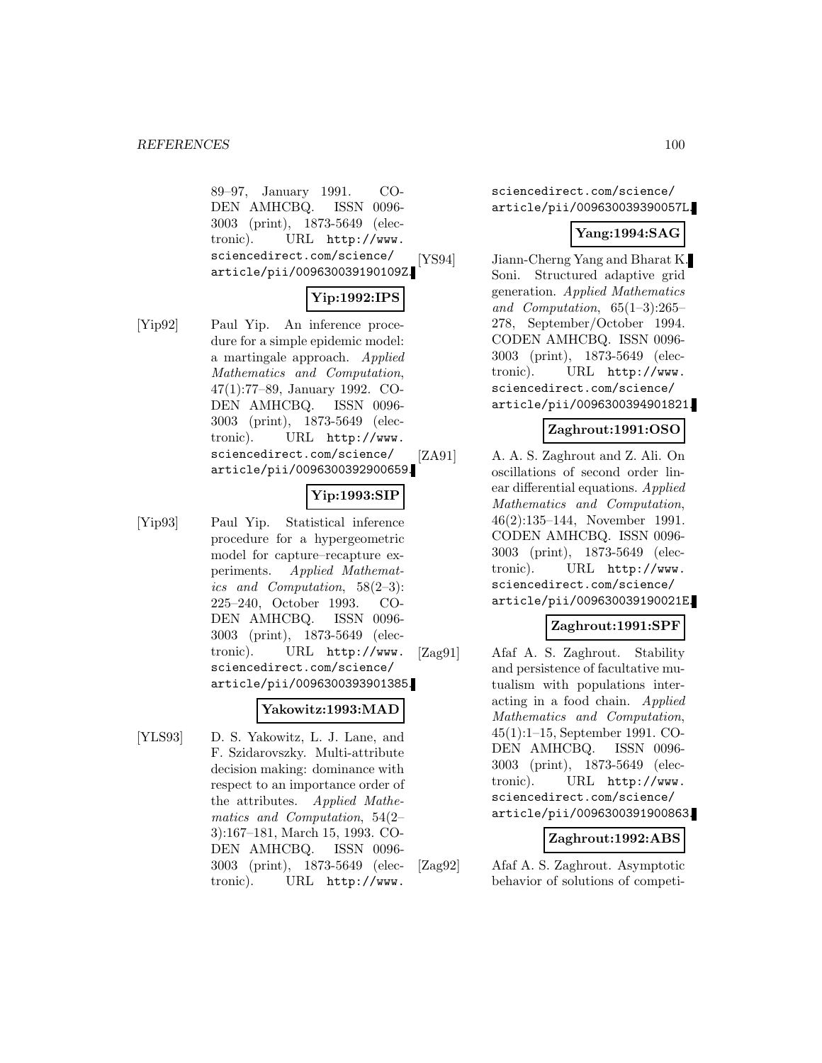89–97, January 1991. CODEN AMHCBQ. ISSN 0096-3003 (print), 1873-5649 (electronic). URL http://www.sciencedirect.com/science/article/pii/009630039190109Z.

**Yip:1992:IPS**

[Yip92] Paul Yip. An inference procedure for a simple epidemic model: a martingale approach. *Applied Mathematics and Computation*, 47(1):77–89, January 1992. CODEN AMHCBQ. ISSN 0096-3003 (print), 1873-5649 (electronic). URL http://www.sciencedirect.com/science/article/pii/0096300392900659.

**Yip:1993:SIP**

[Yip93] Paul Yip. Statistical inference procedure for a hypergeometric model for capture–recapture experiments. *Applied Mathematics and Computation*, 58(2–3): 225–240, October 1993. CODEN AMHCBQ. ISSN 0096-3003 (print), 1873-5649 (electronic). URL http://www.sciencedirect.com/science/article/pii/0096300393901385.

**Yakowitz:1993:MAD**

[YLS93] D. S. Yakowitz, L. J. Lane, and F. Szidarovszky. Multi-attribute decision making: dominance with respect to an importance order of the attributes. *Applied Mathematics and Computation*, 54(2–3):167–181, March 15, 1993. CODEN AMHCBQ. ISSN 0096-3003 (print), 1873-5649 (electronic). URL http://www.sciencedirect.com/science/article/pii/009630039390057L.

**Yang:1994:SAG**

[YS94] Jiann-Cherng Yang and Bharat K. Soni. Structured adaptive grid generation. *Applied Mathematics and Computation*, 65(1–3):265–278, September/October 1994. CODEN AMHCBQ. ISSN 0096-3003 (print), 1873-5649 (electronic). URL http://www.sciencedirect.com/science/article/pii/0096300394901821.

**Zaghrout:1991:OSO**

[ZA91] A. A. S. Zaghrout and Z. Ali. On oscillations of second order linear differential equations. *Applied Mathematics and Computation*, 46(2):135–144, November 1991. CODEN AMHCBQ. ISSN 0096-3003 (print), 1873-5649 (electronic). URL http://www.sciencedirect.com/science/article/pii/009630039190021E.

**Zaghrout:1991:SPF**

[Zag91] Afaf A. S. Zaghrout. Stability and persistence of facultative mutualism with populations interacting in a food chain. *Applied Mathematics and Computation*, 45(1):1–15, September 1991. CODEN AMHCBQ. ISSN 0096-3003 (print), 1873-5649 (electronic). URL http://www.sciencedirect.com/science/article/pii/0096300391900863.

**Zaghrout:1992:ABS**

[Zag92] Afaf A. S. Zaghrout. Asymptotic behavior of solutions of competi-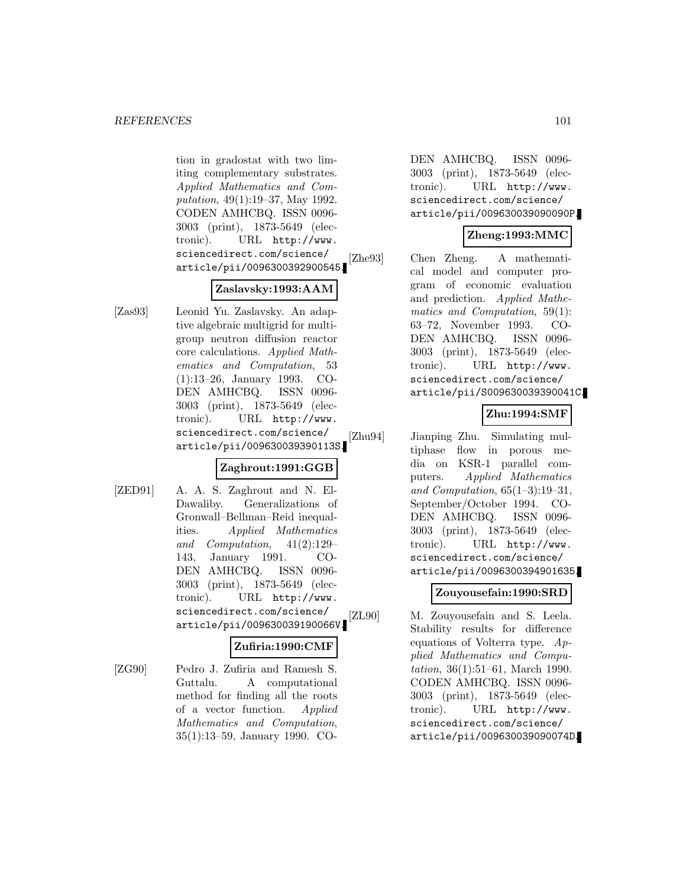tion in gradostat with two limiting complementary substrates. *Applied Mathematics and Computation*, 49(1):19–37, May 1992. CODEN AMHCBQ. ISSN 0096-3003 (print), 1873-5649 (electronic). URL http://www.sciencedirect.com/science/article/pii/0096300392900545.

**Zaslavsky:1993:AAM**

[Zas93] Leonid Yu. Zaslavsky. An adaptive algebraic multigrid for multigroup neutron diffusion reactor core calculations. *Applied Mathematics and Computation*, 53 (1):13–26, January 1993. CODEN AMHCBQ. ISSN 0096-3003 (print), 1873-5649 (electronic). URL http://www.sciencedirect.com/science/article/pii/009630039390113S.

**Zaghrout:1991:GGB**

[ZED91] A. A. S. Zaghrout and N. El-Dawaliby. Generalizations of Gronwall–Bellman–Reid inequalities. *Applied Mathematics and Computation*, 41(2):129–143, January 1991. CODEN AMHCBQ. ISSN 0096-3003 (print), 1873-5649 (electronic). URL http://www.sciencedirect.com/science/article/pii/009630039190066V.

**Zufiria:1990:CMF**

[ZG90] Pedro J. Zufiria and Ramesh S. Guttalu. A computational method for finding all the roots of a vector function. *Applied Mathematics and Computation*, 35(1):13–59, January 1990. CODEN AMHCBQ. ISSN 0096-3003 (print), 1873-5649 (electronic). URL http://www.sciencedirect.com/science/article/pii/009630039090090P.

**Zheng:1993:MMC**

[Zhe93] Chen Zheng. A mathematical model and computer program of economic evaluation and prediction. *Applied Mathematics and Computation*, 59(1): 63–72, November 1993. CODEN AMHCBQ. ISSN 0096-3003 (print), 1873-5649 (electronic). URL http://www.sciencedirect.com/science/article/pii/S009630039390041C.

**Zhu:1994:SMF**

[Zhu94] Jianping Zhu. Simulating multiphase flow in porous media on KSR-1 parallel computers. *Applied Mathematics and Computation*, 65(1–3):19–31, September/October 1994. CODEN AMHCBQ. ISSN 0096-3003 (print), 1873-5649 (electronic). URL http://www.sciencedirect.com/science/article/pii/0096300394901635.

**Zouyousefain:1990:SRD**

[ZL90] M. Zouyousefain and S. Leela. Stability results for difference equations of Volterra type. *Applied Mathematics and Computation*, 36(1):51–61, March 1990. CODEN AMHCBQ. ISSN 0096-3003 (print), 1873-5649 (electronic). URL http://www.sciencedirect.com/science/article/pii/009630039090074D.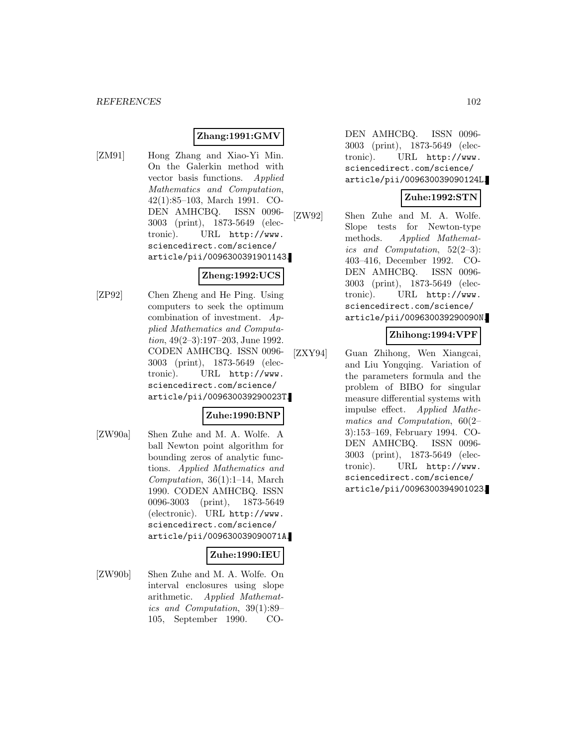**Zhang:1991:GMV**

[ZM91] Hong Zhang and Xiao-Yi Min. On the Galerkin method with vector basis functions. *Applied Mathematics and Computation*, 42(1):85–103, March 1991. CODEN AMHCBQ. ISSN 0096-3003 (print), 1873-5649 (electronic). URL `http://www.sciencedirect.com/science/article/pii/0096300391901143`.

**Zheng:1992:UCS**

[ZP92] Chen Zheng and He Ping. Using computers to seek the optimum combination of investment. *Applied Mathematics and Computation*, 49(2–3):197–203, June 1992. CODEN AMHCBQ. ISSN 0096-3003 (print), 1873-5649 (electronic). URL `http://www.sciencedirect.com/science/article/pii/009630039290023T`.

**Zuhe:1990:BNP**

[ZW90a] Shen Zuhe and M. A. Wolfe. A ball Newton point algorithm for bounding zeros of analytic functions. *Applied Mathematics and Computation*, 36(1):1–14, March 1990. CODEN AMHCBQ. ISSN 0096-3003 (print), 1873-5649 (electronic). URL `http://www.sciencedirect.com/science/article/pii/009630039090071A`.

**Zuhe:1990:IEU**

[ZW90b] Shen Zuhe and M. A. Wolfe. On interval enclosures using slope arithmetic. *Applied Mathematics and Computation*, 39(1):89–105, September 1990. CODEN AMHCBQ. ISSN 0096-3003 (print), 1873-5649 (electronic). URL `http://www.sciencedirect.com/science/article/pii/009630039090124L`.

**Zuhe:1992:STN**

[ZW92] Shen Zuhe and M. A. Wolfe. Slope tests for Newton-type methods. *Applied Mathematics and Computation*, 52(2–3):403–416, December 1992. CODEN AMHCBQ. ISSN 0096-3003 (print), 1873-5649 (electronic). URL `http://www.sciencedirect.com/science/article/pii/009630039290090N`.

**Zhihong:1994:VPF**

[ZXY94] Guan Zhihong, Wen Xiangcai, and Liu Yongqing. Variation of the parameters formula and the problem of BIBO for singular measure differential systems with impulse effect. *Applied Mathematics and Computation*, 60(2–3):153–169, February 1994. CODEN AMHCBQ. ISSN 0096-3003 (print), 1873-5649 (electronic). URL `http://www.sciencedirect.com/science/article/pii/0096300394901023`.